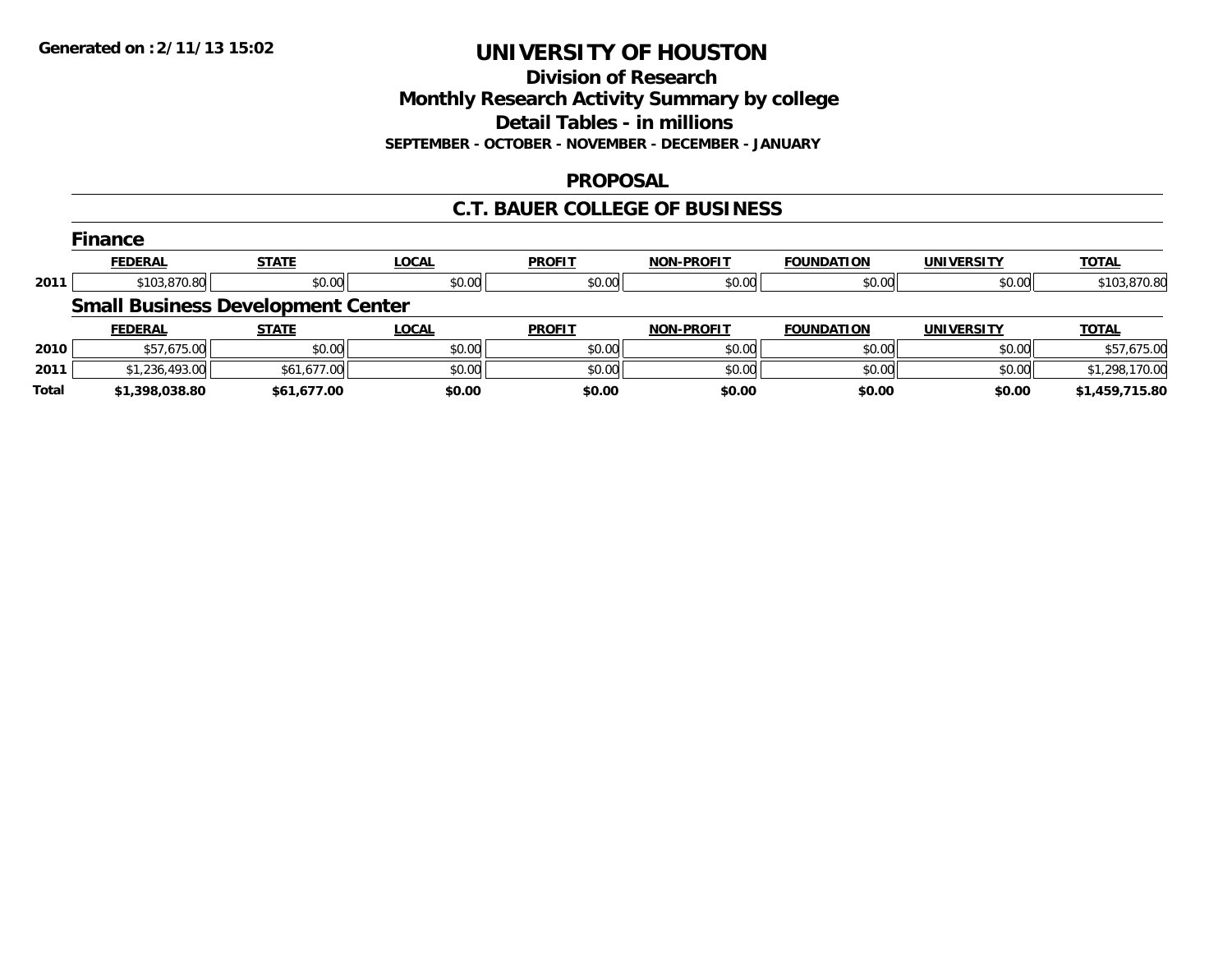**Generated on :2/11/13 15:02**

# UNIVERSITY OF HOUSTON

## Division of Research
## Monthly Research Activity Summary by college
## Detail Tables - in millions

**SEPTEMBER - OCTOBER - NOVEMBER - DECEMBER - JANUARY**

## PROPOSAL

## C.T. BAUER COLLEGE OF BUSINESS

### Finance

| | FEDERAL | STATE | LOCAL | PROFIT | NON-PROFIT | FOUNDATION | UNIVERSITY | TOTAL |
|---|---|---|---|---|---|---|---|---|
| 2011 | $103,870.80 | $0.00 | $0.00 | $0.00 | $0.00 | $0.00 | $0.00 | $103,870.80 |

### Small Business Development Center

| | FEDERAL | STATE | LOCAL | PROFIT | NON-PROFIT | FOUNDATION | UNIVERSITY | TOTAL |
|---|---|---|---|---|---|---|---|---|
| 2010 | $57,675.00 | $0.00 | $0.00 | $0.00 | $0.00 | $0.00 | $0.00 | $57,675.00 |
| 2011 | $1,236,493.00 | $61,677.00 | $0.00 | $0.00 | $0.00 | $0.00 | $0.00 | $1,298,170.00 |
| **Total** | **$1,398,038.80** | **$61,677.00** | **$0.00** | **$0.00** | **$0.00** | **$0.00** | **$0.00** | **$1,459,715.80** |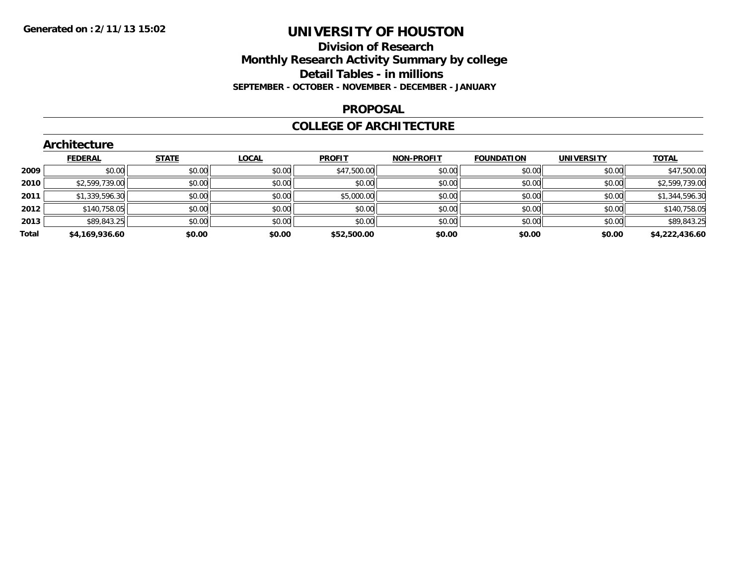**Generated on :2/11/13 15:02**

# UNIVERSITY OF HOUSTON

## Division of Research
## Monthly Research Activity Summary by college
## Detail Tables - in millions
### SEPTEMBER - OCTOBER - NOVEMBER - DECEMBER - JANUARY

## PROPOSAL

## COLLEGE OF ARCHITECTURE

### Architecture

| | FEDERAL | STATE | LOCAL | PROFIT | NON-PROFIT | FOUNDATION | UNIVERSITY | TOTAL |
|---|---|---|---|---|---|---|---|---|
| **2009** | $0.00 | $0.00 | $0.00 | $47,500.00 | $0.00 | $0.00 | $0.00 | $47,500.00 |
| **2010** | $2,599,739.00 | $0.00 | $0.00 | $0.00 | $0.00 | $0.00 | $0.00 | $2,599,739.00 |
| **2011** | $1,339,596.30 | $0.00 | $0.00 | $5,000.00 | $0.00 | $0.00 | $0.00 | $1,344,596.30 |
| **2012** | $140,758.05 | $0.00 | $0.00 | $0.00 | $0.00 | $0.00 | $0.00 | $140,758.05 |
| **2013** | $89,843.25 | $0.00 | $0.00 | $0.00 | $0.00 | $0.00 | $0.00 | $89,843.25 |
| **Total** | **$4,169,936.60** | **$0.00** | **$0.00** | **$52,500.00** | **$0.00** | **$0.00** | **$0.00** | **$4,222,436.60** |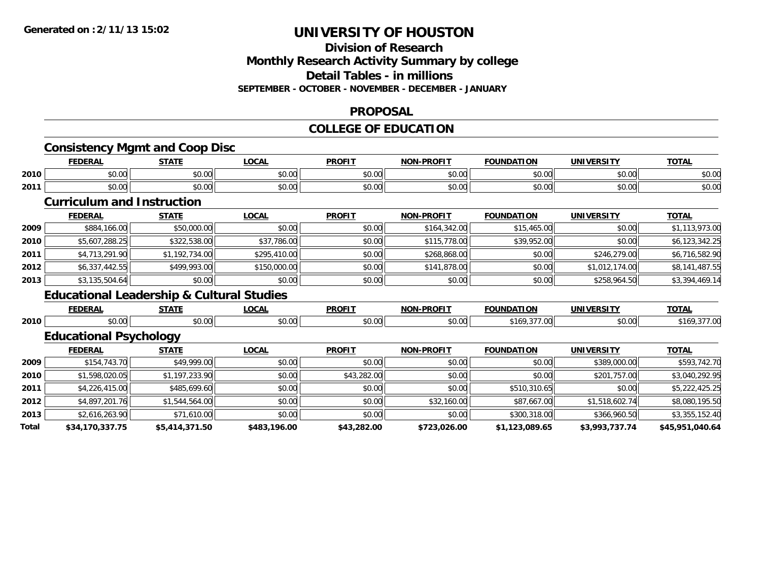# UNIVERSITY OF HOUSTON

## Division of Research
## Monthly Research Activity Summary by college
## Detail Tables - in millions
### SEPTEMBER - OCTOBER - NOVEMBER - DECEMBER - JANUARY

## PROPOSAL

## COLLEGE OF EDUCATION

### Consistency Mgmt and Coop Disc

| | FEDERAL | STATE | LOCAL | PROFIT | NON-PROFIT | FOUNDATION | UNIVERSITY | TOTAL |
|---|---|---|---|---|---|---|---|---|
| 2010 | $0.00 | $0.00 | $0.00 | $0.00 | $0.00 | $0.00 | $0.00 | $0.00 |
| 2011 | $0.00 | $0.00 | $0.00 | $0.00 | $0.00 | $0.00 | $0.00 | $0.00 |

### Curriculum and Instruction

| | FEDERAL | STATE | LOCAL | PROFIT | NON-PROFIT | FOUNDATION | UNIVERSITY | TOTAL |
|---|---|---|---|---|---|---|---|---|
| 2009 | $884,166.00 | $50,000.00 | $0.00 | $0.00 | $164,342.00 | $15,465.00 | $0.00 | $1,113,973.00 |
| 2010 | $5,607,288.25 | $322,538.00 | $37,786.00 | $0.00 | $115,778.00 | $39,952.00 | $0.00 | $6,123,342.25 |
| 2011 | $4,713,291.90 | $1,192,734.00 | $295,410.00 | $0.00 | $268,868.00 | $0.00 | $246,279.00 | $6,716,582.90 |
| 2012 | $6,337,442.55 | $499,993.00 | $150,000.00 | $0.00 | $141,878.00 | $0.00 | $1,012,174.00 | $8,141,487.55 |
| 2013 | $3,135,504.64 | $0.00 | $0.00 | $0.00 | $0.00 | $0.00 | $258,964.50 | $3,394,469.14 |

### Educational Leadership & Cultural Studies

| | FEDERAL | STATE | LOCAL | PROFIT | NON-PROFIT | FOUNDATION | UNIVERSITY | TOTAL |
|---|---|---|---|---|---|---|---|---|
| 2010 | $0.00 | $0.00 | $0.00 | $0.00 | $0.00 | $169,377.00 | $0.00 | $169,377.00 |

### Educational Psychology

| | FEDERAL | STATE | LOCAL | PROFIT | NON-PROFIT | FOUNDATION | UNIVERSITY | TOTAL |
|---|---|---|---|---|---|---|---|---|
| 2009 | $154,743.70 | $49,999.00 | $0.00 | $0.00 | $0.00 | $0.00 | $389,000.00 | $593,742.70 |
| 2010 | $1,598,020.05 | $1,197,233.90 | $0.00 | $43,282.00 | $0.00 | $0.00 | $201,757.00 | $3,040,292.95 |
| 2011 | $4,226,415.00 | $485,699.60 | $0.00 | $0.00 | $0.00 | $510,310.65 | $0.00 | $5,222,425.25 |
| 2012 | $4,897,201.76 | $1,544,564.00 | $0.00 | $0.00 | $32,160.00 | $87,667.00 | $1,518,602.74 | $8,080,195.50 |
| 2013 | $2,616,263.90 | $71,610.00 | $0.00 | $0.00 | $0.00 | $300,318.00 | $366,960.50 | $3,355,152.40 |
| **Total** | **$34,170,337.75** | **$5,414,371.50** | **$483,196.00** | **$43,282.00** | **$723,026.00** | **$1,123,089.65** | **$3,993,737.74** | **$45,951,040.64** |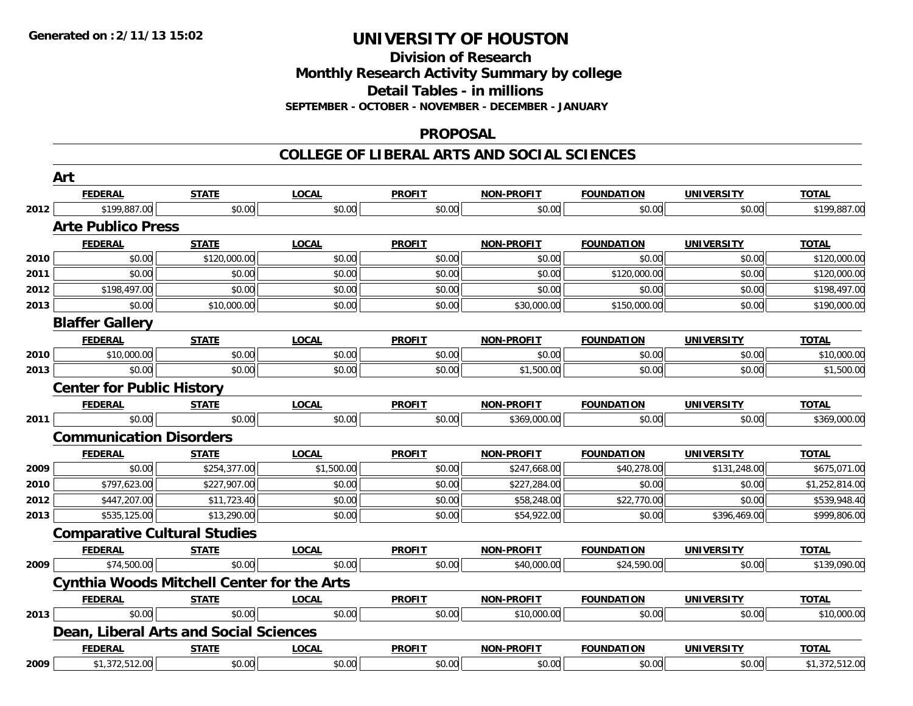**Generated on :2/11/13 15:02**

# UNIVERSITY OF HOUSTON

## Division of Research
## Monthly Research Activity Summary by college
## Detail Tables - in millions
### SEPTEMBER - OCTOBER - NOVEMBER - DECEMBER - JANUARY

## PROPOSAL

## COLLEGE OF LIBERAL ARTS AND SOCIAL SCIENCES

### Art

| | FEDERAL | STATE | LOCAL | PROFIT | NON-PROFIT | FOUNDATION | UNIVERSITY | TOTAL |
|---|---|---|---|---|---|---|---|---|
| 2012 | $199,887.00 | $0.00 | $0.00 | $0.00 | $0.00 | $0.00 | $0.00 | $199,887.00 |

### Arte Publico Press

| | FEDERAL | STATE | LOCAL | PROFIT | NON-PROFIT | FOUNDATION | UNIVERSITY | TOTAL |
|---|---|---|---|---|---|---|---|---|
| 2010 | $0.00 | $120,000.00 | $0.00 | $0.00 | $0.00 | $0.00 | $0.00 | $120,000.00 |
| 2011 | $0.00 | $0.00 | $0.00 | $0.00 | $0.00 | $120,000.00 | $0.00 | $120,000.00 |
| 2012 | $198,497.00 | $0.00 | $0.00 | $0.00 | $0.00 | $0.00 | $0.00 | $198,497.00 |
| 2013 | $0.00 | $10,000.00 | $0.00 | $0.00 | $30,000.00 | $150,000.00 | $0.00 | $190,000.00 |

### Blaffer Gallery

| | FEDERAL | STATE | LOCAL | PROFIT | NON-PROFIT | FOUNDATION | UNIVERSITY | TOTAL |
|---|---|---|---|---|---|---|---|---|
| 2010 | $10,000.00 | $0.00 | $0.00 | $0.00 | $0.00 | $0.00 | $0.00 | $10,000.00 |
| 2013 | $0.00 | $0.00 | $0.00 | $0.00 | $1,500.00 | $0.00 | $0.00 | $1,500.00 |

### Center for Public History

| | FEDERAL | STATE | LOCAL | PROFIT | NON-PROFIT | FOUNDATION | UNIVERSITY | TOTAL |
|---|---|---|---|---|---|---|---|---|
| 2011 | $0.00 | $0.00 | $0.00 | $0.00 | $369,000.00 | $0.00 | $0.00 | $369,000.00 |

### Communication Disorders

| | FEDERAL | STATE | LOCAL | PROFIT | NON-PROFIT | FOUNDATION | UNIVERSITY | TOTAL |
|---|---|---|---|---|---|---|---|---|
| 2009 | $0.00 | $254,377.00 | $1,500.00 | $0.00 | $247,668.00 | $40,278.00 | $131,248.00 | $675,071.00 |
| 2010 | $797,623.00 | $227,907.00 | $0.00 | $0.00 | $227,284.00 | $0.00 | $0.00 | $1,252,814.00 |
| 2012 | $447,207.00 | $11,723.40 | $0.00 | $0.00 | $58,248.00 | $22,770.00 | $0.00 | $539,948.40 |
| 2013 | $535,125.00 | $13,290.00 | $0.00 | $0.00 | $54,922.00 | $0.00 | $396,469.00 | $999,806.00 |

### Comparative Cultural Studies

| | FEDERAL | STATE | LOCAL | PROFIT | NON-PROFIT | FOUNDATION | UNIVERSITY | TOTAL |
|---|---|---|---|---|---|---|---|---|
| 2009 | $74,500.00 | $0.00 | $0.00 | $0.00 | $40,000.00 | $24,590.00 | $0.00 | $139,090.00 |

### Cynthia Woods Mitchell Center for the Arts

| | FEDERAL | STATE | LOCAL | PROFIT | NON-PROFIT | FOUNDATION | UNIVERSITY | TOTAL |
|---|---|---|---|---|---|---|---|---|
| 2013 | $0.00 | $0.00 | $0.00 | $0.00 | $10,000.00 | $0.00 | $0.00 | $10,000.00 |

### Dean, Liberal Arts and Social Sciences

| | FEDERAL | STATE | LOCAL | PROFIT | NON-PROFIT | FOUNDATION | UNIVERSITY | TOTAL |
|---|---|---|---|---|---|---|---|---|
| 2009 | $1,372,512.00 | $0.00 | $0.00 | $0.00 | $0.00 | $0.00 | $0.00 | $1,372,512.00 |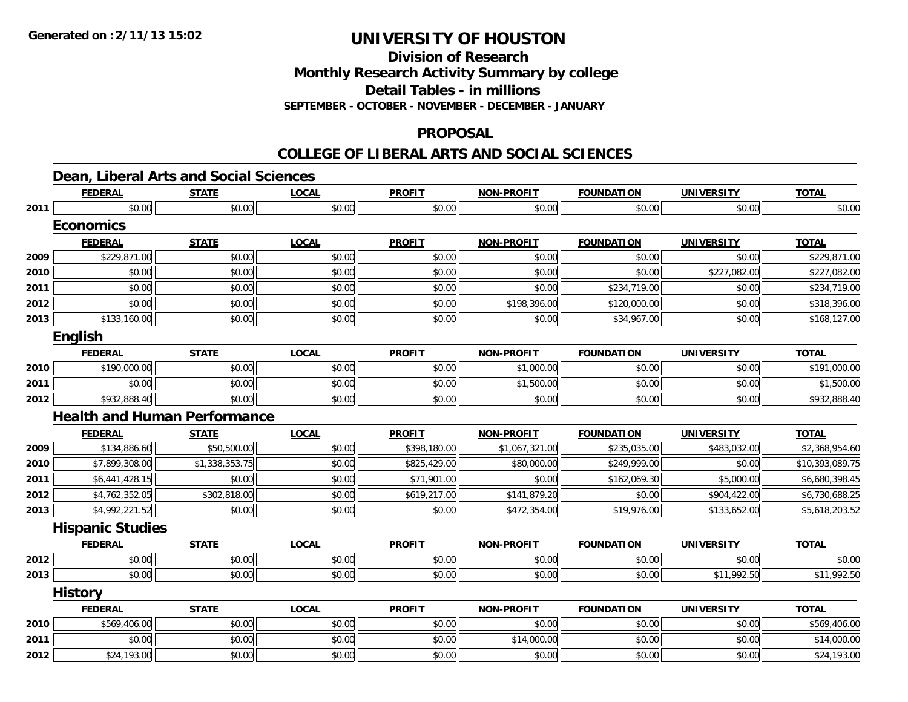**Generated on :2/11/13 15:02**

# UNIVERSITY OF HOUSTON

## Division of Research
## Monthly Research Activity Summary by college
## Detail Tables - in millions
### SEPTEMBER - OCTOBER - NOVEMBER - DECEMBER - JANUARY

## PROPOSAL

## COLLEGE OF LIBERAL ARTS AND SOCIAL SCIENCES

### Dean, Liberal Arts and Social Sciences

| | FEDERAL | STATE | LOCAL | PROFIT | NON-PROFIT | FOUNDATION | UNIVERSITY | TOTAL |
|---|---|---|---|---|---|---|---|---|
| 2011 | $0.00 | $0.00 | $0.00 | $0.00 | $0.00 | $0.00 | $0.00 | $0.00 |

### Economics

| | FEDERAL | STATE | LOCAL | PROFIT | NON-PROFIT | FOUNDATION | UNIVERSITY | TOTAL |
|---|---|---|---|---|---|---|---|---|
| 2009 | $229,871.00 | $0.00 | $0.00 | $0.00 | $0.00 | $0.00 | $0.00 | $229,871.00 |
| 2010 | $0.00 | $0.00 | $0.00 | $0.00 | $0.00 | $0.00 | $227,082.00 | $227,082.00 |
| 2011 | $0.00 | $0.00 | $0.00 | $0.00 | $0.00 | $234,719.00 | $0.00 | $234,719.00 |
| 2012 | $0.00 | $0.00 | $0.00 | $0.00 | $198,396.00 | $120,000.00 | $0.00 | $318,396.00 |
| 2013 | $133,160.00 | $0.00 | $0.00 | $0.00 | $0.00 | $34,967.00 | $0.00 | $168,127.00 |

### English

| | FEDERAL | STATE | LOCAL | PROFIT | NON-PROFIT | FOUNDATION | UNIVERSITY | TOTAL |
|---|---|---|---|---|---|---|---|---|
| 2010 | $190,000.00 | $0.00 | $0.00 | $0.00 | $1,000.00 | $0.00 | $0.00 | $191,000.00 |
| 2011 | $0.00 | $0.00 | $0.00 | $0.00 | $1,500.00 | $0.00 | $0.00 | $1,500.00 |
| 2012 | $932,888.40 | $0.00 | $0.00 | $0.00 | $0.00 | $0.00 | $0.00 | $932,888.40 |

### Health and Human Performance

| | FEDERAL | STATE | LOCAL | PROFIT | NON-PROFIT | FOUNDATION | UNIVERSITY | TOTAL |
|---|---|---|---|---|---|---|---|---|
| 2009 | $134,886.60 | $50,500.00 | $0.00 | $398,180.00 | $1,067,321.00 | $235,035.00 | $483,032.00 | $2,368,954.60 |
| 2010 | $7,899,308.00 | $1,338,353.75 | $0.00 | $825,429.00 | $80,000.00 | $249,999.00 | $0.00 | $10,393,089.75 |
| 2011 | $6,441,428.15 | $0.00 | $0.00 | $71,901.00 | $0.00 | $162,069.30 | $5,000.00 | $6,680,398.45 |
| 2012 | $4,762,352.05 | $302,818.00 | $0.00 | $619,217.00 | $141,879.20 | $0.00 | $904,422.00 | $6,730,688.25 |
| 2013 | $4,992,221.52 | $0.00 | $0.00 | $0.00 | $472,354.00 | $19,976.00 | $133,652.00 | $5,618,203.52 |

### Hispanic Studies

| | FEDERAL | STATE | LOCAL | PROFIT | NON-PROFIT | FOUNDATION | UNIVERSITY | TOTAL |
|---|---|---|---|---|---|---|---|---|
| 2012 | $0.00 | $0.00 | $0.00 | $0.00 | $0.00 | $0.00 | $0.00 | $0.00 |
| 2013 | $0.00 | $0.00 | $0.00 | $0.00 | $0.00 | $0.00 | $11,992.50 | $11,992.50 |

### History

| | FEDERAL | STATE | LOCAL | PROFIT | NON-PROFIT | FOUNDATION | UNIVERSITY | TOTAL |
|---|---|---|---|---|---|---|---|---|
| 2010 | $569,406.00 | $0.00 | $0.00 | $0.00 | $0.00 | $0.00 | $0.00 | $569,406.00 |
| 2011 | $0.00 | $0.00 | $0.00 | $0.00 | $14,000.00 | $0.00 | $0.00 | $14,000.00 |
| 2012 | $24,193.00 | $0.00 | $0.00 | $0.00 | $0.00 | $0.00 | $0.00 | $24,193.00 |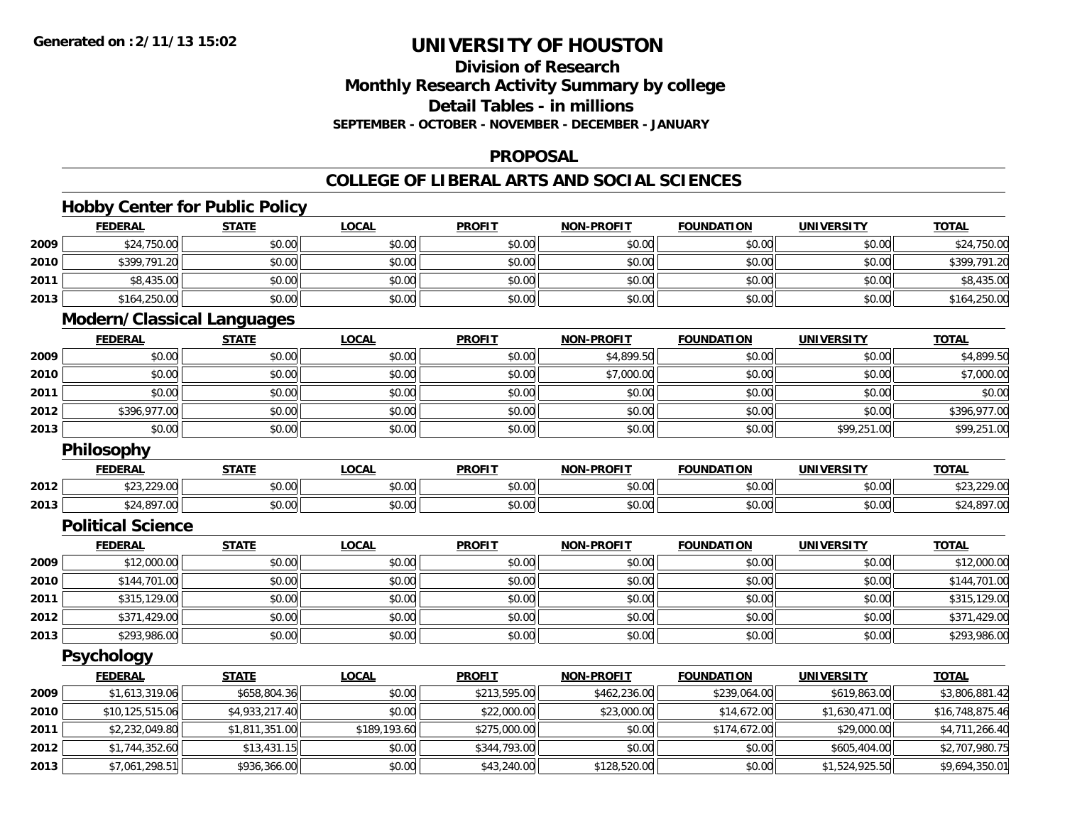# UNIVERSITY OF HOUSTON

## Division of Research
## Monthly Research Activity Summary by college
## Detail Tables - in millions

**SEPTEMBER - OCTOBER - NOVEMBER - DECEMBER - JANUARY**

## PROPOSAL

## COLLEGE OF LIBERAL ARTS AND SOCIAL SCIENCES

### Hobby Center for Public Policy

| | FEDERAL | STATE | LOCAL | PROFIT | NON-PROFIT | FOUNDATION | UNIVERSITY | TOTAL |
|---|---|---|---|---|---|---|---|---|
| 2009 | $24,750.00 | $0.00 | $0.00 | $0.00 | $0.00 | $0.00 | $0.00 | $24,750.00 |
| 2010 | $399,791.20 | $0.00 | $0.00 | $0.00 | $0.00 | $0.00 | $0.00 | $399,791.20 |
| 2011 | $8,435.00 | $0.00 | $0.00 | $0.00 | $0.00 | $0.00 | $0.00 | $8,435.00 |
| 2013 | $164,250.00 | $0.00 | $0.00 | $0.00 | $0.00 | $0.00 | $0.00 | $164,250.00 |

### Modern/Classical Languages

| | FEDERAL | STATE | LOCAL | PROFIT | NON-PROFIT | FOUNDATION | UNIVERSITY | TOTAL |
|---|---|---|---|---|---|---|---|---|
| 2009 | $0.00 | $0.00 | $0.00 | $0.00 | $4,899.50 | $0.00 | $0.00 | $4,899.50 |
| 2010 | $0.00 | $0.00 | $0.00 | $0.00 | $7,000.00 | $0.00 | $0.00 | $7,000.00 |
| 2011 | $0.00 | $0.00 | $0.00 | $0.00 | $0.00 | $0.00 | $0.00 | $0.00 |
| 2012 | $396,977.00 | $0.00 | $0.00 | $0.00 | $0.00 | $0.00 | $0.00 | $396,977.00 |
| 2013 | $0.00 | $0.00 | $0.00 | $0.00 | $0.00 | $0.00 | $99,251.00 | $99,251.00 |

### Philosophy

| | FEDERAL | STATE | LOCAL | PROFIT | NON-PROFIT | FOUNDATION | UNIVERSITY | TOTAL |
|---|---|---|---|---|---|---|---|---|
| 2012 | $23,229.00 | $0.00 | $0.00 | $0.00 | $0.00 | $0.00 | $0.00 | $23,229.00 |
| 2013 | $24,897.00 | $0.00 | $0.00 | $0.00 | $0.00 | $0.00 | $0.00 | $24,897.00 |

### Political Science

| | FEDERAL | STATE | LOCAL | PROFIT | NON-PROFIT | FOUNDATION | UNIVERSITY | TOTAL |
|---|---|---|---|---|---|---|---|---|
| 2009 | $12,000.00 | $0.00 | $0.00 | $0.00 | $0.00 | $0.00 | $0.00 | $12,000.00 |
| 2010 | $144,701.00 | $0.00 | $0.00 | $0.00 | $0.00 | $0.00 | $0.00 | $144,701.00 |
| 2011 | $315,129.00 | $0.00 | $0.00 | $0.00 | $0.00 | $0.00 | $0.00 | $315,129.00 |
| 2012 | $371,429.00 | $0.00 | $0.00 | $0.00 | $0.00 | $0.00 | $0.00 | $371,429.00 |
| 2013 | $293,986.00 | $0.00 | $0.00 | $0.00 | $0.00 | $0.00 | $0.00 | $293,986.00 |

### Psychology

| | FEDERAL | STATE | LOCAL | PROFIT | NON-PROFIT | FOUNDATION | UNIVERSITY | TOTAL |
|---|---|---|---|---|---|---|---|---|
| 2009 | $1,613,319.06 | $658,804.36 | $0.00 | $213,595.00 | $462,236.00 | $239,064.00 | $619,863.00 | $3,806,881.42 |
| 2010 | $10,125,515.06 | $4,933,217.40 | $0.00 | $22,000.00 | $23,000.00 | $14,672.00 | $1,630,471.00 | $16,748,875.46 |
| 2011 | $2,232,049.80 | $1,811,351.00 | $189,193.60 | $275,000.00 | $0.00 | $174,672.00 | $29,000.00 | $4,711,266.40 |
| 2012 | $1,744,352.60 | $13,431.15 | $0.00 | $344,793.00 | $0.00 | $0.00 | $605,404.00 | $2,707,980.75 |
| 2013 | $7,061,298.51 | $936,366.00 | $0.00 | $43,240.00 | $128,520.00 | $0.00 | $1,524,925.50 | $9,694,350.01 |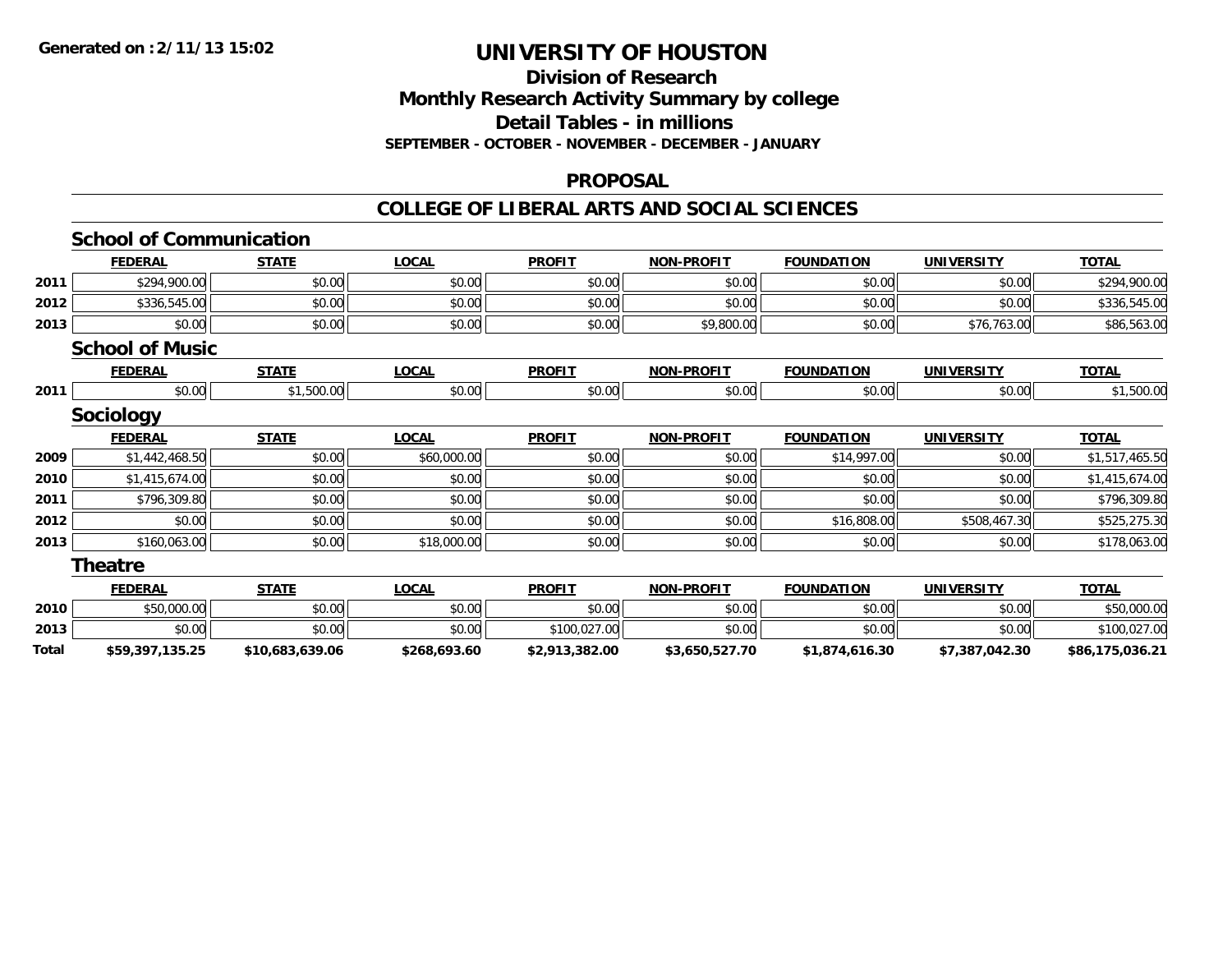**Generated on :2/11/13 15:02**

# UNIVERSITY OF HOUSTON

## Division of Research
## Monthly Research Activity Summary by college
## Detail Tables - in millions

**SEPTEMBER - OCTOBER - NOVEMBER - DECEMBER - JANUARY**

## PROPOSAL

## COLLEGE OF LIBERAL ARTS AND SOCIAL SCIENCES

### School of Communication

| | FEDERAL | STATE | LOCAL | PROFIT | NON-PROFIT | FOUNDATION | UNIVERSITY | TOTAL |
|---|---|---|---|---|---|---|---|---|
| 2011 | $294,900.00 | $0.00 | $0.00 | $0.00 | $0.00 | $0.00 | $0.00 | $294,900.00 |
| 2012 | $336,545.00 | $0.00 | $0.00 | $0.00 | $0.00 | $0.00 | $0.00 | $336,545.00 |
| 2013 | $0.00 | $0.00 | $0.00 | $0.00 | $9,800.00 | $0.00 | $76,763.00 | $86,563.00 |

### School of Music

| | FEDERAL | STATE | LOCAL | PROFIT | NON-PROFIT | FOUNDATION | UNIVERSITY | TOTAL |
|---|---|---|---|---|---|---|---|---|
| 2011 | $0.00 | $1,500.00 | $0.00 | $0.00 | $0.00 | $0.00 | $0.00 | $1,500.00 |

### Sociology

| | FEDERAL | STATE | LOCAL | PROFIT | NON-PROFIT | FOUNDATION | UNIVERSITY | TOTAL |
|---|---|---|---|---|---|---|---|---|
| 2009 | $1,442,468.50 | $0.00 | $60,000.00 | $0.00 | $0.00 | $14,997.00 | $0.00 | $1,517,465.50 |
| 2010 | $1,415,674.00 | $0.00 | $0.00 | $0.00 | $0.00 | $0.00 | $0.00 | $1,415,674.00 |
| 2011 | $796,309.80 | $0.00 | $0.00 | $0.00 | $0.00 | $0.00 | $0.00 | $796,309.80 |
| 2012 | $0.00 | $0.00 | $0.00 | $0.00 | $0.00 | $16,808.00 | $508,467.30 | $525,275.30 |
| 2013 | $160,063.00 | $0.00 | $18,000.00 | $0.00 | $0.00 | $0.00 | $0.00 | $178,063.00 |

### Theatre

| | FEDERAL | STATE | LOCAL | PROFIT | NON-PROFIT | FOUNDATION | UNIVERSITY | TOTAL |
|---|---|---|---|---|---|---|---|---|
| 2010 | $50,000.00 | $0.00 | $0.00 | $0.00 | $0.00 | $0.00 | $0.00 | $50,000.00 |
| 2013 | $0.00 | $0.00 | $0.00 | $100,027.00 | $0.00 | $0.00 | $0.00 | $100,027.00 |
| **Total** | **$59,397,135.25** | **$10,683,639.06** | **$268,693.60** | **$2,913,382.00** | **$3,650,527.70** | **$1,874,616.30** | **$7,387,042.30** | **$86,175,036.21** |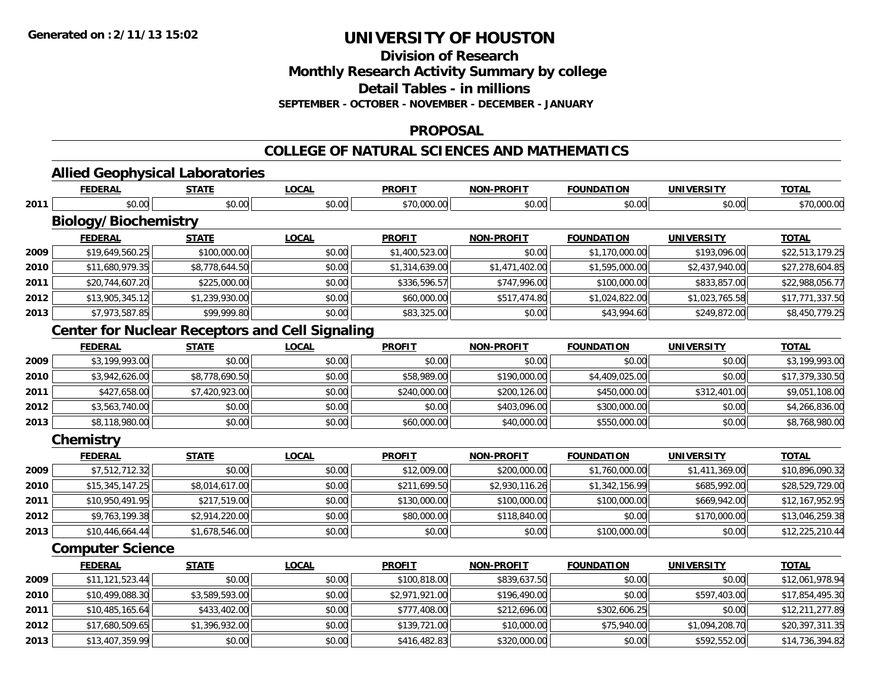# UNIVERSITY OF HOUSTON

## Division of Research
## Monthly Research Activity Summary by college
## Detail Tables - in millions
### SEPTEMBER - OCTOBER - NOVEMBER - DECEMBER - JANUARY

## PROPOSAL

## COLLEGE OF NATURAL SCIENCES AND MATHEMATICS

### Allied Geophysical Laboratories

| | FEDERAL | STATE | LOCAL | PROFIT | NON-PROFIT | FOUNDATION | UNIVERSITY | TOTAL |
|---|---|---|---|---|---|---|---|---|
| 2011 | $0.00 | $0.00 | $0.00 | $70,000.00 | $0.00 | $0.00 | $0.00 | $70,000.00 |

### Biology/Biochemistry

| | FEDERAL | STATE | LOCAL | PROFIT | NON-PROFIT | FOUNDATION | UNIVERSITY | TOTAL |
|---|---|---|---|---|---|---|---|---|
| 2009 | $19,649,560.25 | $100,000.00 | $0.00 | $1,400,523.00 | $0.00 | $1,170,000.00 | $193,096.00 | $22,513,179.25 |
| 2010 | $11,680,979.35 | $8,778,644.50 | $0.00 | $1,314,639.00 | $1,471,402.00 | $1,595,000.00 | $2,437,940.00 | $27,278,604.85 |
| 2011 | $20,744,607.20 | $225,000.00 | $0.00 | $336,596.57 | $747,996.00 | $100,000.00 | $833,857.00 | $22,988,056.77 |
| 2012 | $13,905,345.12 | $1,239,930.00 | $0.00 | $60,000.00 | $517,474.80 | $1,024,822.00 | $1,023,765.58 | $17,771,337.50 |
| 2013 | $7,973,587.85 | $99,999.80 | $0.00 | $83,325.00 | $0.00 | $43,994.60 | $249,872.00 | $8,450,779.25 |

### Center for Nuclear Receptors and Cell Signaling

| | FEDERAL | STATE | LOCAL | PROFIT | NON-PROFIT | FOUNDATION | UNIVERSITY | TOTAL |
|---|---|---|---|---|---|---|---|---|
| 2009 | $3,199,993.00 | $0.00 | $0.00 | $0.00 | $0.00 | $0.00 | $0.00 | $3,199,993.00 |
| 2010 | $3,942,626.00 | $8,778,690.50 | $0.00 | $58,989.00 | $190,000.00 | $4,409,025.00 | $0.00 | $17,379,330.50 |
| 2011 | $427,658.00 | $7,420,923.00 | $0.00 | $240,000.00 | $200,126.00 | $450,000.00 | $312,401.00 | $9,051,108.00 |
| 2012 | $3,563,740.00 | $0.00 | $0.00 | $0.00 | $403,096.00 | $300,000.00 | $0.00 | $4,266,836.00 |
| 2013 | $8,118,980.00 | $0.00 | $0.00 | $60,000.00 | $40,000.00 | $550,000.00 | $0.00 | $8,768,980.00 |

### Chemistry

| | FEDERAL | STATE | LOCAL | PROFIT | NON-PROFIT | FOUNDATION | UNIVERSITY | TOTAL |
|---|---|---|---|---|---|---|---|---|
| 2009 | $7,512,712.32 | $0.00 | $0.00 | $12,009.00 | $200,000.00 | $1,760,000.00 | $1,411,369.00 | $10,896,090.32 |
| 2010 | $15,345,147.25 | $8,014,617.00 | $0.00 | $211,699.50 | $2,930,116.26 | $1,342,156.99 | $685,992.00 | $28,529,729.00 |
| 2011 | $10,950,491.95 | $217,519.00 | $0.00 | $130,000.00 | $100,000.00 | $100,000.00 | $669,942.00 | $12,167,952.95 |
| 2012 | $9,763,199.38 | $2,914,220.00 | $0.00 | $80,000.00 | $118,840.00 | $0.00 | $170,000.00 | $13,046,259.38 |
| 2013 | $10,446,664.44 | $1,678,546.00 | $0.00 | $0.00 | $0.00 | $100,000.00 | $0.00 | $12,225,210.44 |

### Computer Science

| | FEDERAL | STATE | LOCAL | PROFIT | NON-PROFIT | FOUNDATION | UNIVERSITY | TOTAL |
|---|---|---|---|---|---|---|---|---|
| 2009 | $11,121,523.44 | $0.00 | $0.00 | $100,818.00 | $839,637.50 | $0.00 | $0.00 | $12,061,978.94 |
| 2010 | $10,499,088.30 | $3,589,593.00 | $0.00 | $2,971,921.00 | $196,490.00 | $0.00 | $597,403.00 | $17,854,495.30 |
| 2011 | $10,485,165.64 | $433,402.00 | $0.00 | $777,408.00 | $212,696.00 | $302,606.25 | $0.00 | $12,211,277.89 |
| 2012 | $17,680,509.65 | $1,396,932.00 | $0.00 | $139,721.00 | $10,000.00 | $75,940.00 | $1,094,208.70 | $20,397,311.35 |
| 2013 | $13,407,359.99 | $0.00 | $0.00 | $416,482.83 | $320,000.00 | $0.00 | $592,552.00 | $14,736,394.82 |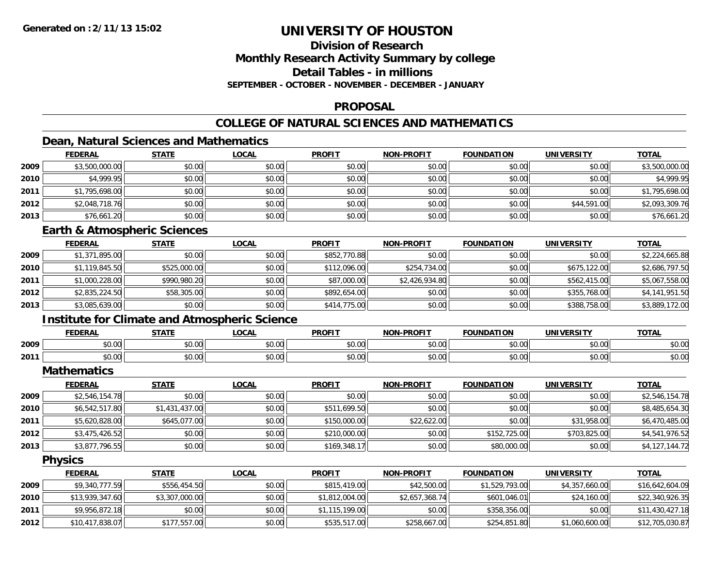# UNIVERSITY OF HOUSTON

## Division of Research
## Monthly Research Activity Summary by college
## Detail Tables - in millions
**SEPTEMBER - OCTOBER - NOVEMBER - DECEMBER - JANUARY**

## PROPOSAL

## COLLEGE OF NATURAL SCIENCES AND MATHEMATICS

### Dean, Natural Sciences and Mathematics

| | FEDERAL | STATE | LOCAL | PROFIT | NON-PROFIT | FOUNDATION | UNIVERSITY | TOTAL |
|---|---|---|---|---|---|---|---|---|
| 2009 | $3,500,000.00 | $0.00 | $0.00 | $0.00 | $0.00 | $0.00 | $0.00 | $3,500,000.00 |
| 2010 | $4,999.95 | $0.00 | $0.00 | $0.00 | $0.00 | $0.00 | $0.00 | $4,999.95 |
| 2011 | $1,795,698.00 | $0.00 | $0.00 | $0.00 | $0.00 | $0.00 | $0.00 | $1,795,698.00 |
| 2012 | $2,048,718.76 | $0.00 | $0.00 | $0.00 | $0.00 | $0.00 | $44,591.00 | $2,093,309.76 |
| 2013 | $76,661.20 | $0.00 | $0.00 | $0.00 | $0.00 | $0.00 | $0.00 | $76,661.20 |

### Earth & Atmospheric Sciences

| | FEDERAL | STATE | LOCAL | PROFIT | NON-PROFIT | FOUNDATION | UNIVERSITY | TOTAL |
|---|---|---|---|---|---|---|---|---|
| 2009 | $1,371,895.00 | $0.00 | $0.00 | $852,770.88 | $0.00 | $0.00 | $0.00 | $2,224,665.88 |
| 2010 | $1,119,845.50 | $525,000.00 | $0.00 | $112,096.00 | $254,734.00 | $0.00 | $675,122.00 | $2,686,797.50 |
| 2011 | $1,000,228.00 | $990,980.20 | $0.00 | $87,000.00 | $2,426,934.80 | $0.00 | $562,415.00 | $5,067,558.00 |
| 2012 | $2,835,224.50 | $58,305.00 | $0.00 | $892,654.00 | $0.00 | $0.00 | $355,768.00 | $4,141,951.50 |
| 2013 | $3,085,639.00 | $0.00 | $0.00 | $414,775.00 | $0.00 | $0.00 | $388,758.00 | $3,889,172.00 |

### Institute for Climate and Atmospheric Science

| | FEDERAL | STATE | LOCAL | PROFIT | NON-PROFIT | FOUNDATION | UNIVERSITY | TOTAL |
|---|---|---|---|---|---|---|---|---|
| 2009 | $0.00 | $0.00 | $0.00 | $0.00 | $0.00 | $0.00 | $0.00 | $0.00 |
| 2011 | $0.00 | $0.00 | $0.00 | $0.00 | $0.00 | $0.00 | $0.00 | $0.00 |

### Mathematics

| | FEDERAL | STATE | LOCAL | PROFIT | NON-PROFIT | FOUNDATION | UNIVERSITY | TOTAL |
|---|---|---|---|---|---|---|---|---|
| 2009 | $2,546,154.78 | $0.00 | $0.00 | $0.00 | $0.00 | $0.00 | $0.00 | $2,546,154.78 |
| 2010 | $6,542,517.80 | $1,431,437.00 | $0.00 | $511,699.50 | $0.00 | $0.00 | $0.00 | $8,485,654.30 |
| 2011 | $5,620,828.00 | $645,077.00 | $0.00 | $150,000.00 | $22,622.00 | $0.00 | $31,958.00 | $6,470,485.00 |
| 2012 | $3,475,426.52 | $0.00 | $0.00 | $210,000.00 | $0.00 | $152,725.00 | $703,825.00 | $4,541,976.52 |
| 2013 | $3,877,796.55 | $0.00 | $0.00 | $169,348.17 | $0.00 | $80,000.00 | $0.00 | $4,127,144.72 |

### Physics

| | FEDERAL | STATE | LOCAL | PROFIT | NON-PROFIT | FOUNDATION | UNIVERSITY | TOTAL |
|---|---|---|---|---|---|---|---|---|
| 2009 | $9,340,777.59 | $556,454.50 | $0.00 | $815,419.00 | $42,500.00 | $1,529,793.00 | $4,357,660.00 | $16,642,604.09 |
| 2010 | $13,939,347.60 | $3,307,000.00 | $0.00 | $1,812,004.00 | $2,657,368.74 | $601,046.01 | $24,160.00 | $22,340,926.35 |
| 2011 | $9,956,872.18 | $0.00 | $0.00 | $1,115,199.00 | $0.00 | $358,356.00 | $0.00 | $11,430,427.18 |
| 2012 | $10,417,838.07 | $177,557.00 | $0.00 | $535,517.00 | $258,667.00 | $254,851.80 | $1,060,600.00 | $12,705,030.87 |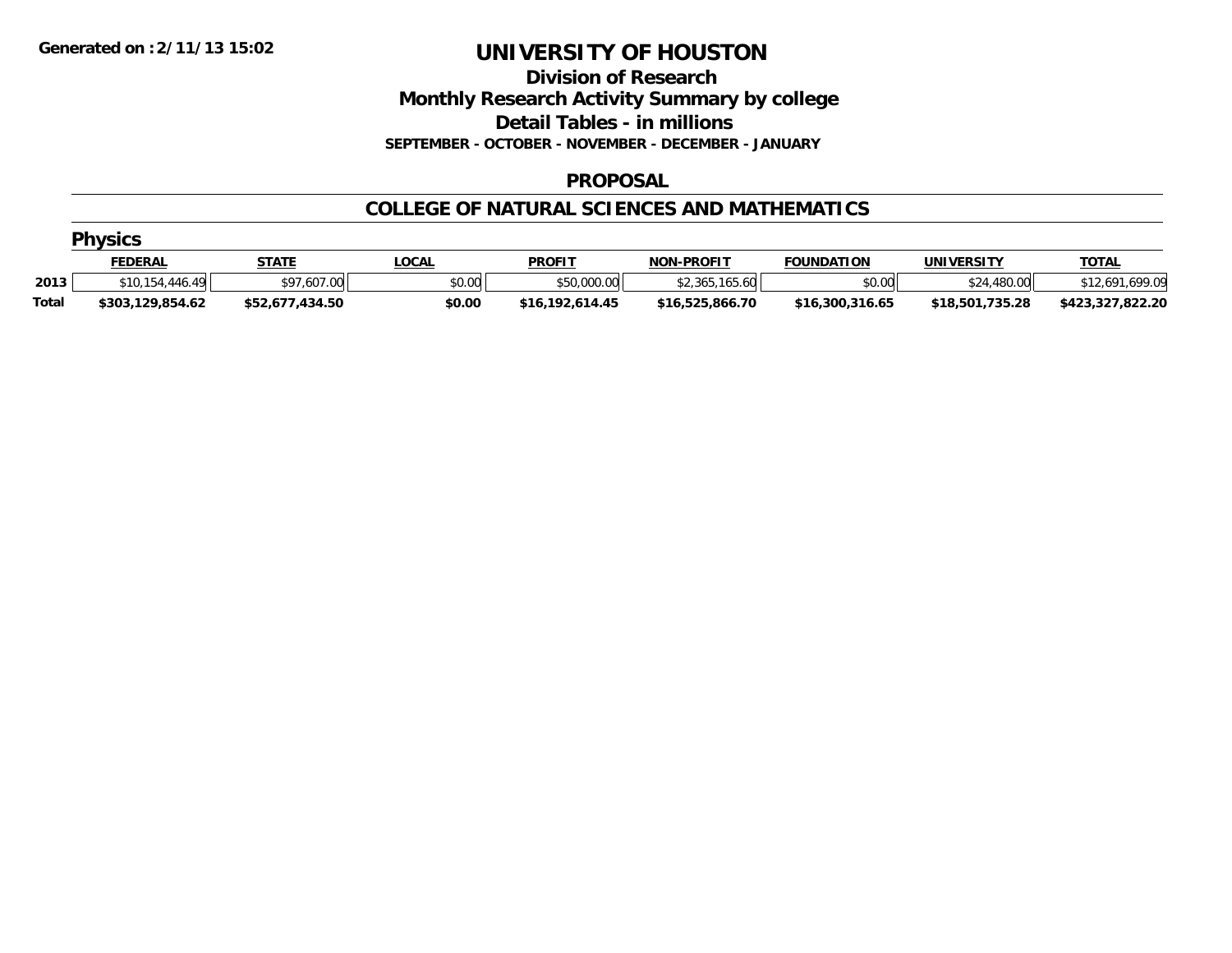**Generated on :2/11/13 15:02**

# UNIVERSITY OF HOUSTON

## Division of Research
## Monthly Research Activity Summary by college
## Detail Tables - in millions
### SEPTEMBER - OCTOBER - NOVEMBER - DECEMBER - JANUARY

### PROPOSAL

### COLLEGE OF NATURAL SCIENCES AND MATHEMATICS

#### Physics

| | FEDERAL | STATE | LOCAL | PROFIT | NON-PROFIT | FOUNDATION | UNIVERSITY | TOTAL |
|---|---|---|---|---|---|---|---|---|
| 2013 | $10,154,446.49 | $97,607.00 | $0.00 | $50,000.00 | $2,365,165.60 | $0.00 | $24,480.00 | $12,691,699.09 |
| **Total** | **$303,129,854.62** | **$52,677,434.50** | **$0.00** | **$16,192,614.45** | **$16,525,866.70** | **$16,300,316.65** | **$18,501,735.28** | **$423,327,822.20** |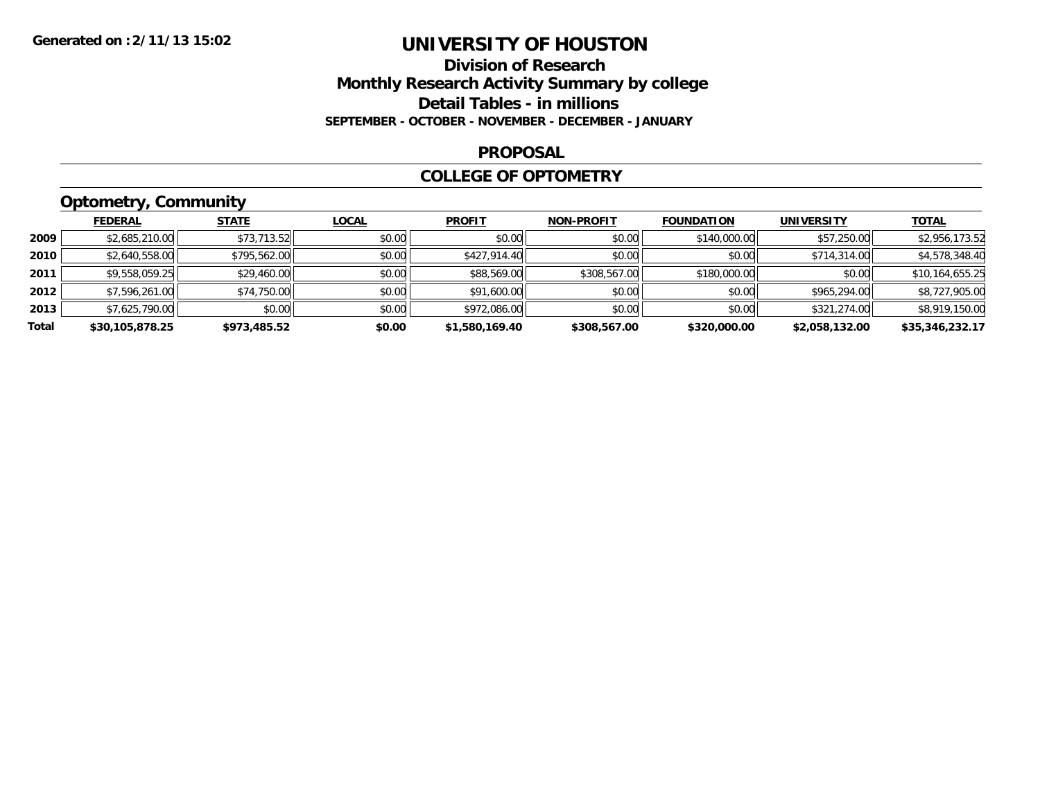**Generated on :2/11/13 15:02**

# UNIVERSITY OF HOUSTON

## Division of Research
## Monthly Research Activity Summary by college
## Detail Tables - in millions

**SEPTEMBER - OCTOBER - NOVEMBER - DECEMBER - JANUARY**

### PROPOSAL

### COLLEGE OF OPTOMETRY

### Optometry, Community

| | FEDERAL | STATE | LOCAL | PROFIT | NON-PROFIT | FOUNDATION | UNIVERSITY | TOTAL |
|---|---|---|---|---|---|---|---|---|
| 2009 | $2,685,210.00 | $73,713.52 | $0.00 | $0.00 | $0.00 | $140,000.00 | $57,250.00 | $2,956,173.52 |
| 2010 | $2,640,558.00 | $795,562.00 | $0.00 | $427,914.40 | $0.00 | $0.00 | $714,314.00 | $4,578,348.40 |
| 2011 | $9,558,059.25 | $29,460.00 | $0.00 | $88,569.00 | $308,567.00 | $180,000.00 | $0.00 | $10,164,655.25 |
| 2012 | $7,596,261.00 | $74,750.00 | $0.00 | $91,600.00 | $0.00 | $0.00 | $965,294.00 | $8,727,905.00 |
| 2013 | $7,625,790.00 | $0.00 | $0.00 | $972,086.00 | $0.00 | $0.00 | $321,274.00 | $8,919,150.00 |
| **Total** | **$30,105,878.25** | **$973,485.52** | **$0.00** | **$1,580,169.40** | **$308,567.00** | **$320,000.00** | **$2,058,132.00** | **$35,346,232.17** |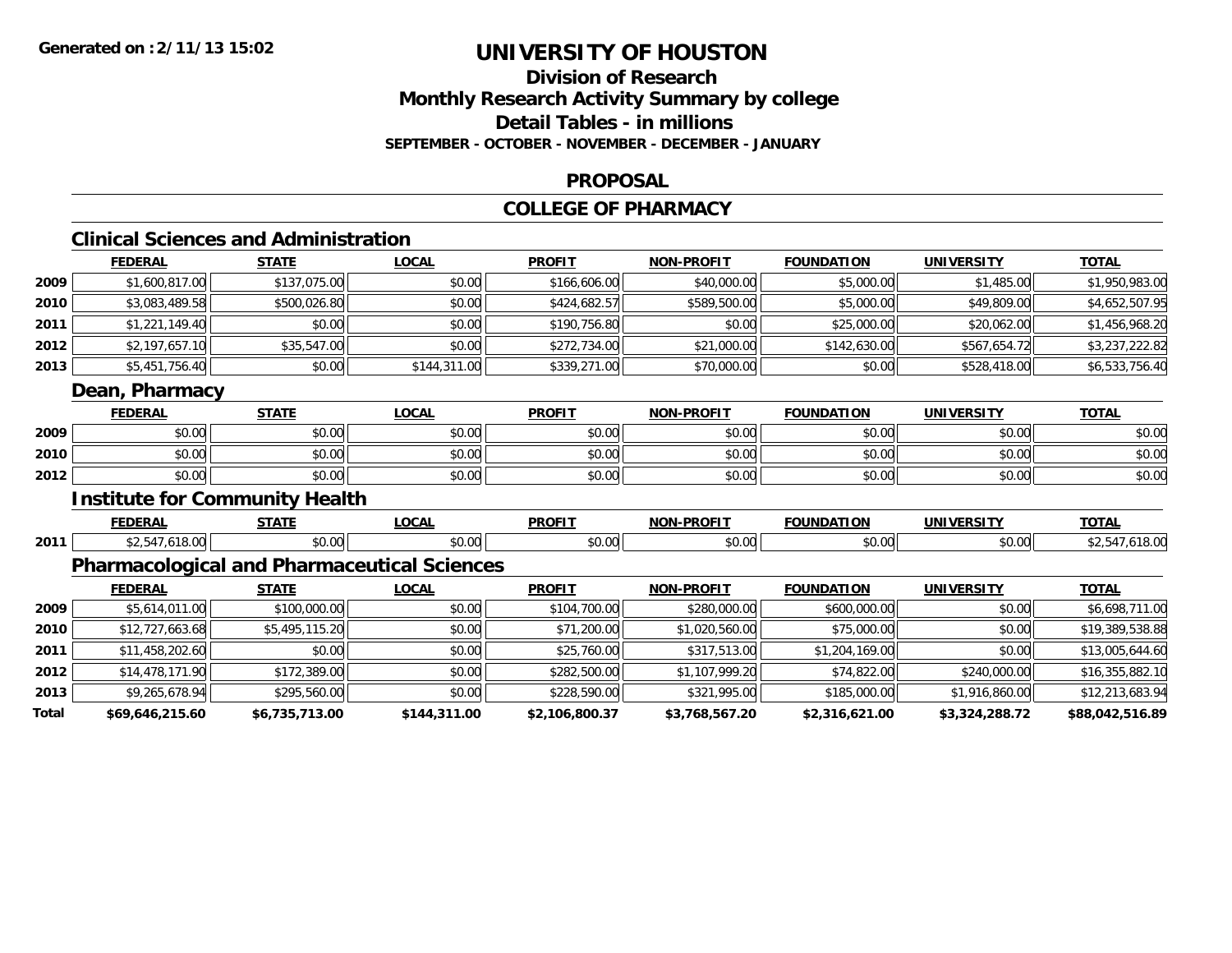Generated on :2/11/13 15:02

# UNIVERSITY OF HOUSTON

## Division of Research
## Monthly Research Activity Summary by college
## Detail Tables - in millions
### SEPTEMBER - OCTOBER - NOVEMBER - DECEMBER - JANUARY

## PROPOSAL

## COLLEGE OF PHARMACY

### Clinical Sciences and Administration

| | FEDERAL | STATE | LOCAL | PROFIT | NON-PROFIT | FOUNDATION | UNIVERSITY | TOTAL |
|---|---|---|---|---|---|---|---|---|
| 2009 | $1,600,817.00 | $137,075.00 | $0.00 | $166,606.00 | $40,000.00 | $5,000.00 | $1,485.00 | $1,950,983.00 |
| 2010 | $3,083,489.58 | $500,026.80 | $0.00 | $424,682.57 | $589,500.00 | $5,000.00 | $49,809.00 | $4,652,507.95 |
| 2011 | $1,221,149.40 | $0.00 | $0.00 | $190,756.80 | $0.00 | $25,000.00 | $20,062.00 | $1,456,968.20 |
| 2012 | $2,197,657.10 | $35,547.00 | $0.00 | $272,734.00 | $21,000.00 | $142,630.00 | $567,654.72 | $3,237,222.82 |
| 2013 | $5,451,756.40 | $0.00 | $144,311.00 | $339,271.00 | $70,000.00 | $0.00 | $528,418.00 | $6,533,756.40 |

### Dean, Pharmacy

| | FEDERAL | STATE | LOCAL | PROFIT | NON-PROFIT | FOUNDATION | UNIVERSITY | TOTAL |
|---|---|---|---|---|---|---|---|---|
| 2009 | $0.00 | $0.00 | $0.00 | $0.00 | $0.00 | $0.00 | $0.00 | $0.00 |
| 2010 | $0.00 | $0.00 | $0.00 | $0.00 | $0.00 | $0.00 | $0.00 | $0.00 |
| 2012 | $0.00 | $0.00 | $0.00 | $0.00 | $0.00 | $0.00 | $0.00 | $0.00 |

### Institute for Community Health

| | FEDERAL | STATE | LOCAL | PROFIT | NON-PROFIT | FOUNDATION | UNIVERSITY | TOTAL |
|---|---|---|---|---|---|---|---|---|
| 2011 | $2,547,618.00 | $0.00 | $0.00 | $0.00 | $0.00 | $0.00 | $0.00 | $2,547,618.00 |

### Pharmacological and Pharmaceutical Sciences

| | FEDERAL | STATE | LOCAL | PROFIT | NON-PROFIT | FOUNDATION | UNIVERSITY | TOTAL |
|---|---|---|---|---|---|---|---|---|
| 2009 | $5,614,011.00 | $100,000.00 | $0.00 | $104,700.00 | $280,000.00 | $600,000.00 | $0.00 | $6,698,711.00 |
| 2010 | $12,727,663.68 | $5,495,115.20 | $0.00 | $71,200.00 | $1,020,560.00 | $75,000.00 | $0.00 | $19,389,538.88 |
| 2011 | $11,458,202.60 | $0.00 | $0.00 | $25,760.00 | $317,513.00 | $1,204,169.00 | $0.00 | $13,005,644.60 |
| 2012 | $14,478,171.90 | $172,389.00 | $0.00 | $282,500.00 | $1,107,999.20 | $74,822.00 | $240,000.00 | $16,355,882.10 |
| 2013 | $9,265,678.94 | $295,560.00 | $0.00 | $228,590.00 | $321,995.00 | $185,000.00 | $1,916,860.00 | $12,213,683.94 |
| **Total** | **$69,646,215.60** | **$6,735,713.00** | **$144,311.00** | **$2,106,800.37** | **$3,768,567.20** | **$2,316,621.00** | **$3,324,288.72** | **$88,042,516.89** |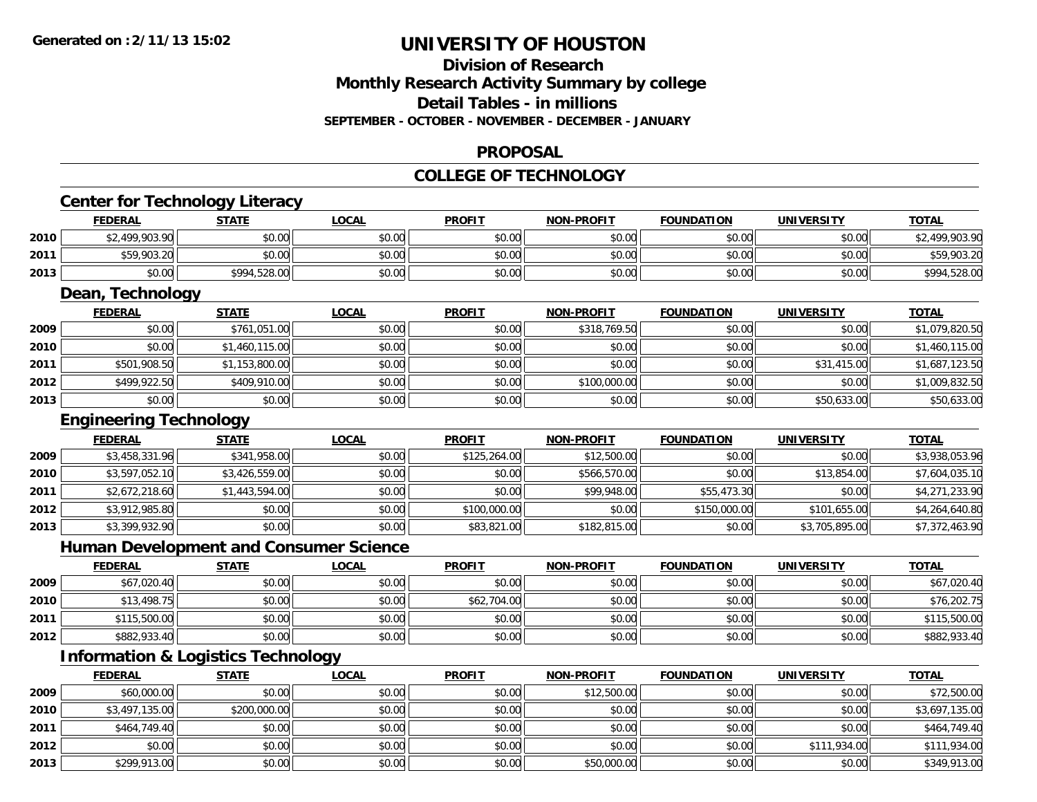**Generated on :2/11/13 15:02**

# UNIVERSITY OF HOUSTON

## Division of Research
## Monthly Research Activity Summary by college
## Detail Tables - in millions
### SEPTEMBER - OCTOBER - NOVEMBER - DECEMBER - JANUARY

## PROPOSAL

## COLLEGE OF TECHNOLOGY

### Center for Technology Literacy

| | FEDERAL | STATE | LOCAL | PROFIT | NON-PROFIT | FOUNDATION | UNIVERSITY | TOTAL |
|---|---|---|---|---|---|---|---|---|
| 2010 | $2,499,903.90 | $0.00 | $0.00 | $0.00 | $0.00 | $0.00 | $0.00 | $2,499,903.90 |
| 2011 | $59,903.20 | $0.00 | $0.00 | $0.00 | $0.00 | $0.00 | $0.00 | $59,903.20 |
| 2013 | $0.00 | $994,528.00 | $0.00 | $0.00 | $0.00 | $0.00 | $0.00 | $994,528.00 |

### Dean, Technology

| | FEDERAL | STATE | LOCAL | PROFIT | NON-PROFIT | FOUNDATION | UNIVERSITY | TOTAL |
|---|---|---|---|---|---|---|---|---|
| 2009 | $0.00 | $761,051.00 | $0.00 | $0.00 | $318,769.50 | $0.00 | $0.00 | $1,079,820.50 |
| 2010 | $0.00 | $1,460,115.00 | $0.00 | $0.00 | $0.00 | $0.00 | $0.00 | $1,460,115.00 |
| 2011 | $501,908.50 | $1,153,800.00 | $0.00 | $0.00 | $0.00 | $0.00 | $31,415.00 | $1,687,123.50 |
| 2012 | $499,922.50 | $409,910.00 | $0.00 | $0.00 | $100,000.00 | $0.00 | $0.00 | $1,009,832.50 |
| 2013 | $0.00 | $0.00 | $0.00 | $0.00 | $0.00 | $0.00 | $50,633.00 | $50,633.00 |

### Engineering Technology

| | FEDERAL | STATE | LOCAL | PROFIT | NON-PROFIT | FOUNDATION | UNIVERSITY | TOTAL |
|---|---|---|---|---|---|---|---|---|
| 2009 | $3,458,331.96 | $341,958.00 | $0.00 | $125,264.00 | $12,500.00 | $0.00 | $0.00 | $3,938,053.96 |
| 2010 | $3,597,052.10 | $3,426,559.00 | $0.00 | $0.00 | $566,570.00 | $0.00 | $13,854.00 | $7,604,035.10 |
| 2011 | $2,672,218.60 | $1,443,594.00 | $0.00 | $0.00 | $99,948.00 | $55,473.30 | $0.00 | $4,271,233.90 |
| 2012 | $3,912,985.80 | $0.00 | $0.00 | $100,000.00 | $0.00 | $150,000.00 | $101,655.00 | $4,264,640.80 |
| 2013 | $3,399,932.90 | $0.00 | $0.00 | $83,821.00 | $182,815.00 | $0.00 | $3,705,895.00 | $7,372,463.90 |

### Human Development and Consumer Science

| | FEDERAL | STATE | LOCAL | PROFIT | NON-PROFIT | FOUNDATION | UNIVERSITY | TOTAL |
|---|---|---|---|---|---|---|---|---|
| 2009 | $67,020.40 | $0.00 | $0.00 | $0.00 | $0.00 | $0.00 | $0.00 | $67,020.40 |
| 2010 | $13,498.75 | $0.00 | $0.00 | $62,704.00 | $0.00 | $0.00 | $0.00 | $76,202.75 |
| 2011 | $115,500.00 | $0.00 | $0.00 | $0.00 | $0.00 | $0.00 | $0.00 | $115,500.00 |
| 2012 | $882,933.40 | $0.00 | $0.00 | $0.00 | $0.00 | $0.00 | $0.00 | $882,933.40 |

### Information & Logistics Technology

| | FEDERAL | STATE | LOCAL | PROFIT | NON-PROFIT | FOUNDATION | UNIVERSITY | TOTAL |
|---|---|---|---|---|---|---|---|---|
| 2009 | $60,000.00 | $0.00 | $0.00 | $0.00 | $12,500.00 | $0.00 | $0.00 | $72,500.00 |
| 2010 | $3,497,135.00 | $200,000.00 | $0.00 | $0.00 | $0.00 | $0.00 | $0.00 | $3,697,135.00 |
| 2011 | $464,749.40 | $0.00 | $0.00 | $0.00 | $0.00 | $0.00 | $0.00 | $464,749.40 |
| 2012 | $0.00 | $0.00 | $0.00 | $0.00 | $0.00 | $0.00 | $111,934.00 | $111,934.00 |
| 2013 | $299,913.00 | $0.00 | $0.00 | $0.00 | $50,000.00 | $0.00 | $0.00 | $349,913.00 |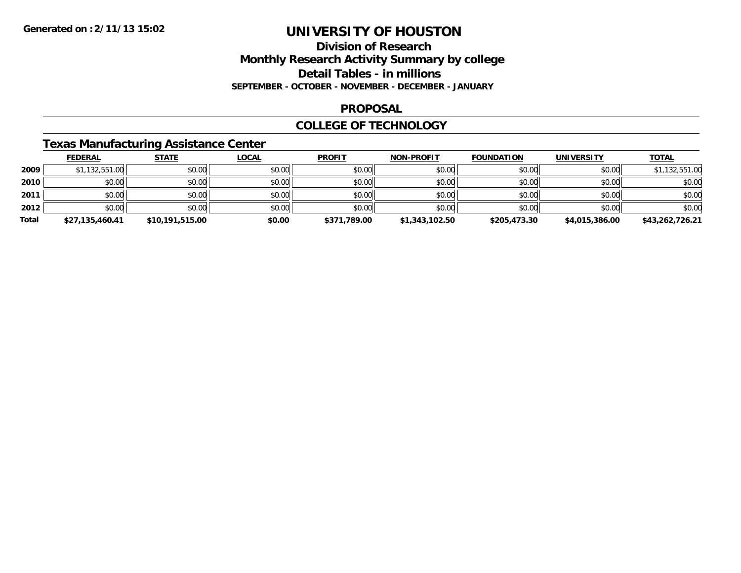# UNIVERSITY OF HOUSTON

## Division of Research
## Monthly Research Activity Summary by college
## Detail Tables - in millions

**SEPTEMBER - OCTOBER - NOVEMBER - DECEMBER - JANUARY**

Generated on :2/11/13 15:02

## PROPOSAL

## COLLEGE OF TECHNOLOGY

### Texas Manufacturing Assistance Center

| | FEDERAL | STATE | LOCAL | PROFIT | NON-PROFIT | FOUNDATION | UNIVERSITY | TOTAL |
|---|---|---|---|---|---|---|---|---|
| 2009 | $1,132,551.00 | $0.00 | $0.00 | $0.00 | $0.00 | $0.00 | $0.00 | $1,132,551.00 |
| 2010 | $0.00 | $0.00 | $0.00 | $0.00 | $0.00 | $0.00 | $0.00 | $0.00 |
| 2011 | $0.00 | $0.00 | $0.00 | $0.00 | $0.00 | $0.00 | $0.00 | $0.00 |
| 2012 | $0.00 | $0.00 | $0.00 | $0.00 | $0.00 | $0.00 | $0.00 | $0.00 |
| **Total** | **$27,135,460.41** | **$10,191,515.00** | **$0.00** | **$371,789.00** | **$1,343,102.50** | **$205,473.30** | **$4,015,386.00** | **$43,262,726.21** |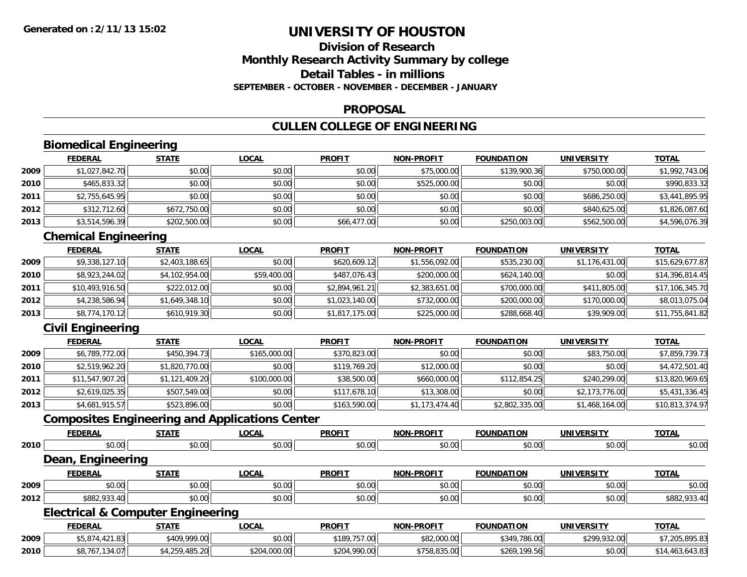# UNIVERSITY OF HOUSTON

## Division of Research

## Monthly Research Activity Summary by college

## Detail Tables - in millions

**SEPTEMBER - OCTOBER - NOVEMBER - DECEMBER - JANUARY**

## PROPOSAL

## CULLEN COLLEGE OF ENGINEERING

### Biomedical Engineering

| | FEDERAL | STATE | LOCAL | PROFIT | NON-PROFIT | FOUNDATION | UNIVERSITY | TOTAL |
|---|---|---|---|---|---|---|---|---|
| 2009 | $1,027,842.70 | $0.00 | $0.00 | $0.00 | $75,000.00 | $139,900.36 | $750,000.00 | $1,992,743.06 |
| 2010 | $465,833.32 | $0.00 | $0.00 | $0.00 | $525,000.00 | $0.00 | $0.00 | $990,833.32 |
| 2011 | $2,755,645.95 | $0.00 | $0.00 | $0.00 | $0.00 | $0.00 | $686,250.00 | $3,441,895.95 |
| 2012 | $312,712.60 | $672,750.00 | $0.00 | $0.00 | $0.00 | $0.00 | $840,625.00 | $1,826,087.60 |
| 2013 | $3,514,596.39 | $202,500.00 | $0.00 | $66,477.00 | $0.00 | $250,003.00 | $562,500.00 | $4,596,076.39 |

### Chemical Engineering

| | FEDERAL | STATE | LOCAL | PROFIT | NON-PROFIT | FOUNDATION | UNIVERSITY | TOTAL |
|---|---|---|---|---|---|---|---|---|
| 2009 | $9,338,127.10 | $2,403,188.65 | $0.00 | $620,609.12 | $1,556,092.00 | $535,230.00 | $1,176,431.00 | $15,629,677.87 |
| 2010 | $8,923,244.02 | $4,102,954.00 | $59,400.00 | $487,076.43 | $200,000.00 | $624,140.00 | $0.00 | $14,396,814.45 |
| 2011 | $10,493,916.50 | $222,012.00 | $0.00 | $2,894,961.21 | $2,383,651.00 | $700,000.00 | $411,805.00 | $17,106,345.70 |
| 2012 | $4,238,586.94 | $1,649,348.10 | $0.00 | $1,023,140.00 | $732,000.00 | $200,000.00 | $170,000.00 | $8,013,075.04 |
| 2013 | $8,774,170.12 | $610,919.30 | $0.00 | $1,817,175.00 | $225,000.00 | $288,668.40 | $39,909.00 | $11,755,841.82 |

### Civil Engineering

| | FEDERAL | STATE | LOCAL | PROFIT | NON-PROFIT | FOUNDATION | UNIVERSITY | TOTAL |
|---|---|---|---|---|---|---|---|---|
| 2009 | $6,789,772.00 | $450,394.73 | $165,000.00 | $370,823.00 | $0.00 | $0.00 | $83,750.00 | $7,859,739.73 |
| 2010 | $2,519,962.20 | $1,820,770.00 | $0.00 | $119,769.20 | $12,000.00 | $0.00 | $0.00 | $4,472,501.40 |
| 2011 | $11,547,907.20 | $1,121,409.20 | $100,000.00 | $38,500.00 | $660,000.00 | $112,854.25 | $240,299.00 | $13,820,969.65 |
| 2012 | $2,619,025.35 | $507,549.00 | $0.00 | $117,678.10 | $13,308.00 | $0.00 | $2,173,776.00 | $5,431,336.45 |
| 2013 | $4,681,915.57 | $523,896.00 | $0.00 | $163,590.00 | $1,173,474.40 | $2,802,335.00 | $1,468,164.00 | $10,813,374.97 |

### Composites Engineering and Applications Center

| | FEDERAL | STATE | LOCAL | PROFIT | NON-PROFIT | FOUNDATION | UNIVERSITY | TOTAL |
|---|---|---|---|---|---|---|---|---|
| 2010 | $0.00 | $0.00 | $0.00 | $0.00 | $0.00 | $0.00 | $0.00 | $0.00 |

### Dean, Engineering

| | FEDERAL | STATE | LOCAL | PROFIT | NON-PROFIT | FOUNDATION | UNIVERSITY | TOTAL |
|---|---|---|---|---|---|---|---|---|
| 2009 | $0.00 | $0.00 | $0.00 | $0.00 | $0.00 | $0.00 | $0.00 | $0.00 |
| 2012 | $882,933.40 | $0.00 | $0.00 | $0.00 | $0.00 | $0.00 | $0.00 | $882,933.40 |

### Electrical & Computer Engineering

| | FEDERAL | STATE | LOCAL | PROFIT | NON-PROFIT | FOUNDATION | UNIVERSITY | TOTAL |
|---|---|---|---|---|---|---|---|---|
| 2009 | $5,874,421.83 | $409,999.00 | $0.00 | $189,757.00 | $82,000.00 | $349,786.00 | $299,932.00 | $7,205,895.83 |
| 2010 | $8,767,134.07 | $4,259,485.20 | $204,000.00 | $204,990.00 | $758,835.00 | $269,199.56 | $0.00 | $14,463,643.83 |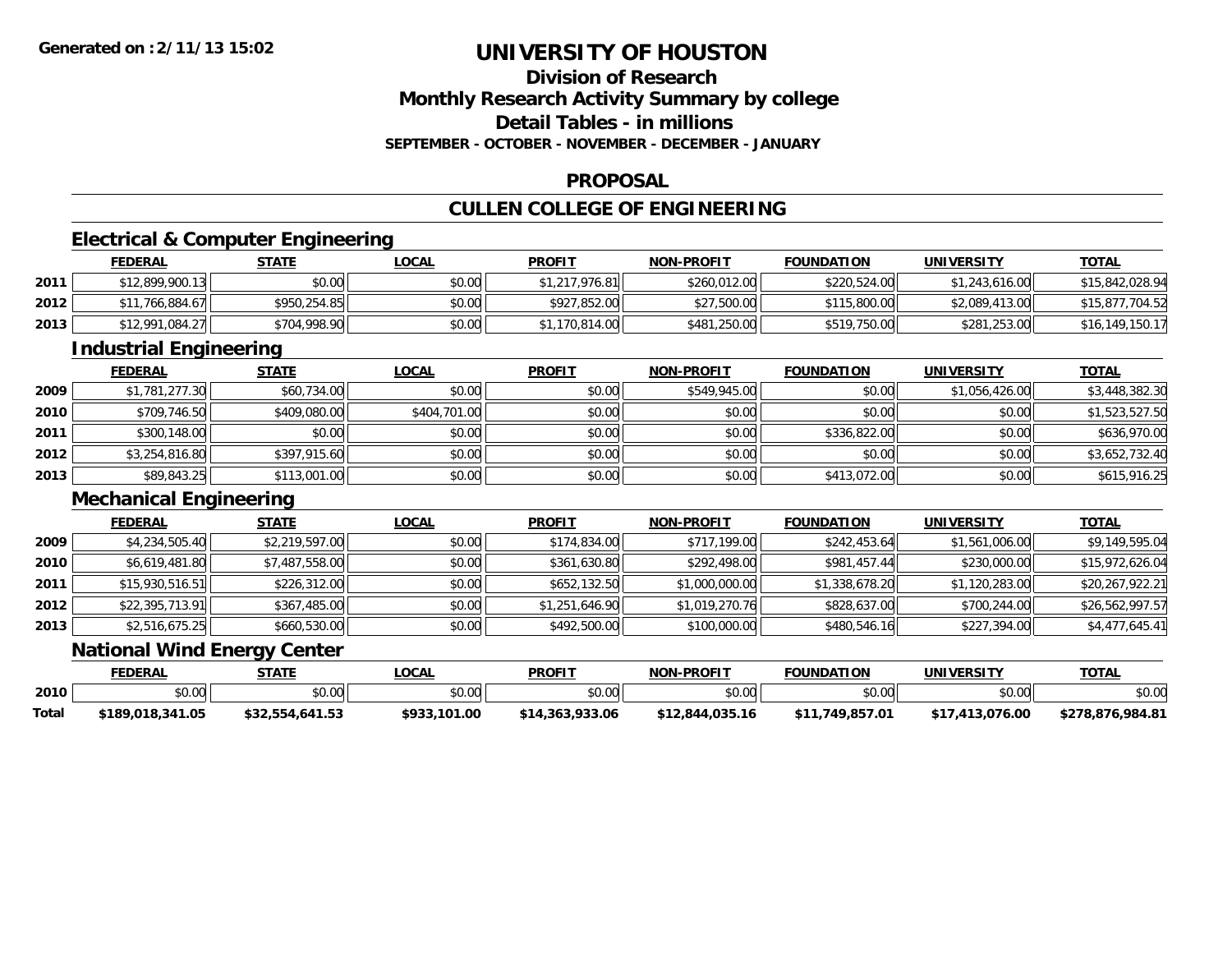**Generated on :2/11/13 15:02**

# UNIVERSITY OF HOUSTON

## Division of Research
## Monthly Research Activity Summary by college
## Detail Tables - in millions
### SEPTEMBER - OCTOBER - NOVEMBER - DECEMBER - JANUARY

## PROPOSAL

## CULLEN COLLEGE OF ENGINEERING

### Electrical & Computer Engineering

| | FEDERAL | STATE | LOCAL | PROFIT | NON-PROFIT | FOUNDATION | UNIVERSITY | TOTAL |
|---|---|---|---|---|---|---|---|---|
| 2011 | $12,899,900.13 | $0.00 | $0.00 | $1,217,976.81 | $260,012.00 | $220,524.00 | $1,243,616.00 | $15,842,028.94 |
| 2012 | $11,766,884.67 | $950,254.85 | $0.00 | $927,852.00 | $27,500.00 | $115,800.00 | $2,089,413.00 | $15,877,704.52 |
| 2013 | $12,991,084.27 | $704,998.90 | $0.00 | $1,170,814.00 | $481,250.00 | $519,750.00 | $281,253.00 | $16,149,150.17 |

### Industrial Engineering

| | FEDERAL | STATE | LOCAL | PROFIT | NON-PROFIT | FOUNDATION | UNIVERSITY | TOTAL |
|---|---|---|---|---|---|---|---|---|
| 2009 | $1,781,277.30 | $60,734.00 | $0.00 | $0.00 | $549,945.00 | $0.00 | $1,056,426.00 | $3,448,382.30 |
| 2010 | $709,746.50 | $409,080.00 | $404,701.00 | $0.00 | $0.00 | $0.00 | $0.00 | $1,523,527.50 |
| 2011 | $300,148.00 | $0.00 | $0.00 | $0.00 | $0.00 | $336,822.00 | $0.00 | $636,970.00 |
| 2012 | $3,254,816.80 | $397,915.60 | $0.00 | $0.00 | $0.00 | $0.00 | $0.00 | $3,652,732.40 |
| 2013 | $89,843.25 | $113,001.00 | $0.00 | $0.00 | $0.00 | $413,072.00 | $0.00 | $615,916.25 |

### Mechanical Engineering

| | FEDERAL | STATE | LOCAL | PROFIT | NON-PROFIT | FOUNDATION | UNIVERSITY | TOTAL |
|---|---|---|---|---|---|---|---|---|
| 2009 | $4,234,505.40 | $2,219,597.00 | $0.00 | $174,834.00 | $717,199.00 | $242,453.64 | $1,561,006.00 | $9,149,595.04 |
| 2010 | $6,619,481.80 | $7,487,558.00 | $0.00 | $361,630.80 | $292,498.00 | $981,457.44 | $230,000.00 | $15,972,626.04 |
| 2011 | $15,930,516.51 | $226,312.00 | $0.00 | $652,132.50 | $1,000,000.00 | $1,338,678.20 | $1,120,283.00 | $20,267,922.21 |
| 2012 | $22,395,713.91 | $367,485.00 | $0.00 | $1,251,646.90 | $1,019,270.76 | $828,637.00 | $700,244.00 | $26,562,997.57 |
| 2013 | $2,516,675.25 | $660,530.00 | $0.00 | $492,500.00 | $100,000.00 | $480,546.16 | $227,394.00 | $4,477,645.41 |

### National Wind Energy Center

| | FEDERAL | STATE | LOCAL | PROFIT | NON-PROFIT | FOUNDATION | UNIVERSITY | TOTAL |
|---|---|---|---|---|---|---|---|---|
| 2010 | $0.00 | $0.00 | $0.00 | $0.00 | $0.00 | $0.00 | $0.00 | $0.00 |
| **Total** | **$189,018,341.05** | **$32,554,641.53** | **$933,101.00** | **$14,363,933.06** | **$12,844,035.16** | **$11,749,857.01** | **$17,413,076.00** | **$278,876,984.81** |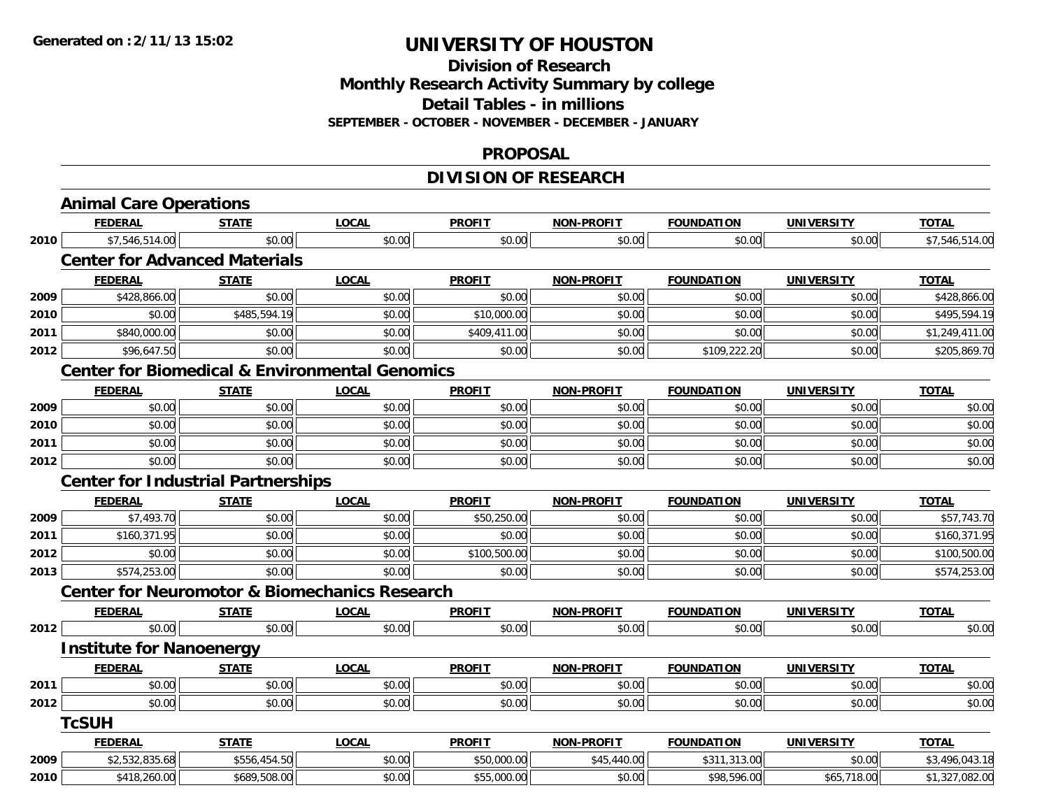# UNIVERSITY OF HOUSTON

## Division of Research

## Monthly Research Activity Summary by college

## Detail Tables - in millions

**SEPTEMBER - OCTOBER - NOVEMBER - DECEMBER - JANUARY**

## PROPOSAL

## DIVISION OF RESEARCH

### Animal Care Operations

| | FEDERAL | STATE | LOCAL | PROFIT | NON-PROFIT | FOUNDATION | UNIVERSITY | TOTAL |
|---|---|---|---|---|---|---|---|---|
| 2010 | $7,546,514.00 | $0.00 | $0.00 | $0.00 | $0.00 | $0.00 | $0.00 | $7,546,514.00 |

### Center for Advanced Materials

| | FEDERAL | STATE | LOCAL | PROFIT | NON-PROFIT | FOUNDATION | UNIVERSITY | TOTAL |
|---|---|---|---|---|---|---|---|---|
| 2009 | $428,866.00 | $0.00 | $0.00 | $0.00 | $0.00 | $0.00 | $0.00 | $428,866.00 |
| 2010 | $0.00 | $485,594.19 | $0.00 | $10,000.00 | $0.00 | $0.00 | $0.00 | $495,594.19 |
| 2011 | $840,000.00 | $0.00 | $0.00 | $409,411.00 | $0.00 | $0.00 | $0.00 | $1,249,411.00 |
| 2012 | $96,647.50 | $0.00 | $0.00 | $0.00 | $0.00 | $109,222.20 | $0.00 | $205,869.70 |

### Center for Biomedical & Environmental Genomics

| | FEDERAL | STATE | LOCAL | PROFIT | NON-PROFIT | FOUNDATION | UNIVERSITY | TOTAL |
|---|---|---|---|---|---|---|---|---|
| 2009 | $0.00 | $0.00 | $0.00 | $0.00 | $0.00 | $0.00 | $0.00 | $0.00 |
| 2010 | $0.00 | $0.00 | $0.00 | $0.00 | $0.00 | $0.00 | $0.00 | $0.00 |
| 2011 | $0.00 | $0.00 | $0.00 | $0.00 | $0.00 | $0.00 | $0.00 | $0.00 |
| 2012 | $0.00 | $0.00 | $0.00 | $0.00 | $0.00 | $0.00 | $0.00 | $0.00 |

### Center for Industrial Partnerships

| | FEDERAL | STATE | LOCAL | PROFIT | NON-PROFIT | FOUNDATION | UNIVERSITY | TOTAL |
|---|---|---|---|---|---|---|---|---|
| 2009 | $7,493.70 | $0.00 | $0.00 | $50,250.00 | $0.00 | $0.00 | $0.00 | $57,743.70 |
| 2011 | $160,371.95 | $0.00 | $0.00 | $0.00 | $0.00 | $0.00 | $0.00 | $160,371.95 |
| 2012 | $0.00 | $0.00 | $0.00 | $100,500.00 | $0.00 | $0.00 | $0.00 | $100,500.00 |
| 2013 | $574,253.00 | $0.00 | $0.00 | $0.00 | $0.00 | $0.00 | $0.00 | $574,253.00 |

### Center for Neuromotor & Biomechanics Research

| | FEDERAL | STATE | LOCAL | PROFIT | NON-PROFIT | FOUNDATION | UNIVERSITY | TOTAL |
|---|---|---|---|---|---|---|---|---|
| 2012 | $0.00 | $0.00 | $0.00 | $0.00 | $0.00 | $0.00 | $0.00 | $0.00 |

### Institute for Nanoenergy

| | FEDERAL | STATE | LOCAL | PROFIT | NON-PROFIT | FOUNDATION | UNIVERSITY | TOTAL |
|---|---|---|---|---|---|---|---|---|
| 2011 | $0.00 | $0.00 | $0.00 | $0.00 | $0.00 | $0.00 | $0.00 | $0.00 |
| 2012 | $0.00 | $0.00 | $0.00 | $0.00 | $0.00 | $0.00 | $0.00 | $0.00 |

### TcSUH

| | FEDERAL | STATE | LOCAL | PROFIT | NON-PROFIT | FOUNDATION | UNIVERSITY | TOTAL |
|---|---|---|---|---|---|---|---|---|
| 2009 | $2,532,835.68 | $556,454.50 | $0.00 | $50,000.00 | $45,440.00 | $311,313.00 | $0.00 | $3,496,043.18 |
| 2010 | $418,260.00 | $689,508.00 | $0.00 | $55,000.00 | $0.00 | $98,596.00 | $65,718.00 | $1,327,082.00 |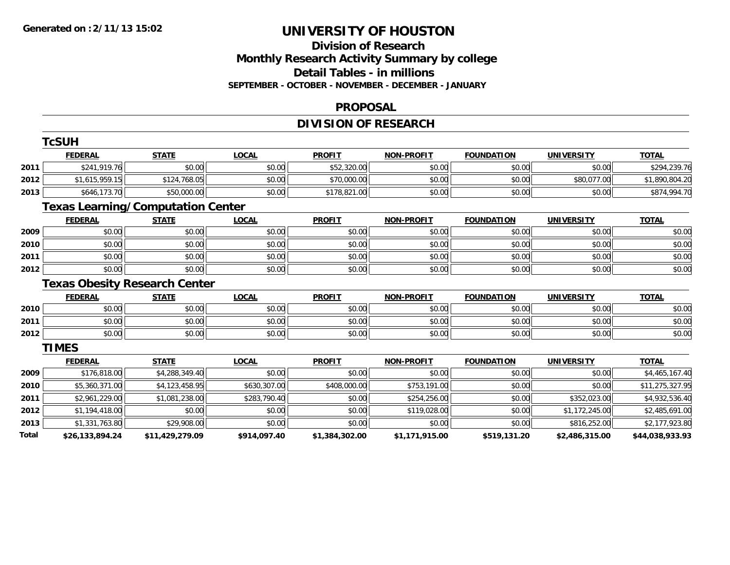**Generated on :2/11/13 15:02**

# UNIVERSITY OF HOUSTON

## Division of Research
## Monthly Research Activity Summary by college
## Detail Tables - in millions
### SEPTEMBER - OCTOBER - NOVEMBER - DECEMBER - JANUARY

## PROPOSAL

## DIVISION OF RESEARCH

### TcSUH

| | FEDERAL | STATE | LOCAL | PROFIT | NON-PROFIT | FOUNDATION | UNIVERSITY | TOTAL |
|---|---|---|---|---|---|---|---|---|
| 2011 | $241,919.76 | $0.00 | $0.00 | $52,320.00 | $0.00 | $0.00 | $0.00 | $294,239.76 |
| 2012 | $1,615,959.15 | $124,768.05 | $0.00 | $70,000.00 | $0.00 | $0.00 | $80,077.00 | $1,890,804.20 |
| 2013 | $646,173.70 | $50,000.00 | $0.00 | $178,821.00 | $0.00 | $0.00 | $0.00 | $874,994.70 |

### Texas Learning/Computation Center

| | FEDERAL | STATE | LOCAL | PROFIT | NON-PROFIT | FOUNDATION | UNIVERSITY | TOTAL |
|---|---|---|---|---|---|---|---|---|
| 2009 | $0.00 | $0.00 | $0.00 | $0.00 | $0.00 | $0.00 | $0.00 | $0.00 |
| 2010 | $0.00 | $0.00 | $0.00 | $0.00 | $0.00 | $0.00 | $0.00 | $0.00 |
| 2011 | $0.00 | $0.00 | $0.00 | $0.00 | $0.00 | $0.00 | $0.00 | $0.00 |
| 2012 | $0.00 | $0.00 | $0.00 | $0.00 | $0.00 | $0.00 | $0.00 | $0.00 |

### Texas Obesity Research Center

| | FEDERAL | STATE | LOCAL | PROFIT | NON-PROFIT | FOUNDATION | UNIVERSITY | TOTAL |
|---|---|---|---|---|---|---|---|---|
| 2010 | $0.00 | $0.00 | $0.00 | $0.00 | $0.00 | $0.00 | $0.00 | $0.00 |
| 2011 | $0.00 | $0.00 | $0.00 | $0.00 | $0.00 | $0.00 | $0.00 | $0.00 |
| 2012 | $0.00 | $0.00 | $0.00 | $0.00 | $0.00 | $0.00 | $0.00 | $0.00 |

### TIMES

| | FEDERAL | STATE | LOCAL | PROFIT | NON-PROFIT | FOUNDATION | UNIVERSITY | TOTAL |
|---|---|---|---|---|---|---|---|---|
| 2009 | $176,818.00 | $4,288,349.40 | $0.00 | $0.00 | $0.00 | $0.00 | $0.00 | $4,465,167.40 |
| 2010 | $5,360,371.00 | $4,123,458.95 | $630,307.00 | $408,000.00 | $753,191.00 | $0.00 | $0.00 | $11,275,327.95 |
| 2011 | $2,961,229.00 | $1,081,238.00 | $283,790.40 | $0.00 | $254,256.00 | $0.00 | $352,023.00 | $4,932,536.40 |
| 2012 | $1,194,418.00 | $0.00 | $0.00 | $0.00 | $119,028.00 | $0.00 | $1,172,245.00 | $2,485,691.00 |
| 2013 | $1,331,763.80 | $29,908.00 | $0.00 | $0.00 | $0.00 | $0.00 | $816,252.00 | $2,177,923.80 |
| **Total** | **$26,133,894.24** | **$11,429,279.09** | **$914,097.40** | **$1,384,302.00** | **$1,171,915.00** | **$519,131.20** | **$2,486,315.00** | **$44,038,933.93** |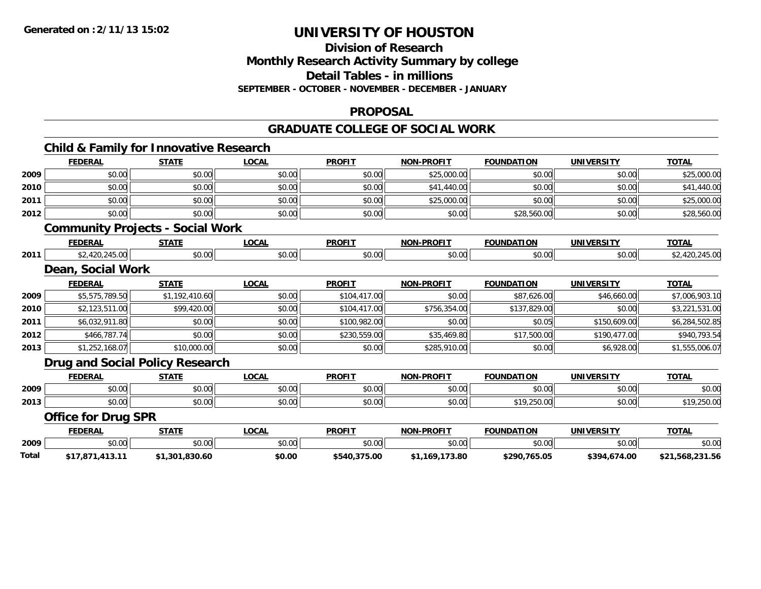**Generated on :2/11/13 15:02**

# UNIVERSITY OF HOUSTON

## Division of Research
## Monthly Research Activity Summary by college
## Detail Tables - in millions
### SEPTEMBER - OCTOBER - NOVEMBER - DECEMBER - JANUARY

## PROPOSAL

## GRADUATE COLLEGE OF SOCIAL WORK

### Child & Family for Innovative Research

| | FEDERAL | STATE | LOCAL | PROFIT | NON-PROFIT | FOUNDATION | UNIVERSITY | TOTAL |
|---|---|---|---|---|---|---|---|---|
| 2009 | $0.00 | $0.00 | $0.00 | $0.00 | $25,000.00 | $0.00 | $0.00 | $25,000.00 |
| 2010 | $0.00 | $0.00 | $0.00 | $0.00 | $41,440.00 | $0.00 | $0.00 | $41,440.00 |
| 2011 | $0.00 | $0.00 | $0.00 | $0.00 | $25,000.00 | $0.00 | $0.00 | $25,000.00 |
| 2012 | $0.00 | $0.00 | $0.00 | $0.00 | $0.00 | $28,560.00 | $0.00 | $28,560.00 |

### Community Projects - Social Work

| | FEDERAL | STATE | LOCAL | PROFIT | NON-PROFIT | FOUNDATION | UNIVERSITY | TOTAL |
|---|---|---|---|---|---|---|---|---|
| 2011 | $2,420,245.00 | $0.00 | $0.00 | $0.00 | $0.00 | $0.00 | $0.00 | $2,420,245.00 |

### Dean, Social Work

| | FEDERAL | STATE | LOCAL | PROFIT | NON-PROFIT | FOUNDATION | UNIVERSITY | TOTAL |
|---|---|---|---|---|---|---|---|---|
| 2009 | $5,575,789.50 | $1,192,410.60 | $0.00 | $104,417.00 | $0.00 | $87,626.00 | $46,660.00 | $7,006,903.10 |
| 2010 | $2,123,511.00 | $99,420.00 | $0.00 | $104,417.00 | $756,354.00 | $137,829.00 | $0.00 | $3,221,531.00 |
| 2011 | $6,032,911.80 | $0.00 | $0.00 | $100,982.00 | $0.00 | $0.05 | $150,609.00 | $6,284,502.85 |
| 2012 | $466,787.74 | $0.00 | $0.00 | $230,559.00 | $35,469.80 | $17,500.00 | $190,477.00 | $940,793.54 |
| 2013 | $1,252,168.07 | $10,000.00 | $0.00 | $0.00 | $285,910.00 | $0.00 | $6,928.00 | $1,555,006.07 |

### Drug and Social Policy Research

| | FEDERAL | STATE | LOCAL | PROFIT | NON-PROFIT | FOUNDATION | UNIVERSITY | TOTAL |
|---|---|---|---|---|---|---|---|---|
| 2009 | $0.00 | $0.00 | $0.00 | $0.00 | $0.00 | $0.00 | $0.00 | $0.00 |
| 2013 | $0.00 | $0.00 | $0.00 | $0.00 | $0.00 | $19,250.00 | $0.00 | $19,250.00 |

### Office for Drug SPR

| | FEDERAL | STATE | LOCAL | PROFIT | NON-PROFIT | FOUNDATION | UNIVERSITY | TOTAL |
|---|---|---|---|---|---|---|---|---|
| 2009 | $0.00 | $0.00 | $0.00 | $0.00 | $0.00 | $0.00 | $0.00 | $0.00 |
| **Total** | **$17,871,413.11** | **$1,301,830.60** | **$0.00** | **$540,375.00** | **$1,169,173.80** | **$290,765.05** | **$394,674.00** | **$21,568,231.56** |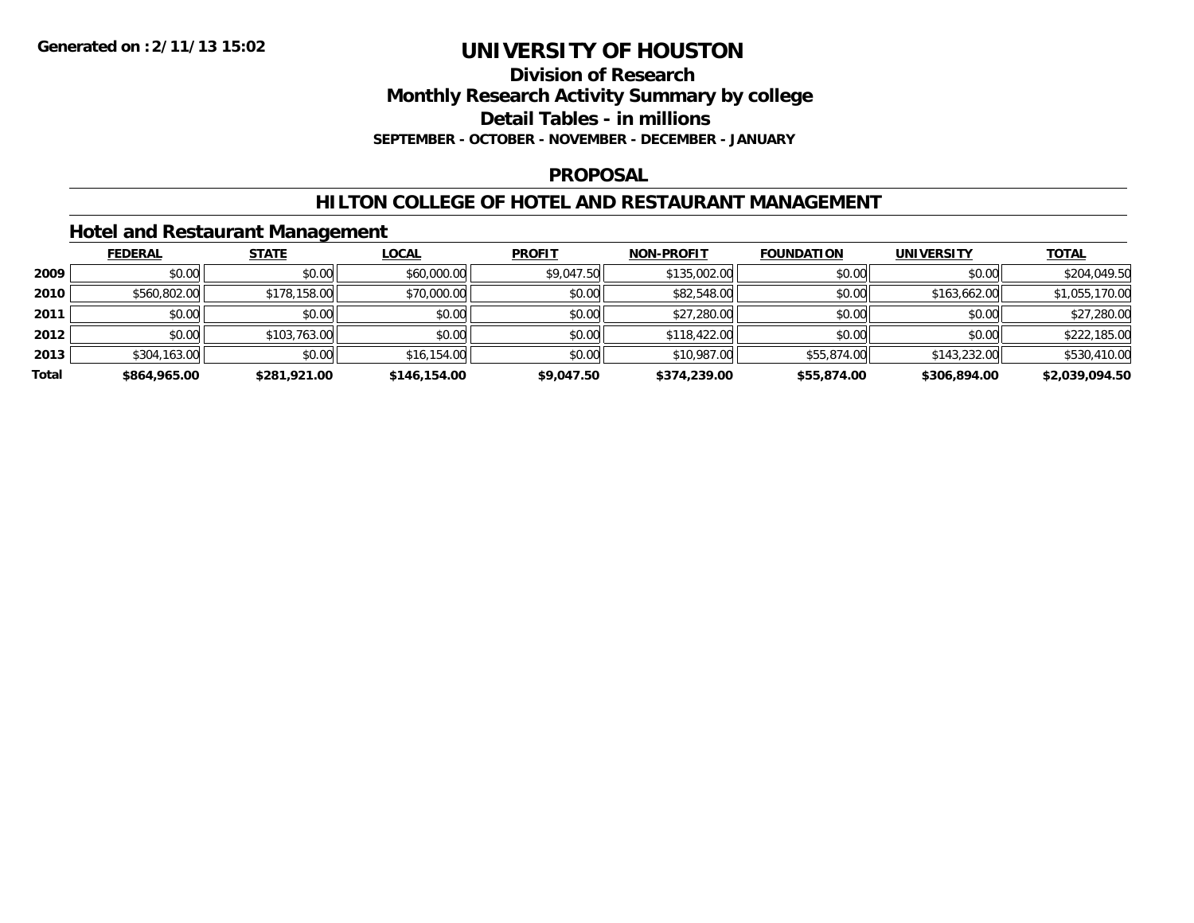Generated on :2/11/13 15:02

# UNIVERSITY OF HOUSTON

## Division of Research

## Monthly Research Activity Summary by college

## Detail Tables - in millions

**SEPTEMBER - OCTOBER - NOVEMBER - DECEMBER - JANUARY**

## PROPOSAL

## HILTON COLLEGE OF HOTEL AND RESTAURANT MANAGEMENT

### Hotel and Restaurant Management

| | FEDERAL | STATE | LOCAL | PROFIT | NON-PROFIT | FOUNDATION | UNIVERSITY | TOTAL |
|---|---|---|---|---|---|---|---|---|
| 2009 | $0.00 | $0.00 | $60,000.00 | $9,047.50 | $135,002.00 | $0.00 | $0.00 | $204,049.50 |
| 2010 | $560,802.00 | $178,158.00 | $70,000.00 | $0.00 | $82,548.00 | $0.00 | $163,662.00 | $1,055,170.00 |
| 2011 | $0.00 | $0.00 | $0.00 | $0.00 | $27,280.00 | $0.00 | $0.00 | $27,280.00 |
| 2012 | $0.00 | $103,763.00 | $0.00 | $0.00 | $118,422.00 | $0.00 | $0.00 | $222,185.00 |
| 2013 | $304,163.00 | $0.00 | $16,154.00 | $0.00 | $10,987.00 | $55,874.00 | $143,232.00 | $530,410.00 |
| **Total** | **$864,965.00** | **$281,921.00** | **$146,154.00** | **$9,047.50** | **$374,239.00** | **$55,874.00** | **$306,894.00** | **$2,039,094.50** |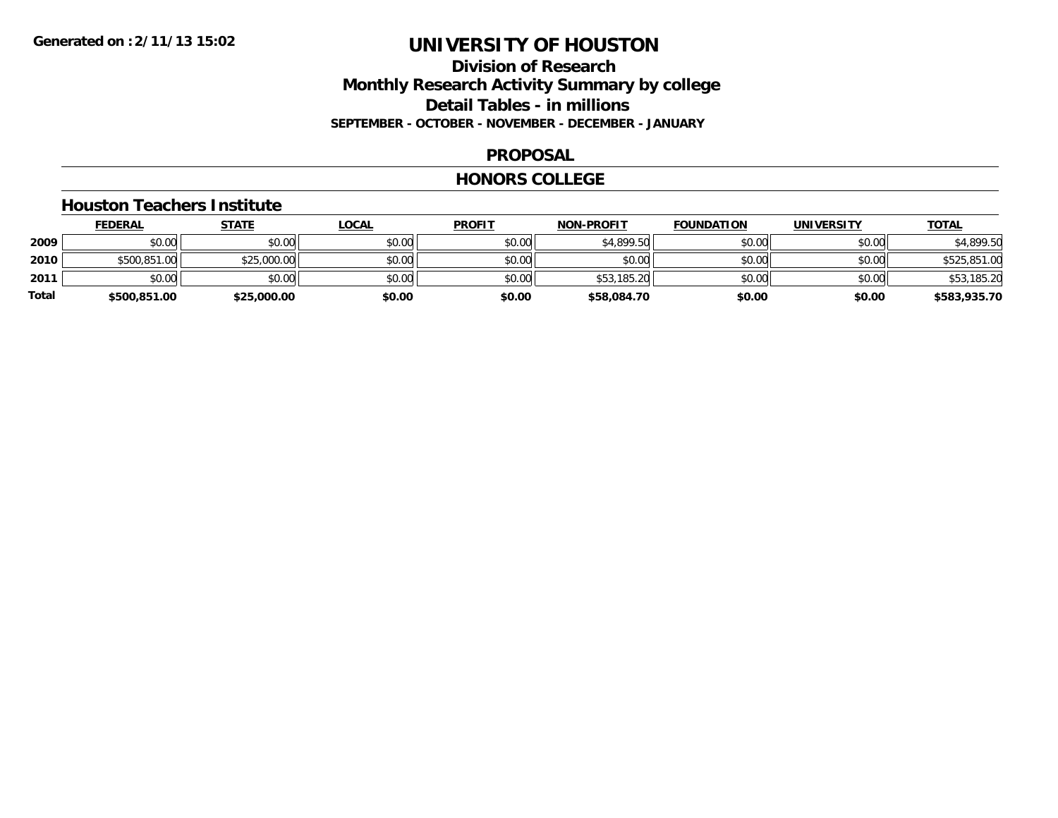Generated on :2/11/13 15:02

# UNIVERSITY OF HOUSTON

## Division of Research
## Monthly Research Activity Summary by college
## Detail Tables - in millions
**SEPTEMBER - OCTOBER - NOVEMBER - DECEMBER - JANUARY**

### PROPOSAL

### HONORS COLLEGE

#### Houston Teachers Institute

| | FEDERAL | STATE | LOCAL | PROFIT | NON-PROFIT | FOUNDATION | UNIVERSITY | TOTAL |
|---|---|---|---|---|---|---|---|---|
| 2009 | $0.00 | $0.00 | $0.00 | $0.00 | $4,899.50 | $0.00 | $0.00 | $4,899.50 |
| 2010 | $500,851.00 | $25,000.00 | $0.00 | $0.00 | $0.00 | $0.00 | $0.00 | $525,851.00 |
| 2011 | $0.00 | $0.00 | $0.00 | $0.00 | $53,185.20 | $0.00 | $0.00 | $53,185.20 |
| **Total** | **$500,851.00** | **$25,000.00** | **$0.00** | **$0.00** | **$58,084.70** | **$0.00** | **$0.00** | **$583,935.70** |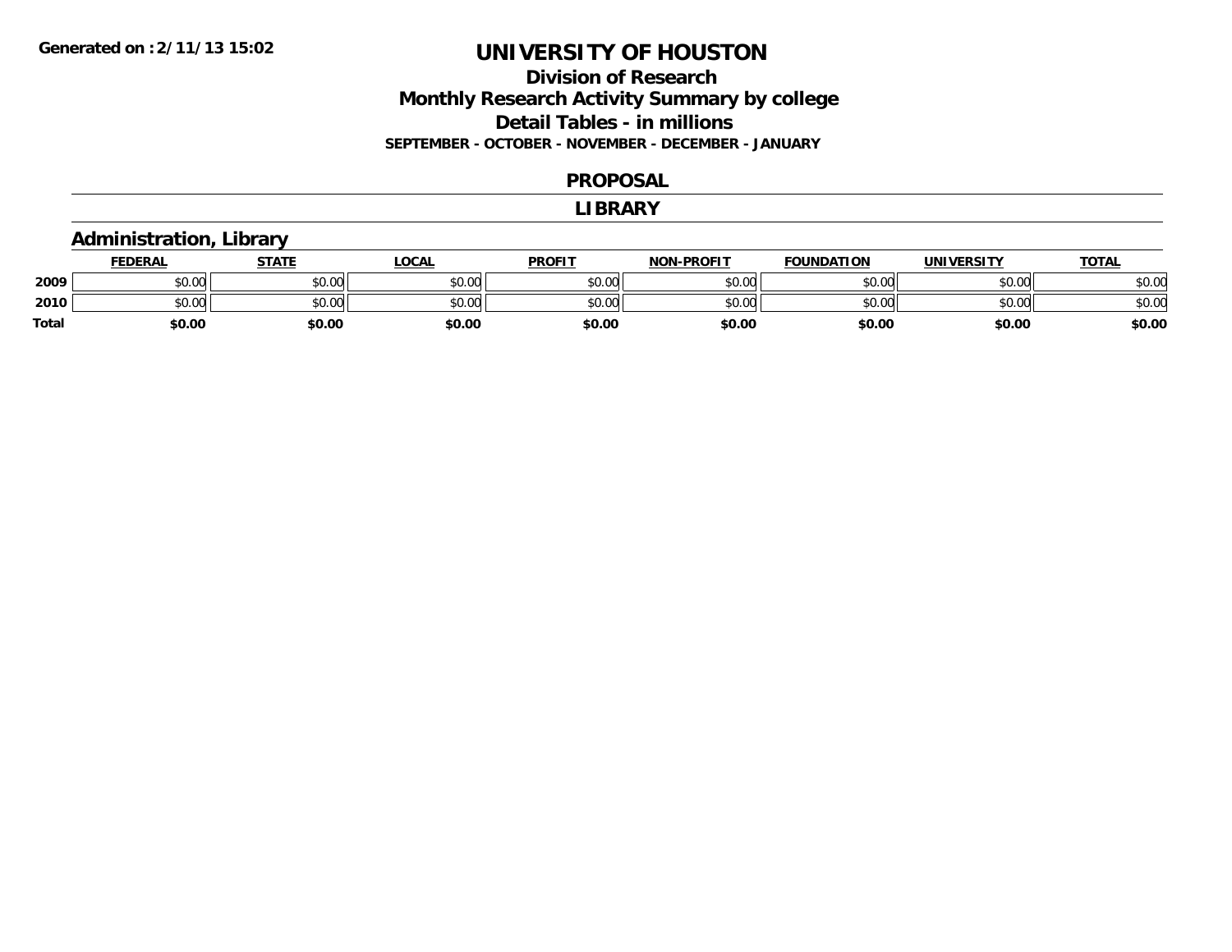**Generated on :2/11/13 15:02**

# UNIVERSITY OF HOUSTON

## Division of Research
## Monthly Research Activity Summary by college
## Detail Tables - in millions
### SEPTEMBER - OCTOBER - NOVEMBER - DECEMBER - JANUARY

## PROPOSAL

## LIBRARY

### Administration, Library

| | FEDERAL | STATE | LOCAL | PROFIT | NON-PROFIT | FOUNDATION | UNIVERSITY | TOTAL |
|---|---|---|---|---|---|---|---|---|
| 2009 | $0.00 | $0.00 | $0.00 | $0.00 | $0.00 | $0.00 | $0.00 | $0.00 |
| 2010 | $0.00 | $0.00 | $0.00 | $0.00 | $0.00 | $0.00 | $0.00 | $0.00 |
| **Total** | **$0.00** | **$0.00** | **$0.00** | **$0.00** | **$0.00** | **$0.00** | **$0.00** | **$0.00** |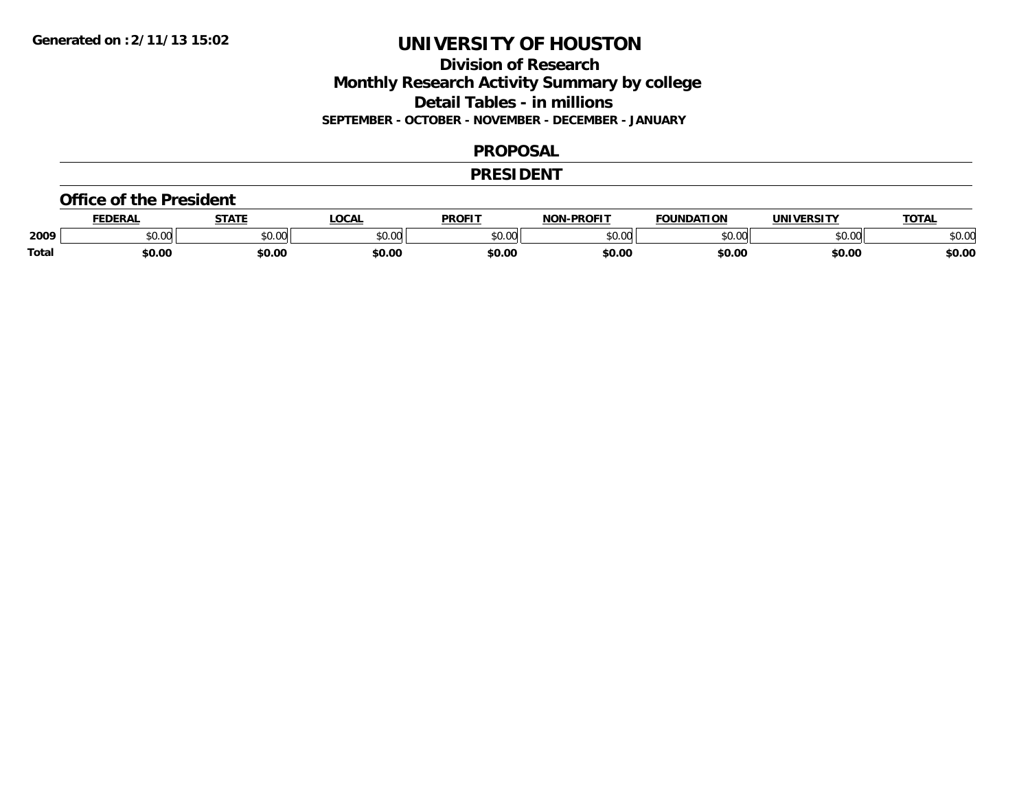# UNIVERSITY OF HOUSTON

## Division of Research

## Monthly Research Activity Summary by college

## Detail Tables - in millions

**SEPTEMBER - OCTOBER - NOVEMBER - DECEMBER - JANUARY**

## PROPOSAL

## PRESIDENT

### Office of the President

| | FEDERAL | STATE | LOCAL | PROFIT | NON-PROFIT | FOUNDATION | UNIVERSITY | TOTAL |
|---|---|---|---|---|---|---|---|---|
| 2009 | $0.00 | $0.00 | $0.00 | $0.00 | $0.00 | $0.00 | $0.00 | $0.00 |
| **Total** | **$0.00** | **$0.00** | **$0.00** | **$0.00** | **$0.00** | **$0.00** | **$0.00** | **$0.00** |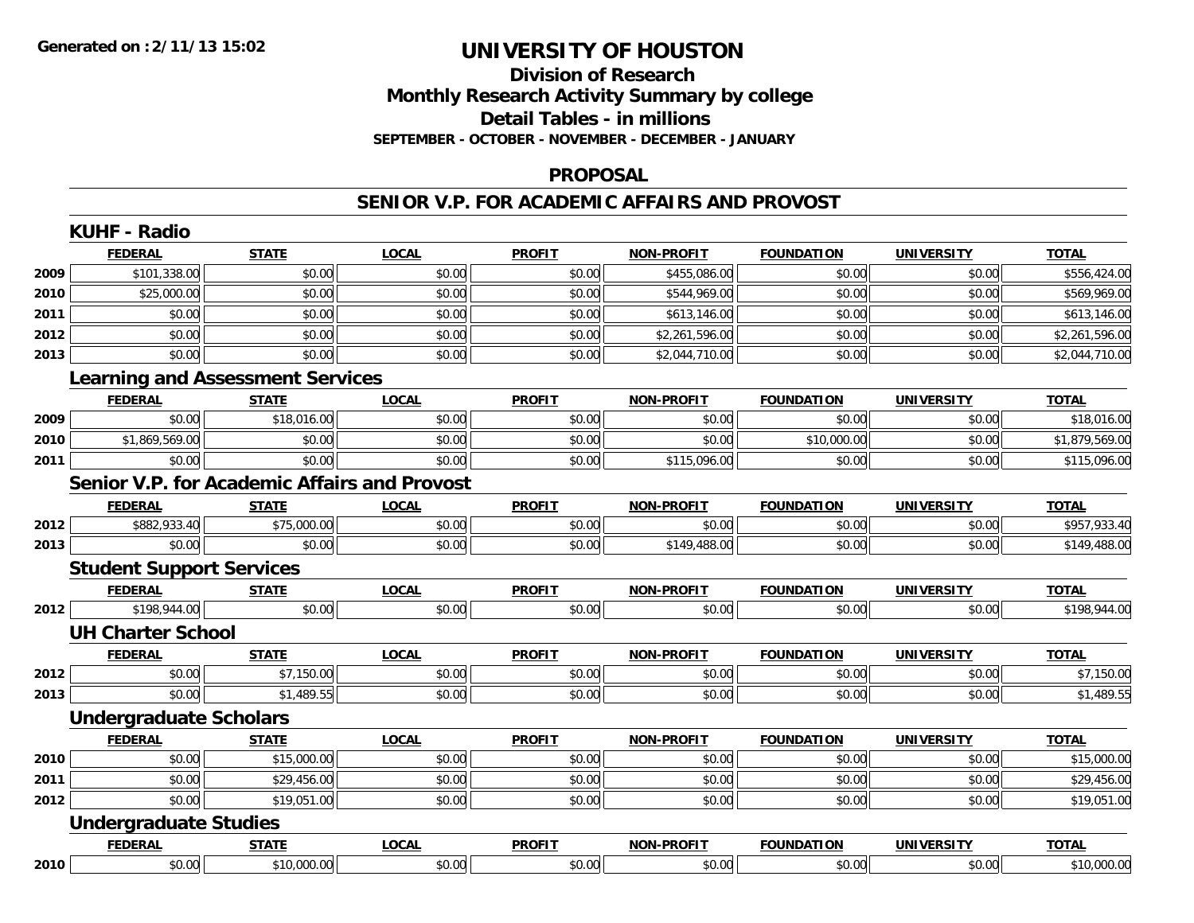**Generated on :2/11/13 15:02**

# UNIVERSITY OF HOUSTON

## Division of Research
## Monthly Research Activity Summary by college
## Detail Tables - in millions
**SEPTEMBER - OCTOBER - NOVEMBER - DECEMBER - JANUARY**

## PROPOSAL

## SENIOR V.P. FOR ACADEMIC AFFAIRS AND PROVOST

### KUHF - Radio

| | FEDERAL | STATE | LOCAL | PROFIT | NON-PROFIT | FOUNDATION | UNIVERSITY | TOTAL |
|---|---|---|---|---|---|---|---|---|
| 2009 | $101,338.00 | $0.00 | $0.00 | $0.00 | $455,086.00 | $0.00 | $0.00 | $556,424.00 |
| 2010 | $25,000.00 | $0.00 | $0.00 | $0.00 | $544,969.00 | $0.00 | $0.00 | $569,969.00 |
| 2011 | $0.00 | $0.00 | $0.00 | $0.00 | $613,146.00 | $0.00 | $0.00 | $613,146.00 |
| 2012 | $0.00 | $0.00 | $0.00 | $0.00 | $2,261,596.00 | $0.00 | $0.00 | $2,261,596.00 |
| 2013 | $0.00 | $0.00 | $0.00 | $0.00 | $2,044,710.00 | $0.00 | $0.00 | $2,044,710.00 |

### Learning and Assessment Services

| | FEDERAL | STATE | LOCAL | PROFIT | NON-PROFIT | FOUNDATION | UNIVERSITY | TOTAL |
|---|---|---|---|---|---|---|---|---|
| 2009 | $0.00 | $18,016.00 | $0.00 | $0.00 | $0.00 | $0.00 | $0.00 | $18,016.00 |
| 2010 | $1,869,569.00 | $0.00 | $0.00 | $0.00 | $0.00 | $10,000.00 | $0.00 | $1,879,569.00 |
| 2011 | $0.00 | $0.00 | $0.00 | $0.00 | $115,096.00 | $0.00 | $0.00 | $115,096.00 |

### Senior V.P. for Academic Affairs and Provost

| | FEDERAL | STATE | LOCAL | PROFIT | NON-PROFIT | FOUNDATION | UNIVERSITY | TOTAL |
|---|---|---|---|---|---|---|---|---|
| 2012 | $882,933.40 | $75,000.00 | $0.00 | $0.00 | $0.00 | $0.00 | $0.00 | $957,933.40 |
| 2013 | $0.00 | $0.00 | $0.00 | $0.00 | $149,488.00 | $0.00 | $0.00 | $149,488.00 |

### Student Support Services

| | FEDERAL | STATE | LOCAL | PROFIT | NON-PROFIT | FOUNDATION | UNIVERSITY | TOTAL |
|---|---|---|---|---|---|---|---|---|
| 2012 | $198,944.00 | $0.00 | $0.00 | $0.00 | $0.00 | $0.00 | $0.00 | $198,944.00 |

### UH Charter School

| | FEDERAL | STATE | LOCAL | PROFIT | NON-PROFIT | FOUNDATION | UNIVERSITY | TOTAL |
|---|---|---|---|---|---|---|---|---|
| 2012 | $0.00 | $7,150.00 | $0.00 | $0.00 | $0.00 | $0.00 | $0.00 | $7,150.00 |
| 2013 | $0.00 | $1,489.55 | $0.00 | $0.00 | $0.00 | $0.00 | $0.00 | $1,489.55 |

### Undergraduate Scholars

| | FEDERAL | STATE | LOCAL | PROFIT | NON-PROFIT | FOUNDATION | UNIVERSITY | TOTAL |
|---|---|---|---|---|---|---|---|---|
| 2010 | $0.00 | $15,000.00 | $0.00 | $0.00 | $0.00 | $0.00 | $0.00 | $15,000.00 |
| 2011 | $0.00 | $29,456.00 | $0.00 | $0.00 | $0.00 | $0.00 | $0.00 | $29,456.00 |
| 2012 | $0.00 | $19,051.00 | $0.00 | $0.00 | $0.00 | $0.00 | $0.00 | $19,051.00 |

### Undergraduate Studies

| | FEDERAL | STATE | LOCAL | PROFIT | NON-PROFIT | FOUNDATION | UNIVERSITY | TOTAL |
|---|---|---|---|---|---|---|---|---|
| 2010 | $0.00 | $10,000.00 | $0.00 | $0.00 | $0.00 | $0.00 | $0.00 | $10,000.00 |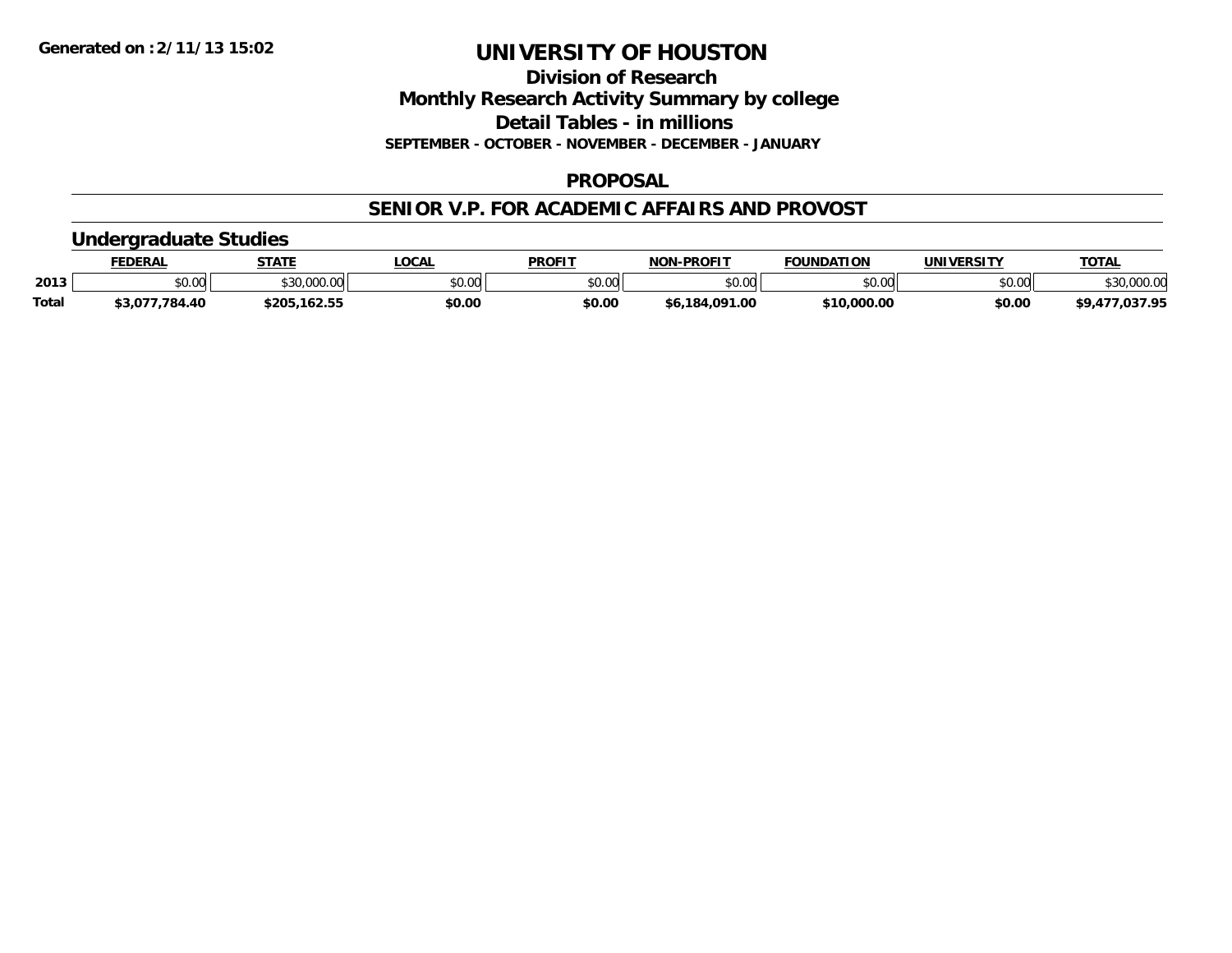Generated on :2/11/13 15:02

# UNIVERSITY OF HOUSTON

## Division of Research
## Monthly Research Activity Summary by college
## Detail Tables - in millions
### SEPTEMBER - OCTOBER - NOVEMBER - DECEMBER - JANUARY

## PROPOSAL

## SENIOR V.P. FOR ACADEMIC AFFAIRS AND PROVOST

### Undergraduate Studies

| | FEDERAL | STATE | LOCAL | PROFIT | NON-PROFIT | FOUNDATION | UNIVERSITY | TOTAL |
|---|---|---|---|---|---|---|---|---|
| 2013 | $0.00 | $30,000.00 | $0.00 | $0.00 | $0.00 | $0.00 | $0.00 | $30,000.00 |
| **Total** | **$3,077,784.40** | **$205,162.55** | **$0.00** | **$0.00** | **$6,184,091.00** | **$10,000.00** | **$0.00** | **$9,477,037.95** |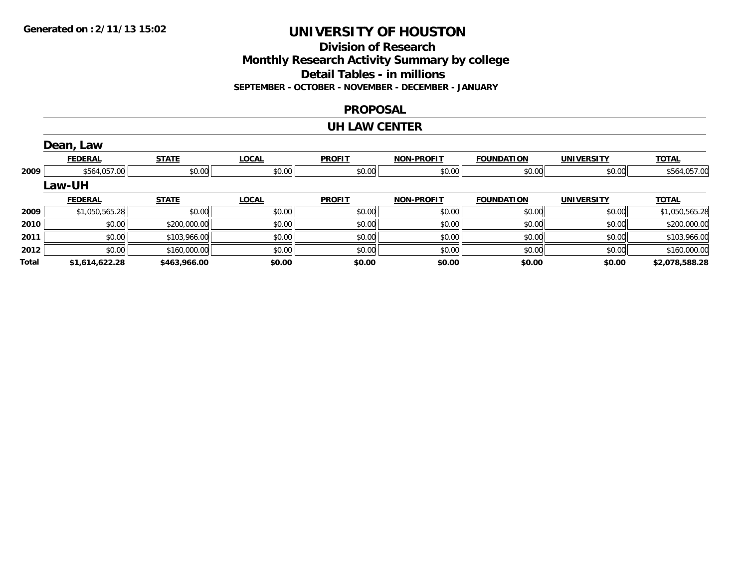Generated on :2/11/13 15:02

# UNIVERSITY OF HOUSTON

## Division of Research
## Monthly Research Activity Summary by college
## Detail Tables - in millions
### SEPTEMBER - OCTOBER - NOVEMBER - DECEMBER - JANUARY

## PROPOSAL

## UH LAW CENTER

### Dean, Law

| | FEDERAL | STATE | LOCAL | PROFIT | NON-PROFIT | FOUNDATION | UNIVERSITY | TOTAL |
|---|---|---|---|---|---|---|---|---|
| 2009 | $564,057.00 | $0.00 | $0.00 | $0.00 | $0.00 | $0.00 | $0.00 | $564,057.00 |

### Law-UH

| | FEDERAL | STATE | LOCAL | PROFIT | NON-PROFIT | FOUNDATION | UNIVERSITY | TOTAL |
|---|---|---|---|---|---|---|---|---|
| 2009 | $1,050,565.28 | $0.00 | $0.00 | $0.00 | $0.00 | $0.00 | $0.00 | $1,050,565.28 |
| 2010 | $0.00 | $200,000.00 | $0.00 | $0.00 | $0.00 | $0.00 | $0.00 | $200,000.00 |
| 2011 | $0.00 | $103,966.00 | $0.00 | $0.00 | $0.00 | $0.00 | $0.00 | $103,966.00 |
| 2012 | $0.00 | $160,000.00 | $0.00 | $0.00 | $0.00 | $0.00 | $0.00 | $160,000.00 |
| **Total** | **$1,614,622.28** | **$463,966.00** | **$0.00** | **$0.00** | **$0.00** | **$0.00** | **$0.00** | **$2,078,588.28** |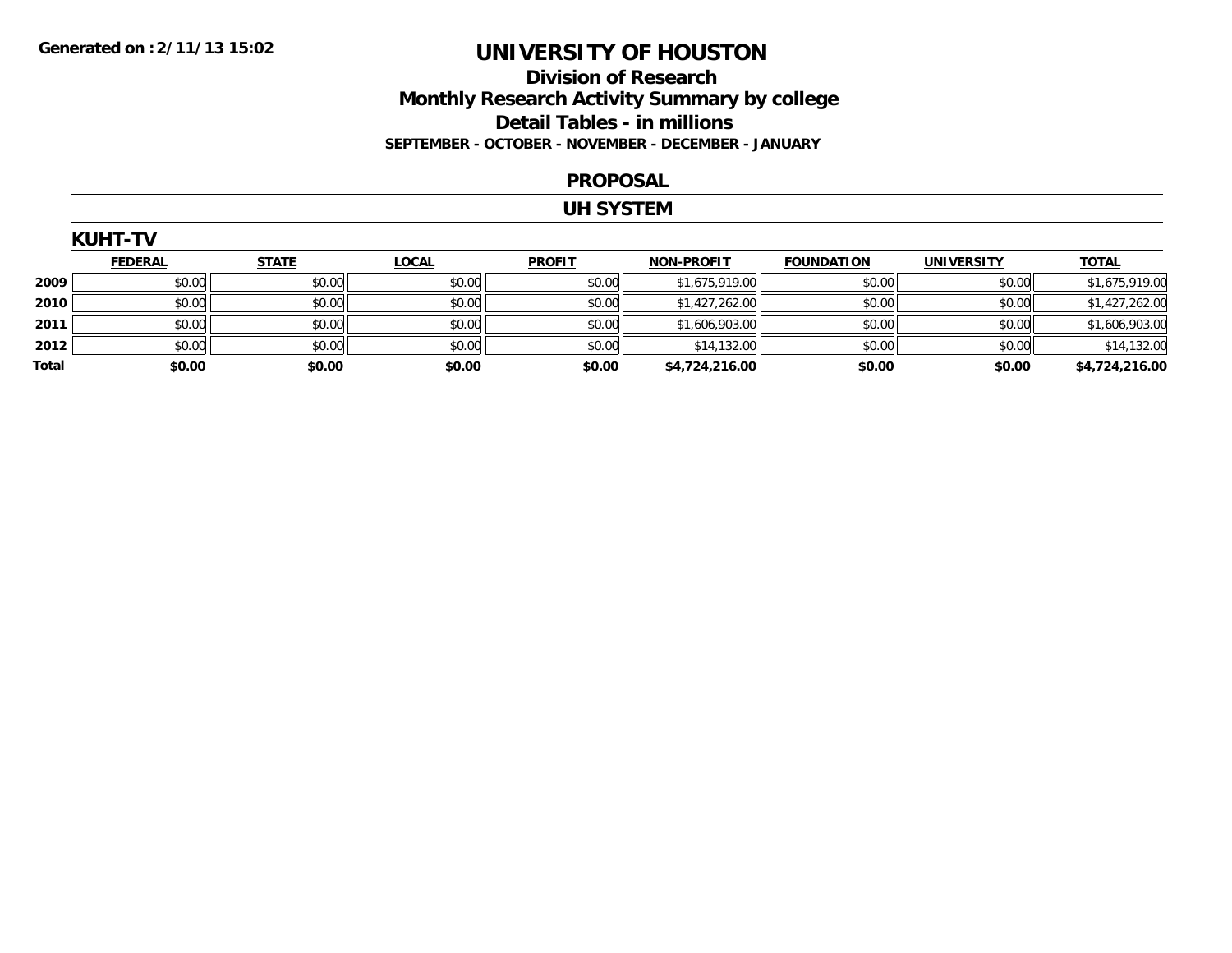Generated on :2/11/13 15:02

# UNIVERSITY OF HOUSTON

## Division of Research
## Monthly Research Activity Summary by college
## Detail Tables - in millions
### SEPTEMBER - OCTOBER - NOVEMBER - DECEMBER - JANUARY

## PROPOSAL

## UH SYSTEM

### KUHT-TV

| | FEDERAL | STATE | LOCAL | PROFIT | NON-PROFIT | FOUNDATION | UNIVERSITY | TOTAL |
|---|---|---|---|---|---|---|---|---|
| 2009 | $0.00 | $0.00 | $0.00 | $0.00 | $1,675,919.00 | $0.00 | $0.00 | $1,675,919.00 |
| 2010 | $0.00 | $0.00 | $0.00 | $0.00 | $1,427,262.00 | $0.00 | $0.00 | $1,427,262.00 |
| 2011 | $0.00 | $0.00 | $0.00 | $0.00 | $1,606,903.00 | $0.00 | $0.00 | $1,606,903.00 |
| 2012 | $0.00 | $0.00 | $0.00 | $0.00 | $14,132.00 | $0.00 | $0.00 | $14,132.00 |
| **Total** | **$0.00** | **$0.00** | **$0.00** | **$0.00** | **$4,724,216.00** | **$0.00** | **$0.00** | **$4,724,216.00** |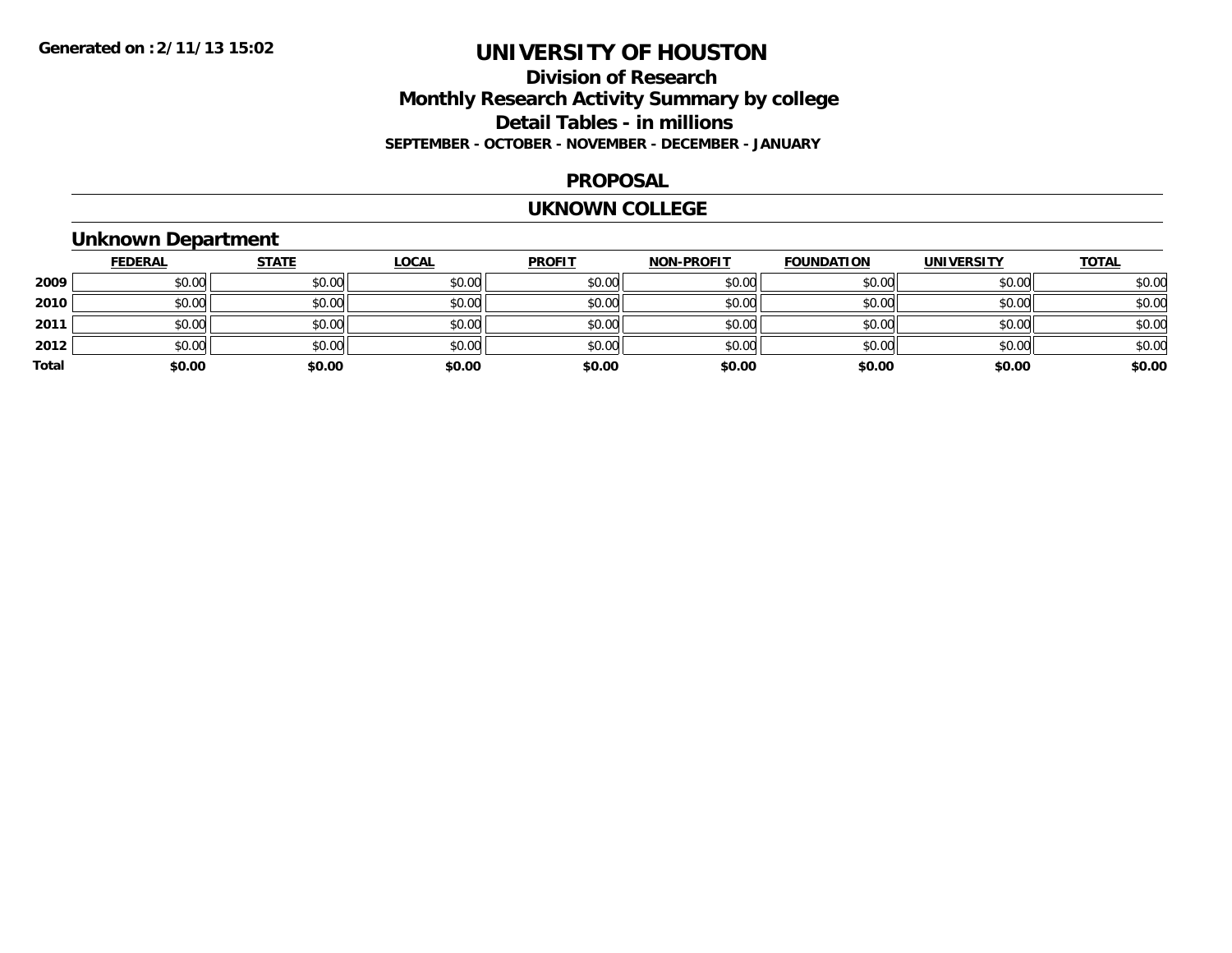**Generated on :2/11/13 15:02**

# UNIVERSITY OF HOUSTON

## Division of Research
## Monthly Research Activity Summary by college
## Detail Tables - in millions

**SEPTEMBER - OCTOBER - NOVEMBER - DECEMBER - JANUARY**

## PROPOSAL

## UKNOWN COLLEGE

### Unknown Department

| | FEDERAL | STATE | LOCAL | PROFIT | NON-PROFIT | FOUNDATION | UNIVERSITY | TOTAL |
|---|---|---|---|---|---|---|---|---|
| **2009** | $0.00 | $0.00 | $0.00 | $0.00 | $0.00 | $0.00 | $0.00 | $0.00 |
| **2010** | $0.00 | $0.00 | $0.00 | $0.00 | $0.00 | $0.00 | $0.00 | $0.00 |
| **2011** | $0.00 | $0.00 | $0.00 | $0.00 | $0.00 | $0.00 | $0.00 | $0.00 |
| **2012** | $0.00 | $0.00 | $0.00 | $0.00 | $0.00 | $0.00 | $0.00 | $0.00 |
| **Total** | **$0.00** | **$0.00** | **$0.00** | **$0.00** | **$0.00** | **$0.00** | **$0.00** | **$0.00** |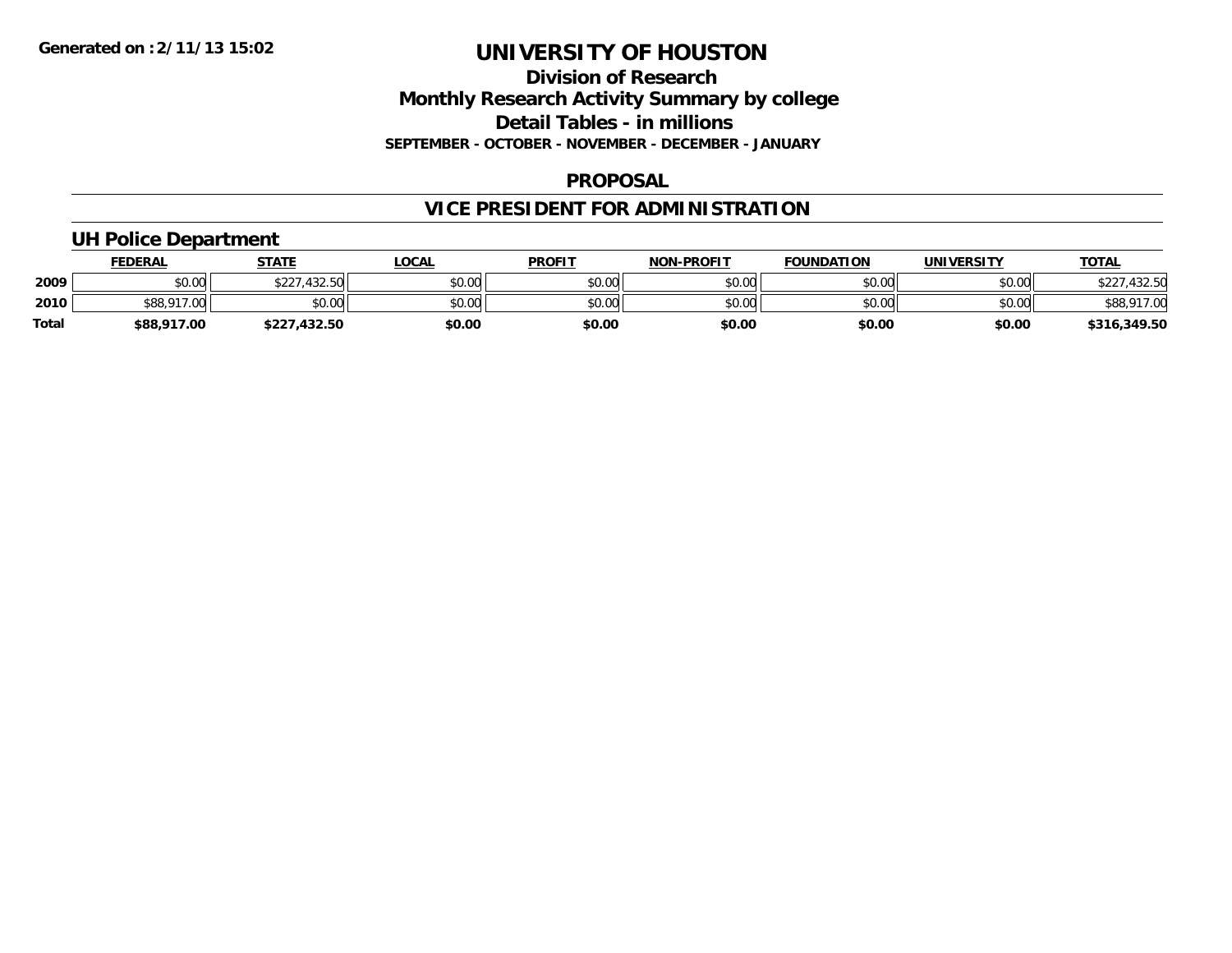**Generated on :2/11/13 15:02**

# UNIVERSITY OF HOUSTON

## Division of Research
## Monthly Research Activity Summary by college
## Detail Tables - in millions
### SEPTEMBER - OCTOBER - NOVEMBER - DECEMBER - JANUARY

## PROPOSAL

## VICE PRESIDENT FOR ADMINISTRATION

### UH Police Department

| | FEDERAL | STATE | LOCAL | PROFIT | NON-PROFIT | FOUNDATION | UNIVERSITY | TOTAL |
|---|---|---|---|---|---|---|---|---|
| **2009** | $0.00 | $227,432.50 | $0.00 | $0.00 | $0.00 | $0.00 | $0.00 | $227,432.50 |
| **2010** | $88,917.00 | $0.00 | $0.00 | $0.00 | $0.00 | $0.00 | $0.00 | $88,917.00 |
| **Total** | **$88,917.00** | **$227,432.50** | **$0.00** | **$0.00** | **$0.00** | **$0.00** | **$0.00** | **$316,349.50** |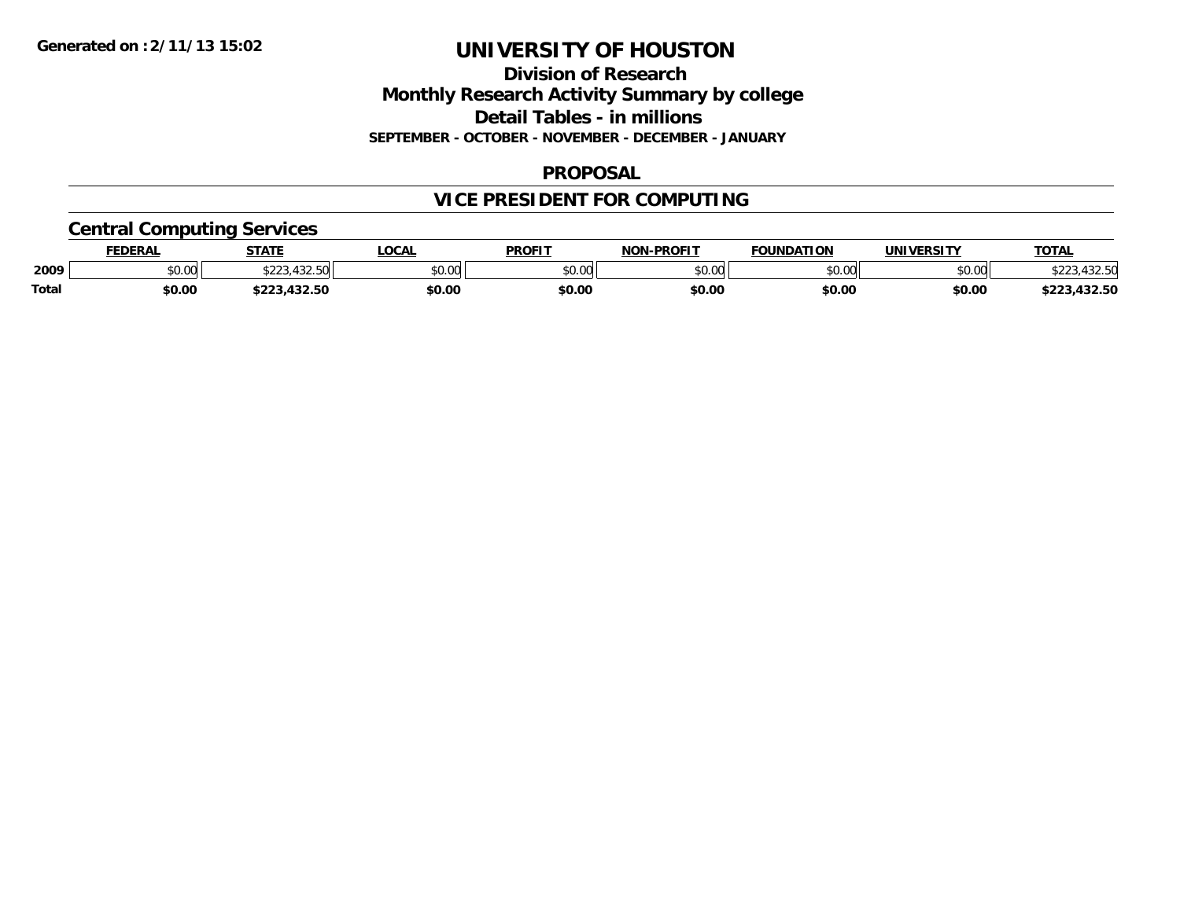Generated on :2/11/13 15:02

# UNIVERSITY OF HOUSTON

## Division of Research
## Monthly Research Activity Summary by college
## Detail Tables - in millions
**SEPTEMBER - OCTOBER - NOVEMBER - DECEMBER - JANUARY**

## PROPOSAL

## VICE PRESIDENT FOR COMPUTING

### Central Computing Services

| | FEDERAL | STATE | LOCAL | PROFIT | NON-PROFIT | FOUNDATION | UNIVERSITY | TOTAL |
|---|---|---|---|---|---|---|---|---|
| 2009 | $0.00 | $223,432.50 | $0.00 | $0.00 | $0.00 | $0.00 | $0.00 | $223,432.50 |
| **Total** | **$0.00** | **$223,432.50** | **$0.00** | **$0.00** | **$0.00** | **$0.00** | **$0.00** | **$223,432.50** |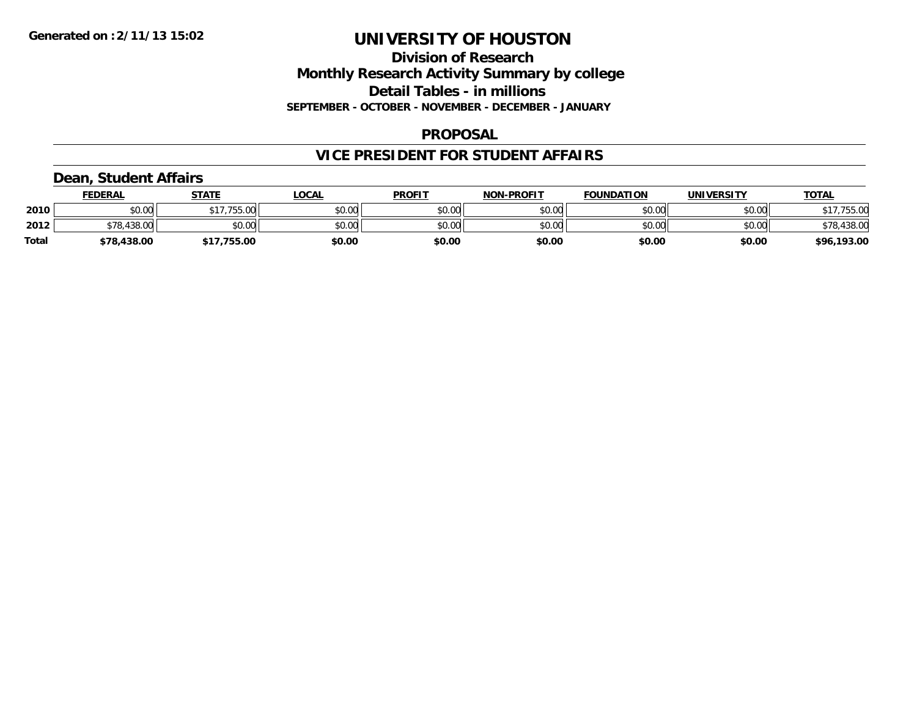# UNIVERSITY OF HOUSTON

## Division of Research
## Monthly Research Activity Summary by college
## Detail Tables - in millions
### SEPTEMBER - OCTOBER - NOVEMBER - DECEMBER - JANUARY

### PROPOSAL

### VICE PRESIDENT FOR STUDENT AFFAIRS

#### Dean, Student Affairs

| | FEDERAL | STATE | LOCAL | PROFIT | NON-PROFIT | FOUNDATION | UNIVERSITY | TOTAL |
|---|---|---|---|---|---|---|---|---|
| 2010 | $0.00 | $17,755.00 | $0.00 | $0.00 | $0.00 | $0.00 | $0.00 | $17,755.00 |
| 2012 | $78,438.00 | $0.00 | $0.00 | $0.00 | $0.00 | $0.00 | $0.00 | $78,438.00 |
| **Total** | **$78,438.00** | **$17,755.00** | **$0.00** | **$0.00** | **$0.00** | **$0.00** | **$0.00** | **$96,193.00** |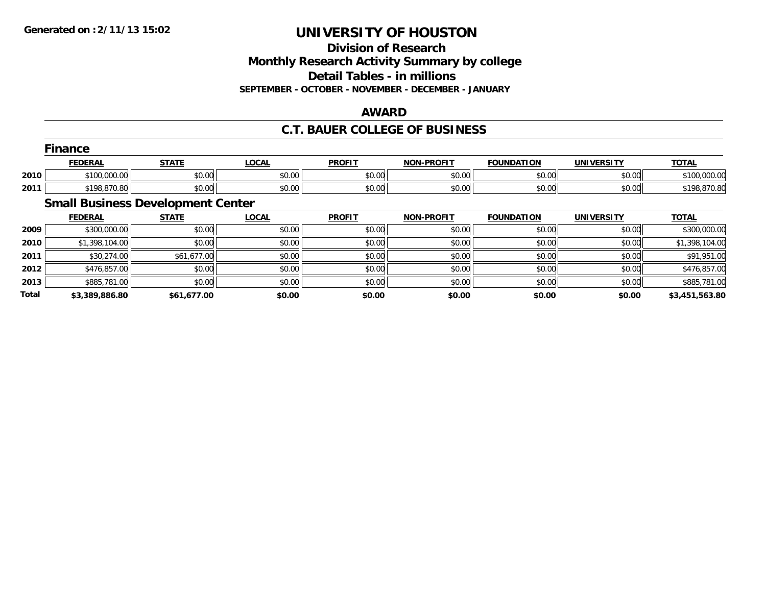Generated on :2/11/13 15:02

# UNIVERSITY OF HOUSTON

## Division of Research
## Monthly Research Activity Summary by college
## Detail Tables - in millions
**SEPTEMBER - OCTOBER - NOVEMBER - DECEMBER - JANUARY**

### AWARD

### C.T. BAUER COLLEGE OF BUSINESS

#### Finance

| | FEDERAL | STATE | LOCAL | PROFIT | NON-PROFIT | FOUNDATION | UNIVERSITY | TOTAL |
|---|---|---|---|---|---|---|---|---|
| 2010 | $100,000.00 | $0.00 | $0.00 | $0.00 | $0.00 | $0.00 | $0.00 | $100,000.00 |
| 2011 | $198,870.80 | $0.00 | $0.00 | $0.00 | $0.00 | $0.00 | $0.00 | $198,870.80 |

#### Small Business Development Center

| | FEDERAL | STATE | LOCAL | PROFIT | NON-PROFIT | FOUNDATION | UNIVERSITY | TOTAL |
|---|---|---|---|---|---|---|---|---|
| 2009 | $300,000.00 | $0.00 | $0.00 | $0.00 | $0.00 | $0.00 | $0.00 | $300,000.00 |
| 2010 | $1,398,104.00 | $0.00 | $0.00 | $0.00 | $0.00 | $0.00 | $0.00 | $1,398,104.00 |
| 2011 | $30,274.00 | $61,677.00 | $0.00 | $0.00 | $0.00 | $0.00 | $0.00 | $91,951.00 |
| 2012 | $476,857.00 | $0.00 | $0.00 | $0.00 | $0.00 | $0.00 | $0.00 | $476,857.00 |
| 2013 | $885,781.00 | $0.00 | $0.00 | $0.00 | $0.00 | $0.00 | $0.00 | $885,781.00 |
| **Total** | **$3,389,886.80** | **$61,677.00** | **$0.00** | **$0.00** | **$0.00** | **$0.00** | **$0.00** | **$3,451,563.80** |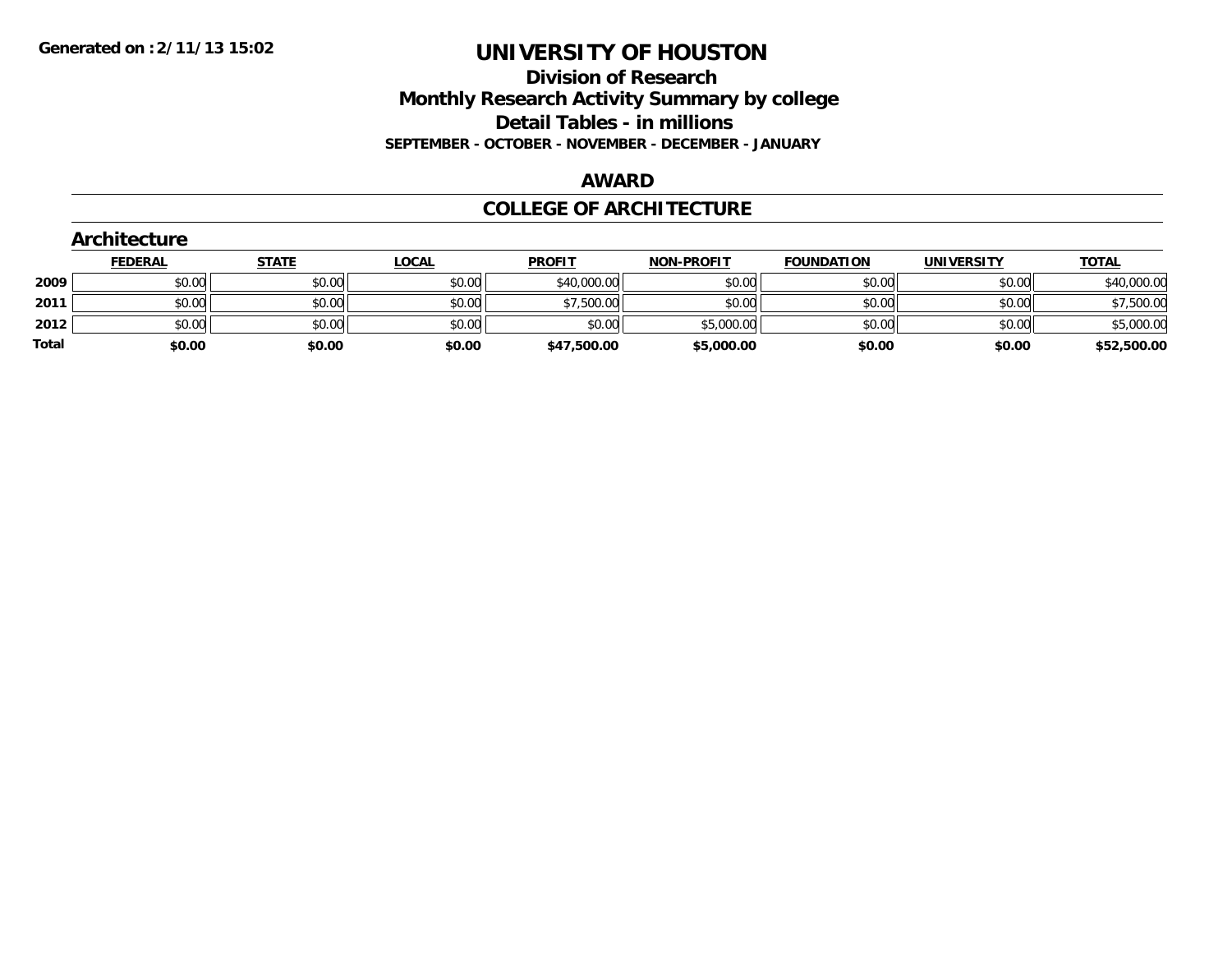**Generated on :2/11/13 15:02**

# UNIVERSITY OF HOUSTON

## Division of Research
## Monthly Research Activity Summary by college
## Detail Tables - in millions
**SEPTEMBER - OCTOBER - NOVEMBER - DECEMBER - JANUARY**

## AWARD

## COLLEGE OF ARCHITECTURE

### Architecture

| | FEDERAL | STATE | LOCAL | PROFIT | NON-PROFIT | FOUNDATION | UNIVERSITY | TOTAL |
|---|---|---|---|---|---|---|---|---|
| **2009** | $0.00 | $0.00 | $0.00 | $40,000.00 | $0.00 | $0.00 | $0.00 | $40,000.00 |
| **2011** | $0.00 | $0.00 | $0.00 | $7,500.00 | $0.00 | $0.00 | $0.00 | $7,500.00 |
| **2012** | $0.00 | $0.00 | $0.00 | $0.00 | $5,000.00 | $0.00 | $0.00 | $5,000.00 |
| **Total** | **$0.00** | **$0.00** | **$0.00** | **$47,500.00** | **$5,000.00** | **$0.00** | **$0.00** | **$52,500.00** |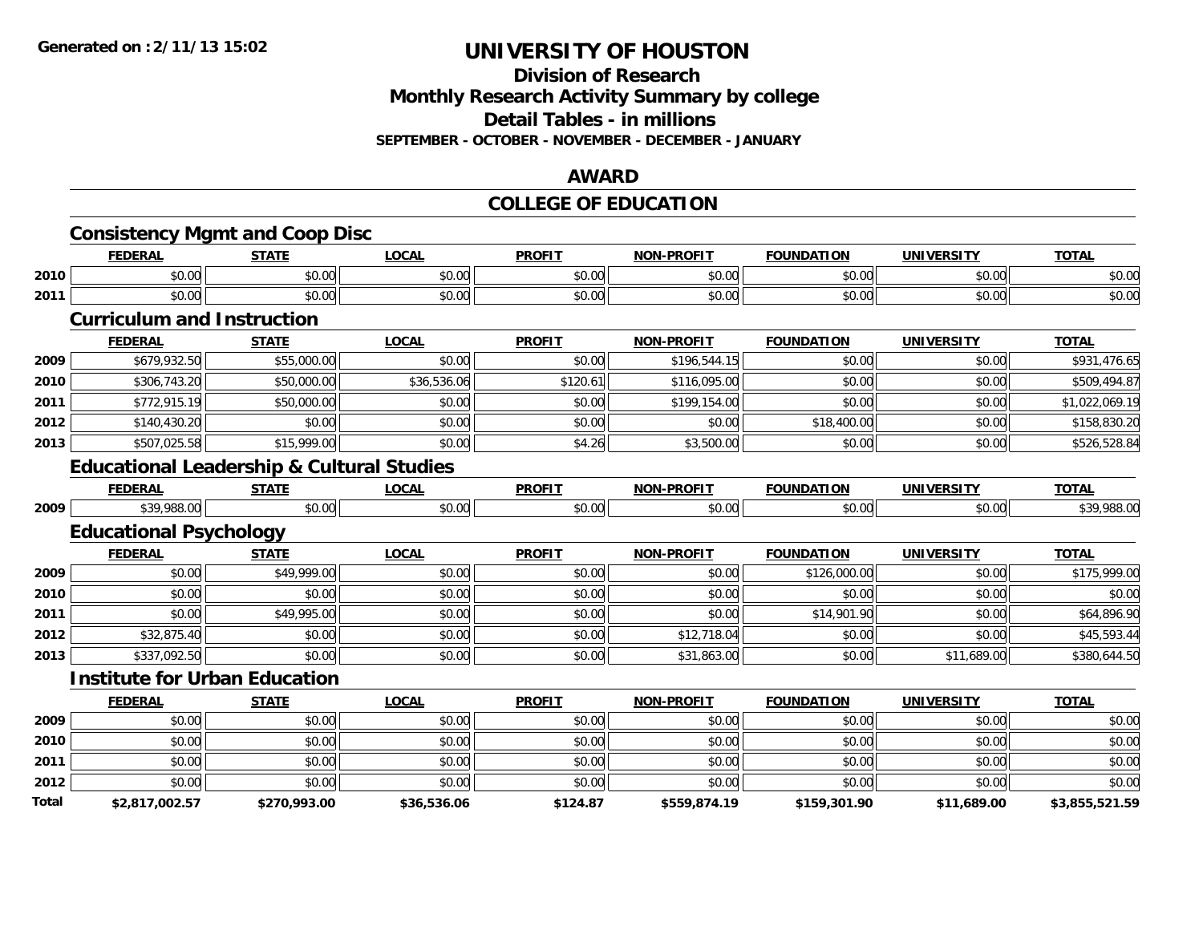Generated on :2/11/13 15:02

# UNIVERSITY OF HOUSTON

## Division of Research
## Monthly Research Activity Summary by college
## Detail Tables - in millions
### SEPTEMBER - OCTOBER - NOVEMBER - DECEMBER - JANUARY

## AWARD

## COLLEGE OF EDUCATION

### Consistency Mgmt and Coop Disc

| | FEDERAL | STATE | LOCAL | PROFIT | NON-PROFIT | FOUNDATION | UNIVERSITY | TOTAL |
|---|---|---|---|---|---|---|---|---|
| 2010 | $0.00 | $0.00 | $0.00 | $0.00 | $0.00 | $0.00 | $0.00 | $0.00 |
| 2011 | $0.00 | $0.00 | $0.00 | $0.00 | $0.00 | $0.00 | $0.00 | $0.00 |

### Curriculum and Instruction

| | FEDERAL | STATE | LOCAL | PROFIT | NON-PROFIT | FOUNDATION | UNIVERSITY | TOTAL |
|---|---|---|---|---|---|---|---|---|
| 2009 | $679,932.50 | $55,000.00 | $0.00 | $0.00 | $196,544.15 | $0.00 | $0.00 | $931,476.65 |
| 2010 | $306,743.20 | $50,000.00 | $36,536.06 | $120.61 | $116,095.00 | $0.00 | $0.00 | $509,494.87 |
| 2011 | $772,915.19 | $50,000.00 | $0.00 | $0.00 | $199,154.00 | $0.00 | $0.00 | $1,022,069.19 |
| 2012 | $140,430.20 | $0.00 | $0.00 | $0.00 | $0.00 | $18,400.00 | $0.00 | $158,830.20 |
| 2013 | $507,025.58 | $15,999.00 | $0.00 | $4.26 | $3,500.00 | $0.00 | $0.00 | $526,528.84 |

### Educational Leadership & Cultural Studies

| | FEDERAL | STATE | LOCAL | PROFIT | NON-PROFIT | FOUNDATION | UNIVERSITY | TOTAL |
|---|---|---|---|---|---|---|---|---|
| 2009 | $39,988.00 | $0.00 | $0.00 | $0.00 | $0.00 | $0.00 | $0.00 | $39,988.00 |

### Educational Psychology

| | FEDERAL | STATE | LOCAL | PROFIT | NON-PROFIT | FOUNDATION | UNIVERSITY | TOTAL |
|---|---|---|---|---|---|---|---|---|
| 2009 | $0.00 | $49,999.00 | $0.00 | $0.00 | $0.00 | $126,000.00 | $0.00 | $175,999.00 |
| 2010 | $0.00 | $0.00 | $0.00 | $0.00 | $0.00 | $0.00 | $0.00 | $0.00 |
| 2011 | $0.00 | $49,995.00 | $0.00 | $0.00 | $0.00 | $14,901.90 | $0.00 | $64,896.90 |
| 2012 | $32,875.40 | $0.00 | $0.00 | $0.00 | $12,718.04 | $0.00 | $0.00 | $45,593.44 |
| 2013 | $337,092.50 | $0.00 | $0.00 | $0.00 | $31,863.00 | $0.00 | $11,689.00 | $380,644.50 |

### Institute for Urban Education

| | FEDERAL | STATE | LOCAL | PROFIT | NON-PROFIT | FOUNDATION | UNIVERSITY | TOTAL |
|---|---|---|---|---|---|---|---|---|
| 2009 | $0.00 | $0.00 | $0.00 | $0.00 | $0.00 | $0.00 | $0.00 | $0.00 |
| 2010 | $0.00 | $0.00 | $0.00 | $0.00 | $0.00 | $0.00 | $0.00 | $0.00 |
| 2011 | $0.00 | $0.00 | $0.00 | $0.00 | $0.00 | $0.00 | $0.00 | $0.00 |
| 2012 | $0.00 | $0.00 | $0.00 | $0.00 | $0.00 | $0.00 | $0.00 | $0.00 |
| **Total** | **$2,817,002.57** | **$270,993.00** | **$36,536.06** | **$124.87** | **$559,874.19** | **$159,301.90** | **$11,689.00** | **$3,855,521.59** |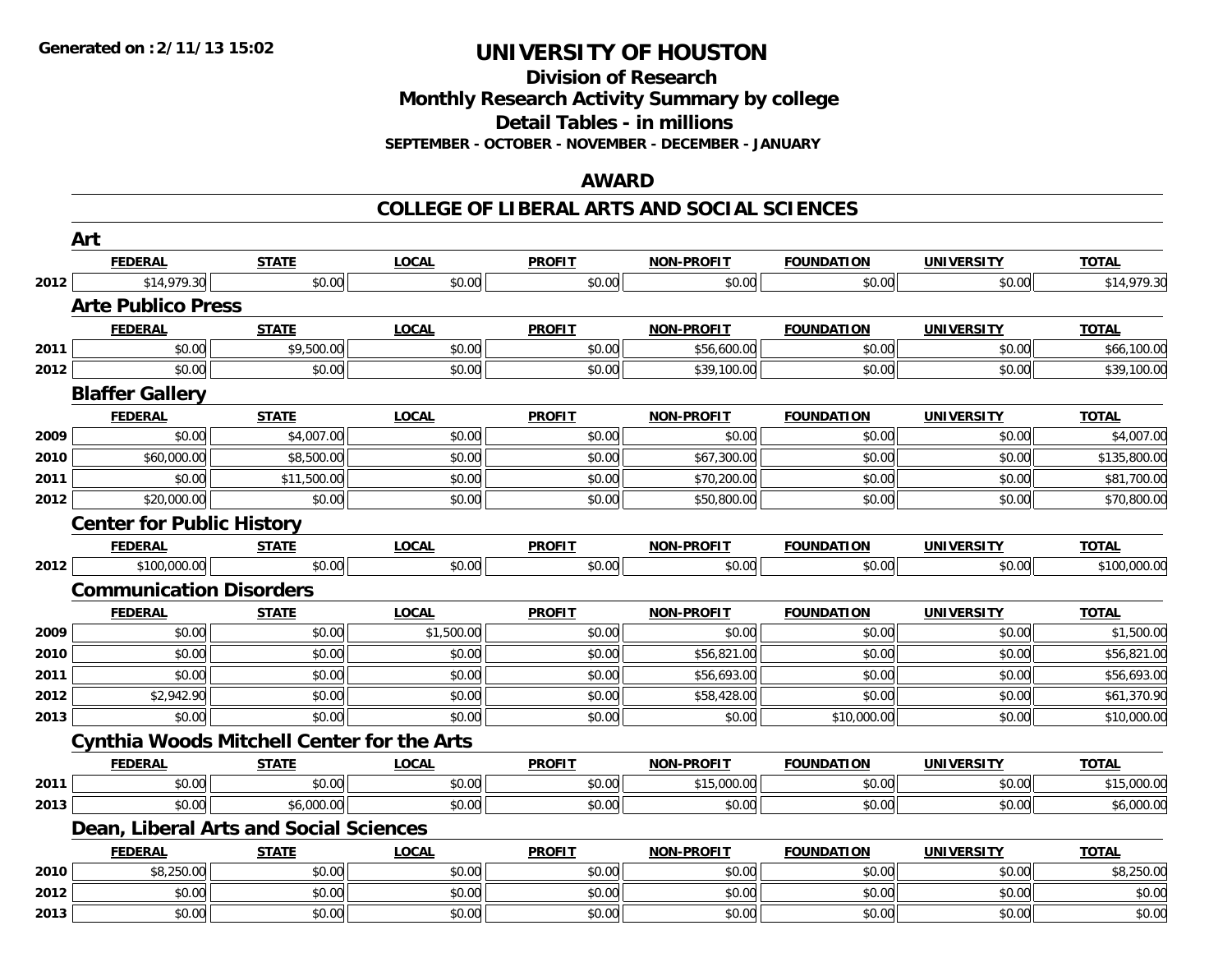**Generated on :2/11/13 15:02**

# UNIVERSITY OF HOUSTON

## Division of Research
## Monthly Research Activity Summary by college
## Detail Tables - in millions
### SEPTEMBER - OCTOBER - NOVEMBER - DECEMBER - JANUARY

## AWARD

## COLLEGE OF LIBERAL ARTS AND SOCIAL SCIENCES

### Art

| | FEDERAL | STATE | LOCAL | PROFIT | NON-PROFIT | FOUNDATION | UNIVERSITY | TOTAL |
|---|---|---|---|---|---|---|---|---|
| 2012 | $14,979.30 | $0.00 | $0.00 | $0.00 | $0.00 | $0.00 | $0.00 | $14,979.30 |

### Arte Publico Press

| | FEDERAL | STATE | LOCAL | PROFIT | NON-PROFIT | FOUNDATION | UNIVERSITY | TOTAL |
|---|---|---|---|---|---|---|---|---|
| 2011 | $0.00 | $9,500.00 | $0.00 | $0.00 | $56,600.00 | $0.00 | $0.00 | $66,100.00 |
| 2012 | $0.00 | $0.00 | $0.00 | $0.00 | $39,100.00 | $0.00 | $0.00 | $39,100.00 |

### Blaffer Gallery

| | FEDERAL | STATE | LOCAL | PROFIT | NON-PROFIT | FOUNDATION | UNIVERSITY | TOTAL |
|---|---|---|---|---|---|---|---|---|
| 2009 | $0.00 | $4,007.00 | $0.00 | $0.00 | $0.00 | $0.00 | $0.00 | $4,007.00 |
| 2010 | $60,000.00 | $8,500.00 | $0.00 | $0.00 | $67,300.00 | $0.00 | $0.00 | $135,800.00 |
| 2011 | $0.00 | $11,500.00 | $0.00 | $0.00 | $70,200.00 | $0.00 | $0.00 | $81,700.00 |
| 2012 | $20,000.00 | $0.00 | $0.00 | $0.00 | $50,800.00 | $0.00 | $0.00 | $70,800.00 |

### Center for Public History

| | FEDERAL | STATE | LOCAL | PROFIT | NON-PROFIT | FOUNDATION | UNIVERSITY | TOTAL |
|---|---|---|---|---|---|---|---|---|
| 2012 | $100,000.00 | $0.00 | $0.00 | $0.00 | $0.00 | $0.00 | $0.00 | $100,000.00 |

### Communication Disorders

| | FEDERAL | STATE | LOCAL | PROFIT | NON-PROFIT | FOUNDATION | UNIVERSITY | TOTAL |
|---|---|---|---|---|---|---|---|---|
| 2009 | $0.00 | $0.00 | $1,500.00 | $0.00 | $0.00 | $0.00 | $0.00 | $1,500.00 |
| 2010 | $0.00 | $0.00 | $0.00 | $0.00 | $56,821.00 | $0.00 | $0.00 | $56,821.00 |
| 2011 | $0.00 | $0.00 | $0.00 | $0.00 | $56,693.00 | $0.00 | $0.00 | $56,693.00 |
| 2012 | $2,942.90 | $0.00 | $0.00 | $0.00 | $58,428.00 | $0.00 | $0.00 | $61,370.90 |
| 2013 | $0.00 | $0.00 | $0.00 | $0.00 | $0.00 | $10,000.00 | $0.00 | $10,000.00 |

### Cynthia Woods Mitchell Center for the Arts

| | FEDERAL | STATE | LOCAL | PROFIT | NON-PROFIT | FOUNDATION | UNIVERSITY | TOTAL |
|---|---|---|---|---|---|---|---|---|
| 2011 | $0.00 | $0.00 | $0.00 | $0.00 | $15,000.00 | $0.00 | $0.00 | $15,000.00 |
| 2013 | $0.00 | $6,000.00 | $0.00 | $0.00 | $0.00 | $0.00 | $0.00 | $6,000.00 |

### Dean, Liberal Arts and Social Sciences

| | FEDERAL | STATE | LOCAL | PROFIT | NON-PROFIT | FOUNDATION | UNIVERSITY | TOTAL |
|---|---|---|---|---|---|---|---|---|
| 2010 | $8,250.00 | $0.00 | $0.00 | $0.00 | $0.00 | $0.00 | $0.00 | $8,250.00 |
| 2012 | $0.00 | $0.00 | $0.00 | $0.00 | $0.00 | $0.00 | $0.00 | $0.00 |
| 2013 | $0.00 | $0.00 | $0.00 | $0.00 | $0.00 | $0.00 | $0.00 | $0.00 |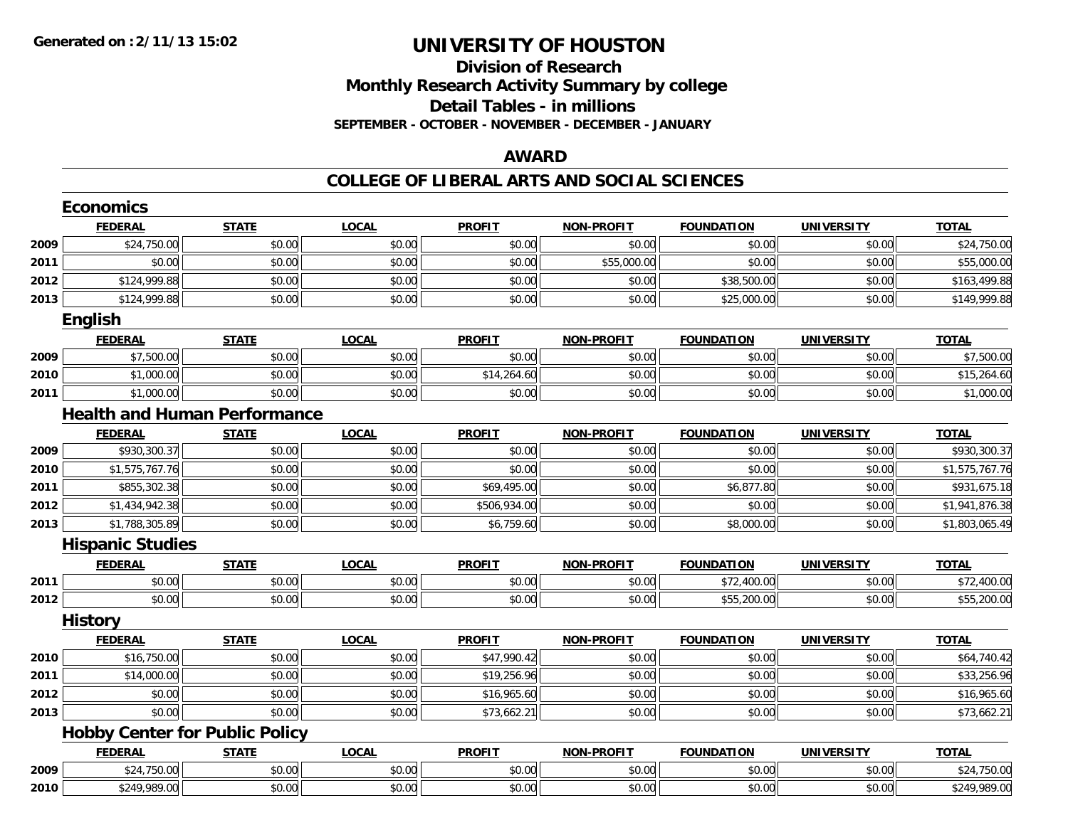**Generated on :2/11/13 15:02**

# UNIVERSITY OF HOUSTON

## Division of Research
## Monthly Research Activity Summary by college
## Detail Tables - in millions
### SEPTEMBER - OCTOBER - NOVEMBER - DECEMBER - JANUARY

## AWARD

## COLLEGE OF LIBERAL ARTS AND SOCIAL SCIENCES

### Economics

| | FEDERAL | STATE | LOCAL | PROFIT | NON-PROFIT | FOUNDATION | UNIVERSITY | TOTAL |
|---|---|---|---|---|---|---|---|---|
| 2009 | $24,750.00 | $0.00 | $0.00 | $0.00 | $0.00 | $0.00 | $0.00 | $24,750.00 |
| 2011 | $0.00 | $0.00 | $0.00 | $0.00 | $55,000.00 | $0.00 | $0.00 | $55,000.00 |
| 2012 | $124,999.88 | $0.00 | $0.00 | $0.00 | $0.00 | $38,500.00 | $0.00 | $163,499.88 |
| 2013 | $124,999.88 | $0.00 | $0.00 | $0.00 | $0.00 | $25,000.00 | $0.00 | $149,999.88 |

### English

| | FEDERAL | STATE | LOCAL | PROFIT | NON-PROFIT | FOUNDATION | UNIVERSITY | TOTAL |
|---|---|---|---|---|---|---|---|---|
| 2009 | $7,500.00 | $0.00 | $0.00 | $0.00 | $0.00 | $0.00 | $0.00 | $7,500.00 |
| 2010 | $1,000.00 | $0.00 | $0.00 | $14,264.60 | $0.00 | $0.00 | $0.00 | $15,264.60 |
| 2011 | $1,000.00 | $0.00 | $0.00 | $0.00 | $0.00 | $0.00 | $0.00 | $1,000.00 |

### Health and Human Performance

| | FEDERAL | STATE | LOCAL | PROFIT | NON-PROFIT | FOUNDATION | UNIVERSITY | TOTAL |
|---|---|---|---|---|---|---|---|---|
| 2009 | $930,300.37 | $0.00 | $0.00 | $0.00 | $0.00 | $0.00 | $0.00 | $930,300.37 |
| 2010 | $1,575,767.76 | $0.00 | $0.00 | $0.00 | $0.00 | $0.00 | $0.00 | $1,575,767.76 |
| 2011 | $855,302.38 | $0.00 | $0.00 | $69,495.00 | $0.00 | $6,877.80 | $0.00 | $931,675.18 |
| 2012 | $1,434,942.38 | $0.00 | $0.00 | $506,934.00 | $0.00 | $0.00 | $0.00 | $1,941,876.38 |
| 2013 | $1,788,305.89 | $0.00 | $0.00 | $6,759.60 | $0.00 | $8,000.00 | $0.00 | $1,803,065.49 |

### Hispanic Studies

| | FEDERAL | STATE | LOCAL | PROFIT | NON-PROFIT | FOUNDATION | UNIVERSITY | TOTAL |
|---|---|---|---|---|---|---|---|---|
| 2011 | $0.00 | $0.00 | $0.00 | $0.00 | $0.00 | $72,400.00 | $0.00 | $72,400.00 |
| 2012 | $0.00 | $0.00 | $0.00 | $0.00 | $0.00 | $55,200.00 | $0.00 | $55,200.00 |

### History

| | FEDERAL | STATE | LOCAL | PROFIT | NON-PROFIT | FOUNDATION | UNIVERSITY | TOTAL |
|---|---|---|---|---|---|---|---|---|
| 2010 | $16,750.00 | $0.00 | $0.00 | $47,990.42 | $0.00 | $0.00 | $0.00 | $64,740.42 |
| 2011 | $14,000.00 | $0.00 | $0.00 | $19,256.96 | $0.00 | $0.00 | $0.00 | $33,256.96 |
| 2012 | $0.00 | $0.00 | $0.00 | $16,965.60 | $0.00 | $0.00 | $0.00 | $16,965.60 |
| 2013 | $0.00 | $0.00 | $0.00 | $73,662.21 | $0.00 | $0.00 | $0.00 | $73,662.21 |

### Hobby Center for Public Policy

| | FEDERAL | STATE | LOCAL | PROFIT | NON-PROFIT | FOUNDATION | UNIVERSITY | TOTAL |
|---|---|---|---|---|---|---|---|---|
| 2009 | $24,750.00 | $0.00 | $0.00 | $0.00 | $0.00 | $0.00 | $0.00 | $24,750.00 |
| 2010 | $249,989.00 | $0.00 | $0.00 | $0.00 | $0.00 | $0.00 | $0.00 | $249,989.00 |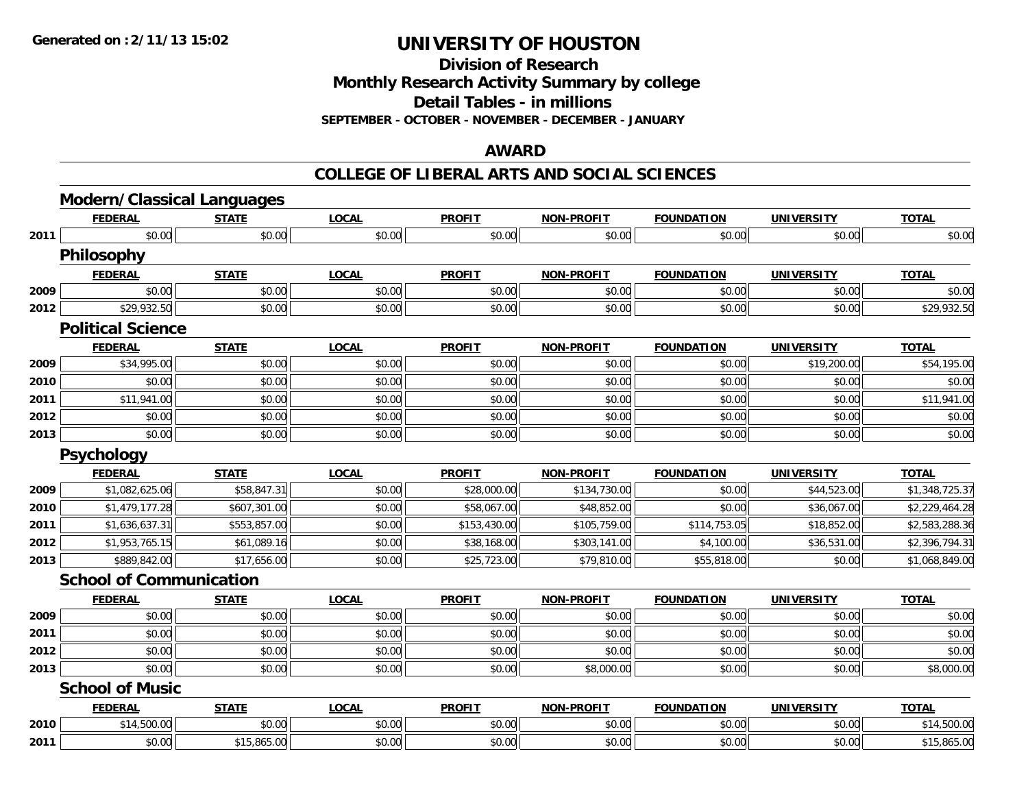# UNIVERSITY OF HOUSTON

## Division of Research
## Monthly Research Activity Summary by college
## Detail Tables - in millions
### SEPTEMBER - OCTOBER - NOVEMBER - DECEMBER - JANUARY

## AWARD

## COLLEGE OF LIBERAL ARTS AND SOCIAL SCIENCES

### Modern/Classical Languages

| | FEDERAL | STATE | LOCAL | PROFIT | NON-PROFIT | FOUNDATION | UNIVERSITY | TOTAL |
|---|---|---|---|---|---|---|---|---|
| 2011 | $0.00 | $0.00 | $0.00 | $0.00 | $0.00 | $0.00 | $0.00 | $0.00 |

### Philosophy

| | FEDERAL | STATE | LOCAL | PROFIT | NON-PROFIT | FOUNDATION | UNIVERSITY | TOTAL |
|---|---|---|---|---|---|---|---|---|
| 2009 | $0.00 | $0.00 | $0.00 | $0.00 | $0.00 | $0.00 | $0.00 | $0.00 |
| 2012 | $29,932.50 | $0.00 | $0.00 | $0.00 | $0.00 | $0.00 | $0.00 | $29,932.50 |

### Political Science

| | FEDERAL | STATE | LOCAL | PROFIT | NON-PROFIT | FOUNDATION | UNIVERSITY | TOTAL |
|---|---|---|---|---|---|---|---|---|
| 2009 | $34,995.00 | $0.00 | $0.00 | $0.00 | $0.00 | $0.00 | $19,200.00 | $54,195.00 |
| 2010 | $0.00 | $0.00 | $0.00 | $0.00 | $0.00 | $0.00 | $0.00 | $0.00 |
| 2011 | $11,941.00 | $0.00 | $0.00 | $0.00 | $0.00 | $0.00 | $0.00 | $11,941.00 |
| 2012 | $0.00 | $0.00 | $0.00 | $0.00 | $0.00 | $0.00 | $0.00 | $0.00 |
| 2013 | $0.00 | $0.00 | $0.00 | $0.00 | $0.00 | $0.00 | $0.00 | $0.00 |

### Psychology

| | FEDERAL | STATE | LOCAL | PROFIT | NON-PROFIT | FOUNDATION | UNIVERSITY | TOTAL |
|---|---|---|---|---|---|---|---|---|
| 2009 | $1,082,625.06 | $58,847.31 | $0.00 | $28,000.00 | $134,730.00 | $0.00 | $44,523.00 | $1,348,725.37 |
| 2010 | $1,479,177.28 | $607,301.00 | $0.00 | $58,067.00 | $48,852.00 | $0.00 | $36,067.00 | $2,229,464.28 |
| 2011 | $1,636,637.31 | $553,857.00 | $0.00 | $153,430.00 | $105,759.00 | $114,753.05 | $18,852.00 | $2,583,288.36 |
| 2012 | $1,953,765.15 | $61,089.16 | $0.00 | $38,168.00 | $303,141.00 | $4,100.00 | $36,531.00 | $2,396,794.31 |
| 2013 | $889,842.00 | $17,656.00 | $0.00 | $25,723.00 | $79,810.00 | $55,818.00 | $0.00 | $1,068,849.00 |

### School of Communication

| | FEDERAL | STATE | LOCAL | PROFIT | NON-PROFIT | FOUNDATION | UNIVERSITY | TOTAL |
|---|---|---|---|---|---|---|---|---|
| 2009 | $0.00 | $0.00 | $0.00 | $0.00 | $0.00 | $0.00 | $0.00 | $0.00 |
| 2011 | $0.00 | $0.00 | $0.00 | $0.00 | $0.00 | $0.00 | $0.00 | $0.00 |
| 2012 | $0.00 | $0.00 | $0.00 | $0.00 | $0.00 | $0.00 | $0.00 | $0.00 |
| 2013 | $0.00 | $0.00 | $0.00 | $0.00 | $8,000.00 | $0.00 | $0.00 | $8,000.00 |

### School of Music

| | FEDERAL | STATE | LOCAL | PROFIT | NON-PROFIT | FOUNDATION | UNIVERSITY | TOTAL |
|---|---|---|---|---|---|---|---|---|
| 2010 | $14,500.00 | $0.00 | $0.00 | $0.00 | $0.00 | $0.00 | $0.00 | $14,500.00 |
| 2011 | $0.00 | $15,865.00 | $0.00 | $0.00 | $0.00 | $0.00 | $0.00 | $15,865.00 |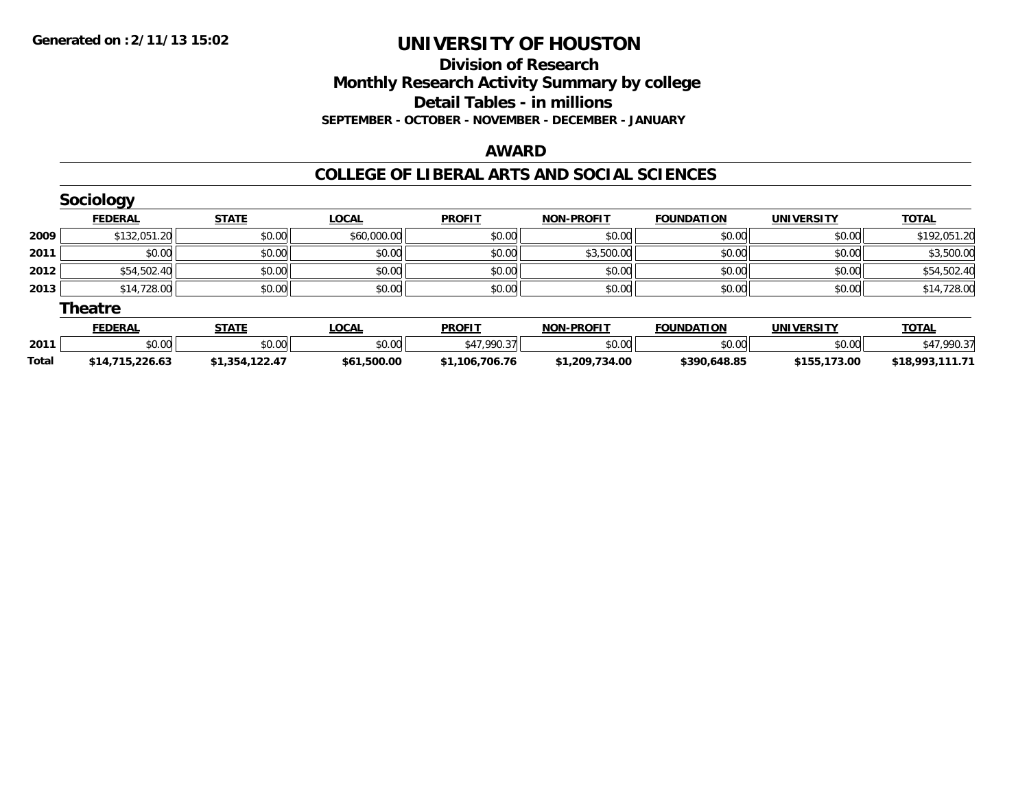# UNIVERSITY OF HOUSTON

## Division of Research
## Monthly Research Activity Summary by college
## Detail Tables - in millions
### SEPTEMBER - OCTOBER - NOVEMBER - DECEMBER - JANUARY

## AWARD

## COLLEGE OF LIBERAL ARTS AND SOCIAL SCIENCES

### Sociology

| | FEDERAL | STATE | LOCAL | PROFIT | NON-PROFIT | FOUNDATION | UNIVERSITY | TOTAL |
|---|---|---|---|---|---|---|---|---|
| 2009 | $132,051.20 | $0.00 | $60,000.00 | $0.00 | $0.00 | $0.00 | $0.00 | $192,051.20 |
| 2011 | $0.00 | $0.00 | $0.00 | $0.00 | $3,500.00 | $0.00 | $0.00 | $3,500.00 |
| 2012 | $54,502.40 | $0.00 | $0.00 | $0.00 | $0.00 | $0.00 | $0.00 | $54,502.40 |
| 2013 | $14,728.00 | $0.00 | $0.00 | $0.00 | $0.00 | $0.00 | $0.00 | $14,728.00 |

### Theatre

| | FEDERAL | STATE | LOCAL | PROFIT | NON-PROFIT | FOUNDATION | UNIVERSITY | TOTAL |
|---|---|---|---|---|---|---|---|---|
| 2011 | $0.00 | $0.00 | $0.00 | $47,990.37 | $0.00 | $0.00 | $0.00 | $47,990.37 |
| **Total** | **$14,715,226.63** | **$1,354,122.47** | **$61,500.00** | **$1,106,706.76** | **$1,209,734.00** | **$390,648.85** | **$155,173.00** | **$18,993,111.71** |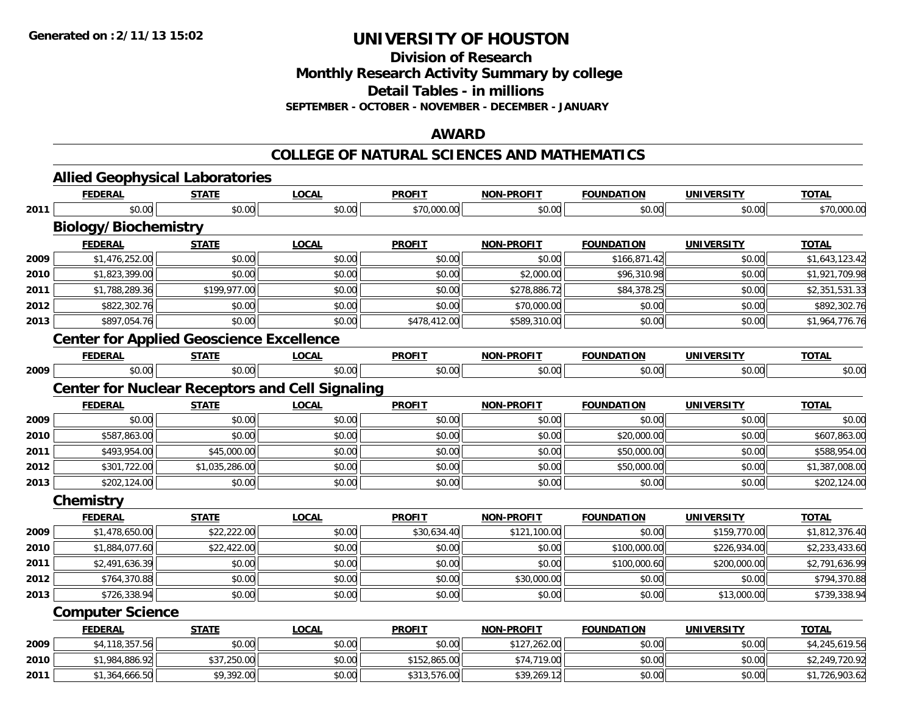**Generated on :2/11/13 15:02**

# UNIVERSITY OF HOUSTON

## Division of Research
## Monthly Research Activity Summary by college
## Detail Tables - in millions
### SEPTEMBER - OCTOBER - NOVEMBER - DECEMBER - JANUARY

## AWARD

## COLLEGE OF NATURAL SCIENCES AND MATHEMATICS

### Allied Geophysical Laboratories

| | FEDERAL | STATE | LOCAL | PROFIT | NON-PROFIT | FOUNDATION | UNIVERSITY | TOTAL |
|---|---|---|---|---|---|---|---|---|
| 2011 | $0.00 | $0.00 | $0.00 | $70,000.00 | $0.00 | $0.00 | $0.00 | $70,000.00 |

### Biology/Biochemistry

| | FEDERAL | STATE | LOCAL | PROFIT | NON-PROFIT | FOUNDATION | UNIVERSITY | TOTAL |
|---|---|---|---|---|---|---|---|---|
| 2009 | $1,476,252.00 | $0.00 | $0.00 | $0.00 | $0.00 | $166,871.42 | $0.00 | $1,643,123.42 |
| 2010 | $1,823,399.00 | $0.00 | $0.00 | $0.00 | $2,000.00 | $96,310.98 | $0.00 | $1,921,709.98 |
| 2011 | $1,788,289.36 | $199,977.00 | $0.00 | $0.00 | $278,886.72 | $84,378.25 | $0.00 | $2,351,531.33 |
| 2012 | $822,302.76 | $0.00 | $0.00 | $0.00 | $70,000.00 | $0.00 | $0.00 | $892,302.76 |
| 2013 | $897,054.76 | $0.00 | $0.00 | $478,412.00 | $589,310.00 | $0.00 | $0.00 | $1,964,776.76 |

### Center for Applied Geoscience Excellence

| | FEDERAL | STATE | LOCAL | PROFIT | NON-PROFIT | FOUNDATION | UNIVERSITY | TOTAL |
|---|---|---|---|---|---|---|---|---|
| 2009 | $0.00 | $0.00 | $0.00 | $0.00 | $0.00 | $0.00 | $0.00 | $0.00 |

### Center for Nuclear Receptors and Cell Signaling

| | FEDERAL | STATE | LOCAL | PROFIT | NON-PROFIT | FOUNDATION | UNIVERSITY | TOTAL |
|---|---|---|---|---|---|---|---|---|
| 2009 | $0.00 | $0.00 | $0.00 | $0.00 | $0.00 | $0.00 | $0.00 | $0.00 |
| 2010 | $587,863.00 | $0.00 | $0.00 | $0.00 | $0.00 | $20,000.00 | $0.00 | $607,863.00 |
| 2011 | $493,954.00 | $45,000.00 | $0.00 | $0.00 | $0.00 | $50,000.00 | $0.00 | $588,954.00 |
| 2012 | $301,722.00 | $1,035,286.00 | $0.00 | $0.00 | $0.00 | $50,000.00 | $0.00 | $1,387,008.00 |
| 2013 | $202,124.00 | $0.00 | $0.00 | $0.00 | $0.00 | $0.00 | $0.00 | $202,124.00 |

### Chemistry

| | FEDERAL | STATE | LOCAL | PROFIT | NON-PROFIT | FOUNDATION | UNIVERSITY | TOTAL |
|---|---|---|---|---|---|---|---|---|
| 2009 | $1,478,650.00 | $22,222.00 | $0.00 | $30,634.40 | $121,100.00 | $0.00 | $159,770.00 | $1,812,376.40 |
| 2010 | $1,884,077.60 | $22,422.00 | $0.00 | $0.00 | $0.00 | $100,000.00 | $226,934.00 | $2,233,433.60 |
| 2011 | $2,491,636.39 | $0.00 | $0.00 | $0.00 | $0.00 | $100,000.60 | $200,000.00 | $2,791,636.99 |
| 2012 | $764,370.88 | $0.00 | $0.00 | $0.00 | $30,000.00 | $0.00 | $0.00 | $794,370.88 |
| 2013 | $726,338.94 | $0.00 | $0.00 | $0.00 | $0.00 | $0.00 | $13,000.00 | $739,338.94 |

### Computer Science

| | FEDERAL | STATE | LOCAL | PROFIT | NON-PROFIT | FOUNDATION | UNIVERSITY | TOTAL |
|---|---|---|---|---|---|---|---|---|
| 2009 | $4,118,357.56 | $0.00 | $0.00 | $0.00 | $127,262.00 | $0.00 | $0.00 | $4,245,619.56 |
| 2010 | $1,984,886.92 | $37,250.00 | $0.00 | $152,865.00 | $74,719.00 | $0.00 | $0.00 | $2,249,720.92 |
| 2011 | $1,364,666.50 | $9,392.00 | $0.00 | $313,576.00 | $39,269.12 | $0.00 | $0.00 | $1,726,903.62 |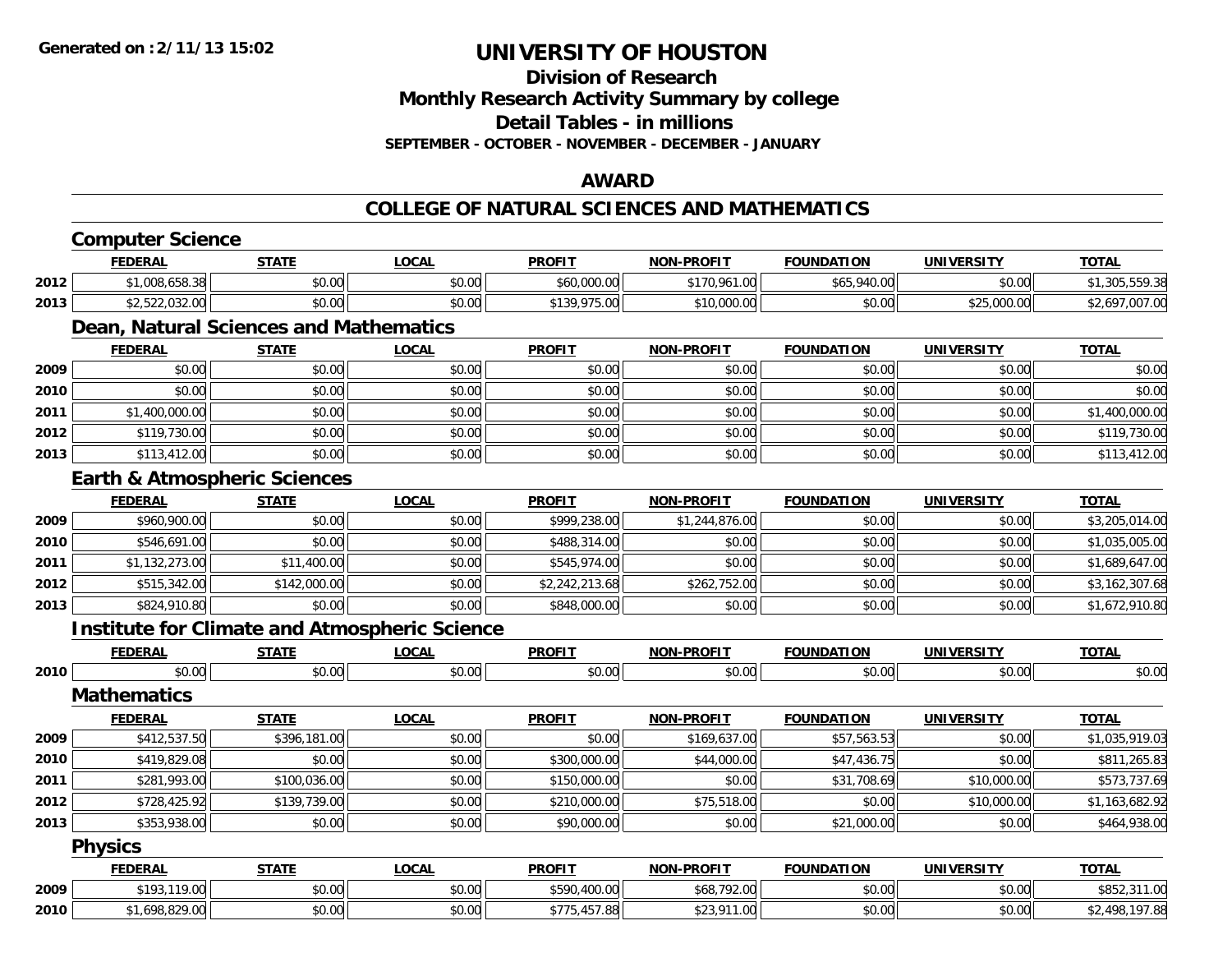**Generated on :2/11/13 15:02**

# UNIVERSITY OF HOUSTON

## Division of Research
## Monthly Research Activity Summary by college
## Detail Tables - in millions
### SEPTEMBER - OCTOBER - NOVEMBER - DECEMBER - JANUARY

## AWARD

## COLLEGE OF NATURAL SCIENCES AND MATHEMATICS

### Computer Science

| | FEDERAL | STATE | LOCAL | PROFIT | NON-PROFIT | FOUNDATION | UNIVERSITY | TOTAL |
|---|---|---|---|---|---|---|---|---|
| 2012 | $1,008,658.38 | $0.00 | $0.00 | $60,000.00 | $170,961.00 | $65,940.00 | $0.00 | $1,305,559.38 |
| 2013 | $2,522,032.00 | $0.00 | $0.00 | $139,975.00 | $10,000.00 | $0.00 | $25,000.00 | $2,697,007.00 |

### Dean, Natural Sciences and Mathematics

| | FEDERAL | STATE | LOCAL | PROFIT | NON-PROFIT | FOUNDATION | UNIVERSITY | TOTAL |
|---|---|---|---|---|---|---|---|---|
| 2009 | $0.00 | $0.00 | $0.00 | $0.00 | $0.00 | $0.00 | $0.00 | $0.00 |
| 2010 | $0.00 | $0.00 | $0.00 | $0.00 | $0.00 | $0.00 | $0.00 | $0.00 |
| 2011 | $1,400,000.00 | $0.00 | $0.00 | $0.00 | $0.00 | $0.00 | $0.00 | $1,400,000.00 |
| 2012 | $119,730.00 | $0.00 | $0.00 | $0.00 | $0.00 | $0.00 | $0.00 | $119,730.00 |
| 2013 | $113,412.00 | $0.00 | $0.00 | $0.00 | $0.00 | $0.00 | $0.00 | $113,412.00 |

### Earth & Atmospheric Sciences

| | FEDERAL | STATE | LOCAL | PROFIT | NON-PROFIT | FOUNDATION | UNIVERSITY | TOTAL |
|---|---|---|---|---|---|---|---|---|
| 2009 | $960,900.00 | $0.00 | $0.00 | $999,238.00 | $1,244,876.00 | $0.00 | $0.00 | $3,205,014.00 |
| 2010 | $546,691.00 | $0.00 | $0.00 | $488,314.00 | $0.00 | $0.00 | $0.00 | $1,035,005.00 |
| 2011 | $1,132,273.00 | $11,400.00 | $0.00 | $545,974.00 | $0.00 | $0.00 | $0.00 | $1,689,647.00 |
| 2012 | $515,342.00 | $142,000.00 | $0.00 | $2,242,213.68 | $262,752.00 | $0.00 | $0.00 | $3,162,307.68 |
| 2013 | $824,910.80 | $0.00 | $0.00 | $848,000.00 | $0.00 | $0.00 | $0.00 | $1,672,910.80 |

### Institute for Climate and Atmospheric Science

| | FEDERAL | STATE | LOCAL | PROFIT | NON-PROFIT | FOUNDATION | UNIVERSITY | TOTAL |
|---|---|---|---|---|---|---|---|---|
| 2010 | $0.00 | $0.00 | $0.00 | $0.00 | $0.00 | $0.00 | $0.00 | $0.00 |

### Mathematics

| | FEDERAL | STATE | LOCAL | PROFIT | NON-PROFIT | FOUNDATION | UNIVERSITY | TOTAL |
|---|---|---|---|---|---|---|---|---|
| 2009 | $412,537.50 | $396,181.00 | $0.00 | $0.00 | $169,637.00 | $57,563.53 | $0.00 | $1,035,919.03 |
| 2010 | $419,829.08 | $0.00 | $0.00 | $300,000.00 | $44,000.00 | $47,436.75 | $0.00 | $811,265.83 |
| 2011 | $281,993.00 | $100,036.00 | $0.00 | $150,000.00 | $0.00 | $31,708.69 | $10,000.00 | $573,737.69 |
| 2012 | $728,425.92 | $139,739.00 | $0.00 | $210,000.00 | $75,518.00 | $0.00 | $10,000.00 | $1,163,682.92 |
| 2013 | $353,938.00 | $0.00 | $0.00 | $90,000.00 | $0.00 | $21,000.00 | $0.00 | $464,938.00 |

### Physics

| | FEDERAL | STATE | LOCAL | PROFIT | NON-PROFIT | FOUNDATION | UNIVERSITY | TOTAL |
|---|---|---|---|---|---|---|---|---|
| 2009 | $193,119.00 | $0.00 | $0.00 | $590,400.00 | $68,792.00 | $0.00 | $0.00 | $852,311.00 |
| 2010 | $1,698,829.00 | $0.00 | $0.00 | $775,457.88 | $23,911.00 | $0.00 | $0.00 | $2,498,197.88 |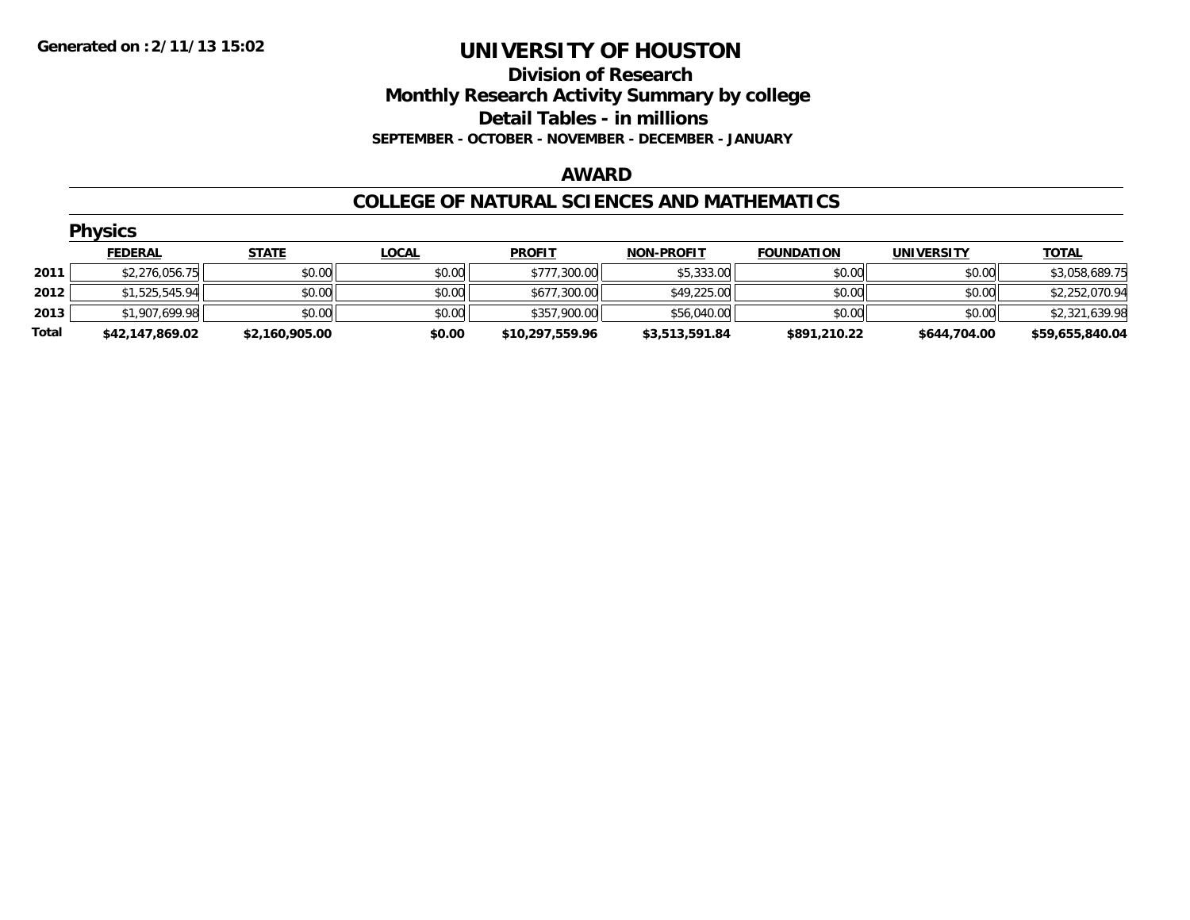# UNIVERSITY OF HOUSTON

## Division of Research

## Monthly Research Activity Summary by college

## Detail Tables - in millions

**SEPTEMBER - OCTOBER - NOVEMBER - DECEMBER - JANUARY**

**Generated on :2/11/13 15:02**

### AWARD

### COLLEGE OF NATURAL SCIENCES AND MATHEMATICS

#### Physics

| | FEDERAL | STATE | LOCAL | PROFIT | NON-PROFIT | FOUNDATION | UNIVERSITY | TOTAL |
|---|---|---|---|---|---|---|---|---|
| 2011 | $2,276,056.75 | $0.00 | $0.00 | $777,300.00 | $5,333.00 | $0.00 | $0.00 | $3,058,689.75 |
| 2012 | $1,525,545.94 | $0.00 | $0.00 | $677,300.00 | $49,225.00 | $0.00 | $0.00 | $2,252,070.94 |
| 2013 | $1,907,699.98 | $0.00 | $0.00 | $357,900.00 | $56,040.00 | $0.00 | $0.00 | $2,321,639.98 |
| **Total** | **$42,147,869.02** | **$2,160,905.00** | **$0.00** | **$10,297,559.96** | **$3,513,591.84** | **$891,210.22** | **$644,704.00** | **$59,655,840.04** |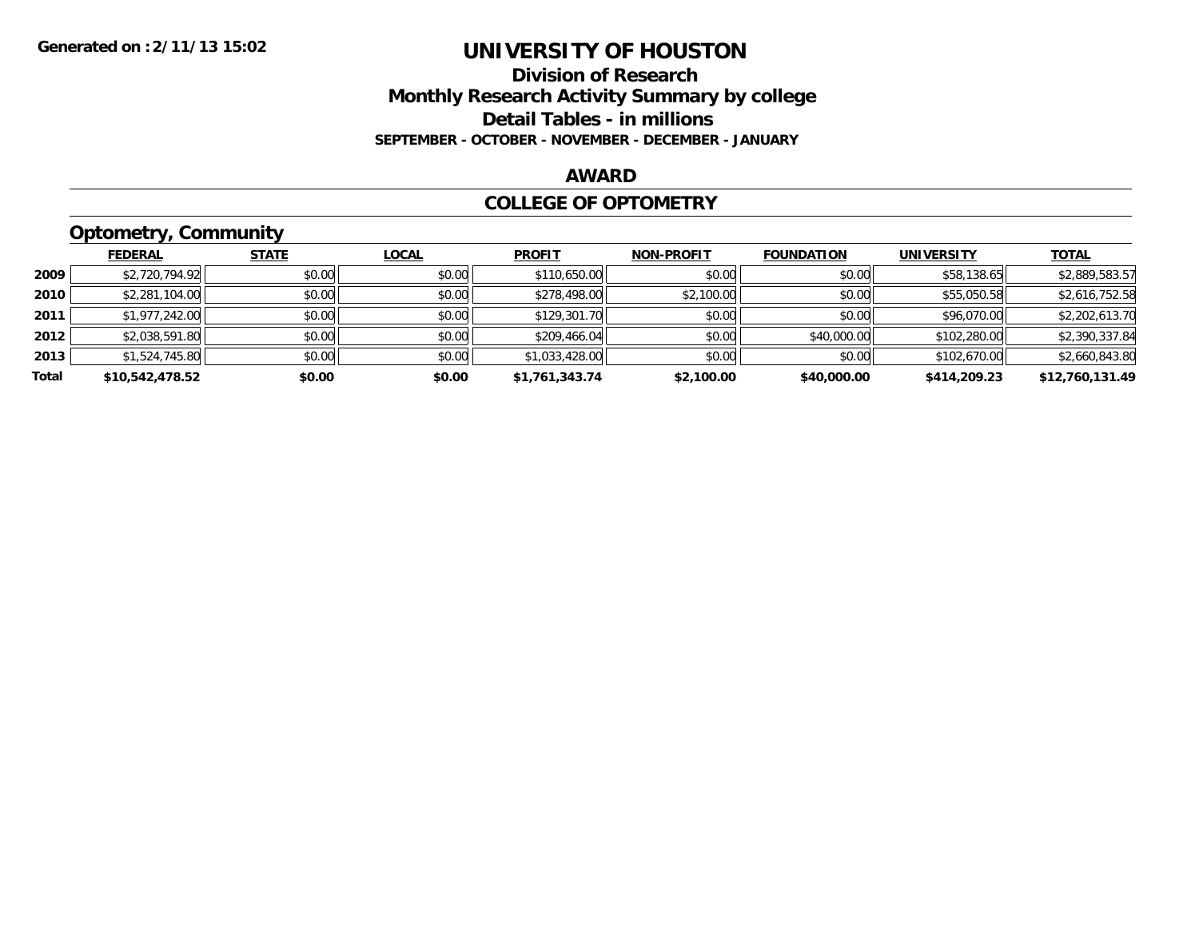# UNIVERSITY OF HOUSTON

## Division of Research
## Monthly Research Activity Summary by college
## Detail Tables - in millions

**SEPTEMBER - OCTOBER - NOVEMBER - DECEMBER - JANUARY**

Generated on : 2/11/13 15:02

### AWARD

### COLLEGE OF OPTOMETRY

#### Optometry, Community

| | FEDERAL | STATE | LOCAL | PROFIT | NON-PROFIT | FOUNDATION | UNIVERSITY | TOTAL |
|---|---|---|---|---|---|---|---|---|
| 2009 | $2,720,794.92 | $0.00 | $0.00 | $110,650.00 | $0.00 | $0.00 | $58,138.65 | $2,889,583.57 |
| 2010 | $2,281,104.00 | $0.00 | $0.00 | $278,498.00 | $2,100.00 | $0.00 | $55,050.58 | $2,616,752.58 |
| 2011 | $1,977,242.00 | $0.00 | $0.00 | $129,301.70 | $0.00 | $0.00 | $96,070.00 | $2,202,613.70 |
| 2012 | $2,038,591.80 | $0.00 | $0.00 | $209,466.04 | $0.00 | $40,000.00 | $102,280.00 | $2,390,337.84 |
| 2013 | $1,524,745.80 | $0.00 | $0.00 | $1,033,428.00 | $0.00 | $0.00 | $102,670.00 | $2,660,843.80 |
| **Total** | **$10,542,478.52** | **$0.00** | **$0.00** | **$1,761,343.74** | **$2,100.00** | **$40,000.00** | **$414,209.23** | **$12,760,131.49** |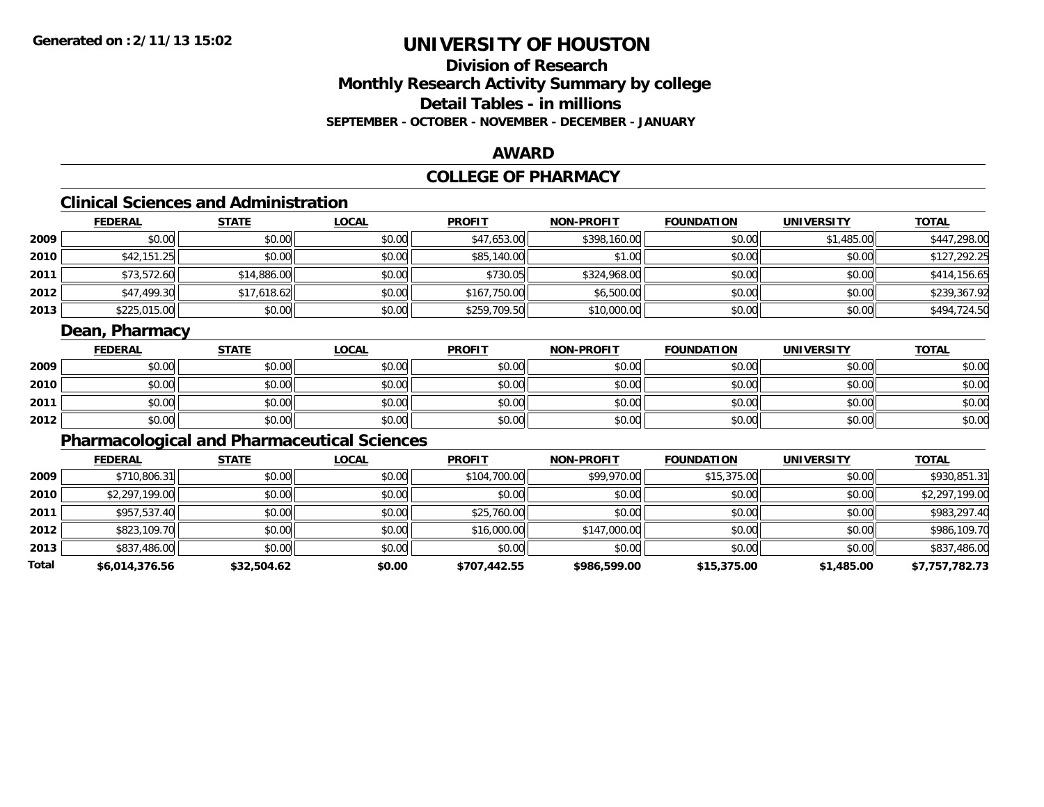# UNIVERSITY OF HOUSTON

## Division of Research
## Monthly Research Activity Summary by college
## Detail Tables - in millions
### SEPTEMBER - OCTOBER - NOVEMBER - DECEMBER - JANUARY

## AWARD

## COLLEGE OF PHARMACY

### Clinical Sciences and Administration

| | FEDERAL | STATE | LOCAL | PROFIT | NON-PROFIT | FOUNDATION | UNIVERSITY | TOTAL |
|---|---|---|---|---|---|---|---|---|
| 2009 | $0.00 | $0.00 | $0.00 | $47,653.00 | $398,160.00 | $0.00 | $1,485.00 | $447,298.00 |
| 2010 | $42,151.25 | $0.00 | $0.00 | $85,140.00 | $1.00 | $0.00 | $0.00 | $127,292.25 |
| 2011 | $73,572.60 | $14,886.00 | $0.00 | $730.05 | $324,968.00 | $0.00 | $0.00 | $414,156.65 |
| 2012 | $47,499.30 | $17,618.62 | $0.00 | $167,750.00 | $6,500.00 | $0.00 | $0.00 | $239,367.92 |
| 2013 | $225,015.00 | $0.00 | $0.00 | $259,709.50 | $10,000.00 | $0.00 | $0.00 | $494,724.50 |

### Dean, Pharmacy

| | FEDERAL | STATE | LOCAL | PROFIT | NON-PROFIT | FOUNDATION | UNIVERSITY | TOTAL |
|---|---|---|---|---|---|---|---|---|
| 2009 | $0.00 | $0.00 | $0.00 | $0.00 | $0.00 | $0.00 | $0.00 | $0.00 |
| 2010 | $0.00 | $0.00 | $0.00 | $0.00 | $0.00 | $0.00 | $0.00 | $0.00 |
| 2011 | $0.00 | $0.00 | $0.00 | $0.00 | $0.00 | $0.00 | $0.00 | $0.00 |
| 2012 | $0.00 | $0.00 | $0.00 | $0.00 | $0.00 | $0.00 | $0.00 | $0.00 |

### Pharmacological and Pharmaceutical Sciences

| | FEDERAL | STATE | LOCAL | PROFIT | NON-PROFIT | FOUNDATION | UNIVERSITY | TOTAL |
|---|---|---|---|---|---|---|---|---|
| 2009 | $710,806.31 | $0.00 | $0.00 | $104,700.00 | $99,970.00 | $15,375.00 | $0.00 | $930,851.31 |
| 2010 | $2,297,199.00 | $0.00 | $0.00 | $0.00 | $0.00 | $0.00 | $0.00 | $2,297,199.00 |
| 2011 | $957,537.40 | $0.00 | $0.00 | $25,760.00 | $0.00 | $0.00 | $0.00 | $983,297.40 |
| 2012 | $823,109.70 | $0.00 | $0.00 | $16,000.00 | $147,000.00 | $0.00 | $0.00 | $986,109.70 |
| 2013 | $837,486.00 | $0.00 | $0.00 | $0.00 | $0.00 | $0.00 | $0.00 | $837,486.00 |
| **Total** | **$6,014,376.56** | **$32,504.62** | **$0.00** | **$707,442.55** | **$986,599.00** | **$15,375.00** | **$1,485.00** | **$7,757,782.73** |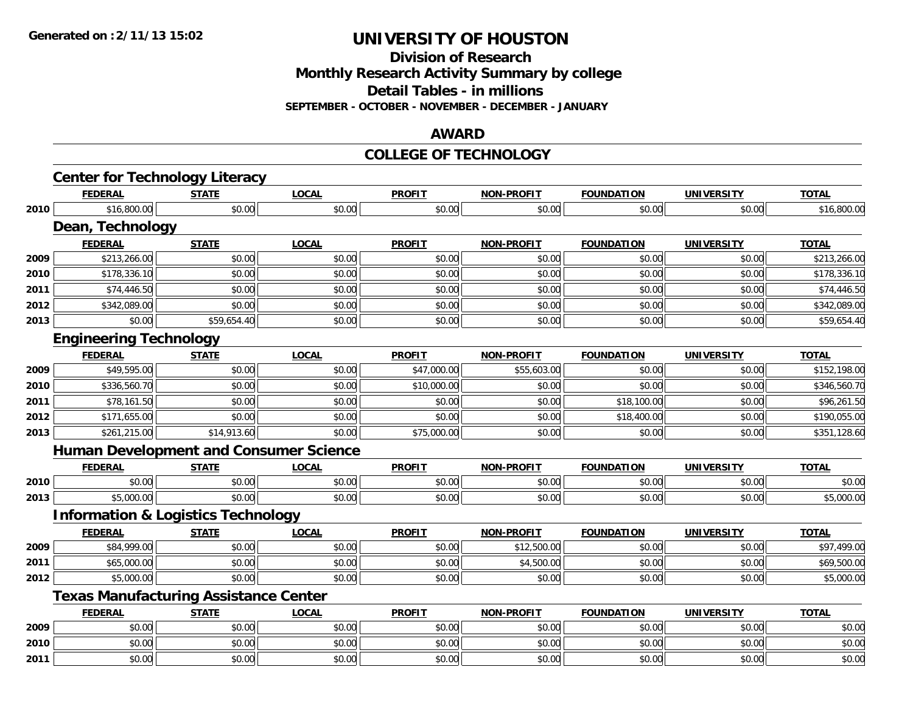Generated on :2/11/13 15:02

# UNIVERSITY OF HOUSTON

## Division of Research
## Monthly Research Activity Summary by college
## Detail Tables - in millions
### SEPTEMBER - OCTOBER - NOVEMBER - DECEMBER - JANUARY

## AWARD

## COLLEGE OF TECHNOLOGY

### Center for Technology Literacy

| | FEDERAL | STATE | LOCAL | PROFIT | NON-PROFIT | FOUNDATION | UNIVERSITY | TOTAL |
|---|---|---|---|---|---|---|---|---|
| 2010 | $16,800.00 | $0.00 | $0.00 | $0.00 | $0.00 | $0.00 | $0.00 | $16,800.00 |

### Dean, Technology

| | FEDERAL | STATE | LOCAL | PROFIT | NON-PROFIT | FOUNDATION | UNIVERSITY | TOTAL |
|---|---|---|---|---|---|---|---|---|
| 2009 | $213,266.00 | $0.00 | $0.00 | $0.00 | $0.00 | $0.00 | $0.00 | $213,266.00 |
| 2010 | $178,336.10 | $0.00 | $0.00 | $0.00 | $0.00 | $0.00 | $0.00 | $178,336.10 |
| 2011 | $74,446.50 | $0.00 | $0.00 | $0.00 | $0.00 | $0.00 | $0.00 | $74,446.50 |
| 2012 | $342,089.00 | $0.00 | $0.00 | $0.00 | $0.00 | $0.00 | $0.00 | $342,089.00 |
| 2013 | $0.00 | $59,654.40 | $0.00 | $0.00 | $0.00 | $0.00 | $0.00 | $59,654.40 |

### Engineering Technology

| | FEDERAL | STATE | LOCAL | PROFIT | NON-PROFIT | FOUNDATION | UNIVERSITY | TOTAL |
|---|---|---|---|---|---|---|---|---|
| 2009 | $49,595.00 | $0.00 | $0.00 | $47,000.00 | $55,603.00 | $0.00 | $0.00 | $152,198.00 |
| 2010 | $336,560.70 | $0.00 | $0.00 | $10,000.00 | $0.00 | $0.00 | $0.00 | $346,560.70 |
| 2011 | $78,161.50 | $0.00 | $0.00 | $0.00 | $0.00 | $18,100.00 | $0.00 | $96,261.50 |
| 2012 | $171,655.00 | $0.00 | $0.00 | $0.00 | $0.00 | $18,400.00 | $0.00 | $190,055.00 |
| 2013 | $261,215.00 | $14,913.60 | $0.00 | $75,000.00 | $0.00 | $0.00 | $0.00 | $351,128.60 |

### Human Development and Consumer Science

| | FEDERAL | STATE | LOCAL | PROFIT | NON-PROFIT | FOUNDATION | UNIVERSITY | TOTAL |
|---|---|---|---|---|---|---|---|---|
| 2010 | $0.00 | $0.00 | $0.00 | $0.00 | $0.00 | $0.00 | $0.00 | $0.00 |
| 2013 | $5,000.00 | $0.00 | $0.00 | $0.00 | $0.00 | $0.00 | $0.00 | $5,000.00 |

### Information & Logistics Technology

| | FEDERAL | STATE | LOCAL | PROFIT | NON-PROFIT | FOUNDATION | UNIVERSITY | TOTAL |
|---|---|---|---|---|---|---|---|---|
| 2009 | $84,999.00 | $0.00 | $0.00 | $0.00 | $12,500.00 | $0.00 | $0.00 | $97,499.00 |
| 2011 | $65,000.00 | $0.00 | $0.00 | $0.00 | $4,500.00 | $0.00 | $0.00 | $69,500.00 |
| 2012 | $5,000.00 | $0.00 | $0.00 | $0.00 | $0.00 | $0.00 | $0.00 | $5,000.00 |

### Texas Manufacturing Assistance Center

| | FEDERAL | STATE | LOCAL | PROFIT | NON-PROFIT | FOUNDATION | UNIVERSITY | TOTAL |
|---|---|---|---|---|---|---|---|---|
| 2009 | $0.00 | $0.00 | $0.00 | $0.00 | $0.00 | $0.00 | $0.00 | $0.00 |
| 2010 | $0.00 | $0.00 | $0.00 | $0.00 | $0.00 | $0.00 | $0.00 | $0.00 |
| 2011 | $0.00 | $0.00 | $0.00 | $0.00 | $0.00 | $0.00 | $0.00 | $0.00 |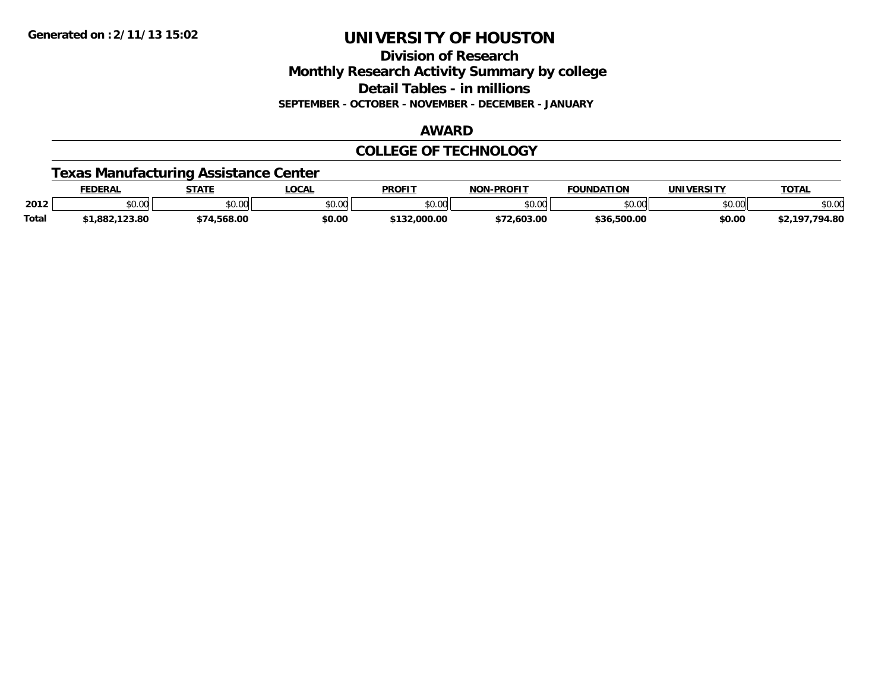# UNIVERSITY OF HOUSTON

## Division of Research

## Monthly Research Activity Summary by college

## Detail Tables - in millions

**SEPTEMBER - OCTOBER - NOVEMBER - DECEMBER - JANUARY**

## AWARD

## COLLEGE OF TECHNOLOGY

### Texas Manufacturing Assistance Center

| | FEDERAL | STATE | LOCAL | PROFIT | NON-PROFIT | FOUNDATION | UNIVERSITY | TOTAL |
|---|---|---|---|---|---|---|---|---|
| 2012 | $0.00 | $0.00 | $0.00 | $0.00 | $0.00 | $0.00 | $0.00 | $0.00 |
| **Total** | **$1,882,123.80** | **$74,568.00** | **$0.00** | **$132,000.00** | **$72,603.00** | **$36,500.00** | **$0.00** | **$2,197,794.80** |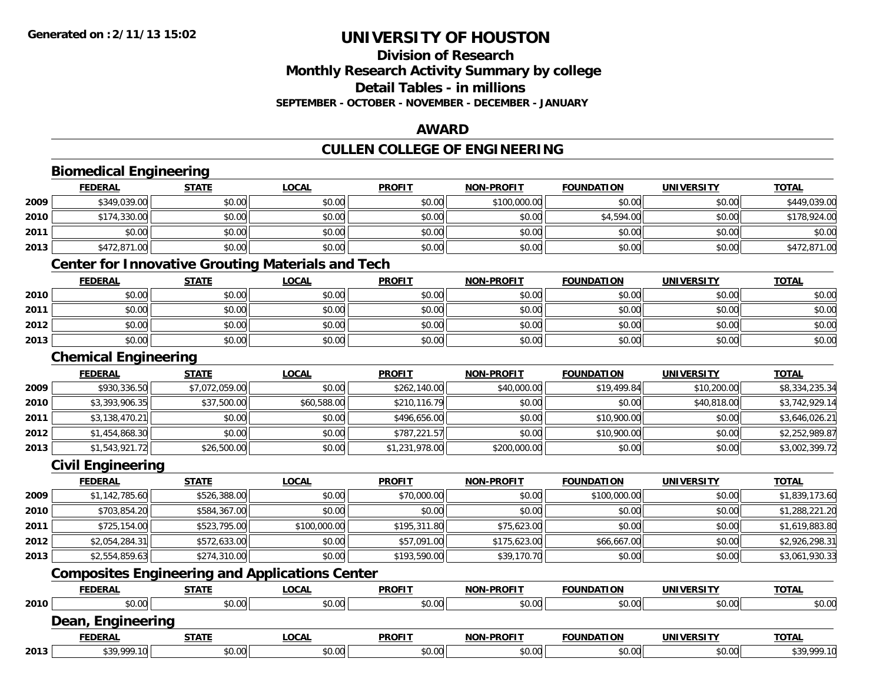**Generated on :2/11/13 15:02**

# UNIVERSITY OF HOUSTON

## Division of Research
## Monthly Research Activity Summary by college
## Detail Tables - in millions
**SEPTEMBER - OCTOBER - NOVEMBER - DECEMBER - JANUARY**

## AWARD

## CULLEN COLLEGE OF ENGINEERING

### Biomedical Engineering

| | FEDERAL | STATE | LOCAL | PROFIT | NON-PROFIT | FOUNDATION | UNIVERSITY | TOTAL |
|---|---|---|---|---|---|---|---|---|
| 2009 | $349,039.00 | $0.00 | $0.00 | $0.00 | $100,000.00 | $0.00 | $0.00 | $449,039.00 |
| 2010 | $174,330.00 | $0.00 | $0.00 | $0.00 | $0.00 | $4,594.00 | $0.00 | $178,924.00 |
| 2011 | $0.00 | $0.00 | $0.00 | $0.00 | $0.00 | $0.00 | $0.00 | $0.00 |
| 2013 | $472,871.00 | $0.00 | $0.00 | $0.00 | $0.00 | $0.00 | $0.00 | $472,871.00 |

### Center for Innovative Grouting Materials and Tech

| | FEDERAL | STATE | LOCAL | PROFIT | NON-PROFIT | FOUNDATION | UNIVERSITY | TOTAL |
|---|---|---|---|---|---|---|---|---|
| 2010 | $0.00 | $0.00 | $0.00 | $0.00 | $0.00 | $0.00 | $0.00 | $0.00 |
| 2011 | $0.00 | $0.00 | $0.00 | $0.00 | $0.00 | $0.00 | $0.00 | $0.00 |
| 2012 | $0.00 | $0.00 | $0.00 | $0.00 | $0.00 | $0.00 | $0.00 | $0.00 |
| 2013 | $0.00 | $0.00 | $0.00 | $0.00 | $0.00 | $0.00 | $0.00 | $0.00 |

### Chemical Engineering

| | FEDERAL | STATE | LOCAL | PROFIT | NON-PROFIT | FOUNDATION | UNIVERSITY | TOTAL |
|---|---|---|---|---|---|---|---|---|
| 2009 | $930,336.50 | $7,072,059.00 | $0.00 | $262,140.00 | $40,000.00 | $19,499.84 | $10,200.00 | $8,334,235.34 |
| 2010 | $3,393,906.35 | $37,500.00 | $60,588.00 | $210,116.79 | $0.00 | $0.00 | $40,818.00 | $3,742,929.14 |
| 2011 | $3,138,470.21 | $0.00 | $0.00 | $496,656.00 | $0.00 | $10,900.00 | $0.00 | $3,646,026.21 |
| 2012 | $1,454,868.30 | $0.00 | $0.00 | $787,221.57 | $0.00 | $10,900.00 | $0.00 | $2,252,989.87 |
| 2013 | $1,543,921.72 | $26,500.00 | $0.00 | $1,231,978.00 | $200,000.00 | $0.00 | $0.00 | $3,002,399.72 |

### Civil Engineering

| | FEDERAL | STATE | LOCAL | PROFIT | NON-PROFIT | FOUNDATION | UNIVERSITY | TOTAL |
|---|---|---|---|---|---|---|---|---|
| 2009 | $1,142,785.60 | $526,388.00 | $0.00 | $70,000.00 | $0.00 | $100,000.00 | $0.00 | $1,839,173.60 |
| 2010 | $703,854.20 | $584,367.00 | $0.00 | $0.00 | $0.00 | $0.00 | $0.00 | $1,288,221.20 |
| 2011 | $725,154.00 | $523,795.00 | $100,000.00 | $195,311.80 | $75,623.00 | $0.00 | $0.00 | $1,619,883.80 |
| 2012 | $2,054,284.31 | $572,633.00 | $0.00 | $57,091.00 | $175,623.00 | $66,667.00 | $0.00 | $2,926,298.31 |
| 2013 | $2,554,859.63 | $274,310.00 | $0.00 | $193,590.00 | $39,170.70 | $0.00 | $0.00 | $3,061,930.33 |

### Composites Engineering and Applications Center

| | FEDERAL | STATE | LOCAL | PROFIT | NON-PROFIT | FOUNDATION | UNIVERSITY | TOTAL |
|---|---|---|---|---|---|---|---|---|
| 2010 | $0.00 | $0.00 | $0.00 | $0.00 | $0.00 | $0.00 | $0.00 | $0.00 |

### Dean, Engineering

| | FEDERAL | STATE | LOCAL | PROFIT | NON-PROFIT | FOUNDATION | UNIVERSITY | TOTAL |
|---|---|---|---|---|---|---|---|---|
| 2013 | $39,999.10 | $0.00 | $0.00 | $0.00 | $0.00 | $0.00 | $0.00 | $39,999.10 |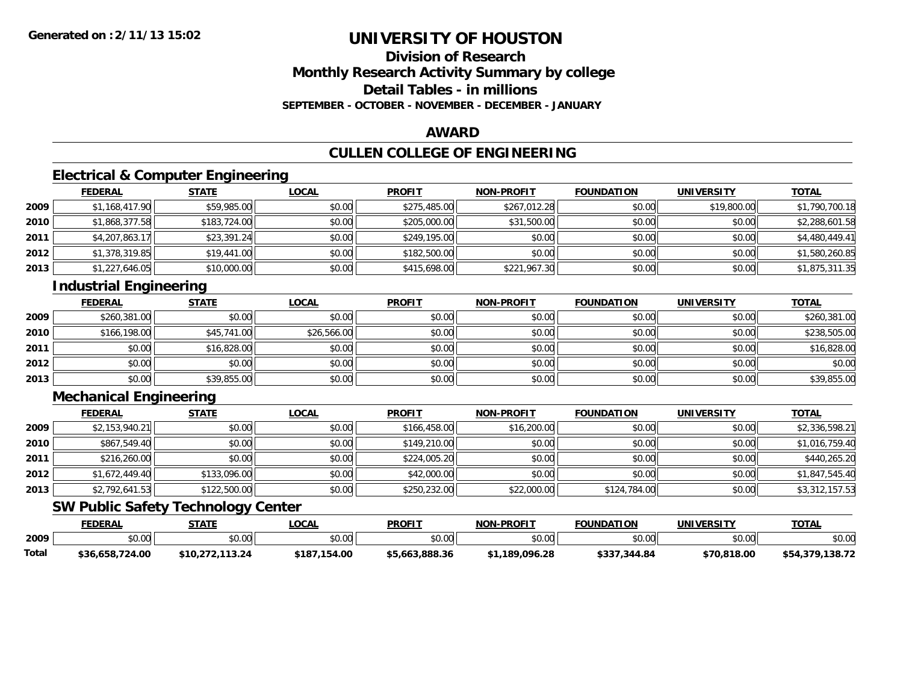**Generated on :2/11/13 15:02**

# UNIVERSITY OF HOUSTON

## Division of Research
## Monthly Research Activity Summary by college
## Detail Tables - in millions
### SEPTEMBER - OCTOBER - NOVEMBER - DECEMBER - JANUARY

## AWARD

## CULLEN COLLEGE OF ENGINEERING

### Electrical & Computer Engineering

| | FEDERAL | STATE | LOCAL | PROFIT | NON-PROFIT | FOUNDATION | UNIVERSITY | TOTAL |
|---|---|---|---|---|---|---|---|---|
| 2009 | $1,168,417.90 | $59,985.00 | $0.00 | $275,485.00 | $267,012.28 | $0.00 | $19,800.00 | $1,790,700.18 |
| 2010 | $1,868,377.58 | $183,724.00 | $0.00 | $205,000.00 | $31,500.00 | $0.00 | $0.00 | $2,288,601.58 |
| 2011 | $4,207,863.17 | $23,391.24 | $0.00 | $249,195.00 | $0.00 | $0.00 | $0.00 | $4,480,449.41 |
| 2012 | $1,378,319.85 | $19,441.00 | $0.00 | $182,500.00 | $0.00 | $0.00 | $0.00 | $1,580,260.85 |
| 2013 | $1,227,646.05 | $10,000.00 | $0.00 | $415,698.00 | $221,967.30 | $0.00 | $0.00 | $1,875,311.35 |

### Industrial Engineering

| | FEDERAL | STATE | LOCAL | PROFIT | NON-PROFIT | FOUNDATION | UNIVERSITY | TOTAL |
|---|---|---|---|---|---|---|---|---|
| 2009 | $260,381.00 | $0.00 | $0.00 | $0.00 | $0.00 | $0.00 | $0.00 | $260,381.00 |
| 2010 | $166,198.00 | $45,741.00 | $26,566.00 | $0.00 | $0.00 | $0.00 | $0.00 | $238,505.00 |
| 2011 | $0.00 | $16,828.00 | $0.00 | $0.00 | $0.00 | $0.00 | $0.00 | $16,828.00 |
| 2012 | $0.00 | $0.00 | $0.00 | $0.00 | $0.00 | $0.00 | $0.00 | $0.00 |
| 2013 | $0.00 | $39,855.00 | $0.00 | $0.00 | $0.00 | $0.00 | $0.00 | $39,855.00 |

### Mechanical Engineering

| | FEDERAL | STATE | LOCAL | PROFIT | NON-PROFIT | FOUNDATION | UNIVERSITY | TOTAL |
|---|---|---|---|---|---|---|---|---|
| 2009 | $2,153,940.21 | $0.00 | $0.00 | $166,458.00 | $16,200.00 | $0.00 | $0.00 | $2,336,598.21 |
| 2010 | $867,549.40 | $0.00 | $0.00 | $149,210.00 | $0.00 | $0.00 | $0.00 | $1,016,759.40 |
| 2011 | $216,260.00 | $0.00 | $0.00 | $224,005.20 | $0.00 | $0.00 | $0.00 | $440,265.20 |
| 2012 | $1,672,449.40 | $133,096.00 | $0.00 | $42,000.00 | $0.00 | $0.00 | $0.00 | $1,847,545.40 |
| 2013 | $2,792,641.53 | $122,500.00 | $0.00 | $250,232.00 | $22,000.00 | $124,784.00 | $0.00 | $3,312,157.53 |

### SW Public Safety Technology Center

| | FEDERAL | STATE | LOCAL | PROFIT | NON-PROFIT | FOUNDATION | UNIVERSITY | TOTAL |
|---|---|---|---|---|---|---|---|---|
| 2009 | $0.00 | $0.00 | $0.00 | $0.00 | $0.00 | $0.00 | $0.00 | $0.00 |
| **Total** | **$36,658,724.00** | **$10,272,113.24** | **$187,154.00** | **$5,663,888.36** | **$1,189,096.28** | **$337,344.84** | **$70,818.00** | **$54,379,138.72** |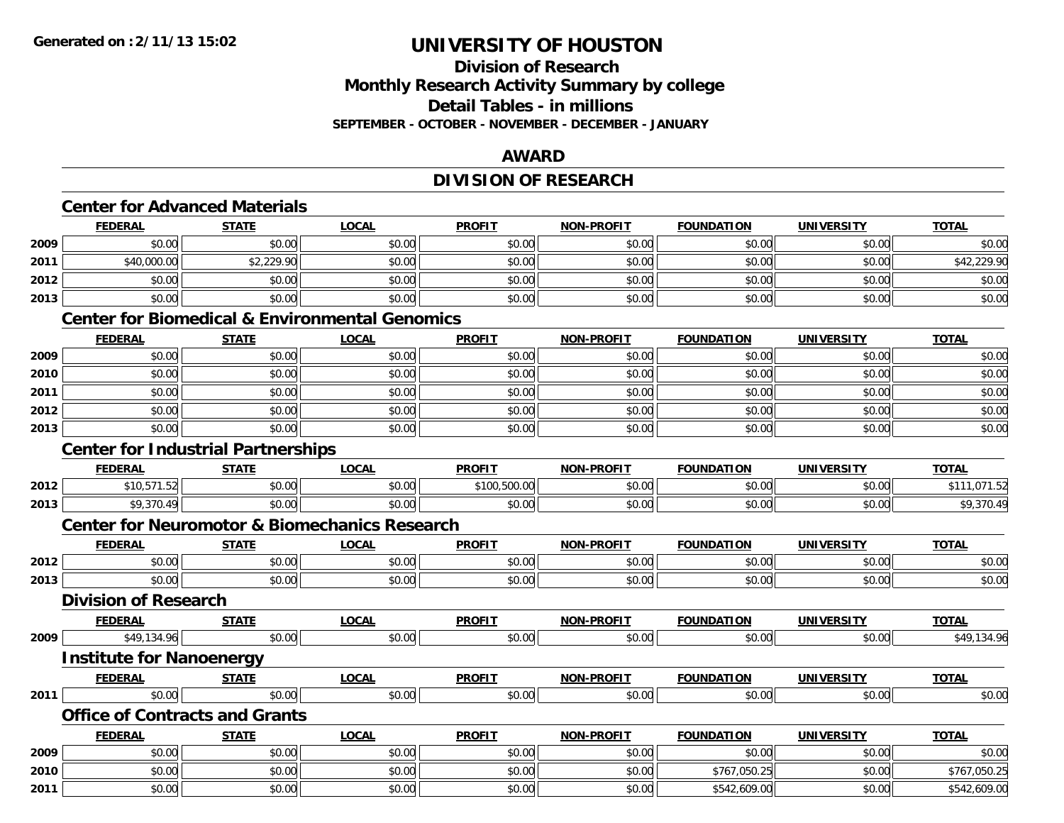**Generated on :2/11/13 15:02**

# UNIVERSITY OF HOUSTON

## Division of Research
## Monthly Research Activity Summary by college
## Detail Tables - in millions
### SEPTEMBER - OCTOBER - NOVEMBER - DECEMBER - JANUARY

## AWARD

## DIVISION OF RESEARCH

### Center for Advanced Materials

| | FEDERAL | STATE | LOCAL | PROFIT | NON-PROFIT | FOUNDATION | UNIVERSITY | TOTAL |
|---|---|---|---|---|---|---|---|---|
| 2009 | $0.00 | $0.00 | $0.00 | $0.00 | $0.00 | $0.00 | $0.00 | $0.00 |
| 2011 | $40,000.00 | $2,229.90 | $0.00 | $0.00 | $0.00 | $0.00 | $0.00 | $42,229.90 |
| 2012 | $0.00 | $0.00 | $0.00 | $0.00 | $0.00 | $0.00 | $0.00 | $0.00 |
| 2013 | $0.00 | $0.00 | $0.00 | $0.00 | $0.00 | $0.00 | $0.00 | $0.00 |

### Center for Biomedical & Environmental Genomics

| | FEDERAL | STATE | LOCAL | PROFIT | NON-PROFIT | FOUNDATION | UNIVERSITY | TOTAL |
|---|---|---|---|---|---|---|---|---|
| 2009 | $0.00 | $0.00 | $0.00 | $0.00 | $0.00 | $0.00 | $0.00 | $0.00 |
| 2010 | $0.00 | $0.00 | $0.00 | $0.00 | $0.00 | $0.00 | $0.00 | $0.00 |
| 2011 | $0.00 | $0.00 | $0.00 | $0.00 | $0.00 | $0.00 | $0.00 | $0.00 |
| 2012 | $0.00 | $0.00 | $0.00 | $0.00 | $0.00 | $0.00 | $0.00 | $0.00 |
| 2013 | $0.00 | $0.00 | $0.00 | $0.00 | $0.00 | $0.00 | $0.00 | $0.00 |

### Center for Industrial Partnerships

| | FEDERAL | STATE | LOCAL | PROFIT | NON-PROFIT | FOUNDATION | UNIVERSITY | TOTAL |
|---|---|---|---|---|---|---|---|---|
| 2012 | $10,571.52 | $0.00 | $0.00 | $100,500.00 | $0.00 | $0.00 | $0.00 | $111,071.52 |
| 2013 | $9,370.49 | $0.00 | $0.00 | $0.00 | $0.00 | $0.00 | $0.00 | $9,370.49 |

### Center for Neuromotor & Biomechanics Research

| | FEDERAL | STATE | LOCAL | PROFIT | NON-PROFIT | FOUNDATION | UNIVERSITY | TOTAL |
|---|---|---|---|---|---|---|---|---|
| 2012 | $0.00 | $0.00 | $0.00 | $0.00 | $0.00 | $0.00 | $0.00 | $0.00 |
| 2013 | $0.00 | $0.00 | $0.00 | $0.00 | $0.00 | $0.00 | $0.00 | $0.00 |

### Division of Research

| | FEDERAL | STATE | LOCAL | PROFIT | NON-PROFIT | FOUNDATION | UNIVERSITY | TOTAL |
|---|---|---|---|---|---|---|---|---|
| 2009 | $49,134.96 | $0.00 | $0.00 | $0.00 | $0.00 | $0.00 | $0.00 | $49,134.96 |

### Institute for Nanoenergy

| | FEDERAL | STATE | LOCAL | PROFIT | NON-PROFIT | FOUNDATION | UNIVERSITY | TOTAL |
|---|---|---|---|---|---|---|---|---|
| 2011 | $0.00 | $0.00 | $0.00 | $0.00 | $0.00 | $0.00 | $0.00 | $0.00 |

### Office of Contracts and Grants

| | FEDERAL | STATE | LOCAL | PROFIT | NON-PROFIT | FOUNDATION | UNIVERSITY | TOTAL |
|---|---|---|---|---|---|---|---|---|
| 2009 | $0.00 | $0.00 | $0.00 | $0.00 | $0.00 | $0.00 | $0.00 | $0.00 |
| 2010 | $0.00 | $0.00 | $0.00 | $0.00 | $0.00 | $767,050.25 | $0.00 | $767,050.25 |
| 2011 | $0.00 | $0.00 | $0.00 | $0.00 | $0.00 | $542,609.00 | $0.00 | $542,609.00 |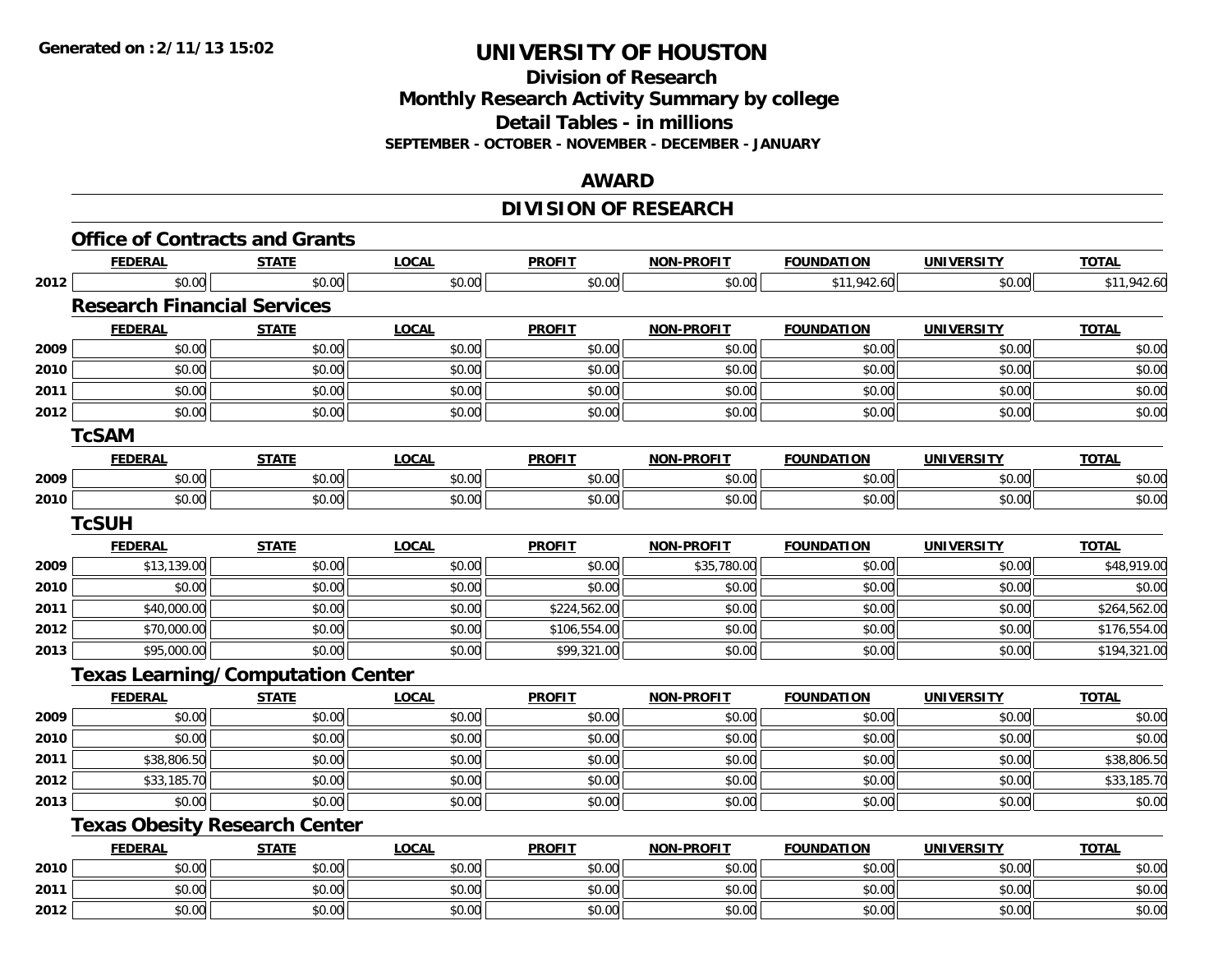# UNIVERSITY OF HOUSTON

## Division of Research
## Monthly Research Activity Summary by college
## Detail Tables - in millions
### SEPTEMBER - OCTOBER - NOVEMBER - DECEMBER - JANUARY

## AWARD

## DIVISION OF RESEARCH

### Office of Contracts and Grants

| | FEDERAL | STATE | LOCAL | PROFIT | NON-PROFIT | FOUNDATION | UNIVERSITY | TOTAL |
|---|---|---|---|---|---|---|---|---|
| 2012 | $0.00 | $0.00 | $0.00 | $0.00 | $0.00 | $11,942.60 | $0.00 | $11,942.60 |

### Research Financial Services

| | FEDERAL | STATE | LOCAL | PROFIT | NON-PROFIT | FOUNDATION | UNIVERSITY | TOTAL |
|---|---|---|---|---|---|---|---|---|
| 2009 | $0.00 | $0.00 | $0.00 | $0.00 | $0.00 | $0.00 | $0.00 | $0.00 |
| 2010 | $0.00 | $0.00 | $0.00 | $0.00 | $0.00 | $0.00 | $0.00 | $0.00 |
| 2011 | $0.00 | $0.00 | $0.00 | $0.00 | $0.00 | $0.00 | $0.00 | $0.00 |
| 2012 | $0.00 | $0.00 | $0.00 | $0.00 | $0.00 | $0.00 | $0.00 | $0.00 |

### TcSAM

| | FEDERAL | STATE | LOCAL | PROFIT | NON-PROFIT | FOUNDATION | UNIVERSITY | TOTAL |
|---|---|---|---|---|---|---|---|---|
| 2009 | $0.00 | $0.00 | $0.00 | $0.00 | $0.00 | $0.00 | $0.00 | $0.00 |
| 2010 | $0.00 | $0.00 | $0.00 | $0.00 | $0.00 | $0.00 | $0.00 | $0.00 |

### TcSUH

| | FEDERAL | STATE | LOCAL | PROFIT | NON-PROFIT | FOUNDATION | UNIVERSITY | TOTAL |
|---|---|---|---|---|---|---|---|---|
| 2009 | $13,139.00 | $0.00 | $0.00 | $0.00 | $35,780.00 | $0.00 | $0.00 | $48,919.00 |
| 2010 | $0.00 | $0.00 | $0.00 | $0.00 | $0.00 | $0.00 | $0.00 | $0.00 |
| 2011 | $40,000.00 | $0.00 | $0.00 | $224,562.00 | $0.00 | $0.00 | $0.00 | $264,562.00 |
| 2012 | $70,000.00 | $0.00 | $0.00 | $106,554.00 | $0.00 | $0.00 | $0.00 | $176,554.00 |
| 2013 | $95,000.00 | $0.00 | $0.00 | $99,321.00 | $0.00 | $0.00 | $0.00 | $194,321.00 |

### Texas Learning/Computation Center

| | FEDERAL | STATE | LOCAL | PROFIT | NON-PROFIT | FOUNDATION | UNIVERSITY | TOTAL |
|---|---|---|---|---|---|---|---|---|
| 2009 | $0.00 | $0.00 | $0.00 | $0.00 | $0.00 | $0.00 | $0.00 | $0.00 |
| 2010 | $0.00 | $0.00 | $0.00 | $0.00 | $0.00 | $0.00 | $0.00 | $0.00 |
| 2011 | $38,806.50 | $0.00 | $0.00 | $0.00 | $0.00 | $0.00 | $0.00 | $38,806.50 |
| 2012 | $33,185.70 | $0.00 | $0.00 | $0.00 | $0.00 | $0.00 | $0.00 | $33,185.70 |
| 2013 | $0.00 | $0.00 | $0.00 | $0.00 | $0.00 | $0.00 | $0.00 | $0.00 |

### Texas Obesity Research Center

| | FEDERAL | STATE | LOCAL | PROFIT | NON-PROFIT | FOUNDATION | UNIVERSITY | TOTAL |
|---|---|---|---|---|---|---|---|---|
| 2010 | $0.00 | $0.00 | $0.00 | $0.00 | $0.00 | $0.00 | $0.00 | $0.00 |
| 2011 | $0.00 | $0.00 | $0.00 | $0.00 | $0.00 | $0.00 | $0.00 | $0.00 |
| 2012 | $0.00 | $0.00 | $0.00 | $0.00 | $0.00 | $0.00 | $0.00 | $0.00 |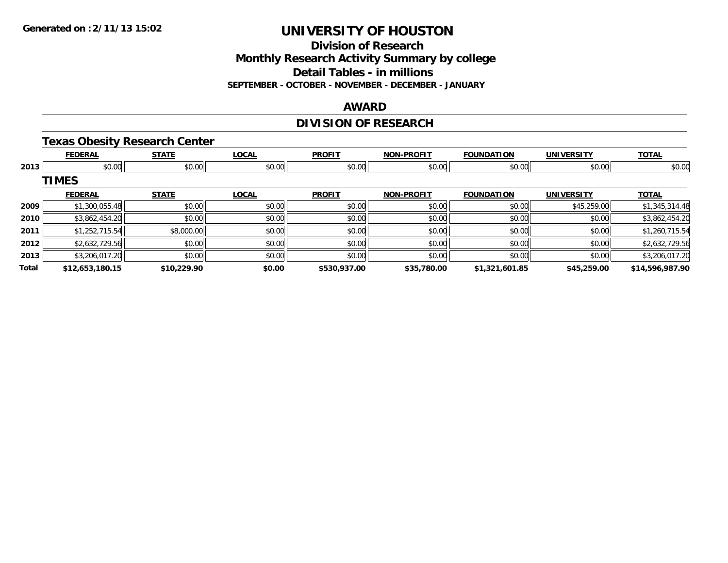**Generated on :2/11/13 15:02**

# UNIVERSITY OF HOUSTON

## Division of Research
## Monthly Research Activity Summary by college
## Detail Tables - in millions

**SEPTEMBER - OCTOBER - NOVEMBER - DECEMBER - JANUARY**

## AWARD

## DIVISION OF RESEARCH

### Texas Obesity Research Center

| | FEDERAL | STATE | LOCAL | PROFIT | NON-PROFIT | FOUNDATION | UNIVERSITY | TOTAL |
|---|---|---|---|---|---|---|---|---|
| 2013 | $0.00 | $0.00 | $0.00 | $0.00 | $0.00 | $0.00 | $0.00 | $0.00 |

### TIMES

| | FEDERAL | STATE | LOCAL | PROFIT | NON-PROFIT | FOUNDATION | UNIVERSITY | TOTAL |
|---|---|---|---|---|---|---|---|---|
| 2009 | $1,300,055.48 | $0.00 | $0.00 | $0.00 | $0.00 | $0.00 | $45,259.00 | $1,345,314.48 |
| 2010 | $3,862,454.20 | $0.00 | $0.00 | $0.00 | $0.00 | $0.00 | $0.00 | $3,862,454.20 |
| 2011 | $1,252,715.54 | $8,000.00 | $0.00 | $0.00 | $0.00 | $0.00 | $0.00 | $1,260,715.54 |
| 2012 | $2,632,729.56 | $0.00 | $0.00 | $0.00 | $0.00 | $0.00 | $0.00 | $2,632,729.56 |
| 2013 | $3,206,017.20 | $0.00 | $0.00 | $0.00 | $0.00 | $0.00 | $0.00 | $3,206,017.20 |
| **Total** | **$12,653,180.15** | **$10,229.90** | **$0.00** | **$530,937.00** | **$35,780.00** | **$1,321,601.85** | **$45,259.00** | **$14,596,987.90** |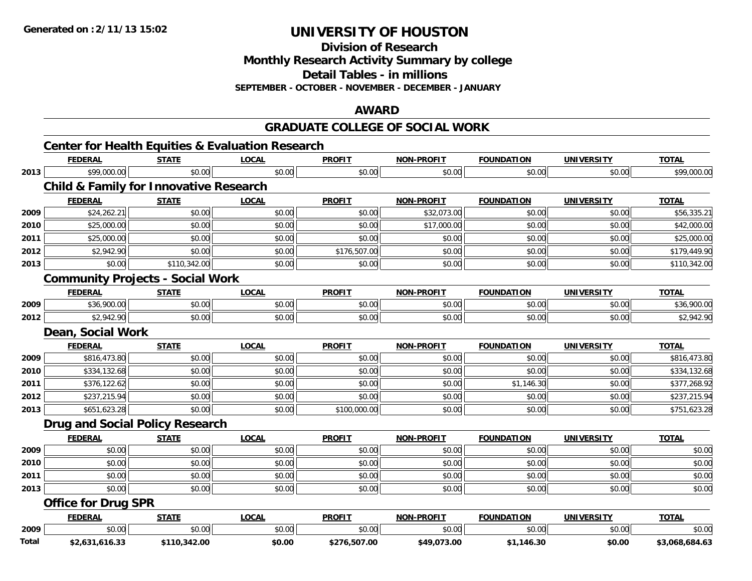# UNIVERSITY OF HOUSTON

## Division of Research
## Monthly Research Activity Summary by college
## Detail Tables - in millions
### SEPTEMBER - OCTOBER - NOVEMBER - DECEMBER - JANUARY

**Generated on :2/11/13 15:02**

## AWARD

## GRADUATE COLLEGE OF SOCIAL WORK

### Center for Health Equities & Evaluation Research

| | FEDERAL | STATE | LOCAL | PROFIT | NON-PROFIT | FOUNDATION | UNIVERSITY | TOTAL |
|---|---|---|---|---|---|---|---|---|
| 2013 | $99,000.00 | $0.00 | $0.00 | $0.00 | $0.00 | $0.00 | $0.00 | $99,000.00 |

### Child & Family for Innovative Research

| | FEDERAL | STATE | LOCAL | PROFIT | NON-PROFIT | FOUNDATION | UNIVERSITY | TOTAL |
|---|---|---|---|---|---|---|---|---|
| 2009 | $24,262.21 | $0.00 | $0.00 | $0.00 | $32,073.00 | $0.00 | $0.00 | $56,335.21 |
| 2010 | $25,000.00 | $0.00 | $0.00 | $0.00 | $17,000.00 | $0.00 | $0.00 | $42,000.00 |
| 2011 | $25,000.00 | $0.00 | $0.00 | $0.00 | $0.00 | $0.00 | $0.00 | $25,000.00 |
| 2012 | $2,942.90 | $0.00 | $0.00 | $176,507.00 | $0.00 | $0.00 | $0.00 | $179,449.90 |
| 2013 | $0.00 | $110,342.00 | $0.00 | $0.00 | $0.00 | $0.00 | $0.00 | $110,342.00 |

### Community Projects - Social Work

| | FEDERAL | STATE | LOCAL | PROFIT | NON-PROFIT | FOUNDATION | UNIVERSITY | TOTAL |
|---|---|---|---|---|---|---|---|---|
| 2009 | $36,900.00 | $0.00 | $0.00 | $0.00 | $0.00 | $0.00 | $0.00 | $36,900.00 |
| 2012 | $2,942.90 | $0.00 | $0.00 | $0.00 | $0.00 | $0.00 | $0.00 | $2,942.90 |

### Dean, Social Work

| | FEDERAL | STATE | LOCAL | PROFIT | NON-PROFIT | FOUNDATION | UNIVERSITY | TOTAL |
|---|---|---|---|---|---|---|---|---|
| 2009 | $816,473.80 | $0.00 | $0.00 | $0.00 | $0.00 | $0.00 | $0.00 | $816,473.80 |
| 2010 | $334,132.68 | $0.00 | $0.00 | $0.00 | $0.00 | $0.00 | $0.00 | $334,132.68 |
| 2011 | $376,122.62 | $0.00 | $0.00 | $0.00 | $0.00 | $1,146.30 | $0.00 | $377,268.92 |
| 2012 | $237,215.94 | $0.00 | $0.00 | $0.00 | $0.00 | $0.00 | $0.00 | $237,215.94 |
| 2013 | $651,623.28 | $0.00 | $0.00 | $100,000.00 | $0.00 | $0.00 | $0.00 | $751,623.28 |

### Drug and Social Policy Research

| | FEDERAL | STATE | LOCAL | PROFIT | NON-PROFIT | FOUNDATION | UNIVERSITY | TOTAL |
|---|---|---|---|---|---|---|---|---|
| 2009 | $0.00 | $0.00 | $0.00 | $0.00 | $0.00 | $0.00 | $0.00 | $0.00 |
| 2010 | $0.00 | $0.00 | $0.00 | $0.00 | $0.00 | $0.00 | $0.00 | $0.00 |
| 2011 | $0.00 | $0.00 | $0.00 | $0.00 | $0.00 | $0.00 | $0.00 | $0.00 |
| 2013 | $0.00 | $0.00 | $0.00 | $0.00 | $0.00 | $0.00 | $0.00 | $0.00 |

### Office for Drug SPR

| | FEDERAL | STATE | LOCAL | PROFIT | NON-PROFIT | FOUNDATION | UNIVERSITY | TOTAL |
|---|---|---|---|---|---|---|---|---|
| 2009 | $0.00 | $0.00 | $0.00 | $0.00 | $0.00 | $0.00 | $0.00 | $0.00 |
| **Total** | **$2,631,616.33** | **$110,342.00** | **$0.00** | **$276,507.00** | **$49,073.00** | **$1,146.30** | **$0.00** | **$3,068,684.63** |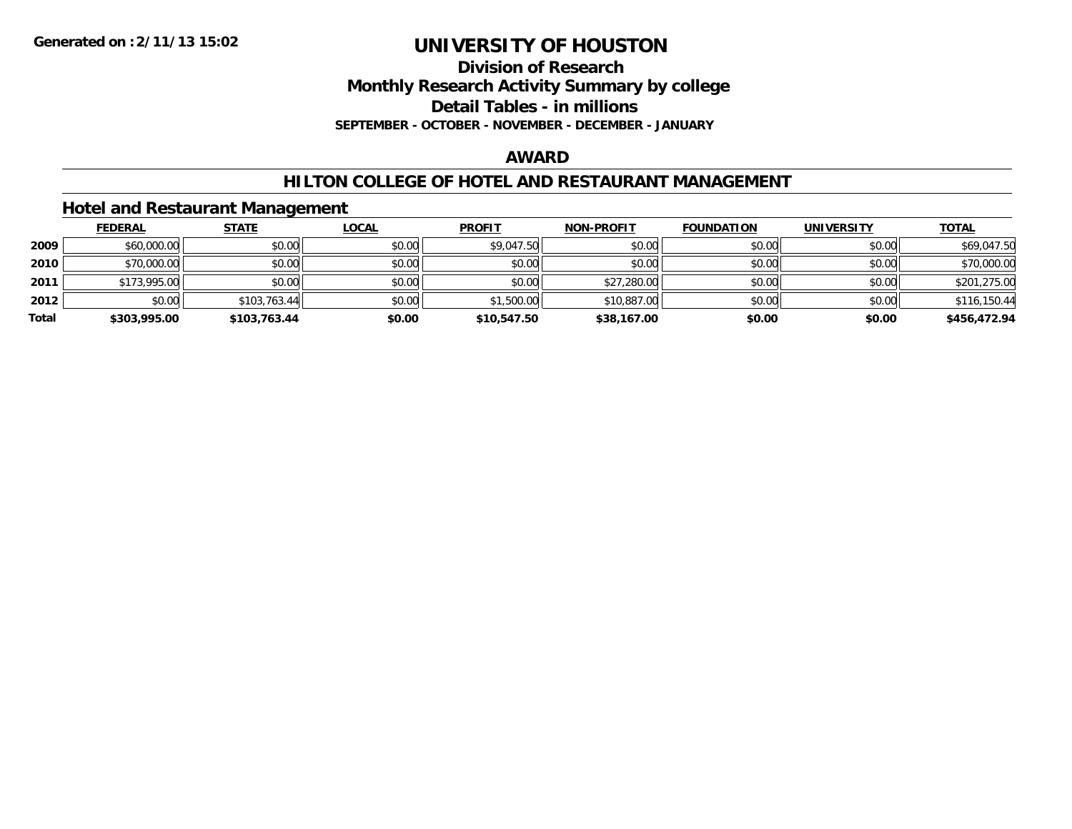Generated on :2/11/13 15:02

# UNIVERSITY OF HOUSTON

## Division of Research
## Monthly Research Activity Summary by college
## Detail Tables - in millions
### SEPTEMBER - OCTOBER - NOVEMBER - DECEMBER - JANUARY

## AWARD

## HILTON COLLEGE OF HOTEL AND RESTAURANT MANAGEMENT

### Hotel and Restaurant Management

| | FEDERAL | STATE | LOCAL | PROFIT | NON-PROFIT | FOUNDATION | UNIVERSITY | TOTAL |
|---|---|---|---|---|---|---|---|---|
| 2009 | $60,000.00 | $0.00 | $0.00 | $9,047.50 | $0.00 | $0.00 | $0.00 | $69,047.50 |
| 2010 | $70,000.00 | $0.00 | $0.00 | $0.00 | $0.00 | $0.00 | $0.00 | $70,000.00 |
| 2011 | $173,995.00 | $0.00 | $0.00 | $0.00 | $27,280.00 | $0.00 | $0.00 | $201,275.00 |
| 2012 | $0.00 | $103,763.44 | $0.00 | $1,500.00 | $10,887.00 | $0.00 | $0.00 | $116,150.44 |
| **Total** | **$303,995.00** | **$103,763.44** | **$0.00** | **$10,547.50** | **$38,167.00** | **$0.00** | **$0.00** | **$456,472.94** |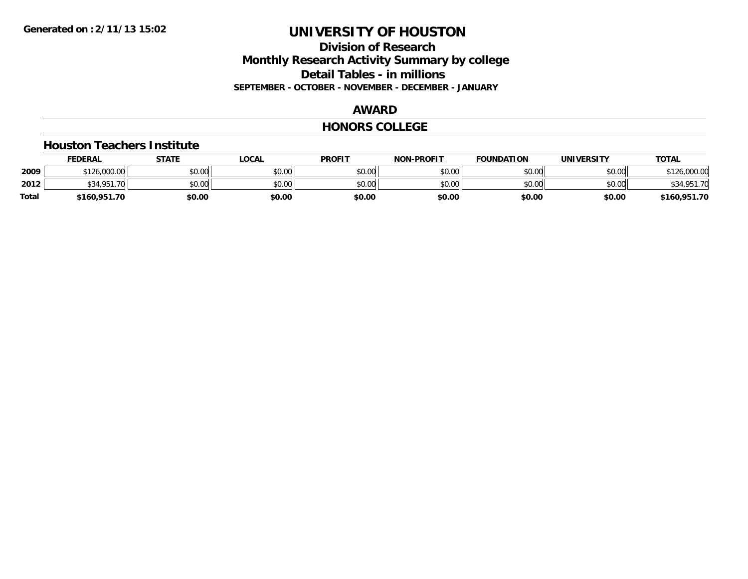**Generated on :2/11/13 15:02**

# UNIVERSITY OF HOUSTON

## Division of Research
## Monthly Research Activity Summary by college
## Detail Tables - in millions
**SEPTEMBER - OCTOBER - NOVEMBER - DECEMBER - JANUARY**

## AWARD

## HONORS COLLEGE

### Houston Teachers Institute

| | FEDERAL | STATE | LOCAL | PROFIT | NON-PROFIT | FOUNDATION | UNIVERSITY | TOTAL |
|---|---|---|---|---|---|---|---|---|
| 2009 | $126,000.00 | $0.00 | $0.00 | $0.00 | $0.00 | $0.00 | $0.00 | $126,000.00 |
| 2012 | $34,951.70 | $0.00 | $0.00 | $0.00 | $0.00 | $0.00 | $0.00 | $34,951.70 |
| **Total** | **$160,951.70** | **$0.00** | **$0.00** | **$0.00** | **$0.00** | **$0.00** | **$0.00** | **$160,951.70** |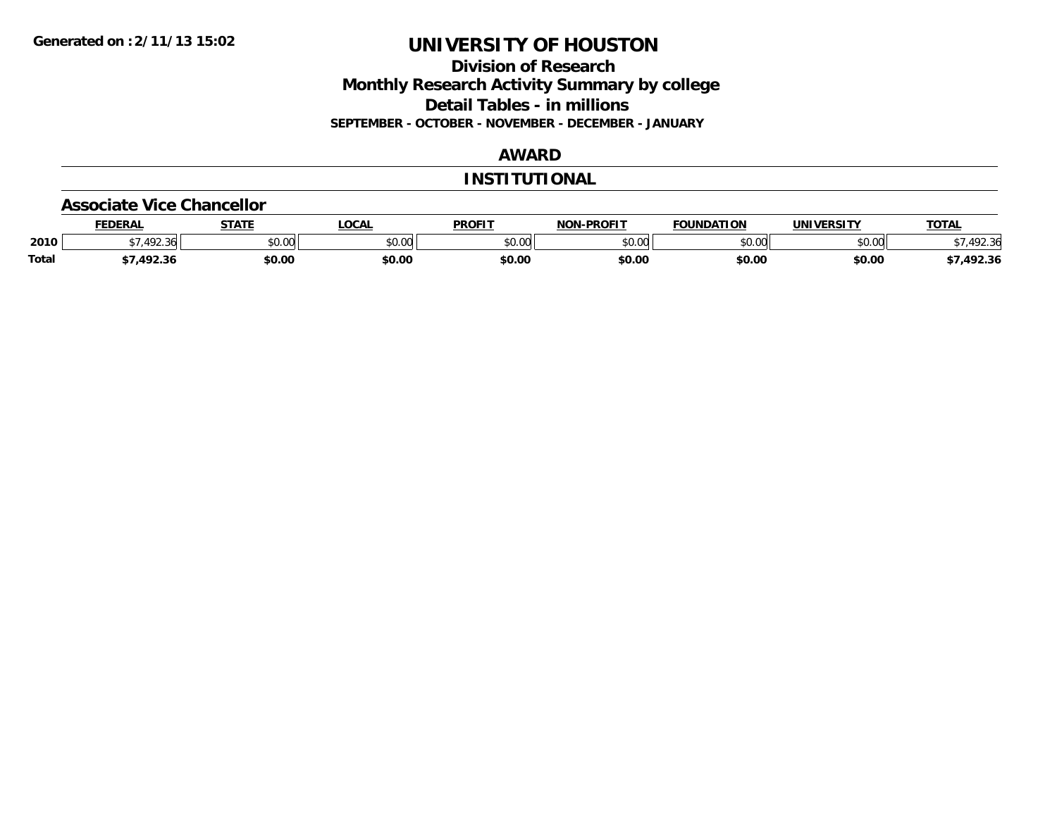Generated on :2/11/13 15:02

# UNIVERSITY OF HOUSTON

## Division of Research

## Monthly Research Activity Summary by college

## Detail Tables - in millions

**SEPTEMBER - OCTOBER - NOVEMBER - DECEMBER - JANUARY**

### AWARD

### INSTITUTIONAL

### Associate Vice Chancellor

| | FEDERAL | STATE | LOCAL | PROFIT | NON-PROFIT | FOUNDATION | UNIVERSITY | TOTAL |
|---|---|---|---|---|---|---|---|---|
| 2010 | $7,492.36 | $0.00 | $0.00 | $0.00 | $0.00 | $0.00 | $0.00 | $7,492.36 |
| Total | **$7,492.36** | **$0.00** | **$0.00** | **$0.00** | **$0.00** | **$0.00** | **$0.00** | **$7,492.36** |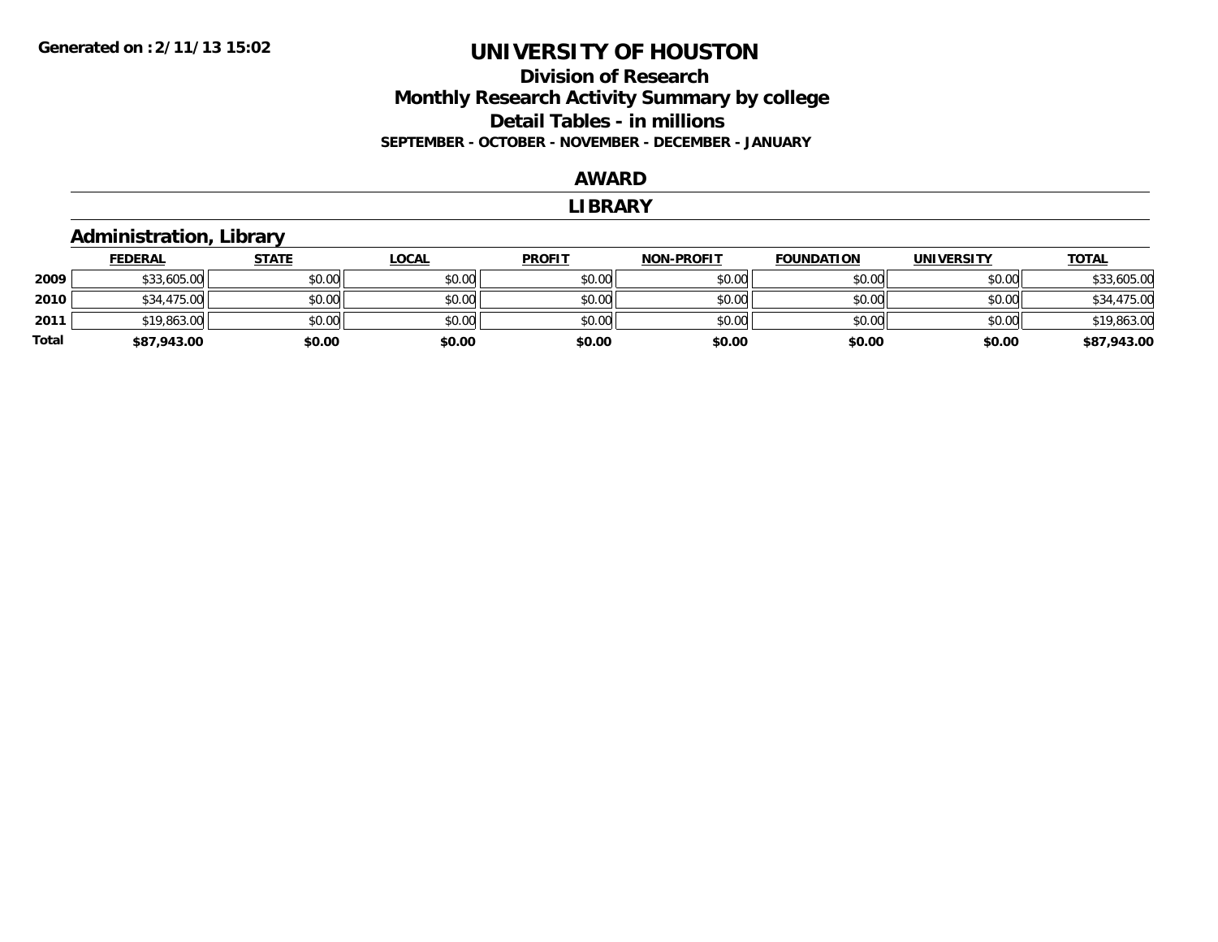# UNIVERSITY OF HOUSTON

## Division of Research
## Monthly Research Activity Summary by college
## Detail Tables - in millions
### SEPTEMBER - OCTOBER - NOVEMBER - DECEMBER - JANUARY

Generated on :2/11/13 15:02

## AWARD

## LIBRARY

### Administration, Library

| | FEDERAL | STATE | LOCAL | PROFIT | NON-PROFIT | FOUNDATION | UNIVERSITY | TOTAL |
|---|---|---|---|---|---|---|---|---|
| 2009 | $33,605.00 | $0.00 | $0.00 | $0.00 | $0.00 | $0.00 | $0.00 | $33,605.00 |
| 2010 | $34,475.00 | $0.00 | $0.00 | $0.00 | $0.00 | $0.00 | $0.00 | $34,475.00 |
| 2011 | $19,863.00 | $0.00 | $0.00 | $0.00 | $0.00 | $0.00 | $0.00 | $19,863.00 |
| **Total** | **$87,943.00** | **$0.00** | **$0.00** | **$0.00** | **$0.00** | **$0.00** | **$0.00** | **$87,943.00** |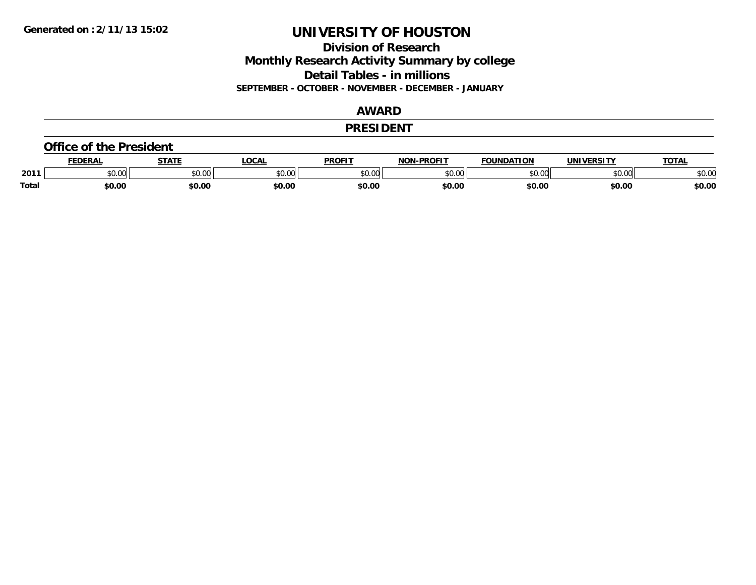# UNIVERSITY OF HOUSTON

## Division of Research
## Monthly Research Activity Summary by college
## Detail Tables - in millions

**SEPTEMBER - OCTOBER - NOVEMBER - DECEMBER - JANUARY**

Generated on :2/11/13 15:02

## AWARD

## PRESIDENT

### Office of the President

| | FEDERAL | STATE | LOCAL | PROFIT | NON-PROFIT | FOUNDATION | UNIVERSITY | TOTAL |
|---|---|---|---|---|---|---|---|---|
| 2011 | $0.00 | $0.00 | $0.00 | $0.00 | $0.00 | $0.00 | $0.00 | $0.00 |
| **Total** | **$0.00** | **$0.00** | **$0.00** | **$0.00** | **$0.00** | **$0.00** | **$0.00** | **$0.00** |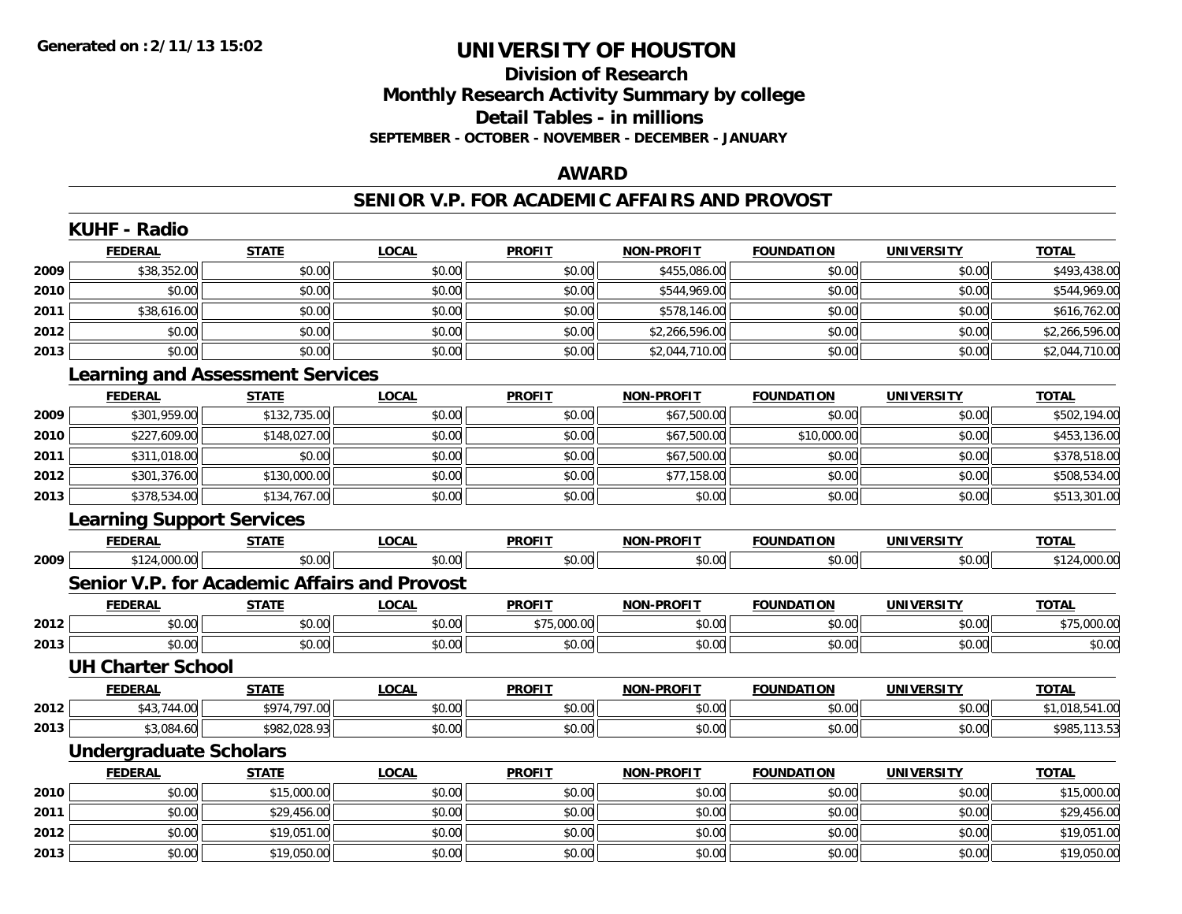# UNIVERSITY OF HOUSTON

## Division of Research
## Monthly Research Activity Summary by college
## Detail Tables - in millions
### SEPTEMBER - OCTOBER - NOVEMBER - DECEMBER - JANUARY

## AWARD

## SENIOR V.P. FOR ACADEMIC AFFAIRS AND PROVOST

### KUHF - Radio

| | FEDERAL | STATE | LOCAL | PROFIT | NON-PROFIT | FOUNDATION | UNIVERSITY | TOTAL |
|---|---|---|---|---|---|---|---|---|
| 2009 | $38,352.00 | $0.00 | $0.00 | $0.00 | $455,086.00 | $0.00 | $0.00 | $493,438.00 |
| 2010 | $0.00 | $0.00 | $0.00 | $0.00 | $544,969.00 | $0.00 | $0.00 | $544,969.00 |
| 2011 | $38,616.00 | $0.00 | $0.00 | $0.00 | $578,146.00 | $0.00 | $0.00 | $616,762.00 |
| 2012 | $0.00 | $0.00 | $0.00 | $0.00 | $2,266,596.00 | $0.00 | $0.00 | $2,266,596.00 |
| 2013 | $0.00 | $0.00 | $0.00 | $0.00 | $2,044,710.00 | $0.00 | $0.00 | $2,044,710.00 |

### Learning and Assessment Services

| | FEDERAL | STATE | LOCAL | PROFIT | NON-PROFIT | FOUNDATION | UNIVERSITY | TOTAL |
|---|---|---|---|---|---|---|---|---|
| 2009 | $301,959.00 | $132,735.00 | $0.00 | $0.00 | $67,500.00 | $0.00 | $0.00 | $502,194.00 |
| 2010 | $227,609.00 | $148,027.00 | $0.00 | $0.00 | $67,500.00 | $10,000.00 | $0.00 | $453,136.00 |
| 2011 | $311,018.00 | $0.00 | $0.00 | $0.00 | $67,500.00 | $0.00 | $0.00 | $378,518.00 |
| 2012 | $301,376.00 | $130,000.00 | $0.00 | $0.00 | $77,158.00 | $0.00 | $0.00 | $508,534.00 |
| 2013 | $378,534.00 | $134,767.00 | $0.00 | $0.00 | $0.00 | $0.00 | $0.00 | $513,301.00 |

### Learning Support Services

| | FEDERAL | STATE | LOCAL | PROFIT | NON-PROFIT | FOUNDATION | UNIVERSITY | TOTAL |
|---|---|---|---|---|---|---|---|---|
| 2009 | $124,000.00 | $0.00 | $0.00 | $0.00 | $0.00 | $0.00 | $0.00 | $124,000.00 |

### Senior V.P. for Academic Affairs and Provost

| | FEDERAL | STATE | LOCAL | PROFIT | NON-PROFIT | FOUNDATION | UNIVERSITY | TOTAL |
|---|---|---|---|---|---|---|---|---|
| 2012 | $0.00 | $0.00 | $0.00 | $75,000.00 | $0.00 | $0.00 | $0.00 | $75,000.00 |
| 2013 | $0.00 | $0.00 | $0.00 | $0.00 | $0.00 | $0.00 | $0.00 | $0.00 |

### UH Charter School

| | FEDERAL | STATE | LOCAL | PROFIT | NON-PROFIT | FOUNDATION | UNIVERSITY | TOTAL |
|---|---|---|---|---|---|---|---|---|
| 2012 | $43,744.00 | $974,797.00 | $0.00 | $0.00 | $0.00 | $0.00 | $0.00 | $1,018,541.00 |
| 2013 | $3,084.60 | $982,028.93 | $0.00 | $0.00 | $0.00 | $0.00 | $0.00 | $985,113.53 |

### Undergraduate Scholars

| | FEDERAL | STATE | LOCAL | PROFIT | NON-PROFIT | FOUNDATION | UNIVERSITY | TOTAL |
|---|---|---|---|---|---|---|---|---|
| 2010 | $0.00 | $15,000.00 | $0.00 | $0.00 | $0.00 | $0.00 | $0.00 | $15,000.00 |
| 2011 | $0.00 | $29,456.00 | $0.00 | $0.00 | $0.00 | $0.00 | $0.00 | $29,456.00 |
| 2012 | $0.00 | $19,051.00 | $0.00 | $0.00 | $0.00 | $0.00 | $0.00 | $19,051.00 |
| 2013 | $0.00 | $19,050.00 | $0.00 | $0.00 | $0.00 | $0.00 | $0.00 | $19,050.00 |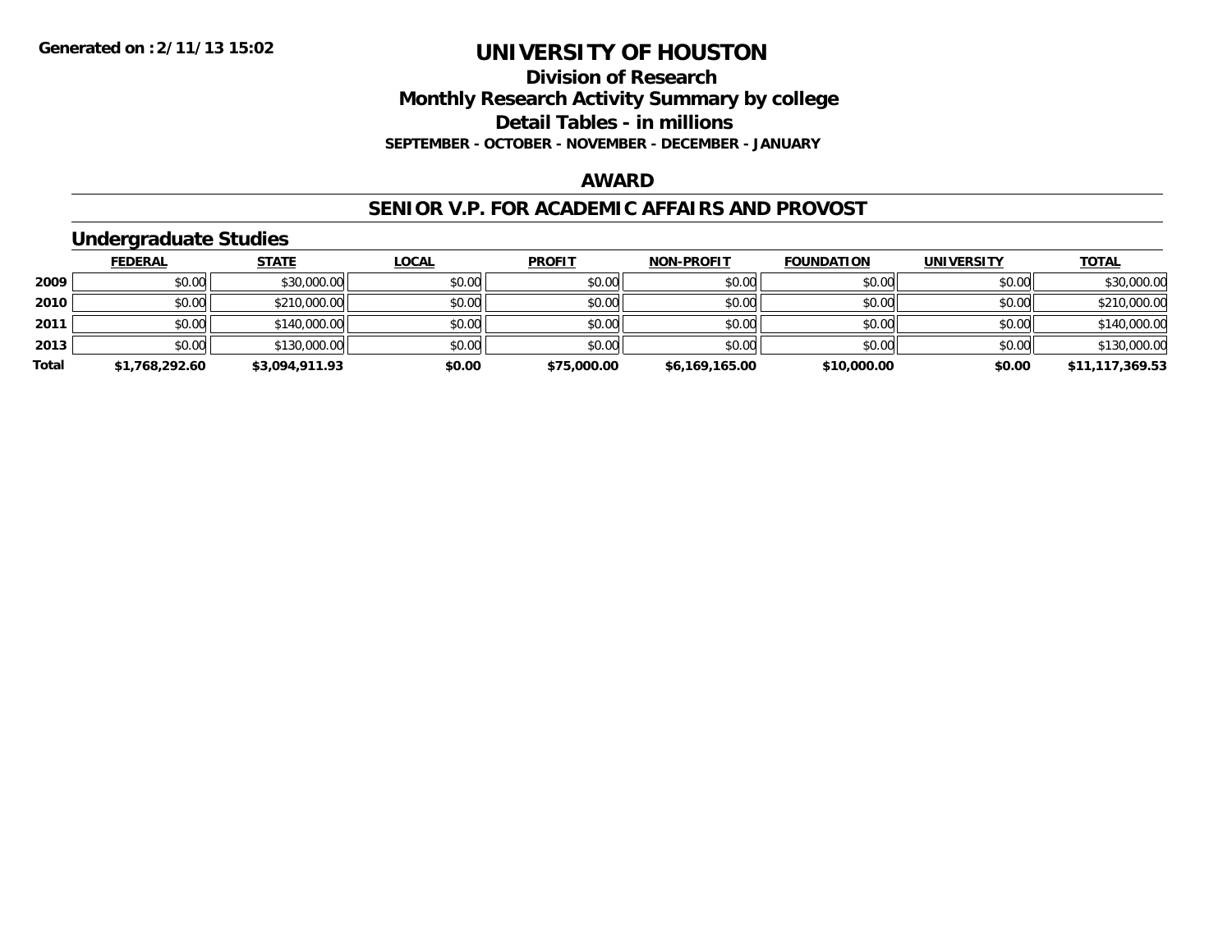**Generated on :2/11/13 15:02**

# UNIVERSITY OF HOUSTON

## Division of Research
## Monthly Research Activity Summary by college
## Detail Tables - in millions
### SEPTEMBER - OCTOBER - NOVEMBER - DECEMBER - JANUARY

## AWARD

## SENIOR V.P. FOR ACADEMIC AFFAIRS AND PROVOST

### Undergraduate Studies

| | FEDERAL | STATE | LOCAL | PROFIT | NON-PROFIT | FOUNDATION | UNIVERSITY | TOTAL |
|---|---|---|---|---|---|---|---|---|
| 2009 | $0.00 | $30,000.00 | $0.00 | $0.00 | $0.00 | $0.00 | $0.00 | $30,000.00 |
| 2010 | $0.00 | $210,000.00 | $0.00 | $0.00 | $0.00 | $0.00 | $0.00 | $210,000.00 |
| 2011 | $0.00 | $140,000.00 | $0.00 | $0.00 | $0.00 | $0.00 | $0.00 | $140,000.00 |
| 2013 | $0.00 | $130,000.00 | $0.00 | $0.00 | $0.00 | $0.00 | $0.00 | $130,000.00 |
| **Total** | **$1,768,292.60** | **$3,094,911.93** | **$0.00** | **$75,000.00** | **$6,169,165.00** | **$10,000.00** | **$0.00** | **$11,117,369.53** |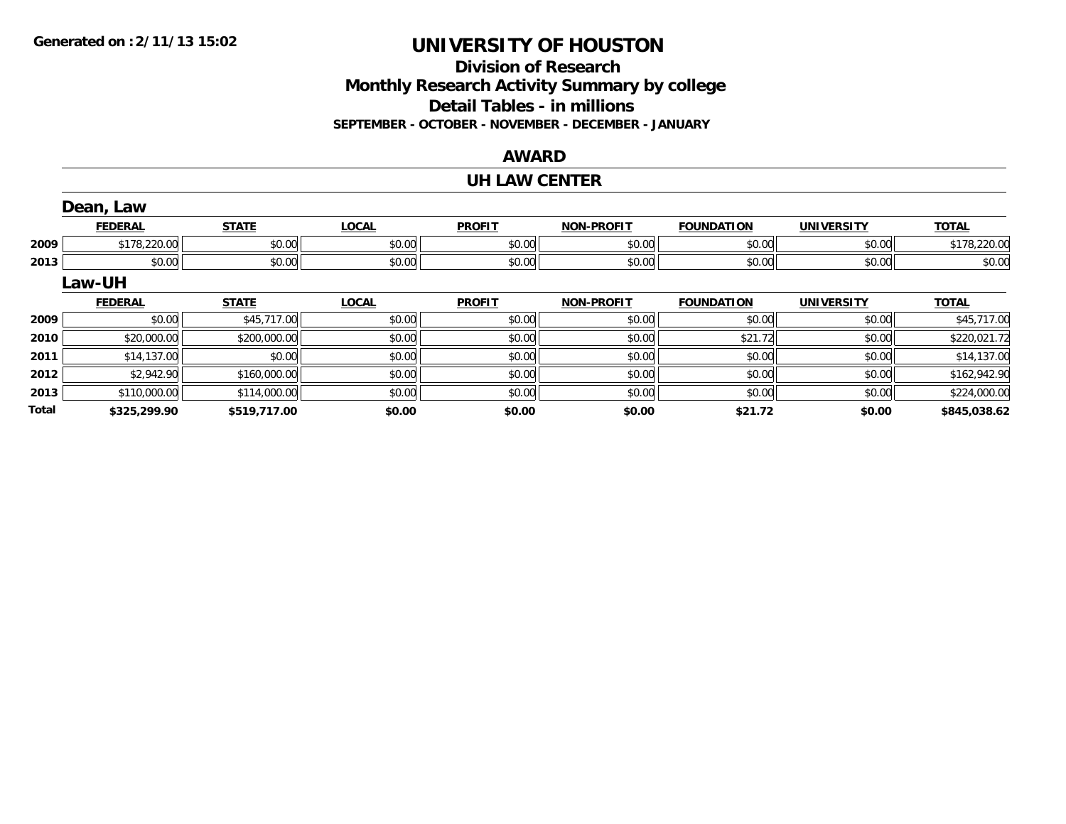**Generated on :2/11/13 15:02**

# UNIVERSITY OF HOUSTON

## Division of Research
## Monthly Research Activity Summary by college
## Detail Tables - in millions
**SEPTEMBER - OCTOBER - NOVEMBER - DECEMBER - JANUARY**

## AWARD

## UH LAW CENTER

### Dean, Law

| | FEDERAL | STATE | LOCAL | PROFIT | NON-PROFIT | FOUNDATION | UNIVERSITY | TOTAL |
|---|---|---|---|---|---|---|---|---|
| 2009 | $178,220.00 | $0.00 | $0.00 | $0.00 | $0.00 | $0.00 | $0.00 | $178,220.00 |
| 2013 | $0.00 | $0.00 | $0.00 | $0.00 | $0.00 | $0.00 | $0.00 | $0.00 |

### Law-UH

| | FEDERAL | STATE | LOCAL | PROFIT | NON-PROFIT | FOUNDATION | UNIVERSITY | TOTAL |
|---|---|---|---|---|---|---|---|---|
| 2009 | $0.00 | $45,717.00 | $0.00 | $0.00 | $0.00 | $0.00 | $0.00 | $45,717.00 |
| 2010 | $20,000.00 | $200,000.00 | $0.00 | $0.00 | $0.00 | $21.72 | $0.00 | $220,021.72 |
| 2011 | $14,137.00 | $0.00 | $0.00 | $0.00 | $0.00 | $0.00 | $0.00 | $14,137.00 |
| 2012 | $2,942.90 | $160,000.00 | $0.00 | $0.00 | $0.00 | $0.00 | $0.00 | $162,942.90 |
| 2013 | $110,000.00 | $114,000.00 | $0.00 | $0.00 | $0.00 | $0.00 | $0.00 | $224,000.00 |
| **Total** | **$325,299.90** | **$519,717.00** | **$0.00** | **$0.00** | **$0.00** | **$21.72** | **$0.00** | **$845,038.62** |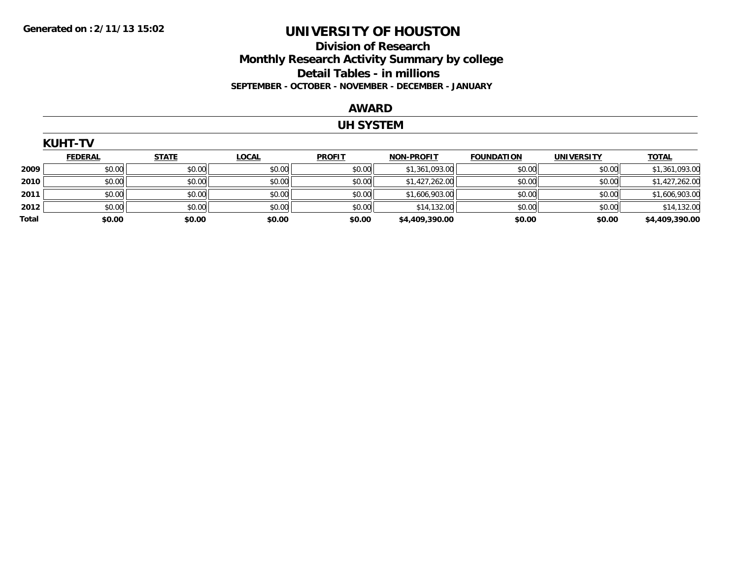**Generated on :2/11/13 15:02**

# UNIVERSITY OF HOUSTON

## Division of Research
## Monthly Research Activity Summary by college
## Detail Tables - in millions
### SEPTEMBER - OCTOBER - NOVEMBER - DECEMBER - JANUARY

## AWARD

## UH SYSTEM

### KUHT-TV

| | FEDERAL | STATE | LOCAL | PROFIT | NON-PROFIT | FOUNDATION | UNIVERSITY | TOTAL |
|---|---|---|---|---|---|---|---|---|
| 2009 | $0.00 | $0.00 | $0.00 | $0.00 | $1,361,093.00 | $0.00 | $0.00 | $1,361,093.00 |
| 2010 | $0.00 | $0.00 | $0.00 | $0.00 | $1,427,262.00 | $0.00 | $0.00 | $1,427,262.00 |
| 2011 | $0.00 | $0.00 | $0.00 | $0.00 | $1,606,903.00 | $0.00 | $0.00 | $1,606,903.00 |
| 2012 | $0.00 | $0.00 | $0.00 | $0.00 | $14,132.00 | $0.00 | $0.00 | $14,132.00 |
| **Total** | **$0.00** | **$0.00** | **$0.00** | **$0.00** | **$4,409,390.00** | **$0.00** | **$0.00** | **$4,409,390.00** |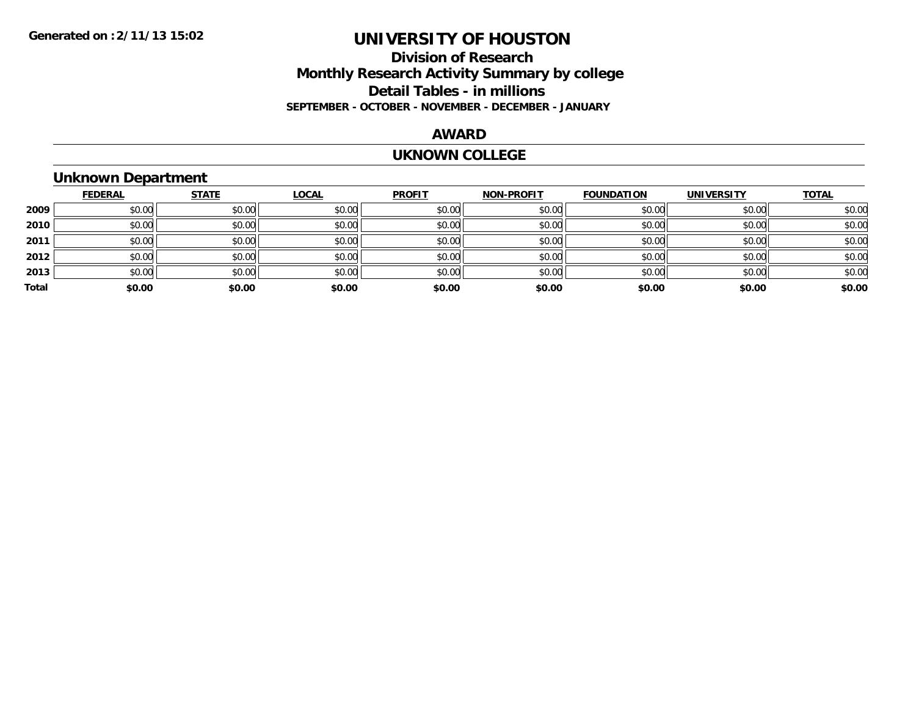**Generated on :2/11/13 15:02**

# UNIVERSITY OF HOUSTON

## Division of Research
## Monthly Research Activity Summary by college
## Detail Tables - in millions
### SEPTEMBER - OCTOBER - NOVEMBER - DECEMBER - JANUARY

## AWARD

## UKNOWN COLLEGE

### Unknown Department

| | FEDERAL | STATE | LOCAL | PROFIT | NON-PROFIT | FOUNDATION | UNIVERSITY | TOTAL |
|---|---|---|---|---|---|---|---|---|
| 2009 | $0.00 | $0.00 | $0.00 | $0.00 | $0.00 | $0.00 | $0.00 | $0.00 |
| 2010 | $0.00 | $0.00 | $0.00 | $0.00 | $0.00 | $0.00 | $0.00 | $0.00 |
| 2011 | $0.00 | $0.00 | $0.00 | $0.00 | $0.00 | $0.00 | $0.00 | $0.00 |
| 2012 | $0.00 | $0.00 | $0.00 | $0.00 | $0.00 | $0.00 | $0.00 | $0.00 |
| 2013 | $0.00 | $0.00 | $0.00 | $0.00 | $0.00 | $0.00 | $0.00 | $0.00 |
| **Total** | **$0.00** | **$0.00** | **$0.00** | **$0.00** | **$0.00** | **$0.00** | **$0.00** | **$0.00** |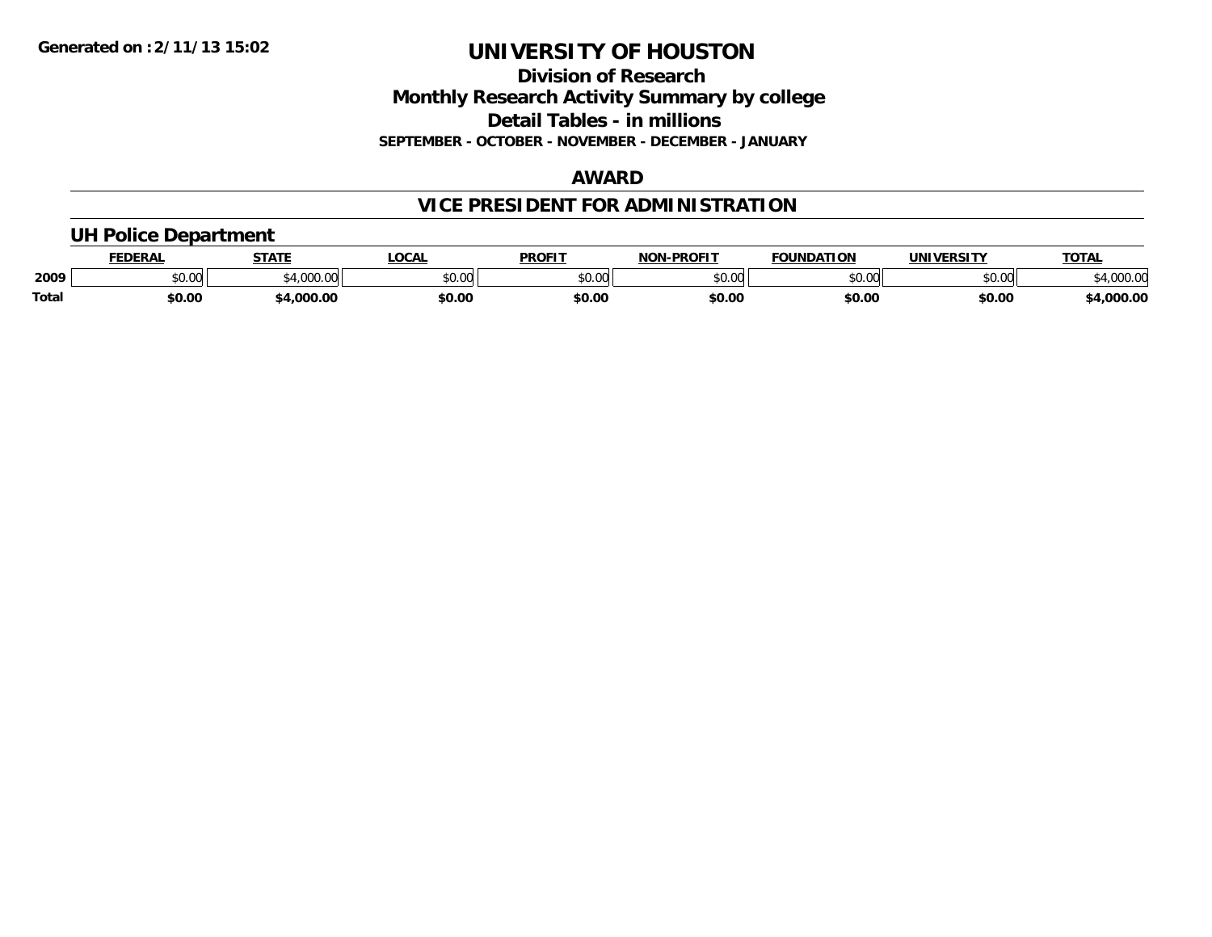Generated on :2/11/13 15:02

# UNIVERSITY OF HOUSTON

## Division of Research
## Monthly Research Activity Summary by college
## Detail Tables - in millions

**SEPTEMBER - OCTOBER - NOVEMBER - DECEMBER - JANUARY**

## AWARD

## VICE PRESIDENT FOR ADMINISTRATION

### UH Police Department

| | FEDERAL | STATE | LOCAL | PROFIT | NON-PROFIT | FOUNDATION | UNIVERSITY | TOTAL |
|---|---|---|---|---|---|---|---|---|
| 2009 | $0.00 | $4,000.00 | $0.00 | $0.00 | $0.00 | $0.00 | $0.00 | $4,000.00 |
| **Total** | **$0.00** | **$4,000.00** | **$0.00** | **$0.00** | **$0.00** | **$0.00** | **$0.00** | **$4,000.00** |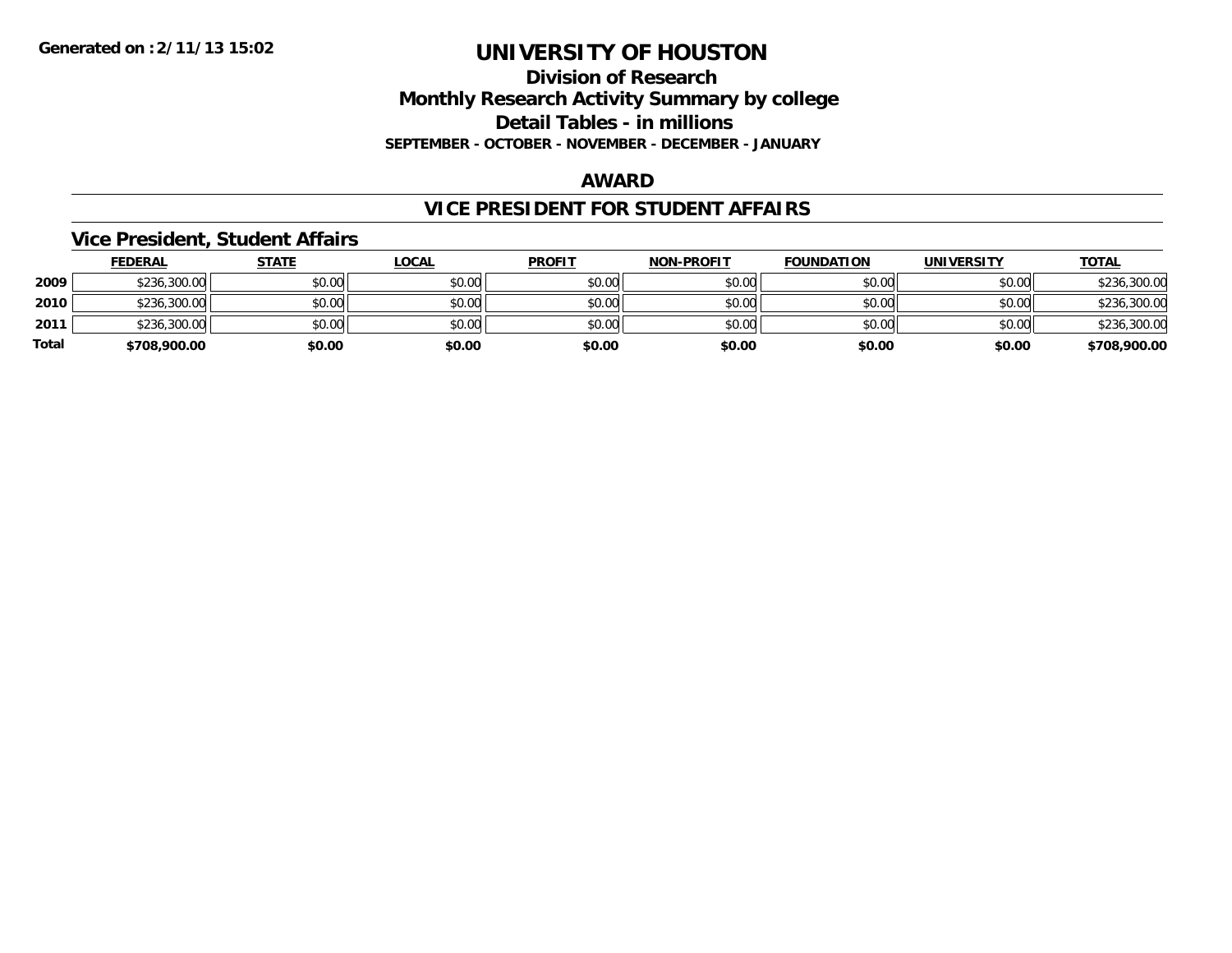# UNIVERSITY OF HOUSTON

## Division of Research
## Monthly Research Activity Summary by college
## Detail Tables - in millions
### SEPTEMBER - OCTOBER - NOVEMBER - DECEMBER - JANUARY

## AWARD

## VICE PRESIDENT FOR STUDENT AFFAIRS

### Vice President, Student Affairs

| | FEDERAL | STATE | LOCAL | PROFIT | NON-PROFIT | FOUNDATION | UNIVERSITY | TOTAL |
|---|---|---|---|---|---|---|---|---|
| 2009 | $236,300.00 | $0.00 | $0.00 | $0.00 | $0.00 | $0.00 | $0.00 | $236,300.00 |
| 2010 | $236,300.00 | $0.00 | $0.00 | $0.00 | $0.00 | $0.00 | $0.00 | $236,300.00 |
| 2011 | $236,300.00 | $0.00 | $0.00 | $0.00 | $0.00 | $0.00 | $0.00 | $236,300.00 |
| **Total** | **$708,900.00** | **$0.00** | **$0.00** | **$0.00** | **$0.00** | **$0.00** | **$0.00** | **$708,900.00** |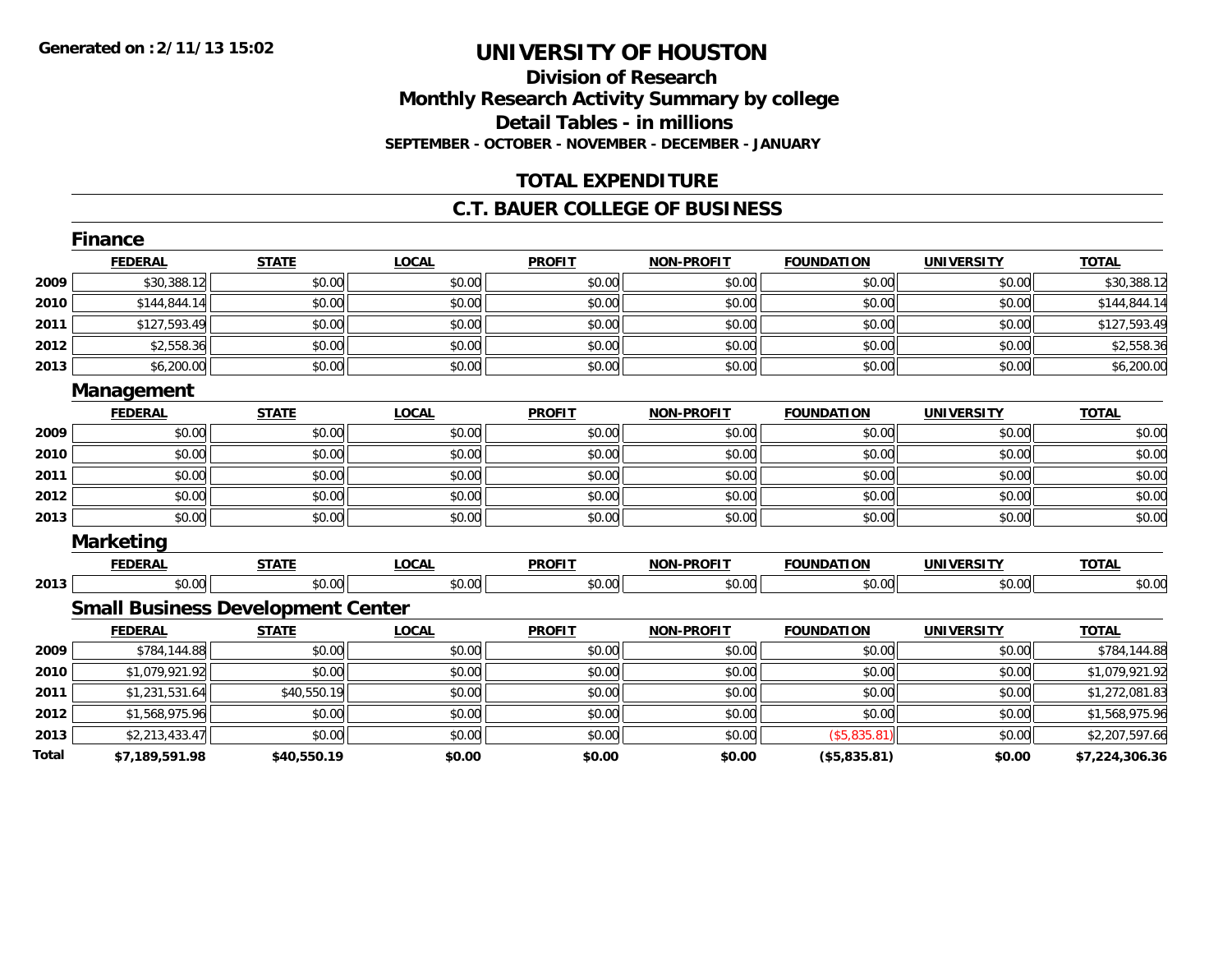**Generated on :2/11/13 15:02**

# UNIVERSITY OF HOUSTON

## Division of Research
## Monthly Research Activity Summary by college
## Detail Tables - in millions
### SEPTEMBER - OCTOBER - NOVEMBER - DECEMBER - JANUARY

## TOTAL EXPENDITURE

## C.T. BAUER COLLEGE OF BUSINESS

### Finance

| | FEDERAL | STATE | LOCAL | PROFIT | NON-PROFIT | FOUNDATION | UNIVERSITY | TOTAL |
|---|---|---|---|---|---|---|---|---|
| 2009 | $30,388.12 | $0.00 | $0.00 | $0.00 | $0.00 | $0.00 | $0.00 | $30,388.12 |
| 2010 | $144,844.14 | $0.00 | $0.00 | $0.00 | $0.00 | $0.00 | $0.00 | $144,844.14 |
| 2011 | $127,593.49 | $0.00 | $0.00 | $0.00 | $0.00 | $0.00 | $0.00 | $127,593.49 |
| 2012 | $2,558.36 | $0.00 | $0.00 | $0.00 | $0.00 | $0.00 | $0.00 | $2,558.36 |
| 2013 | $6,200.00 | $0.00 | $0.00 | $0.00 | $0.00 | $0.00 | $0.00 | $6,200.00 |

### Management

| | FEDERAL | STATE | LOCAL | PROFIT | NON-PROFIT | FOUNDATION | UNIVERSITY | TOTAL |
|---|---|---|---|---|---|---|---|---|
| 2009 | $0.00 | $0.00 | $0.00 | $0.00 | $0.00 | $0.00 | $0.00 | $0.00 |
| 2010 | $0.00 | $0.00 | $0.00 | $0.00 | $0.00 | $0.00 | $0.00 | $0.00 |
| 2011 | $0.00 | $0.00 | $0.00 | $0.00 | $0.00 | $0.00 | $0.00 | $0.00 |
| 2012 | $0.00 | $0.00 | $0.00 | $0.00 | $0.00 | $0.00 | $0.00 | $0.00 |
| 2013 | $0.00 | $0.00 | $0.00 | $0.00 | $0.00 | $0.00 | $0.00 | $0.00 |

### Marketing

| | FEDERAL | STATE | LOCAL | PROFIT | NON-PROFIT | FOUNDATION | UNIVERSITY | TOTAL |
|---|---|---|---|---|---|---|---|---|
| 2013 | $0.00 | $0.00 | $0.00 | $0.00 | $0.00 | $0.00 | $0.00 | $0.00 |

### Small Business Development Center

| | FEDERAL | STATE | LOCAL | PROFIT | NON-PROFIT | FOUNDATION | UNIVERSITY | TOTAL |
|---|---|---|---|---|---|---|---|---|
| 2009 | $784,144.88 | $0.00 | $0.00 | $0.00 | $0.00 | $0.00 | $0.00 | $784,144.88 |
| 2010 | $1,079,921.92 | $0.00 | $0.00 | $0.00 | $0.00 | $0.00 | $0.00 | $1,079,921.92 |
| 2011 | $1,231,531.64 | $40,550.19 | $0.00 | $0.00 | $0.00 | $0.00 | $0.00 | $1,272,081.83 |
| 2012 | $1,568,975.96 | $0.00 | $0.00 | $0.00 | $0.00 | $0.00 | $0.00 | $1,568,975.96 |
| 2013 | $2,213,433.47 | $0.00 | $0.00 | $0.00 | $0.00 | ($5,835.81) | $0.00 | $2,207,597.66 |
| **Total** | **$7,189,591.98** | **$40,550.19** | **$0.00** | **$0.00** | **$0.00** | **($5,835.81)** | **$0.00** | **$7,224,306.36** |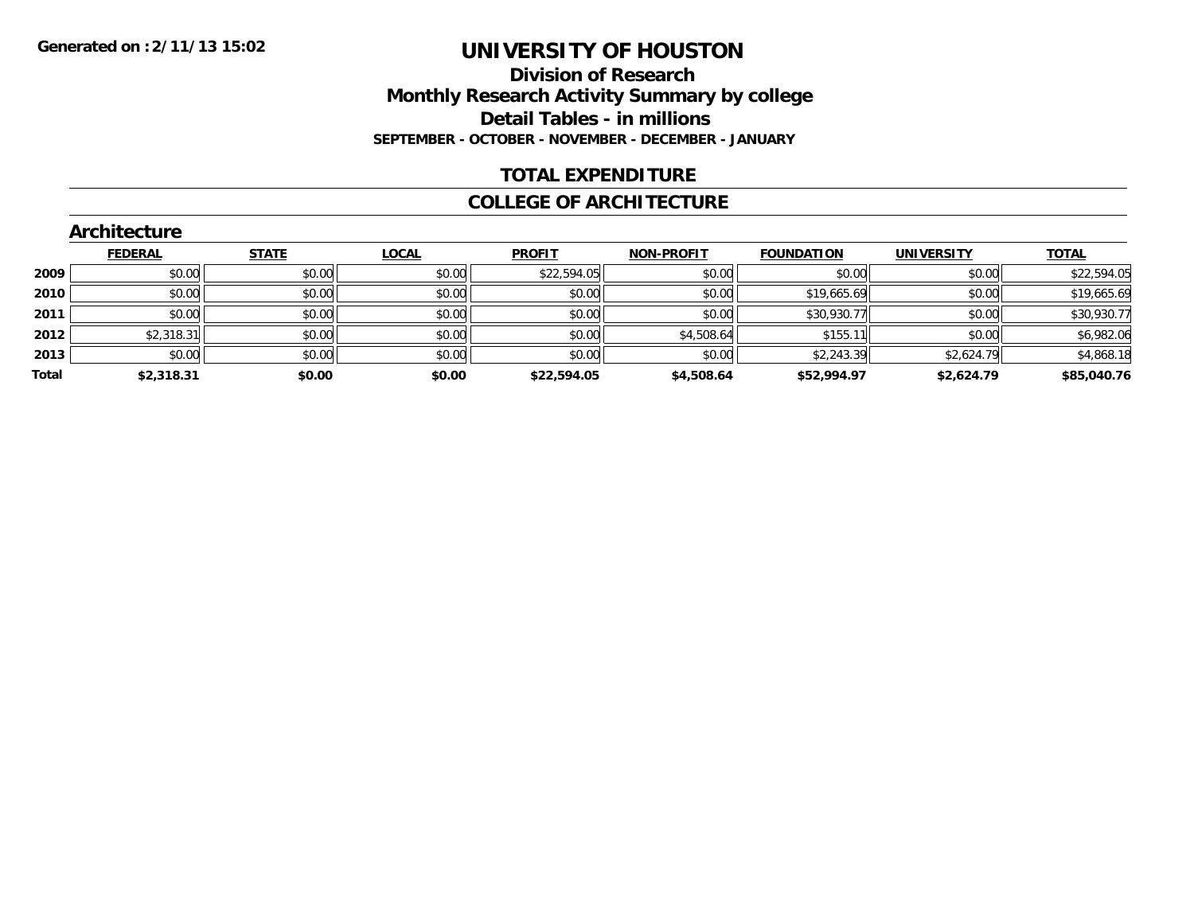**Generated on :2/11/13 15:02**

# UNIVERSITY OF HOUSTON

## Division of Research

## Monthly Research Activity Summary by college

## Detail Tables - in millions

**SEPTEMBER - OCTOBER - NOVEMBER - DECEMBER - JANUARY**

## TOTAL EXPENDITURE

## COLLEGE OF ARCHITECTURE

### Architecture

| | FEDERAL | STATE | LOCAL | PROFIT | NON-PROFIT | FOUNDATION | UNIVERSITY | TOTAL |
|---|---|---|---|---|---|---|---|---|
| **2009** | $0.00 | $0.00 | $0.00 | $22,594.05 | $0.00 | $0.00 | $0.00 | $22,594.05 |
| **2010** | $0.00 | $0.00 | $0.00 | $0.00 | $0.00 | $19,665.69 | $0.00 | $19,665.69 |
| **2011** | $0.00 | $0.00 | $0.00 | $0.00 | $0.00 | $30,930.77 | $0.00 | $30,930.77 |
| **2012** | $2,318.31 | $0.00 | $0.00 | $0.00 | $4,508.64 | $155.11 | $0.00 | $6,982.06 |
| **2013** | $0.00 | $0.00 | $0.00 | $0.00 | $0.00 | $2,243.39 | $2,624.79 | $4,868.18 |
| **Total** | **$2,318.31** | **$0.00** | **$0.00** | **$22,594.05** | **$4,508.64** | **$52,994.97** | **$2,624.79** | **$85,040.76** |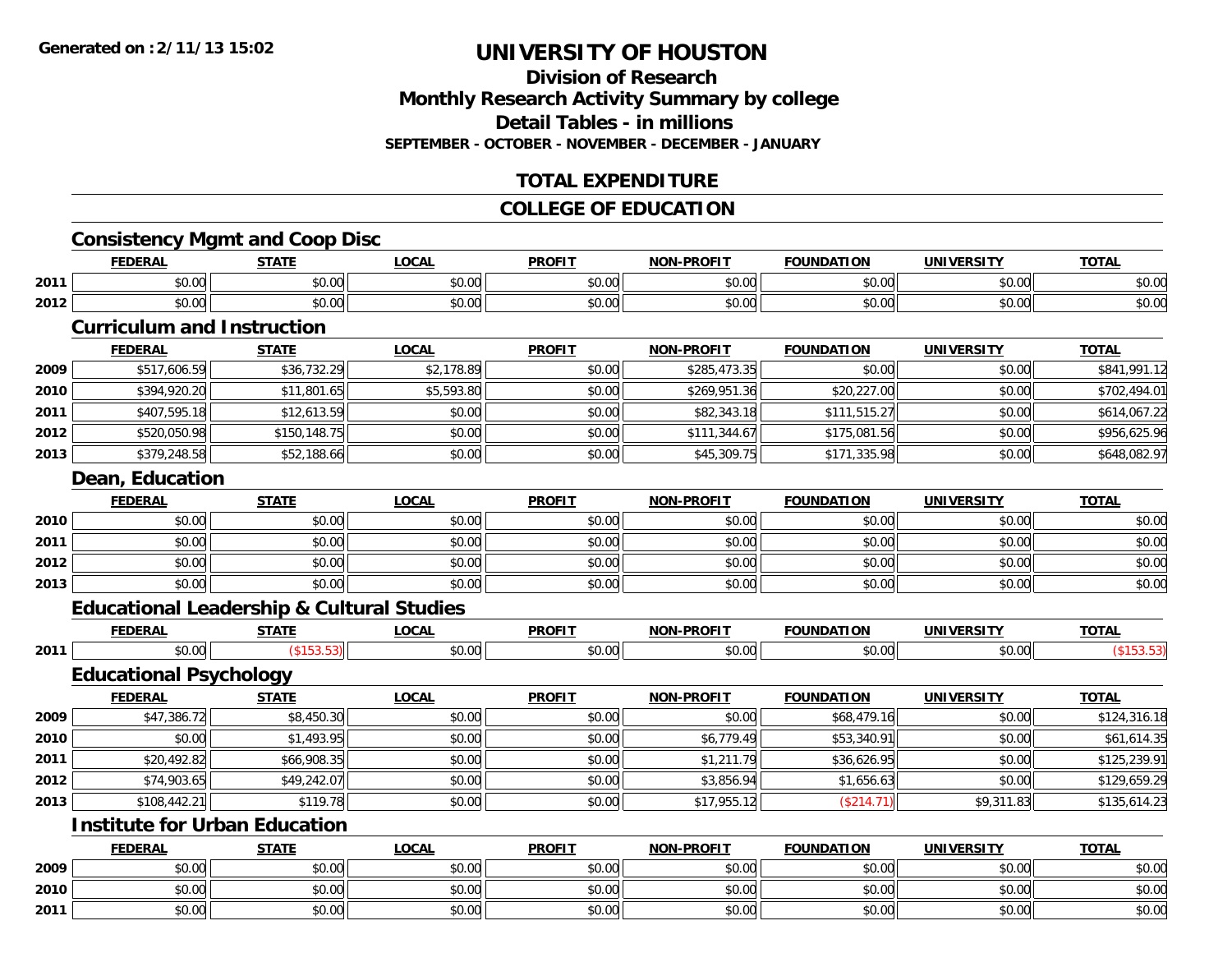**Generated on :2/11/13 15:02**

# UNIVERSITY OF HOUSTON

## Division of Research
## Monthly Research Activity Summary by college
## Detail Tables - in millions
### SEPTEMBER - OCTOBER - NOVEMBER - DECEMBER - JANUARY

## TOTAL EXPENDITURE

## COLLEGE OF EDUCATION

### Consistency Mgmt and Coop Disc

| | FEDERAL | STATE | LOCAL | PROFIT | NON-PROFIT | FOUNDATION | UNIVERSITY | TOTAL |
|---|---|---|---|---|---|---|---|---|
| 2011 | $0.00 | $0.00 | $0.00 | $0.00 | $0.00 | $0.00 | $0.00 | $0.00 |
| 2012 | $0.00 | $0.00 | $0.00 | $0.00 | $0.00 | $0.00 | $0.00 | $0.00 |

### Curriculum and Instruction

| | FEDERAL | STATE | LOCAL | PROFIT | NON-PROFIT | FOUNDATION | UNIVERSITY | TOTAL |
|---|---|---|---|---|---|---|---|---|
| 2009 | $517,606.59 | $36,732.29 | $2,178.89 | $0.00 | $285,473.35 | $0.00 | $0.00 | $841,991.12 |
| 2010 | $394,920.20 | $11,801.65 | $5,593.80 | $0.00 | $269,951.36 | $20,227.00 | $0.00 | $702,494.01 |
| 2011 | $407,595.18 | $12,613.59 | $0.00 | $0.00 | $82,343.18 | $111,515.27 | $0.00 | $614,067.22 |
| 2012 | $520,050.98 | $150,148.75 | $0.00 | $0.00 | $111,344.67 | $175,081.56 | $0.00 | $956,625.96 |
| 2013 | $379,248.58 | $52,188.66 | $0.00 | $0.00 | $45,309.75 | $171,335.98 | $0.00 | $648,082.97 |

### Dean, Education

| | FEDERAL | STATE | LOCAL | PROFIT | NON-PROFIT | FOUNDATION | UNIVERSITY | TOTAL |
|---|---|---|---|---|---|---|---|---|
| 2010 | $0.00 | $0.00 | $0.00 | $0.00 | $0.00 | $0.00 | $0.00 | $0.00 |
| 2011 | $0.00 | $0.00 | $0.00 | $0.00 | $0.00 | $0.00 | $0.00 | $0.00 |
| 2012 | $0.00 | $0.00 | $0.00 | $0.00 | $0.00 | $0.00 | $0.00 | $0.00 |
| 2013 | $0.00 | $0.00 | $0.00 | $0.00 | $0.00 | $0.00 | $0.00 | $0.00 |

### Educational Leadership & Cultural Studies

| | FEDERAL | STATE | LOCAL | PROFIT | NON-PROFIT | FOUNDATION | UNIVERSITY | TOTAL |
|---|---|---|---|---|---|---|---|---|
| 2011 | $0.00 | ($153.53) | $0.00 | $0.00 | $0.00 | $0.00 | $0.00 | ($153.53) |

### Educational Psychology

| | FEDERAL | STATE | LOCAL | PROFIT | NON-PROFIT | FOUNDATION | UNIVERSITY | TOTAL |
|---|---|---|---|---|---|---|---|---|
| 2009 | $47,386.72 | $8,450.30 | $0.00 | $0.00 | $0.00 | $68,479.16 | $0.00 | $124,316.18 |
| 2010 | $0.00 | $1,493.95 | $0.00 | $0.00 | $6,779.49 | $53,340.91 | $0.00 | $61,614.35 |
| 2011 | $20,492.82 | $66,908.35 | $0.00 | $0.00 | $1,211.79 | $36,626.95 | $0.00 | $125,239.91 |
| 2012 | $74,903.65 | $49,242.07 | $0.00 | $0.00 | $3,856.94 | $1,656.63 | $0.00 | $129,659.29 |
| 2013 | $108,442.21 | $119.78 | $0.00 | $0.00 | $17,955.12 | ($214.71) | $9,311.83 | $135,614.23 |

### Institute for Urban Education

| | FEDERAL | STATE | LOCAL | PROFIT | NON-PROFIT | FOUNDATION | UNIVERSITY | TOTAL |
|---|---|---|---|---|---|---|---|---|
| 2009 | $0.00 | $0.00 | $0.00 | $0.00 | $0.00 | $0.00 | $0.00 | $0.00 |
| 2010 | $0.00 | $0.00 | $0.00 | $0.00 | $0.00 | $0.00 | $0.00 | $0.00 |
| 2011 | $0.00 | $0.00 | $0.00 | $0.00 | $0.00 | $0.00 | $0.00 | $0.00 |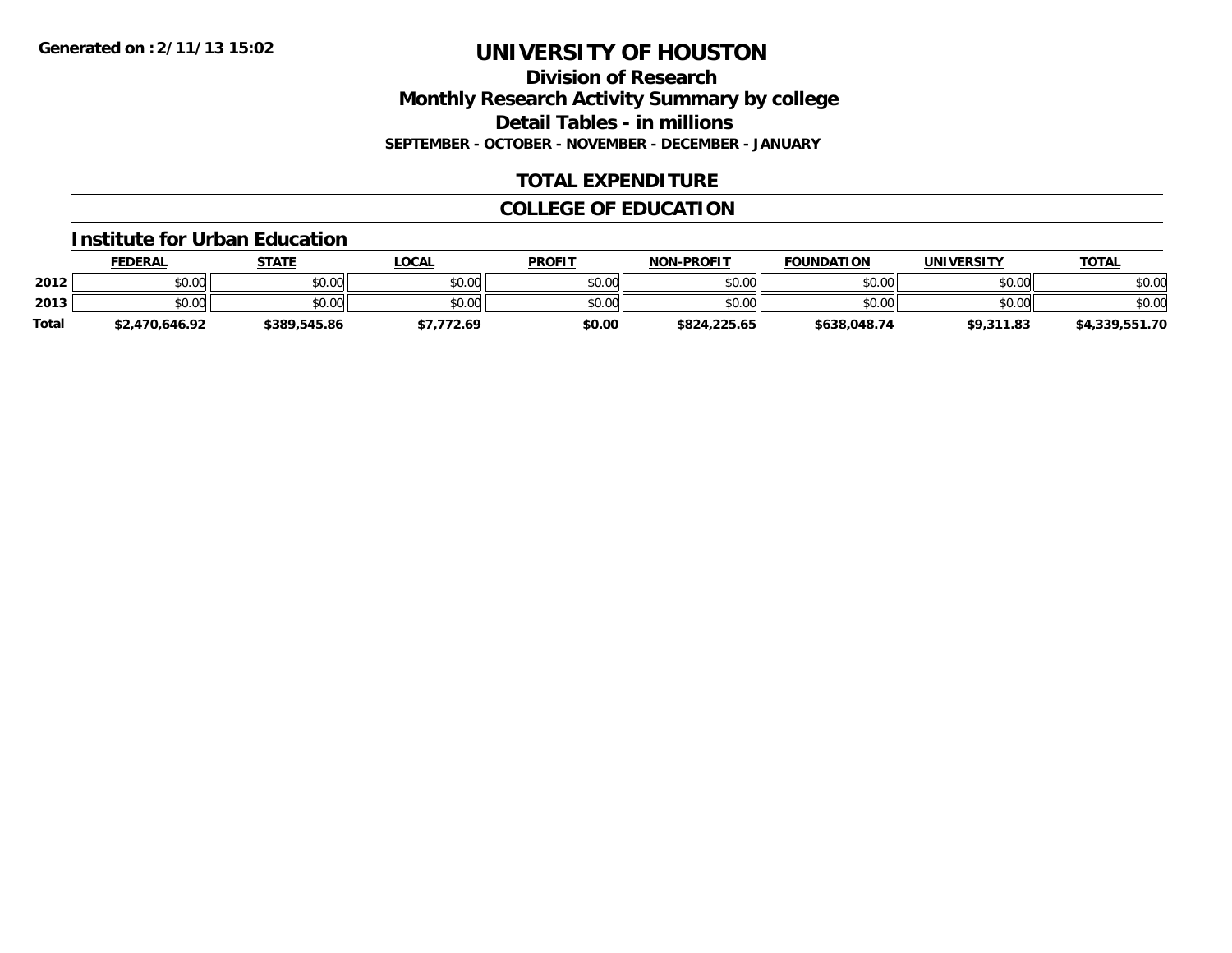**Generated on :2/11/13 15:02**

# UNIVERSITY OF HOUSTON

## Division of Research

## Monthly Research Activity Summary by college

## Detail Tables - in millions

**SEPTEMBER - OCTOBER - NOVEMBER - DECEMBER - JANUARY**

## TOTAL EXPENDITURE

## COLLEGE OF EDUCATION

### Institute for Urban Education

| | FEDERAL | STATE | LOCAL | PROFIT | NON-PROFIT | FOUNDATION | UNIVERSITY | TOTAL |
|---|---|---|---|---|---|---|---|---|
| 2012 | $0.00 | $0.00 | $0.00 | $0.00 | $0.00 | $0.00 | $0.00 | $0.00 |
| 2013 | $0.00 | $0.00 | $0.00 | $0.00 | $0.00 | $0.00 | $0.00 | $0.00 |
| Total | $2,470,646.92 | $389,545.86 | $7,772.69 | $0.00 | $824,225.65 | $638,048.74 | $9,311.83 | $4,339,551.70 |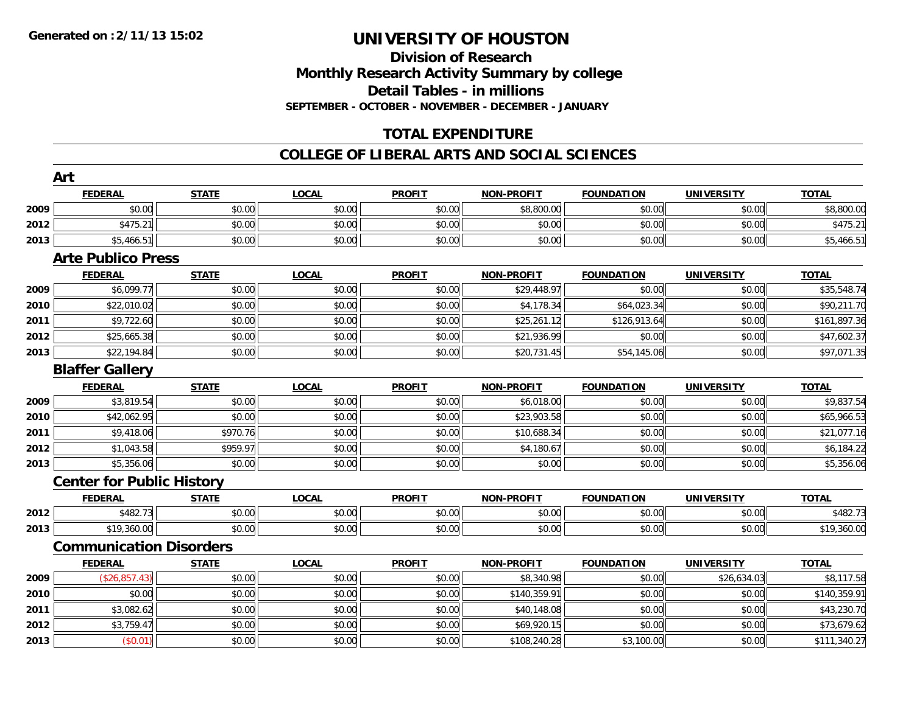# UNIVERSITY OF HOUSTON

## Division of Research
## Monthly Research Activity Summary by college
## Detail Tables - in millions
**SEPTEMBER - OCTOBER - NOVEMBER - DECEMBER - JANUARY**

## TOTAL EXPENDITURE

## COLLEGE OF LIBERAL ARTS AND SOCIAL SCIENCES

### Art

| | FEDERAL | STATE | LOCAL | PROFIT | NON-PROFIT | FOUNDATION | UNIVERSITY | TOTAL |
|---|---|---|---|---|---|---|---|---|
| 2009 | $0.00 | $0.00 | $0.00 | $0.00 | $8,800.00 | $0.00 | $0.00 | $8,800.00 |
| 2012 | $475.21 | $0.00 | $0.00 | $0.00 | $0.00 | $0.00 | $0.00 | $475.21 |
| 2013 | $5,466.51 | $0.00 | $0.00 | $0.00 | $0.00 | $0.00 | $0.00 | $5,466.51 |

### Arte Publico Press

| | FEDERAL | STATE | LOCAL | PROFIT | NON-PROFIT | FOUNDATION | UNIVERSITY | TOTAL |
|---|---|---|---|---|---|---|---|---|
| 2009 | $6,099.77 | $0.00 | $0.00 | $0.00 | $29,448.97 | $0.00 | $0.00 | $35,548.74 |
| 2010 | $22,010.02 | $0.00 | $0.00 | $0.00 | $4,178.34 | $64,023.34 | $0.00 | $90,211.70 |
| 2011 | $9,722.60 | $0.00 | $0.00 | $0.00 | $25,261.12 | $126,913.64 | $0.00 | $161,897.36 |
| 2012 | $25,665.38 | $0.00 | $0.00 | $0.00 | $21,936.99 | $0.00 | $0.00 | $47,602.37 |
| 2013 | $22,194.84 | $0.00 | $0.00 | $0.00 | $20,731.45 | $54,145.06 | $0.00 | $97,071.35 |

### Blaffer Gallery

| | FEDERAL | STATE | LOCAL | PROFIT | NON-PROFIT | FOUNDATION | UNIVERSITY | TOTAL |
|---|---|---|---|---|---|---|---|---|
| 2009 | $3,819.54 | $0.00 | $0.00 | $0.00 | $6,018.00 | $0.00 | $0.00 | $9,837.54 |
| 2010 | $42,062.95 | $0.00 | $0.00 | $0.00 | $23,903.58 | $0.00 | $0.00 | $65,966.53 |
| 2011 | $9,418.06 | $970.76 | $0.00 | $0.00 | $10,688.34 | $0.00 | $0.00 | $21,077.16 |
| 2012 | $1,043.58 | $959.97 | $0.00 | $0.00 | $4,180.67 | $0.00 | $0.00 | $6,184.22 |
| 2013 | $5,356.06 | $0.00 | $0.00 | $0.00 | $0.00 | $0.00 | $0.00 | $5,356.06 |

### Center for Public History

| | FEDERAL | STATE | LOCAL | PROFIT | NON-PROFIT | FOUNDATION | UNIVERSITY | TOTAL |
|---|---|---|---|---|---|---|---|---|
| 2012 | $482.73 | $0.00 | $0.00 | $0.00 | $0.00 | $0.00 | $0.00 | $482.73 |
| 2013 | $19,360.00 | $0.00 | $0.00 | $0.00 | $0.00 | $0.00 | $0.00 | $19,360.00 |

### Communication Disorders

| | FEDERAL | STATE | LOCAL | PROFIT | NON-PROFIT | FOUNDATION | UNIVERSITY | TOTAL |
|---|---|---|---|---|---|---|---|---|
| 2009 | ($26,857.43) | $0.00 | $0.00 | $0.00 | $8,340.98 | $0.00 | $26,634.03 | $8,117.58 |
| 2010 | $0.00 | $0.00 | $0.00 | $0.00 | $140,359.91 | $0.00 | $0.00 | $140,359.91 |
| 2011 | $3,082.62 | $0.00 | $0.00 | $0.00 | $40,148.08 | $0.00 | $0.00 | $43,230.70 |
| 2012 | $3,759.47 | $0.00 | $0.00 | $0.00 | $69,920.15 | $0.00 | $0.00 | $73,679.62 |
| 2013 | ($0.01) | $0.00 | $0.00 | $0.00 | $108,240.28 | $3,100.00 | $0.00 | $111,340.27 |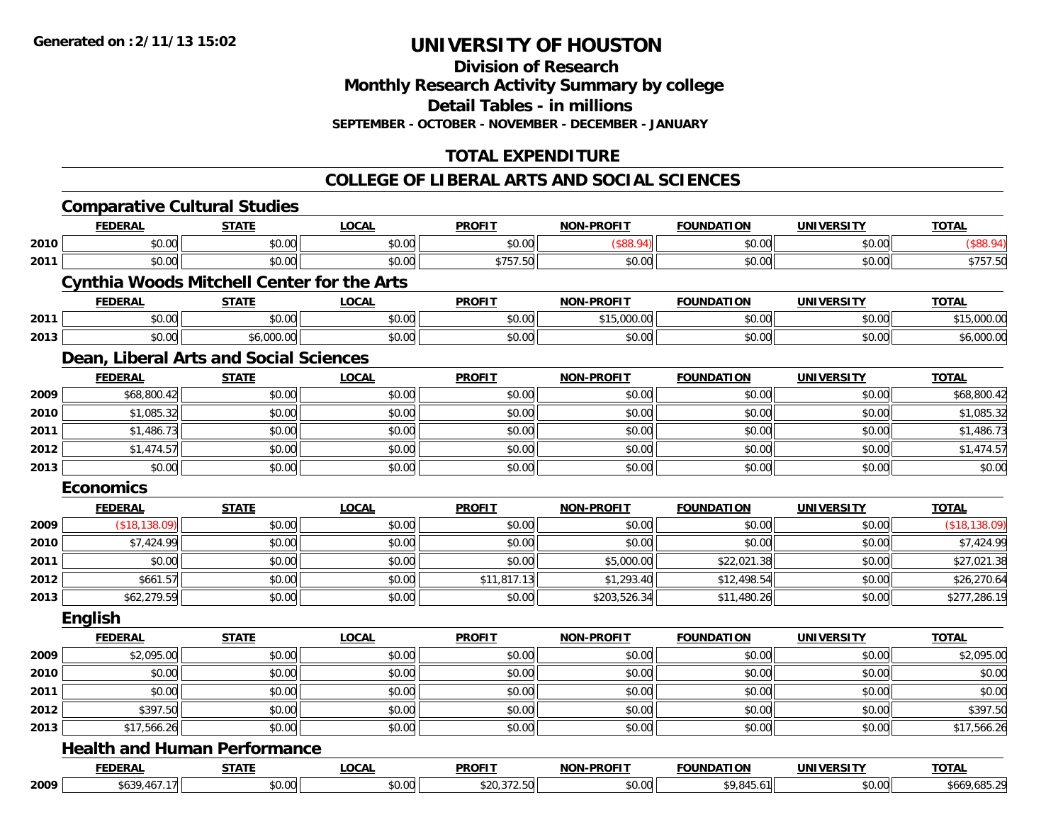**Generated on :2/11/13 15:02**

# UNIVERSITY OF HOUSTON

## Division of Research
## Monthly Research Activity Summary by college
## Detail Tables - in millions
### SEPTEMBER - OCTOBER - NOVEMBER - DECEMBER - JANUARY

## TOTAL EXPENDITURE

## COLLEGE OF LIBERAL ARTS AND SOCIAL SCIENCES

### Comparative Cultural Studies

| | FEDERAL | STATE | LOCAL | PROFIT | NON-PROFIT | FOUNDATION | UNIVERSITY | TOTAL |
|---|---|---|---|---|---|---|---|---|
| 2010 | $0.00 | $0.00 | $0.00 | $0.00 | ($88.94) | $0.00 | $0.00 | ($88.94) |
| 2011 | $0.00 | $0.00 | $0.00 | $757.50 | $0.00 | $0.00 | $0.00 | $757.50 |

### Cynthia Woods Mitchell Center for the Arts

| | FEDERAL | STATE | LOCAL | PROFIT | NON-PROFIT | FOUNDATION | UNIVERSITY | TOTAL |
|---|---|---|---|---|---|---|---|---|
| 2011 | $0.00 | $0.00 | $0.00 | $0.00 | $15,000.00 | $0.00 | $0.00 | $15,000.00 |
| 2013 | $0.00 | $6,000.00 | $0.00 | $0.00 | $0.00 | $0.00 | $0.00 | $6,000.00 |

### Dean, Liberal Arts and Social Sciences

| | FEDERAL | STATE | LOCAL | PROFIT | NON-PROFIT | FOUNDATION | UNIVERSITY | TOTAL |
|---|---|---|---|---|---|---|---|---|
| 2009 | $68,800.42 | $0.00 | $0.00 | $0.00 | $0.00 | $0.00 | $0.00 | $68,800.42 |
| 2010 | $1,085.32 | $0.00 | $0.00 | $0.00 | $0.00 | $0.00 | $0.00 | $1,085.32 |
| 2011 | $1,486.73 | $0.00 | $0.00 | $0.00 | $0.00 | $0.00 | $0.00 | $1,486.73 |
| 2012 | $1,474.57 | $0.00 | $0.00 | $0.00 | $0.00 | $0.00 | $0.00 | $1,474.57 |
| 2013 | $0.00 | $0.00 | $0.00 | $0.00 | $0.00 | $0.00 | $0.00 | $0.00 |

### Economics

| | FEDERAL | STATE | LOCAL | PROFIT | NON-PROFIT | FOUNDATION | UNIVERSITY | TOTAL |
|---|---|---|---|---|---|---|---|---|
| 2009 | ($18,138.09) | $0.00 | $0.00 | $0.00 | $0.00 | $0.00 | $0.00 | ($18,138.09) |
| 2010 | $7,424.99 | $0.00 | $0.00 | $0.00 | $0.00 | $0.00 | $0.00 | $7,424.99 |
| 2011 | $0.00 | $0.00 | $0.00 | $0.00 | $5,000.00 | $22,021.38 | $0.00 | $27,021.38 |
| 2012 | $661.57 | $0.00 | $0.00 | $11,817.13 | $1,293.40 | $12,498.54 | $0.00 | $26,270.64 |
| 2013 | $62,279.59 | $0.00 | $0.00 | $0.00 | $203,526.34 | $11,480.26 | $0.00 | $277,286.19 |

### English

| | FEDERAL | STATE | LOCAL | PROFIT | NON-PROFIT | FOUNDATION | UNIVERSITY | TOTAL |
|---|---|---|---|---|---|---|---|---|
| 2009 | $2,095.00 | $0.00 | $0.00 | $0.00 | $0.00 | $0.00 | $0.00 | $2,095.00 |
| 2010 | $0.00 | $0.00 | $0.00 | $0.00 | $0.00 | $0.00 | $0.00 | $0.00 |
| 2011 | $0.00 | $0.00 | $0.00 | $0.00 | $0.00 | $0.00 | $0.00 | $0.00 |
| 2012 | $397.50 | $0.00 | $0.00 | $0.00 | $0.00 | $0.00 | $0.00 | $397.50 |
| 2013 | $17,566.26 | $0.00 | $0.00 | $0.00 | $0.00 | $0.00 | $0.00 | $17,566.26 |

### Health and Human Performance

| | FEDERAL | STATE | LOCAL | PROFIT | NON-PROFIT | FOUNDATION | UNIVERSITY | TOTAL |
|---|---|---|---|---|---|---|---|---|
| 2009 | $639,467.17 | $0.00 | $0.00 | $20,372.50 | $0.00 | $9,845.61 | $0.00 | $669,685.29 |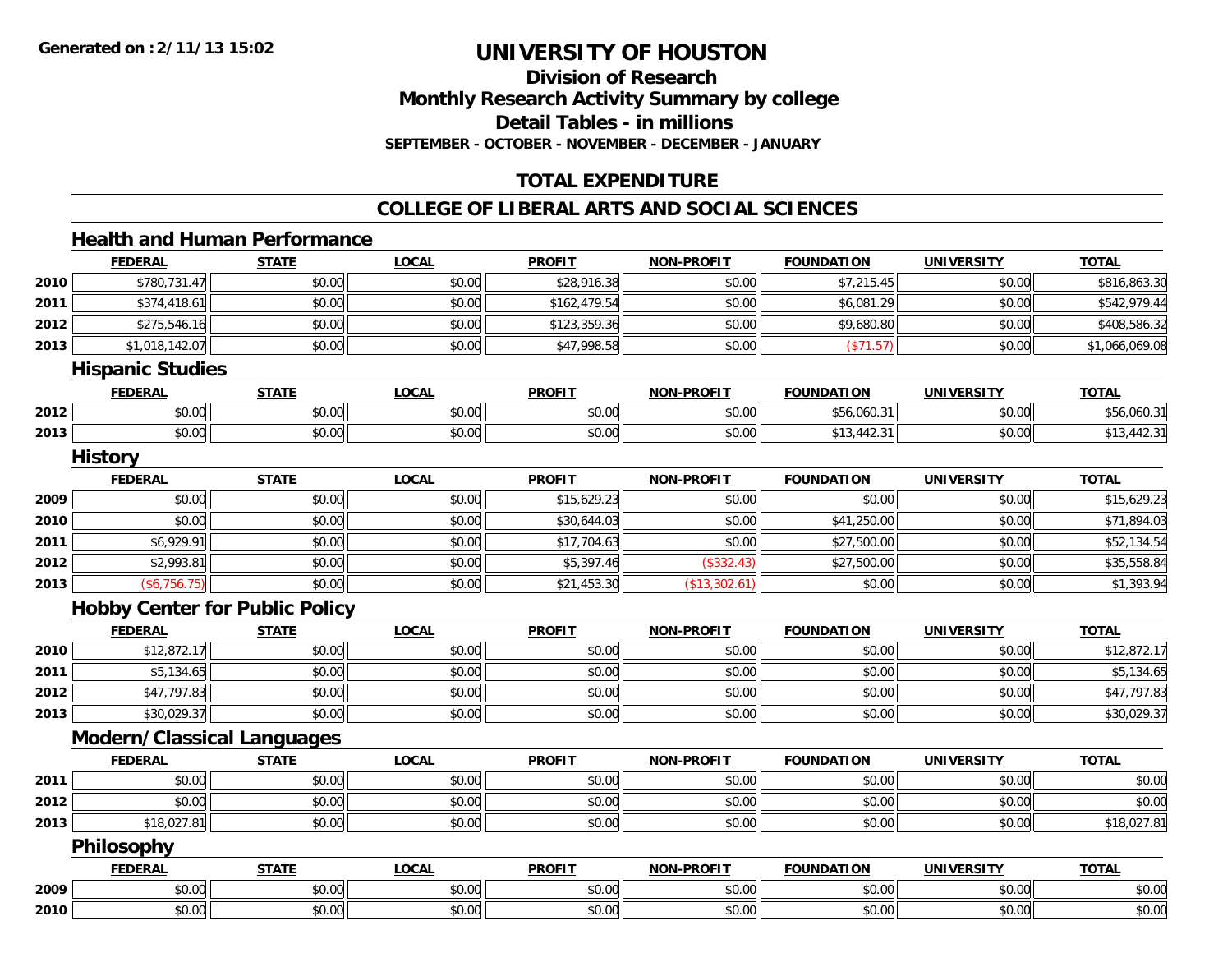Generated on :2/11/13 15:02

# UNIVERSITY OF HOUSTON

## Division of Research
## Monthly Research Activity Summary by college
## Detail Tables - in millions
### SEPTEMBER - OCTOBER - NOVEMBER - DECEMBER - JANUARY

## TOTAL EXPENDITURE

## COLLEGE OF LIBERAL ARTS AND SOCIAL SCIENCES

### Health and Human Performance

| | FEDERAL | STATE | LOCAL | PROFIT | NON-PROFIT | FOUNDATION | UNIVERSITY | TOTAL |
|---|---|---|---|---|---|---|---|---|
| 2010 | $780,731.47 | $0.00 | $0.00 | $28,916.38 | $0.00 | $7,215.45 | $0.00 | $816,863.30 |
| 2011 | $374,418.61 | $0.00 | $0.00 | $162,479.54 | $0.00 | $6,081.29 | $0.00 | $542,979.44 |
| 2012 | $275,546.16 | $0.00 | $0.00 | $123,359.36 | $0.00 | $9,680.80 | $0.00 | $408,586.32 |
| 2013 | $1,018,142.07 | $0.00 | $0.00 | $47,998.58 | $0.00 | ($71.57) | $0.00 | $1,066,069.08 |

### Hispanic Studies

| | FEDERAL | STATE | LOCAL | PROFIT | NON-PROFIT | FOUNDATION | UNIVERSITY | TOTAL |
|---|---|---|---|---|---|---|---|---|
| 2012 | $0.00 | $0.00 | $0.00 | $0.00 | $0.00 | $56,060.31 | $0.00 | $56,060.31 |
| 2013 | $0.00 | $0.00 | $0.00 | $0.00 | $0.00 | $13,442.31 | $0.00 | $13,442.31 |

### History

| | FEDERAL | STATE | LOCAL | PROFIT | NON-PROFIT | FOUNDATION | UNIVERSITY | TOTAL |
|---|---|---|---|---|---|---|---|---|
| 2009 | $0.00 | $0.00 | $0.00 | $15,629.23 | $0.00 | $0.00 | $0.00 | $15,629.23 |
| 2010 | $0.00 | $0.00 | $0.00 | $30,644.03 | $0.00 | $41,250.00 | $0.00 | $71,894.03 |
| 2011 | $6,929.91 | $0.00 | $0.00 | $17,704.63 | $0.00 | $27,500.00 | $0.00 | $52,134.54 |
| 2012 | $2,993.81 | $0.00 | $0.00 | $5,397.46 | ($332.43) | $27,500.00 | $0.00 | $35,558.84 |
| 2013 | ($6,756.75) | $0.00 | $0.00 | $21,453.30 | ($13,302.61) | $0.00 | $0.00 | $1,393.94 |

### Hobby Center for Public Policy

| | FEDERAL | STATE | LOCAL | PROFIT | NON-PROFIT | FOUNDATION | UNIVERSITY | TOTAL |
|---|---|---|---|---|---|---|---|---|
| 2010 | $12,872.17 | $0.00 | $0.00 | $0.00 | $0.00 | $0.00 | $0.00 | $12,872.17 |
| 2011 | $5,134.65 | $0.00 | $0.00 | $0.00 | $0.00 | $0.00 | $0.00 | $5,134.65 |
| 2012 | $47,797.83 | $0.00 | $0.00 | $0.00 | $0.00 | $0.00 | $0.00 | $47,797.83 |
| 2013 | $30,029.37 | $0.00 | $0.00 | $0.00 | $0.00 | $0.00 | $0.00 | $30,029.37 |

### Modern/Classical Languages

| | FEDERAL | STATE | LOCAL | PROFIT | NON-PROFIT | FOUNDATION | UNIVERSITY | TOTAL |
|---|---|---|---|---|---|---|---|---|
| 2011 | $0.00 | $0.00 | $0.00 | $0.00 | $0.00 | $0.00 | $0.00 | $0.00 |
| 2012 | $0.00 | $0.00 | $0.00 | $0.00 | $0.00 | $0.00 | $0.00 | $0.00 |
| 2013 | $18,027.81 | $0.00 | $0.00 | $0.00 | $0.00 | $0.00 | $0.00 | $18,027.81 |

### Philosophy

| | FEDERAL | STATE | LOCAL | PROFIT | NON-PROFIT | FOUNDATION | UNIVERSITY | TOTAL |
|---|---|---|---|---|---|---|---|---|
| 2009 | $0.00 | $0.00 | $0.00 | $0.00 | $0.00 | $0.00 | $0.00 | $0.00 |
| 2010 | $0.00 | $0.00 | $0.00 | $0.00 | $0.00 | $0.00 | $0.00 | $0.00 |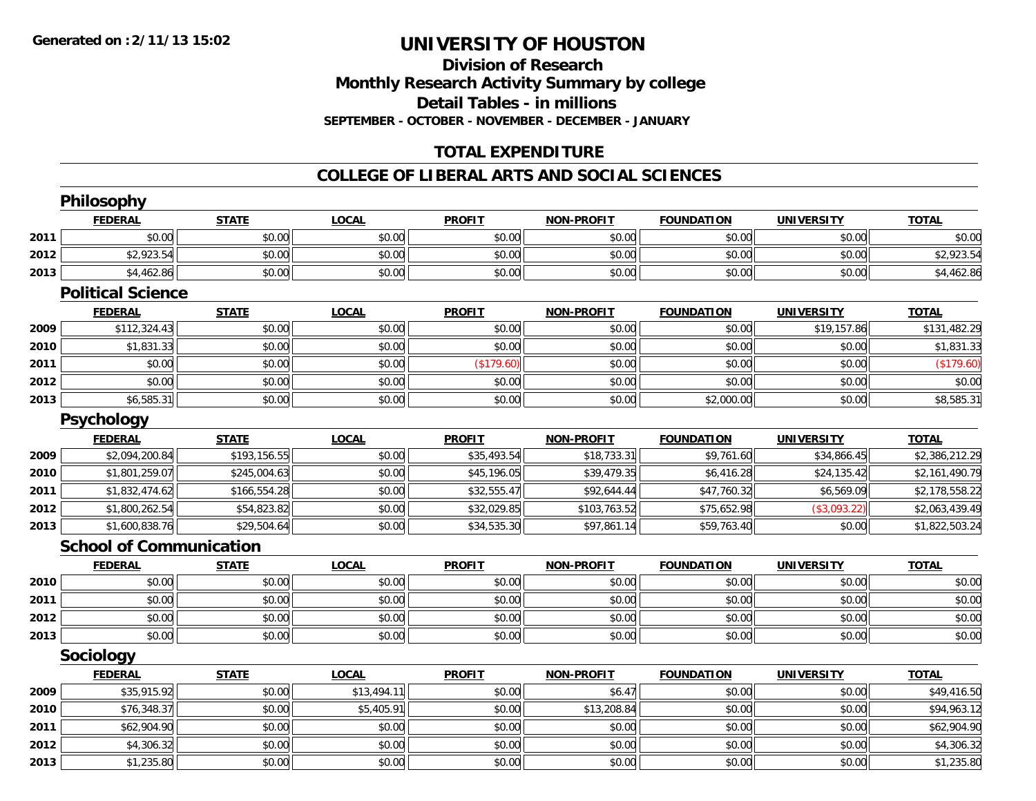# UNIVERSITY OF HOUSTON

## Division of Research

## Monthly Research Activity Summary by college

## Detail Tables - in millions

**SEPTEMBER - OCTOBER - NOVEMBER - DECEMBER - JANUARY**

## TOTAL EXPENDITURE

## COLLEGE OF LIBERAL ARTS AND SOCIAL SCIENCES

### Philosophy

| | FEDERAL | STATE | LOCAL | PROFIT | NON-PROFIT | FOUNDATION | UNIVERSITY | TOTAL |
|---|---|---|---|---|---|---|---|---|
| 2011 | $0.00 | $0.00 | $0.00 | $0.00 | $0.00 | $0.00 | $0.00 | $0.00 |
| 2012 | $2,923.54 | $0.00 | $0.00 | $0.00 | $0.00 | $0.00 | $0.00 | $2,923.54 |
| 2013 | $4,462.86 | $0.00 | $0.00 | $0.00 | $0.00 | $0.00 | $0.00 | $4,462.86 |

### Political Science

| | FEDERAL | STATE | LOCAL | PROFIT | NON-PROFIT | FOUNDATION | UNIVERSITY | TOTAL |
|---|---|---|---|---|---|---|---|---|
| 2009 | $112,324.43 | $0.00 | $0.00 | $0.00 | $0.00 | $0.00 | $19,157.86 | $131,482.29 |
| 2010 | $1,831.33 | $0.00 | $0.00 | $0.00 | $0.00 | $0.00 | $0.00 | $1,831.33 |
| 2011 | $0.00 | $0.00 | $0.00 | ($179.60) | $0.00 | $0.00 | $0.00 | ($179.60) |
| 2012 | $0.00 | $0.00 | $0.00 | $0.00 | $0.00 | $0.00 | $0.00 | $0.00 |
| 2013 | $6,585.31 | $0.00 | $0.00 | $0.00 | $0.00 | $2,000.00 | $0.00 | $8,585.31 |

### Psychology

| | FEDERAL | STATE | LOCAL | PROFIT | NON-PROFIT | FOUNDATION | UNIVERSITY | TOTAL |
|---|---|---|---|---|---|---|---|---|
| 2009 | $2,094,200.84 | $193,156.55 | $0.00 | $35,493.54 | $18,733.31 | $9,761.60 | $34,866.45 | $2,386,212.29 |
| 2010 | $1,801,259.07 | $245,004.63 | $0.00 | $45,196.05 | $39,479.35 | $6,416.28 | $24,135.42 | $2,161,490.79 |
| 2011 | $1,832,474.62 | $166,554.28 | $0.00 | $32,555.47 | $92,644.44 | $47,760.32 | $6,569.09 | $2,178,558.22 |
| 2012 | $1,800,262.54 | $54,823.82 | $0.00 | $32,029.85 | $103,763.52 | $75,652.98 | ($3,093.22) | $2,063,439.49 |
| 2013 | $1,600,838.76 | $29,504.64 | $0.00 | $34,535.30 | $97,861.14 | $59,763.40 | $0.00 | $1,822,503.24 |

### School of Communication

| | FEDERAL | STATE | LOCAL | PROFIT | NON-PROFIT | FOUNDATION | UNIVERSITY | TOTAL |
|---|---|---|---|---|---|---|---|---|
| 2010 | $0.00 | $0.00 | $0.00 | $0.00 | $0.00 | $0.00 | $0.00 | $0.00 |
| 2011 | $0.00 | $0.00 | $0.00 | $0.00 | $0.00 | $0.00 | $0.00 | $0.00 |
| 2012 | $0.00 | $0.00 | $0.00 | $0.00 | $0.00 | $0.00 | $0.00 | $0.00 |
| 2013 | $0.00 | $0.00 | $0.00 | $0.00 | $0.00 | $0.00 | $0.00 | $0.00 |

### Sociology

| | FEDERAL | STATE | LOCAL | PROFIT | NON-PROFIT | FOUNDATION | UNIVERSITY | TOTAL |
|---|---|---|---|---|---|---|---|---|
| 2009 | $35,915.92 | $0.00 | $13,494.11 | $0.00 | $6.47 | $0.00 | $0.00 | $49,416.50 |
| 2010 | $76,348.37 | $0.00 | $5,405.91 | $0.00 | $13,208.84 | $0.00 | $0.00 | $94,963.12 |
| 2011 | $62,904.90 | $0.00 | $0.00 | $0.00 | $0.00 | $0.00 | $0.00 | $62,904.90 |
| 2012 | $4,306.32 | $0.00 | $0.00 | $0.00 | $0.00 | $0.00 | $0.00 | $4,306.32 |
| 2013 | $1,235.80 | $0.00 | $0.00 | $0.00 | $0.00 | $0.00 | $0.00 | $1,235.80 |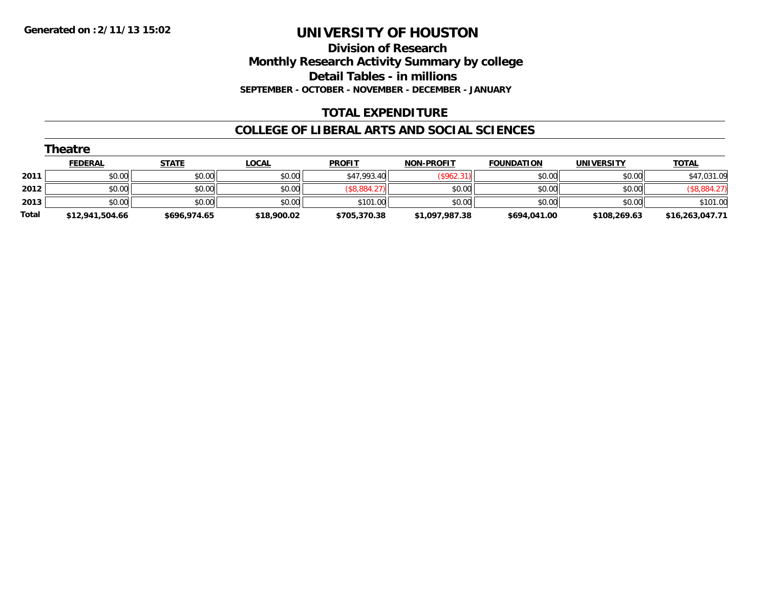# UNIVERSITY OF HOUSTON

## Division of Research
## Monthly Research Activity Summary by college
## Detail Tables - in millions

**SEPTEMBER - OCTOBER - NOVEMBER - DECEMBER - JANUARY**

### TOTAL EXPENDITURE

### COLLEGE OF LIBERAL ARTS AND SOCIAL SCIENCES

#### Theatre

| | FEDERAL | STATE | LOCAL | PROFIT | NON-PROFIT | FOUNDATION | UNIVERSITY | TOTAL |
|---|---|---|---|---|---|---|---|---|
| 2011 | $0.00 | $0.00 | $0.00 | $47,993.40 | ($962.31) | $0.00 | $0.00 | $47,031.09 |
| 2012 | $0.00 | $0.00 | $0.00 | ($8,884.27) | $0.00 | $0.00 | $0.00 | ($8,884.27) |
| 2013 | $0.00 | $0.00 | $0.00 | $101.00 | $0.00 | $0.00 | $0.00 | $101.00 |
| **Total** | **$12,941,504.66** | **$696,974.65** | **$18,900.02** | **$705,370.38** | **$1,097,987.38** | **$694,041.00** | **$108,269.63** | **$16,263,047.71** |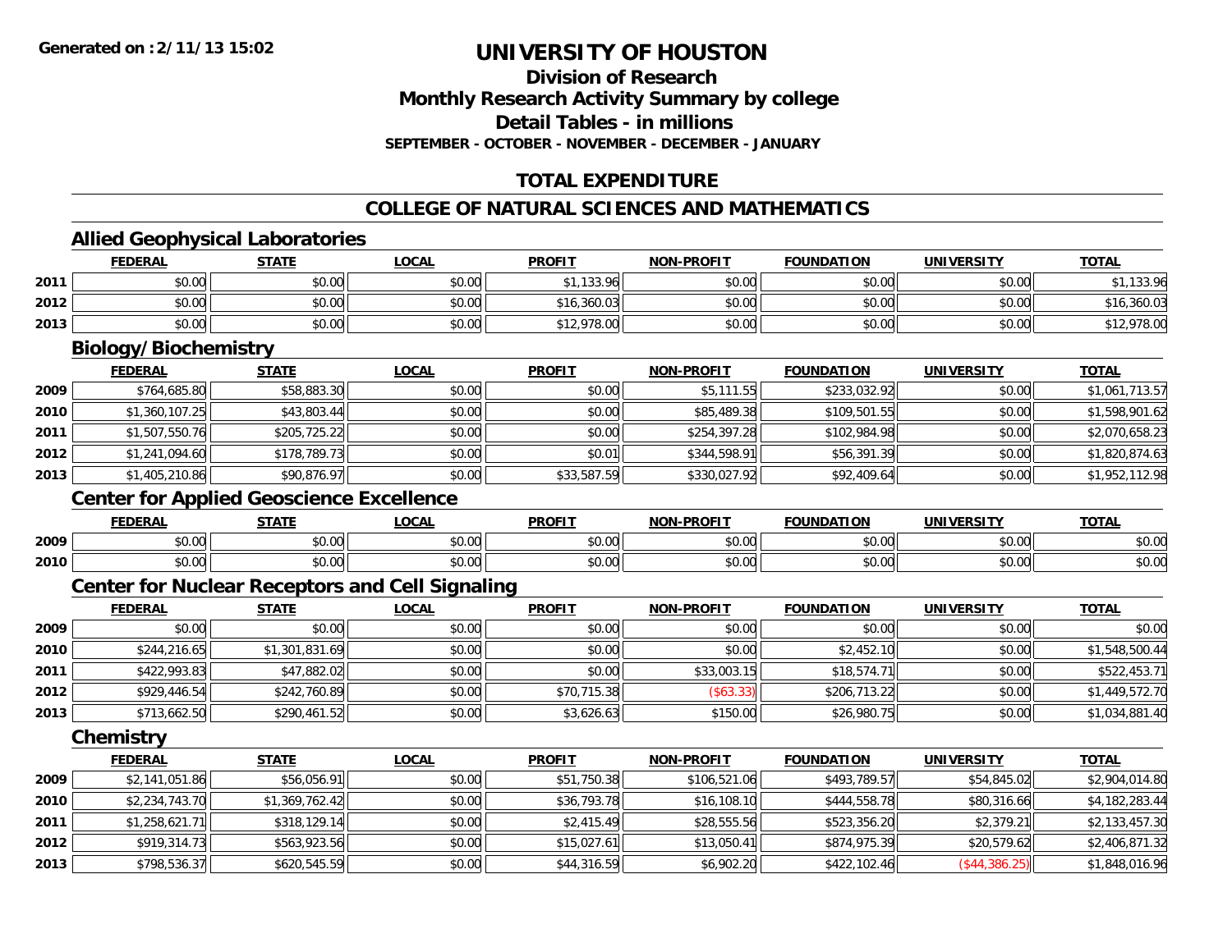**Generated on :2/11/13 15:02**

# UNIVERSITY OF HOUSTON

## Division of Research
## Monthly Research Activity Summary by college
## Detail Tables - in millions
### SEPTEMBER - OCTOBER - NOVEMBER - DECEMBER - JANUARY

## TOTAL EXPENDITURE

## COLLEGE OF NATURAL SCIENCES AND MATHEMATICS

### Allied Geophysical Laboratories

| | FEDERAL | STATE | LOCAL | PROFIT | NON-PROFIT | FOUNDATION | UNIVERSITY | TOTAL |
|---|---|---|---|---|---|---|---|---|
| 2011 | $0.00 | $0.00 | $0.00 | $1,133.96 | $0.00 | $0.00 | $0.00 | $1,133.96 |
| 2012 | $0.00 | $0.00 | $0.00 | $16,360.03 | $0.00 | $0.00 | $0.00 | $16,360.03 |
| 2013 | $0.00 | $0.00 | $0.00 | $12,978.00 | $0.00 | $0.00 | $0.00 | $12,978.00 |

### Biology/Biochemistry

| | FEDERAL | STATE | LOCAL | PROFIT | NON-PROFIT | FOUNDATION | UNIVERSITY | TOTAL |
|---|---|---|---|---|---|---|---|---|
| 2009 | $764,685.80 | $58,883.30 | $0.00 | $0.00 | $5,111.55 | $233,032.92 | $0.00 | $1,061,713.57 |
| 2010 | $1,360,107.25 | $43,803.44 | $0.00 | $0.00 | $85,489.38 | $109,501.55 | $0.00 | $1,598,901.62 |
| 2011 | $1,507,550.76 | $205,725.22 | $0.00 | $0.00 | $254,397.28 | $102,984.98 | $0.00 | $2,070,658.23 |
| 2012 | $1,241,094.60 | $178,789.73 | $0.00 | $0.01 | $344,598.91 | $56,391.39 | $0.00 | $1,820,874.63 |
| 2013 | $1,405,210.86 | $90,876.97 | $0.00 | $33,587.59 | $330,027.92 | $92,409.64 | $0.00 | $1,952,112.98 |

### Center for Applied Geoscience Excellence

| | FEDERAL | STATE | LOCAL | PROFIT | NON-PROFIT | FOUNDATION | UNIVERSITY | TOTAL |
|---|---|---|---|---|---|---|---|---|
| 2009 | $0.00 | $0.00 | $0.00 | $0.00 | $0.00 | $0.00 | $0.00 | $0.00 |
| 2010 | $0.00 | $0.00 | $0.00 | $0.00 | $0.00 | $0.00 | $0.00 | $0.00 |

### Center for Nuclear Receptors and Cell Signaling

| | FEDERAL | STATE | LOCAL | PROFIT | NON-PROFIT | FOUNDATION | UNIVERSITY | TOTAL |
|---|---|---|---|---|---|---|---|---|
| 2009 | $0.00 | $0.00 | $0.00 | $0.00 | $0.00 | $0.00 | $0.00 | $0.00 |
| 2010 | $244,216.65 | $1,301,831.69 | $0.00 | $0.00 | $0.00 | $2,452.10 | $0.00 | $1,548,500.44 |
| 2011 | $422,993.83 | $47,882.02 | $0.00 | $0.00 | $33,003.15 | $18,574.71 | $0.00 | $522,453.71 |
| 2012 | $929,446.54 | $242,760.89 | $0.00 | $70,715.38 | ($63.33) | $206,713.22 | $0.00 | $1,449,572.70 |
| 2013 | $713,662.50 | $290,461.52 | $0.00 | $3,626.63 | $150.00 | $26,980.75 | $0.00 | $1,034,881.40 |

### Chemistry

| | FEDERAL | STATE | LOCAL | PROFIT | NON-PROFIT | FOUNDATION | UNIVERSITY | TOTAL |
|---|---|---|---|---|---|---|---|---|
| 2009 | $2,141,051.86 | $56,056.91 | $0.00 | $51,750.38 | $106,521.06 | $493,789.57 | $54,845.02 | $2,904,014.80 |
| 2010 | $2,234,743.70 | $1,369,762.42 | $0.00 | $36,793.78 | $16,108.10 | $444,558.78 | $80,316.66 | $4,182,283.44 |
| 2011 | $1,258,621.71 | $318,129.14 | $0.00 | $2,415.49 | $28,555.56 | $523,356.20 | $2,379.21 | $2,133,457.30 |
| 2012 | $919,314.73 | $563,923.56 | $0.00 | $15,027.61 | $13,050.41 | $874,975.39 | $20,579.62 | $2,406,871.32 |
| 2013 | $798,536.37 | $620,545.59 | $0.00 | $44,316.59 | $6,902.20 | $422,102.46 | ($44,386.25) | $1,848,016.96 |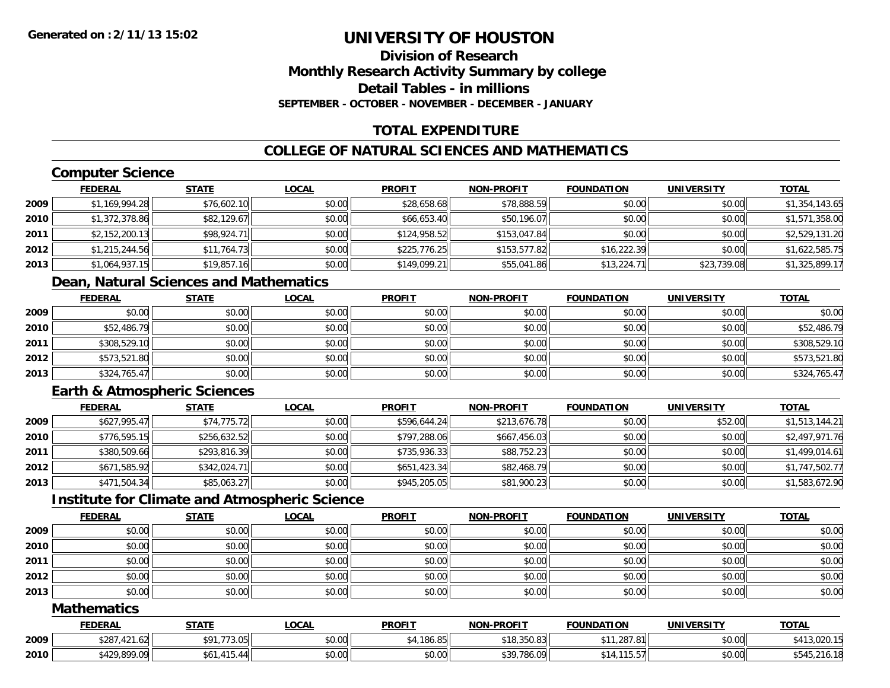# UNIVERSITY OF HOUSTON

## Division of Research
## Monthly Research Activity Summary by college
## Detail Tables - in millions
### SEPTEMBER - OCTOBER - NOVEMBER - DECEMBER - JANUARY

## TOTAL EXPENDITURE

## COLLEGE OF NATURAL SCIENCES AND MATHEMATICS

### Computer Science

| | FEDERAL | STATE | LOCAL | PROFIT | NON-PROFIT | FOUNDATION | UNIVERSITY | TOTAL |
|---|---|---|---|---|---|---|---|---|
| 2009 | $1,169,994.28 | $76,602.10 | $0.00 | $28,658.68 | $78,888.59 | $0.00 | $0.00 | $1,354,143.65 |
| 2010 | $1,372,378.86 | $82,129.67 | $0.00 | $66,653.40 | $50,196.07 | $0.00 | $0.00 | $1,571,358.00 |
| 2011 | $2,152,200.13 | $98,924.71 | $0.00 | $124,958.52 | $153,047.84 | $0.00 | $0.00 | $2,529,131.20 |
| 2012 | $1,215,244.56 | $11,764.73 | $0.00 | $225,776.25 | $153,577.82 | $16,222.39 | $0.00 | $1,622,585.75 |
| 2013 | $1,064,937.15 | $19,857.16 | $0.00 | $149,099.21 | $55,041.86 | $13,224.71 | $23,739.08 | $1,325,899.17 |

### Dean, Natural Sciences and Mathematics

| | FEDERAL | STATE | LOCAL | PROFIT | NON-PROFIT | FOUNDATION | UNIVERSITY | TOTAL |
|---|---|---|---|---|---|---|---|---|
| 2009 | $0.00 | $0.00 | $0.00 | $0.00 | $0.00 | $0.00 | $0.00 | $0.00 |
| 2010 | $52,486.79 | $0.00 | $0.00 | $0.00 | $0.00 | $0.00 | $0.00 | $52,486.79 |
| 2011 | $308,529.10 | $0.00 | $0.00 | $0.00 | $0.00 | $0.00 | $0.00 | $308,529.10 |
| 2012 | $573,521.80 | $0.00 | $0.00 | $0.00 | $0.00 | $0.00 | $0.00 | $573,521.80 |
| 2013 | $324,765.47 | $0.00 | $0.00 | $0.00 | $0.00 | $0.00 | $0.00 | $324,765.47 |

### Earth & Atmospheric Sciences

| | FEDERAL | STATE | LOCAL | PROFIT | NON-PROFIT | FOUNDATION | UNIVERSITY | TOTAL |
|---|---|---|---|---|---|---|---|---|
| 2009 | $627,995.47 | $74,775.72 | $0.00 | $596,644.24 | $213,676.78 | $0.00 | $52.00 | $1,513,144.21 |
| 2010 | $776,595.15 | $256,632.52 | $0.00 | $797,288.06 | $667,456.03 | $0.00 | $0.00 | $2,497,971.76 |
| 2011 | $380,509.66 | $293,816.39 | $0.00 | $735,936.33 | $88,752.23 | $0.00 | $0.00 | $1,499,014.61 |
| 2012 | $671,585.92 | $342,024.71 | $0.00 | $651,423.34 | $82,468.79 | $0.00 | $0.00 | $1,747,502.77 |
| 2013 | $471,504.34 | $85,063.27 | $0.00 | $945,205.05 | $81,900.23 | $0.00 | $0.00 | $1,583,672.90 |

### Institute for Climate and Atmospheric Science

| | FEDERAL | STATE | LOCAL | PROFIT | NON-PROFIT | FOUNDATION | UNIVERSITY | TOTAL |
|---|---|---|---|---|---|---|---|---|
| 2009 | $0.00 | $0.00 | $0.00 | $0.00 | $0.00 | $0.00 | $0.00 | $0.00 |
| 2010 | $0.00 | $0.00 | $0.00 | $0.00 | $0.00 | $0.00 | $0.00 | $0.00 |
| 2011 | $0.00 | $0.00 | $0.00 | $0.00 | $0.00 | $0.00 | $0.00 | $0.00 |
| 2012 | $0.00 | $0.00 | $0.00 | $0.00 | $0.00 | $0.00 | $0.00 | $0.00 |
| 2013 | $0.00 | $0.00 | $0.00 | $0.00 | $0.00 | $0.00 | $0.00 | $0.00 |

### Mathematics

| | FEDERAL | STATE | LOCAL | PROFIT | NON-PROFIT | FOUNDATION | UNIVERSITY | TOTAL |
|---|---|---|---|---|---|---|---|---|
| 2009 | $287,421.62 | $91,773.05 | $0.00 | $4,186.85 | $18,350.83 | $11,287.81 | $0.00 | $413,020.15 |
| 2010 | $429,899.09 | $61,415.44 | $0.00 | $0.00 | $39,786.09 | $14,115.57 | $0.00 | $545,216.18 |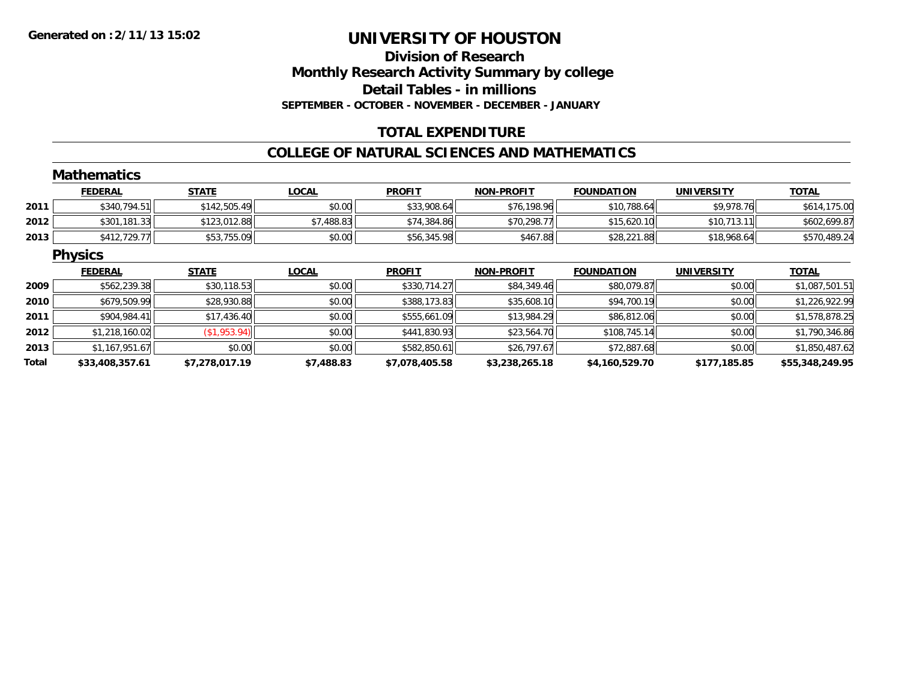**Generated on :2/11/13 15:02**

# UNIVERSITY OF HOUSTON

## Division of Research
## Monthly Research Activity Summary by college
## Detail Tables - in millions
**SEPTEMBER - OCTOBER - NOVEMBER - DECEMBER - JANUARY**

## TOTAL EXPENDITURE

## COLLEGE OF NATURAL SCIENCES AND MATHEMATICS

### Mathematics

| | FEDERAL | STATE | LOCAL | PROFIT | NON-PROFIT | FOUNDATION | UNIVERSITY | TOTAL |
|---|---|---|---|---|---|---|---|---|
| 2011 | $340,794.51 | $142,505.49 | $0.00 | $33,908.64 | $76,198.96 | $10,788.64 | $9,978.76 | $614,175.00 |
| 2012 | $301,181.33 | $123,012.88 | $7,488.83 | $74,384.86 | $70,298.77 | $15,620.10 | $10,713.11 | $602,699.87 |
| 2013 | $412,729.77 | $53,755.09 | $0.00 | $56,345.98 | $467.88 | $28,221.88 | $18,968.64 | $570,489.24 |

### Physics

| | FEDERAL | STATE | LOCAL | PROFIT | NON-PROFIT | FOUNDATION | UNIVERSITY | TOTAL |
|---|---|---|---|---|---|---|---|---|
| 2009 | $562,239.38 | $30,118.53 | $0.00 | $330,714.27 | $84,349.46 | $80,079.87 | $0.00 | $1,087,501.51 |
| 2010 | $679,509.99 | $28,930.88 | $0.00 | $388,173.83 | $35,608.10 | $94,700.19 | $0.00 | $1,226,922.99 |
| 2011 | $904,984.41 | $17,436.40 | $0.00 | $555,661.09 | $13,984.29 | $86,812.06 | $0.00 | $1,578,878.25 |
| 2012 | $1,218,160.02 | ($1,953.94) | $0.00 | $441,830.93 | $23,564.70 | $108,745.14 | $0.00 | $1,790,346.86 |
| 2013 | $1,167,951.67 | $0.00 | $0.00 | $582,850.61 | $26,797.67 | $72,887.68 | $0.00 | $1,850,487.62 |
| **Total** | **$33,408,357.61** | **$7,278,017.19** | **$7,488.83** | **$7,078,405.58** | **$3,238,265.18** | **$4,160,529.70** | **$177,185.85** | **$55,348,249.95** |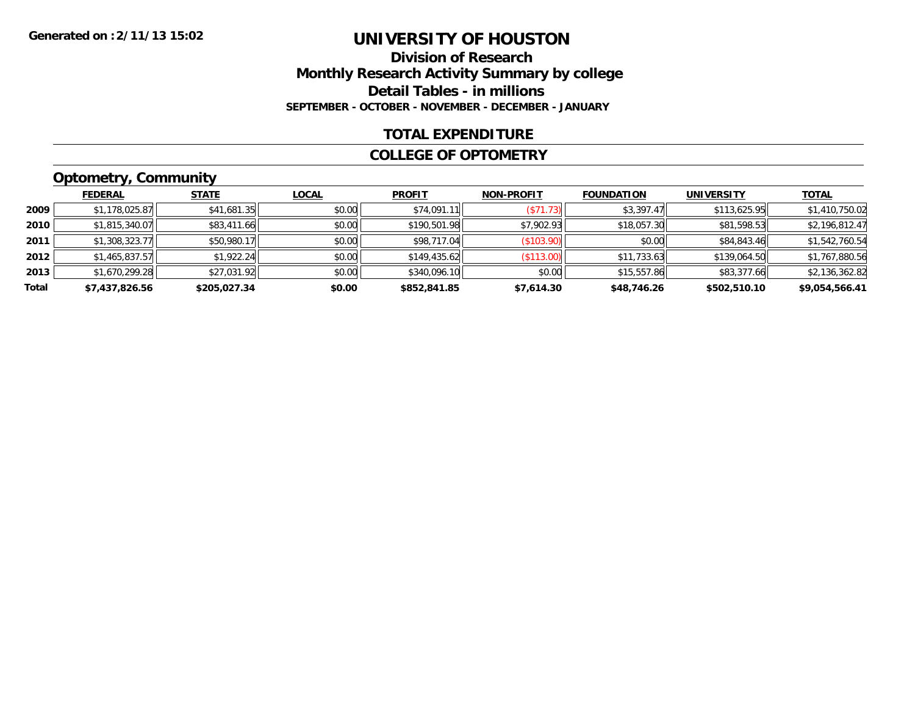Generated on :2/11/13 15:02

# UNIVERSITY OF HOUSTON

## Division of Research
## Monthly Research Activity Summary by college
## Detail Tables - in millions
### SEPTEMBER - OCTOBER - NOVEMBER - DECEMBER - JANUARY

## TOTAL EXPENDITURE

## COLLEGE OF OPTOMETRY

### Optometry, Community

| | FEDERAL | STATE | LOCAL | PROFIT | NON-PROFIT | FOUNDATION | UNIVERSITY | TOTAL |
|---|---|---|---|---|---|---|---|---|
| 2009 | $1,178,025.87 | $41,681.35 | $0.00 | $74,091.11 | ($71.73) | $3,397.47 | $113,625.95 | $1,410,750.02 |
| 2010 | $1,815,340.07 | $83,411.66 | $0.00 | $190,501.98 | $7,902.93 | $18,057.30 | $81,598.53 | $2,196,812.47 |
| 2011 | $1,308,323.77 | $50,980.17 | $0.00 | $98,717.04 | ($103.90) | $0.00 | $84,843.46 | $1,542,760.54 |
| 2012 | $1,465,837.57 | $1,922.24 | $0.00 | $149,435.62 | ($113.00) | $11,733.63 | $139,064.50 | $1,767,880.56 |
| 2013 | $1,670,299.28 | $27,031.92 | $0.00 | $340,096.10 | $0.00 | $15,557.86 | $83,377.66 | $2,136,362.82 |
| **Total** | **$7,437,826.56** | **$205,027.34** | **$0.00** | **$852,841.85** | **$7,614.30** | **$48,746.26** | **$502,510.10** | **$9,054,566.41** |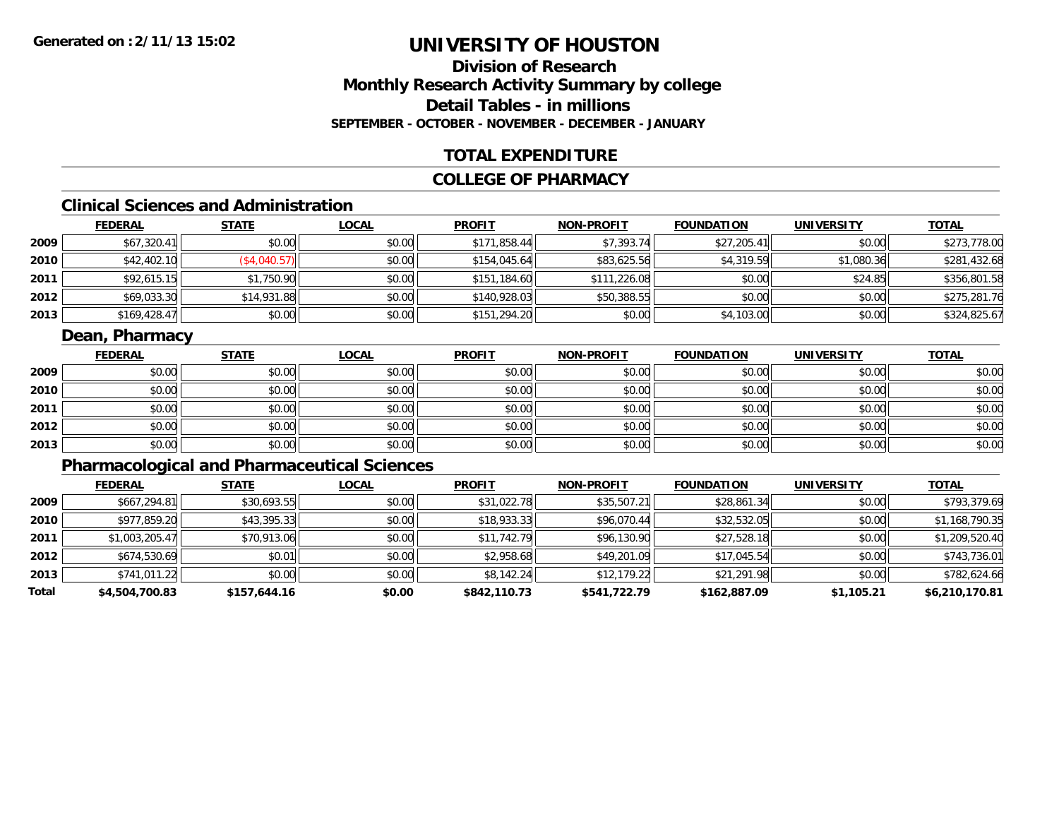**Generated on :2/11/13 15:02**

# UNIVERSITY OF HOUSTON

## Division of Research
## Monthly Research Activity Summary by college
## Detail Tables - in millions
### SEPTEMBER - OCTOBER - NOVEMBER - DECEMBER - JANUARY

## TOTAL EXPENDITURE

## COLLEGE OF PHARMACY

### Clinical Sciences and Administration

| | FEDERAL | STATE | LOCAL | PROFIT | NON-PROFIT | FOUNDATION | UNIVERSITY | TOTAL |
|---|---|---|---|---|---|---|---|---|
| 2009 | $67,320.41 | $0.00 | $0.00 | $171,858.44 | $7,393.74 | $27,205.41 | $0.00 | $273,778.00 |
| 2010 | $42,402.10 | ($4,040.57) | $0.00 | $154,045.64 | $83,625.56 | $4,319.59 | $1,080.36 | $281,432.68 |
| 2011 | $92,615.15 | $1,750.90 | $0.00 | $151,184.60 | $111,226.08 | $0.00 | $24.85 | $356,801.58 |
| 2012 | $69,033.30 | $14,931.88 | $0.00 | $140,928.03 | $50,388.55 | $0.00 | $0.00 | $275,281.76 |
| 2013 | $169,428.47 | $0.00 | $0.00 | $151,294.20 | $0.00 | $4,103.00 | $0.00 | $324,825.67 |

### Dean, Pharmacy

| | FEDERAL | STATE | LOCAL | PROFIT | NON-PROFIT | FOUNDATION | UNIVERSITY | TOTAL |
|---|---|---|---|---|---|---|---|---|
| 2009 | $0.00 | $0.00 | $0.00 | $0.00 | $0.00 | $0.00 | $0.00 | $0.00 |
| 2010 | $0.00 | $0.00 | $0.00 | $0.00 | $0.00 | $0.00 | $0.00 | $0.00 |
| 2011 | $0.00 | $0.00 | $0.00 | $0.00 | $0.00 | $0.00 | $0.00 | $0.00 |
| 2012 | $0.00 | $0.00 | $0.00 | $0.00 | $0.00 | $0.00 | $0.00 | $0.00 |
| 2013 | $0.00 | $0.00 | $0.00 | $0.00 | $0.00 | $0.00 | $0.00 | $0.00 |

### Pharmacological and Pharmaceutical Sciences

| | FEDERAL | STATE | LOCAL | PROFIT | NON-PROFIT | FOUNDATION | UNIVERSITY | TOTAL |
|---|---|---|---|---|---|---|---|---|
| 2009 | $667,294.81 | $30,693.55 | $0.00 | $31,022.78 | $35,507.21 | $28,861.34 | $0.00 | $793,379.69 |
| 2010 | $977,859.20 | $43,395.33 | $0.00 | $18,933.33 | $96,070.44 | $32,532.05 | $0.00 | $1,168,790.35 |
| 2011 | $1,003,205.47 | $70,913.06 | $0.00 | $11,742.79 | $96,130.90 | $27,528.18 | $0.00 | $1,209,520.40 |
| 2012 | $674,530.69 | $0.01 | $0.00 | $2,958.68 | $49,201.09 | $17,045.54 | $0.00 | $743,736.01 |
| 2013 | $741,011.22 | $0.00 | $0.00 | $8,142.24 | $12,179.22 | $21,291.98 | $0.00 | $782,624.66 |
| **Total** | **$4,504,700.83** | **$157,644.16** | **$0.00** | **$842,110.73** | **$541,722.79** | **$162,887.09** | **$1,105.21** | **$6,210,170.81** |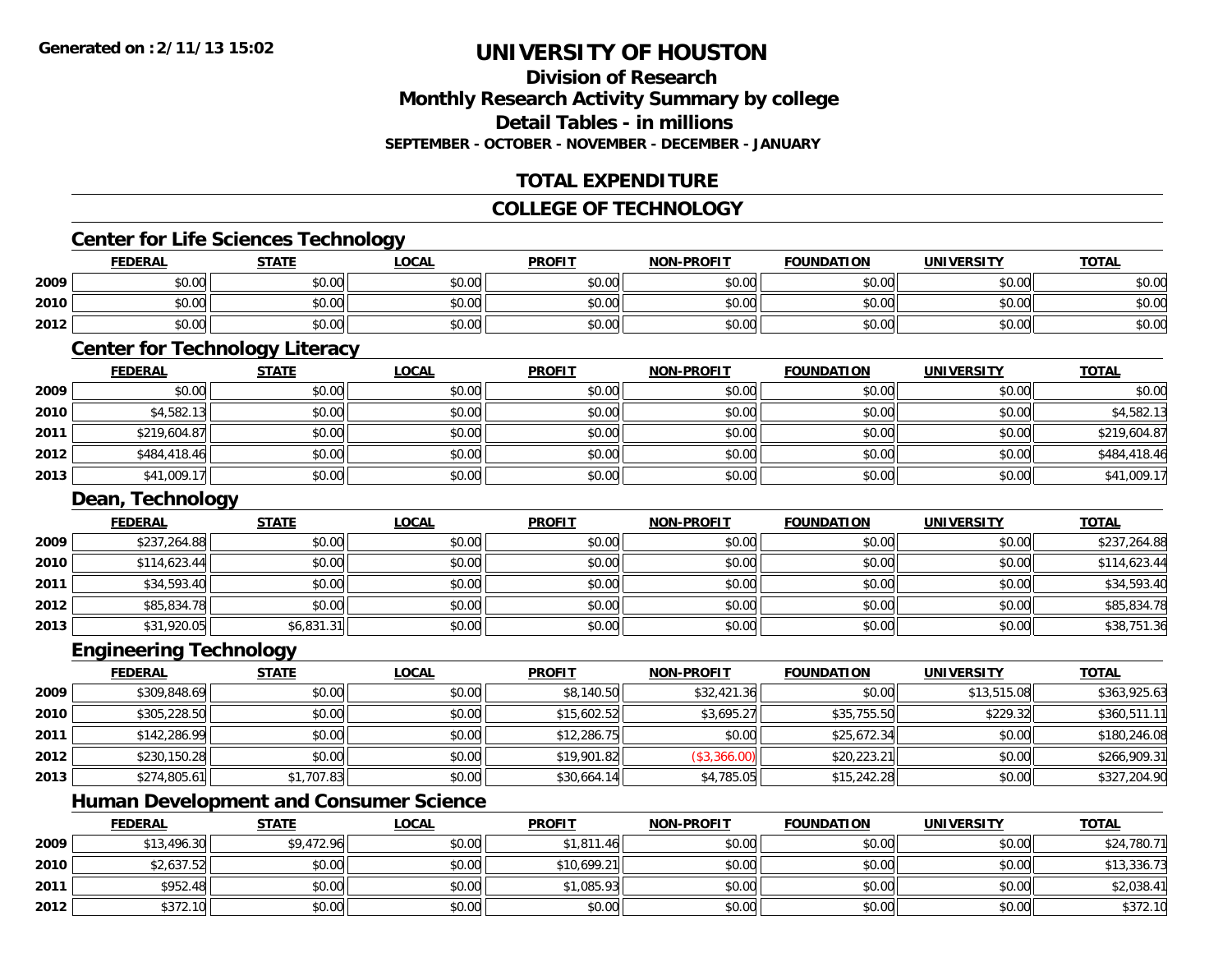# UNIVERSITY OF HOUSTON

## Division of Research
## Monthly Research Activity Summary by college
## Detail Tables - in millions
### SEPTEMBER - OCTOBER - NOVEMBER - DECEMBER - JANUARY

## TOTAL EXPENDITURE

## COLLEGE OF TECHNOLOGY

### Center for Life Sciences Technology

| | FEDERAL | STATE | LOCAL | PROFIT | NON-PROFIT | FOUNDATION | UNIVERSITY | TOTAL |
|---|---|---|---|---|---|---|---|---|
| 2009 | $0.00 | $0.00 | $0.00 | $0.00 | $0.00 | $0.00 | $0.00 | $0.00 |
| 2010 | $0.00 | $0.00 | $0.00 | $0.00 | $0.00 | $0.00 | $0.00 | $0.00 |
| 2012 | $0.00 | $0.00 | $0.00 | $0.00 | $0.00 | $0.00 | $0.00 | $0.00 |

### Center for Technology Literacy

| | FEDERAL | STATE | LOCAL | PROFIT | NON-PROFIT | FOUNDATION | UNIVERSITY | TOTAL |
|---|---|---|---|---|---|---|---|---|
| 2009 | $0.00 | $0.00 | $0.00 | $0.00 | $0.00 | $0.00 | $0.00 | $0.00 |
| 2010 | $4,582.13 | $0.00 | $0.00 | $0.00 | $0.00 | $0.00 | $0.00 | $4,582.13 |
| 2011 | $219,604.87 | $0.00 | $0.00 | $0.00 | $0.00 | $0.00 | $0.00 | $219,604.87 |
| 2012 | $484,418.46 | $0.00 | $0.00 | $0.00 | $0.00 | $0.00 | $0.00 | $484,418.46 |
| 2013 | $41,009.17 | $0.00 | $0.00 | $0.00 | $0.00 | $0.00 | $0.00 | $41,009.17 |

### Dean, Technology

| | FEDERAL | STATE | LOCAL | PROFIT | NON-PROFIT | FOUNDATION | UNIVERSITY | TOTAL |
|---|---|---|---|---|---|---|---|---|
| 2009 | $237,264.88 | $0.00 | $0.00 | $0.00 | $0.00 | $0.00 | $0.00 | $237,264.88 |
| 2010 | $114,623.44 | $0.00 | $0.00 | $0.00 | $0.00 | $0.00 | $0.00 | $114,623.44 |
| 2011 | $34,593.40 | $0.00 | $0.00 | $0.00 | $0.00 | $0.00 | $0.00 | $34,593.40 |
| 2012 | $85,834.78 | $0.00 | $0.00 | $0.00 | $0.00 | $0.00 | $0.00 | $85,834.78 |
| 2013 | $31,920.05 | $6,831.31 | $0.00 | $0.00 | $0.00 | $0.00 | $0.00 | $38,751.36 |

### Engineering Technology

| | FEDERAL | STATE | LOCAL | PROFIT | NON-PROFIT | FOUNDATION | UNIVERSITY | TOTAL |
|---|---|---|---|---|---|---|---|---|
| 2009 | $309,848.69 | $0.00 | $0.00 | $8,140.50 | $32,421.36 | $0.00 | $13,515.08 | $363,925.63 |
| 2010 | $305,228.50 | $0.00 | $0.00 | $15,602.52 | $3,695.27 | $35,755.50 | $229.32 | $360,511.11 |
| 2011 | $142,286.99 | $0.00 | $0.00 | $12,286.75 | $0.00 | $25,672.34 | $0.00 | $180,246.08 |
| 2012 | $230,150.28 | $0.00 | $0.00 | $19,901.82 | ($3,366.00) | $20,223.21 | $0.00 | $266,909.31 |
| 2013 | $274,805.61 | $1,707.83 | $0.00 | $30,664.14 | $4,785.05 | $15,242.28 | $0.00 | $327,204.90 |

### Human Development and Consumer Science

| | FEDERAL | STATE | LOCAL | PROFIT | NON-PROFIT | FOUNDATION | UNIVERSITY | TOTAL |
|---|---|---|---|---|---|---|---|---|
| 2009 | $13,496.30 | $9,472.96 | $0.00 | $1,811.46 | $0.00 | $0.00 | $0.00 | $24,780.71 |
| 2010 | $2,637.52 | $0.00 | $0.00 | $10,699.21 | $0.00 | $0.00 | $0.00 | $13,336.73 |
| 2011 | $952.48 | $0.00 | $0.00 | $1,085.93 | $0.00 | $0.00 | $0.00 | $2,038.41 |
| 2012 | $372.10 | $0.00 | $0.00 | $0.00 | $0.00 | $0.00 | $0.00 | $372.10 |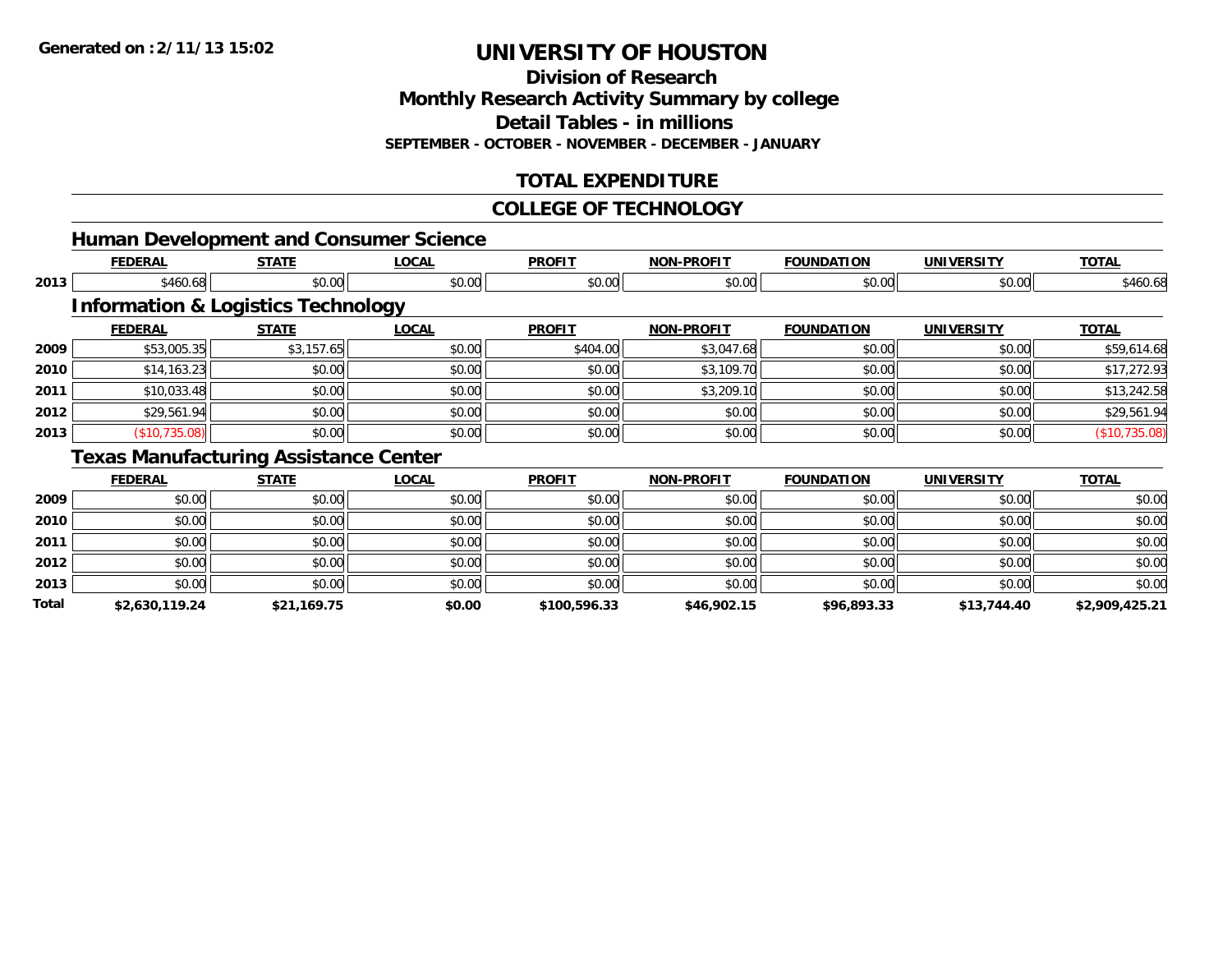# UNIVERSITY OF HOUSTON

## Division of Research
## Monthly Research Activity Summary by college
## Detail Tables - in millions
### SEPTEMBER - OCTOBER - NOVEMBER - DECEMBER - JANUARY

Generated on : 2/11/13 15:02

## TOTAL EXPENDITURE

## COLLEGE OF TECHNOLOGY

### Human Development and Consumer Science

| | FEDERAL | STATE | LOCAL | PROFIT | NON-PROFIT | FOUNDATION | UNIVERSITY | TOTAL |
|---|---|---|---|---|---|---|---|---|
| 2013 | $460.68 | $0.00 | $0.00 | $0.00 | $0.00 | $0.00 | $0.00 | $460.68 |

### Information & Logistics Technology

| | FEDERAL | STATE | LOCAL | PROFIT | NON-PROFIT | FOUNDATION | UNIVERSITY | TOTAL |
|---|---|---|---|---|---|---|---|---|
| 2009 | $53,005.35 | $3,157.65 | $0.00 | $404.00 | $3,047.68 | $0.00 | $0.00 | $59,614.68 |
| 2010 | $14,163.23 | $0.00 | $0.00 | $0.00 | $3,109.70 | $0.00 | $0.00 | $17,272.93 |
| 2011 | $10,033.48 | $0.00 | $0.00 | $0.00 | $3,209.10 | $0.00 | $0.00 | $13,242.58 |
| 2012 | $29,561.94 | $0.00 | $0.00 | $0.00 | $0.00 | $0.00 | $0.00 | $29,561.94 |
| 2013 | ($10,735.08) | $0.00 | $0.00 | $0.00 | $0.00 | $0.00 | $0.00 | ($10,735.08) |

### Texas Manufacturing Assistance Center

| | FEDERAL | STATE | LOCAL | PROFIT | NON-PROFIT | FOUNDATION | UNIVERSITY | TOTAL |
|---|---|---|---|---|---|---|---|---|
| 2009 | $0.00 | $0.00 | $0.00 | $0.00 | $0.00 | $0.00 | $0.00 | $0.00 |
| 2010 | $0.00 | $0.00 | $0.00 | $0.00 | $0.00 | $0.00 | $0.00 | $0.00 |
| 2011 | $0.00 | $0.00 | $0.00 | $0.00 | $0.00 | $0.00 | $0.00 | $0.00 |
| 2012 | $0.00 | $0.00 | $0.00 | $0.00 | $0.00 | $0.00 | $0.00 | $0.00 |
| 2013 | $0.00 | $0.00 | $0.00 | $0.00 | $0.00 | $0.00 | $0.00 | $0.00 |
| **Total** | **$2,630,119.24** | **$21,169.75** | **$0.00** | **$100,596.33** | **$46,902.15** | **$96,893.33** | **$13,744.40** | **$2,909,425.21** |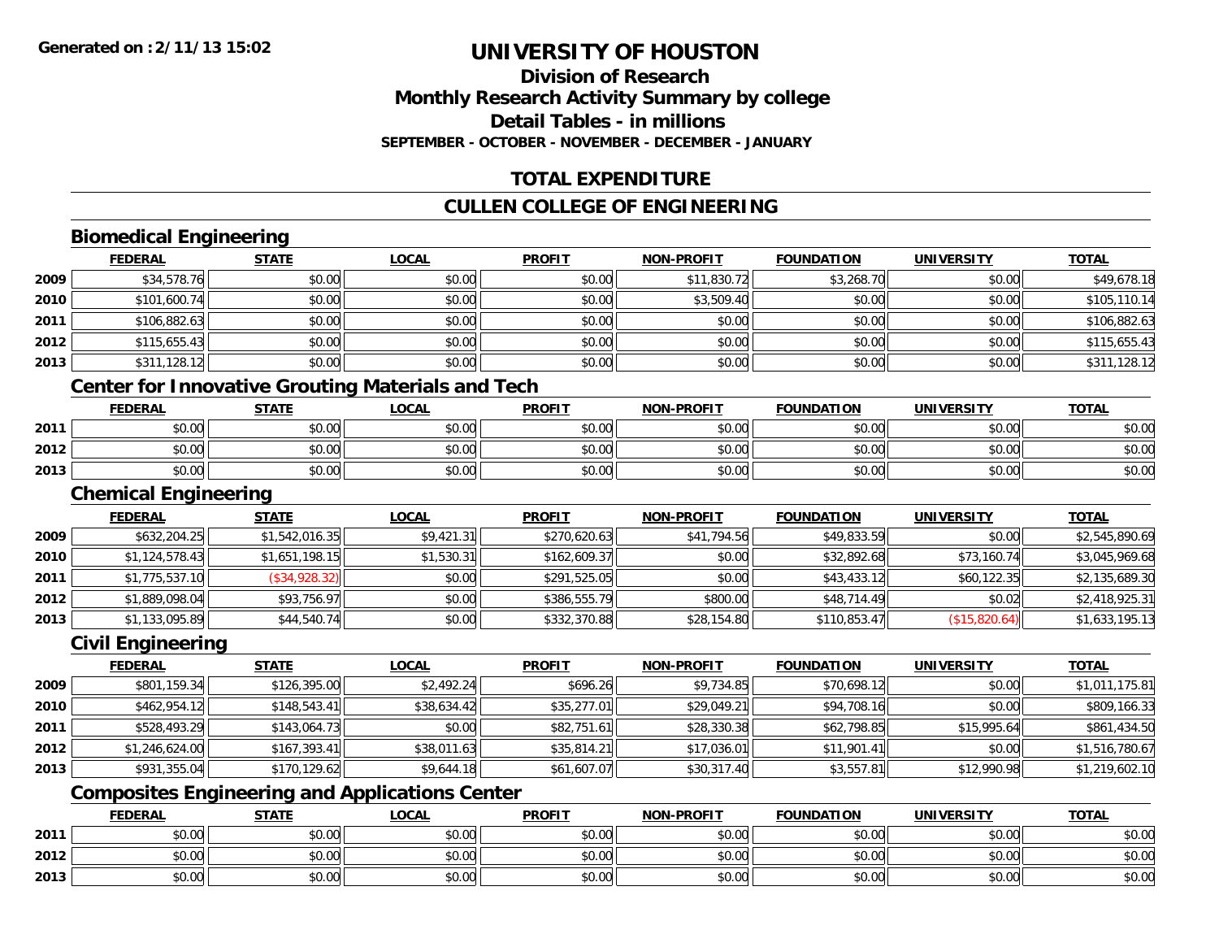# UNIVERSITY OF HOUSTON

## Division of Research
## Monthly Research Activity Summary by college
## Detail Tables - in millions
### SEPTEMBER - OCTOBER - NOVEMBER - DECEMBER - JANUARY

## TOTAL EXPENDITURE

## CULLEN COLLEGE OF ENGINEERING

### Biomedical Engineering

| | FEDERAL | STATE | LOCAL | PROFIT | NON-PROFIT | FOUNDATION | UNIVERSITY | TOTAL |
|---|---|---|---|---|---|---|---|---|
| 2009 | $34,578.76 | $0.00 | $0.00 | $0.00 | $11,830.72 | $3,268.70 | $0.00 | $49,678.18 |
| 2010 | $101,600.74 | $0.00 | $0.00 | $0.00 | $3,509.40 | $0.00 | $0.00 | $105,110.14 |
| 2011 | $106,882.63 | $0.00 | $0.00 | $0.00 | $0.00 | $0.00 | $0.00 | $106,882.63 |
| 2012 | $115,655.43 | $0.00 | $0.00 | $0.00 | $0.00 | $0.00 | $0.00 | $115,655.43 |
| 2013 | $311,128.12 | $0.00 | $0.00 | $0.00 | $0.00 | $0.00 | $0.00 | $311,128.12 |

### Center for Innovative Grouting Materials and Tech

| | FEDERAL | STATE | LOCAL | PROFIT | NON-PROFIT | FOUNDATION | UNIVERSITY | TOTAL |
|---|---|---|---|---|---|---|---|---|
| 2011 | $0.00 | $0.00 | $0.00 | $0.00 | $0.00 | $0.00 | $0.00 | $0.00 |
| 2012 | $0.00 | $0.00 | $0.00 | $0.00 | $0.00 | $0.00 | $0.00 | $0.00 |
| 2013 | $0.00 | $0.00 | $0.00 | $0.00 | $0.00 | $0.00 | $0.00 | $0.00 |

### Chemical Engineering

| | FEDERAL | STATE | LOCAL | PROFIT | NON-PROFIT | FOUNDATION | UNIVERSITY | TOTAL |
|---|---|---|---|---|---|---|---|---|
| 2009 | $632,204.25 | $1,542,016.35 | $9,421.31 | $270,620.63 | $41,794.56 | $49,833.59 | $0.00 | $2,545,890.69 |
| 2010 | $1,124,578.43 | $1,651,198.15 | $1,530.31 | $162,609.37 | $0.00 | $32,892.68 | $73,160.74 | $3,045,969.68 |
| 2011 | $1,775,537.10 | ($34,928.32) | $0.00 | $291,525.05 | $0.00 | $43,433.12 | $60,122.35 | $2,135,689.30 |
| 2012 | $1,889,098.04 | $93,756.97 | $0.00 | $386,555.79 | $800.00 | $48,714.49 | $0.02 | $2,418,925.31 |
| 2013 | $1,133,095.89 | $44,540.74 | $0.00 | $332,370.88 | $28,154.80 | $110,853.47 | ($15,820.64) | $1,633,195.13 |

### Civil Engineering

| | FEDERAL | STATE | LOCAL | PROFIT | NON-PROFIT | FOUNDATION | UNIVERSITY | TOTAL |
|---|---|---|---|---|---|---|---|---|
| 2009 | $801,159.34 | $126,395.00 | $2,492.24 | $696.26 | $9,734.85 | $70,698.12 | $0.00 | $1,011,175.81 |
| 2010 | $462,954.12 | $148,543.41 | $38,634.42 | $35,277.01 | $29,049.21 | $94,708.16 | $0.00 | $809,166.33 |
| 2011 | $528,493.29 | $143,064.73 | $0.00 | $82,751.61 | $28,330.38 | $62,798.85 | $15,995.64 | $861,434.50 |
| 2012 | $1,246,624.00 | $167,393.41 | $38,011.63 | $35,814.21 | $17,036.01 | $11,901.41 | $0.00 | $1,516,780.67 |
| 2013 | $931,355.04 | $170,129.62 | $9,644.18 | $61,607.07 | $30,317.40 | $3,557.81 | $12,990.98 | $1,219,602.10 |

### Composites Engineering and Applications Center

| | FEDERAL | STATE | LOCAL | PROFIT | NON-PROFIT | FOUNDATION | UNIVERSITY | TOTAL |
|---|---|---|---|---|---|---|---|---|
| 2011 | $0.00 | $0.00 | $0.00 | $0.00 | $0.00 | $0.00 | $0.00 | $0.00 |
| 2012 | $0.00 | $0.00 | $0.00 | $0.00 | $0.00 | $0.00 | $0.00 | $0.00 |
| 2013 | $0.00 | $0.00 | $0.00 | $0.00 | $0.00 | $0.00 | $0.00 | $0.00 |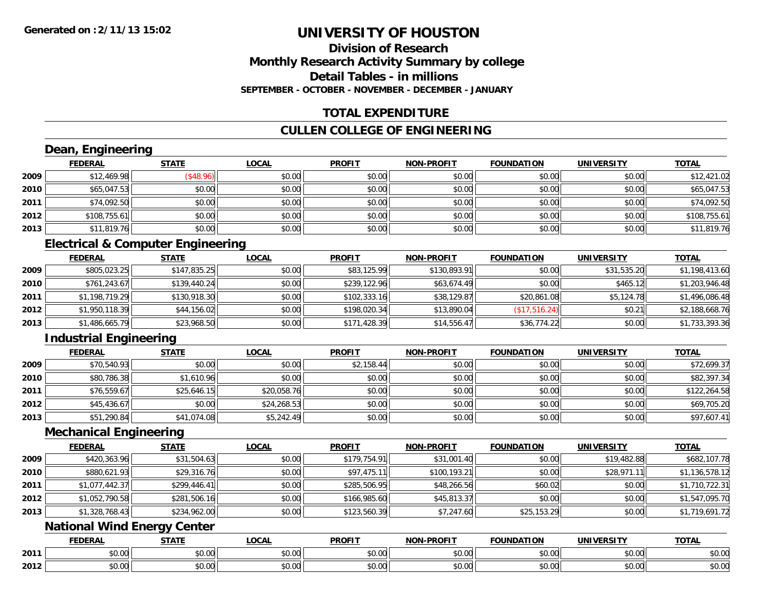# UNIVERSITY OF HOUSTON

## Division of Research
## Monthly Research Activity Summary by college
## Detail Tables - in millions
### SEPTEMBER - OCTOBER - NOVEMBER - DECEMBER - JANUARY

## TOTAL EXPENDITURE

## CULLEN COLLEGE OF ENGINEERING

### Dean, Engineering

| | FEDERAL | STATE | LOCAL | PROFIT | NON-PROFIT | FOUNDATION | UNIVERSITY | TOTAL |
|---|---|---|---|---|---|---|---|---|
| 2009 | $12,469.98 | ($48.96) | $0.00 | $0.00 | $0.00 | $0.00 | $0.00 | $12,421.02 |
| 2010 | $65,047.53 | $0.00 | $0.00 | $0.00 | $0.00 | $0.00 | $0.00 | $65,047.53 |
| 2011 | $74,092.50 | $0.00 | $0.00 | $0.00 | $0.00 | $0.00 | $0.00 | $74,092.50 |
| 2012 | $108,755.61 | $0.00 | $0.00 | $0.00 | $0.00 | $0.00 | $0.00 | $108,755.61 |
| 2013 | $11,819.76 | $0.00 | $0.00 | $0.00 | $0.00 | $0.00 | $0.00 | $11,819.76 |

### Electrical & Computer Engineering

| | FEDERAL | STATE | LOCAL | PROFIT | NON-PROFIT | FOUNDATION | UNIVERSITY | TOTAL |
|---|---|---|---|---|---|---|---|---|
| 2009 | $805,023.25 | $147,835.25 | $0.00 | $83,125.99 | $130,893.91 | $0.00 | $31,535.20 | $1,198,413.60 |
| 2010 | $761,243.67 | $139,440.24 | $0.00 | $239,122.96 | $63,674.49 | $0.00 | $465.12 | $1,203,946.48 |
| 2011 | $1,198,719.29 | $130,918.30 | $0.00 | $102,333.16 | $38,129.87 | $20,861.08 | $5,124.78 | $1,496,086.48 |
| 2012 | $1,950,118.39 | $44,156.02 | $0.00 | $198,020.34 | $13,890.04 | ($17,516.24) | $0.21 | $2,188,668.76 |
| 2013 | $1,486,665.79 | $23,968.50 | $0.00 | $171,428.39 | $14,556.47 | $36,774.22 | $0.00 | $1,733,393.36 |

### Industrial Engineering

| | FEDERAL | STATE | LOCAL | PROFIT | NON-PROFIT | FOUNDATION | UNIVERSITY | TOTAL |
|---|---|---|---|---|---|---|---|---|
| 2009 | $70,540.93 | $0.00 | $0.00 | $2,158.44 | $0.00 | $0.00 | $0.00 | $72,699.37 |
| 2010 | $80,786.38 | $1,610.96 | $0.00 | $0.00 | $0.00 | $0.00 | $0.00 | $82,397.34 |
| 2011 | $76,559.67 | $25,646.15 | $20,058.76 | $0.00 | $0.00 | $0.00 | $0.00 | $122,264.58 |
| 2012 | $45,436.67 | $0.00 | $24,268.53 | $0.00 | $0.00 | $0.00 | $0.00 | $69,705.20 |
| 2013 | $51,290.84 | $41,074.08 | $5,242.49 | $0.00 | $0.00 | $0.00 | $0.00 | $97,607.41 |

### Mechanical Engineering

| | FEDERAL | STATE | LOCAL | PROFIT | NON-PROFIT | FOUNDATION | UNIVERSITY | TOTAL |
|---|---|---|---|---|---|---|---|---|
| 2009 | $420,363.96 | $31,504.63 | $0.00 | $179,754.91 | $31,001.40 | $0.00 | $19,482.88 | $682,107.78 |
| 2010 | $880,621.93 | $29,316.76 | $0.00 | $97,475.11 | $100,193.21 | $0.00 | $28,971.11 | $1,136,578.12 |
| 2011 | $1,077,442.37 | $299,446.41 | $0.00 | $285,506.95 | $48,266.56 | $60.02 | $0.00 | $1,710,722.31 |
| 2012 | $1,052,790.58 | $281,506.16 | $0.00 | $166,985.60 | $45,813.37 | $0.00 | $0.00 | $1,547,095.70 |
| 2013 | $1,328,768.43 | $234,962.00 | $0.00 | $123,560.39 | $7,247.60 | $25,153.29 | $0.00 | $1,719,691.72 |

### National Wind Energy Center

| | FEDERAL | STATE | LOCAL | PROFIT | NON-PROFIT | FOUNDATION | UNIVERSITY | TOTAL |
|---|---|---|---|---|---|---|---|---|
| 2011 | $0.00 | $0.00 | $0.00 | $0.00 | $0.00 | $0.00 | $0.00 | $0.00 |
| 2012 | $0.00 | $0.00 | $0.00 | $0.00 | $0.00 | $0.00 | $0.00 | $0.00 |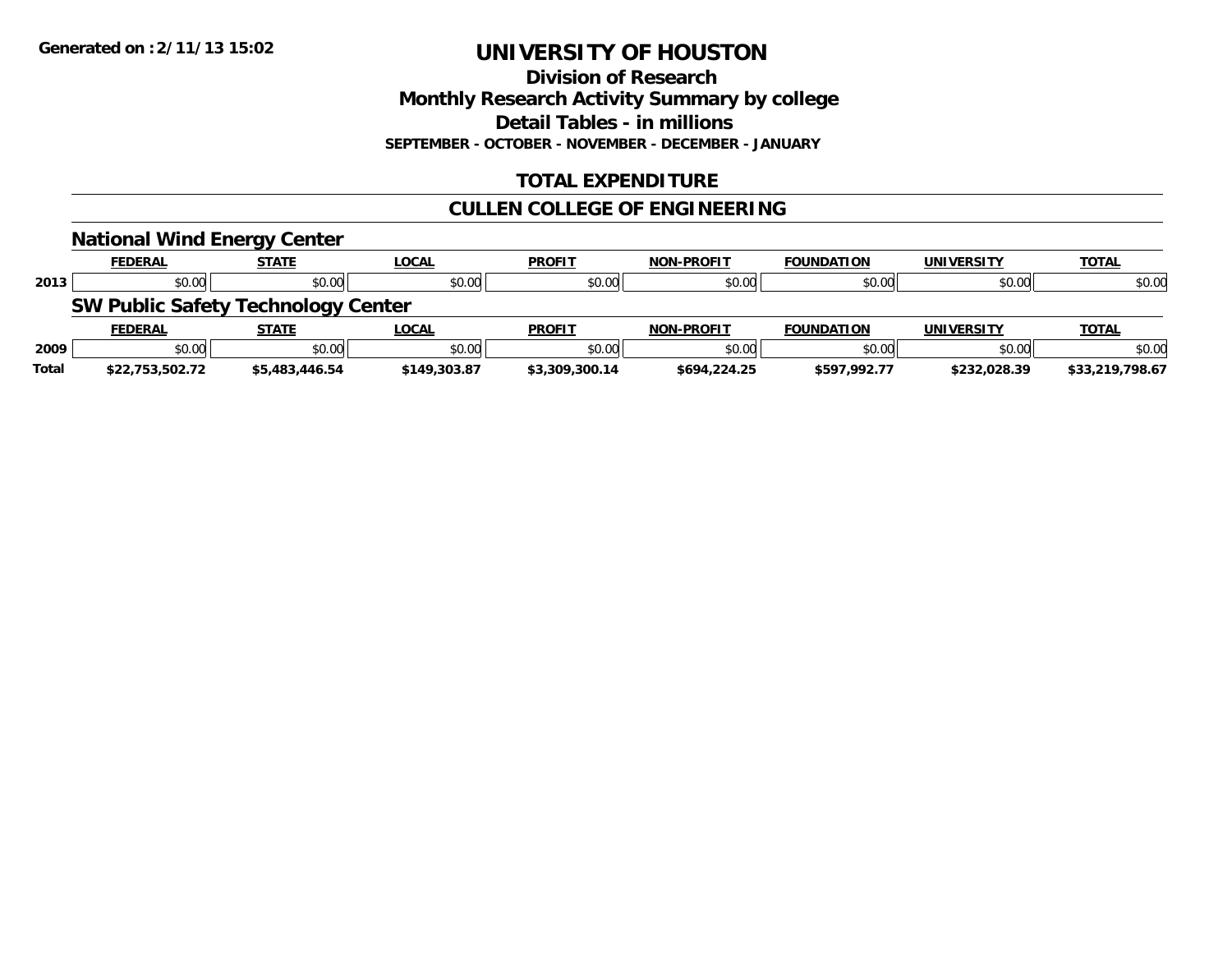# UNIVERSITY OF HOUSTON

## Division of Research
## Monthly Research Activity Summary by college
## Detail Tables - in millions
### SEPTEMBER - OCTOBER - NOVEMBER - DECEMBER - JANUARY

## TOTAL EXPENDITURE

## CULLEN COLLEGE OF ENGINEERING

### National Wind Energy Center

| | FEDERAL | STATE | LOCAL | PROFIT | NON-PROFIT | FOUNDATION | UNIVERSITY | TOTAL |
|---|---|---|---|---|---|---|---|---|
| 2013 | $0.00 | $0.00 | $0.00 | $0.00 | $0.00 | $0.00 | $0.00 | $0.00 |

### SW Public Safety Technology Center

| | FEDERAL | STATE | LOCAL | PROFIT | NON-PROFIT | FOUNDATION | UNIVERSITY | TOTAL |
|---|---|---|---|---|---|---|---|---|
| 2009 | $0.00 | $0.00 | $0.00 | $0.00 | $0.00 | $0.00 | $0.00 | $0.00 |
| **Total** | **$22,753,502.72** | **$5,483,446.54** | **$149,303.87** | **$3,309,300.14** | **$694,224.25** | **$597,992.77** | **$232,028.39** | **$33,219,798.67** |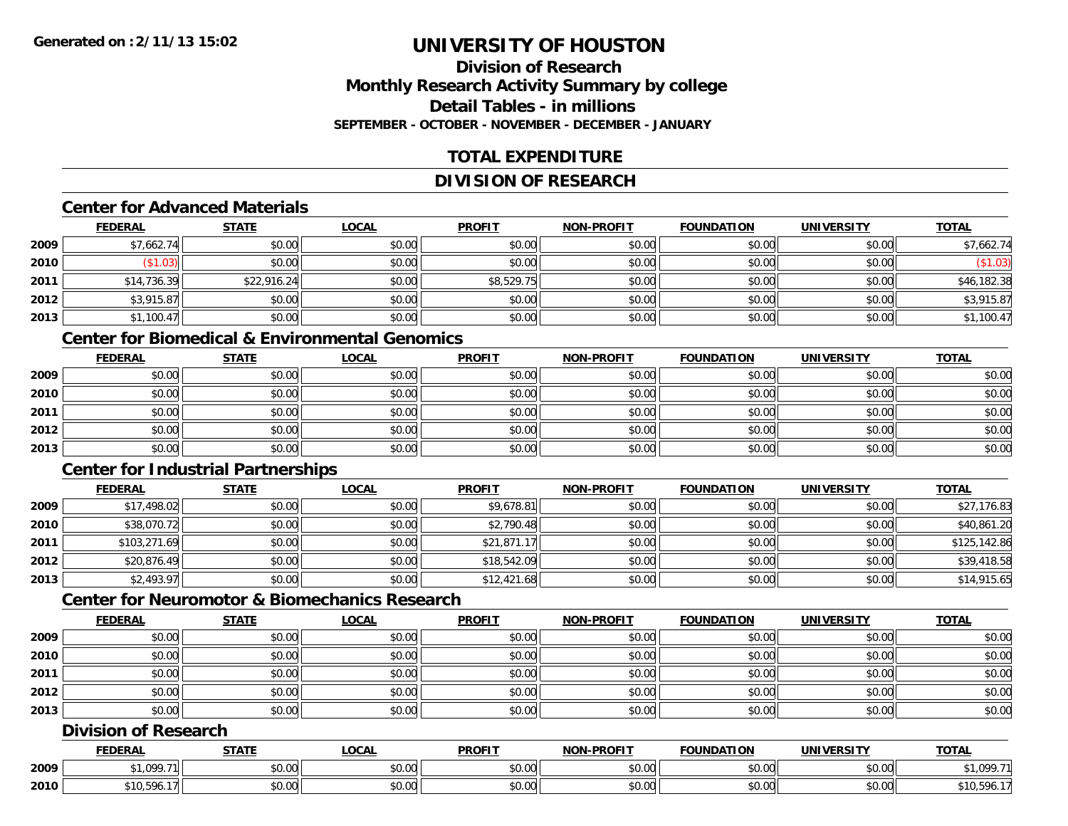# UNIVERSITY OF HOUSTON

## Division of Research
## Monthly Research Activity Summary by college
## Detail Tables - in millions
### SEPTEMBER - OCTOBER - NOVEMBER - DECEMBER - JANUARY

## TOTAL EXPENDITURE

## DIVISION OF RESEARCH

### Center for Advanced Materials

| | FEDERAL | STATE | LOCAL | PROFIT | NON-PROFIT | FOUNDATION | UNIVERSITY | TOTAL |
|---|---|---|---|---|---|---|---|---|
| 2009 | $7,662.74 | $0.00 | $0.00 | $0.00 | $0.00 | $0.00 | $0.00 | $7,662.74 |
| 2010 | ($1.03) | $0.00 | $0.00 | $0.00 | $0.00 | $0.00 | $0.00 | ($1.03) |
| 2011 | $14,736.39 | $22,916.24 | $0.00 | $8,529.75 | $0.00 | $0.00 | $0.00 | $46,182.38 |
| 2012 | $3,915.87 | $0.00 | $0.00 | $0.00 | $0.00 | $0.00 | $0.00 | $3,915.87 |
| 2013 | $1,100.47 | $0.00 | $0.00 | $0.00 | $0.00 | $0.00 | $0.00 | $1,100.47 |

### Center for Biomedical & Environmental Genomics

| | FEDERAL | STATE | LOCAL | PROFIT | NON-PROFIT | FOUNDATION | UNIVERSITY | TOTAL |
|---|---|---|---|---|---|---|---|---|
| 2009 | $0.00 | $0.00 | $0.00 | $0.00 | $0.00 | $0.00 | $0.00 | $0.00 |
| 2010 | $0.00 | $0.00 | $0.00 | $0.00 | $0.00 | $0.00 | $0.00 | $0.00 |
| 2011 | $0.00 | $0.00 | $0.00 | $0.00 | $0.00 | $0.00 | $0.00 | $0.00 |
| 2012 | $0.00 | $0.00 | $0.00 | $0.00 | $0.00 | $0.00 | $0.00 | $0.00 |
| 2013 | $0.00 | $0.00 | $0.00 | $0.00 | $0.00 | $0.00 | $0.00 | $0.00 |

### Center for Industrial Partnerships

| | FEDERAL | STATE | LOCAL | PROFIT | NON-PROFIT | FOUNDATION | UNIVERSITY | TOTAL |
|---|---|---|---|---|---|---|---|---|
| 2009 | $17,498.02 | $0.00 | $0.00 | $9,678.81 | $0.00 | $0.00 | $0.00 | $27,176.83 |
| 2010 | $38,070.72 | $0.00 | $0.00 | $2,790.48 | $0.00 | $0.00 | $0.00 | $40,861.20 |
| 2011 | $103,271.69 | $0.00 | $0.00 | $21,871.17 | $0.00 | $0.00 | $0.00 | $125,142.86 |
| 2012 | $20,876.49 | $0.00 | $0.00 | $18,542.09 | $0.00 | $0.00 | $0.00 | $39,418.58 |
| 2013 | $2,493.97 | $0.00 | $0.00 | $12,421.68 | $0.00 | $0.00 | $0.00 | $14,915.65 |

### Center for Neuromotor & Biomechanics Research

| | FEDERAL | STATE | LOCAL | PROFIT | NON-PROFIT | FOUNDATION | UNIVERSITY | TOTAL |
|---|---|---|---|---|---|---|---|---|
| 2009 | $0.00 | $0.00 | $0.00 | $0.00 | $0.00 | $0.00 | $0.00 | $0.00 |
| 2010 | $0.00 | $0.00 | $0.00 | $0.00 | $0.00 | $0.00 | $0.00 | $0.00 |
| 2011 | $0.00 | $0.00 | $0.00 | $0.00 | $0.00 | $0.00 | $0.00 | $0.00 |
| 2012 | $0.00 | $0.00 | $0.00 | $0.00 | $0.00 | $0.00 | $0.00 | $0.00 |
| 2013 | $0.00 | $0.00 | $0.00 | $0.00 | $0.00 | $0.00 | $0.00 | $0.00 |

### Division of Research

| | FEDERAL | STATE | LOCAL | PROFIT | NON-PROFIT | FOUNDATION | UNIVERSITY | TOTAL |
|---|---|---|---|---|---|---|---|---|
| 2009 | $1,099.71 | $0.00 | $0.00 | $0.00 | $0.00 | $0.00 | $0.00 | $1,099.71 |
| 2010 | $10,596.17 | $0.00 | $0.00 | $0.00 | $0.00 | $0.00 | $0.00 | $10,596.17 |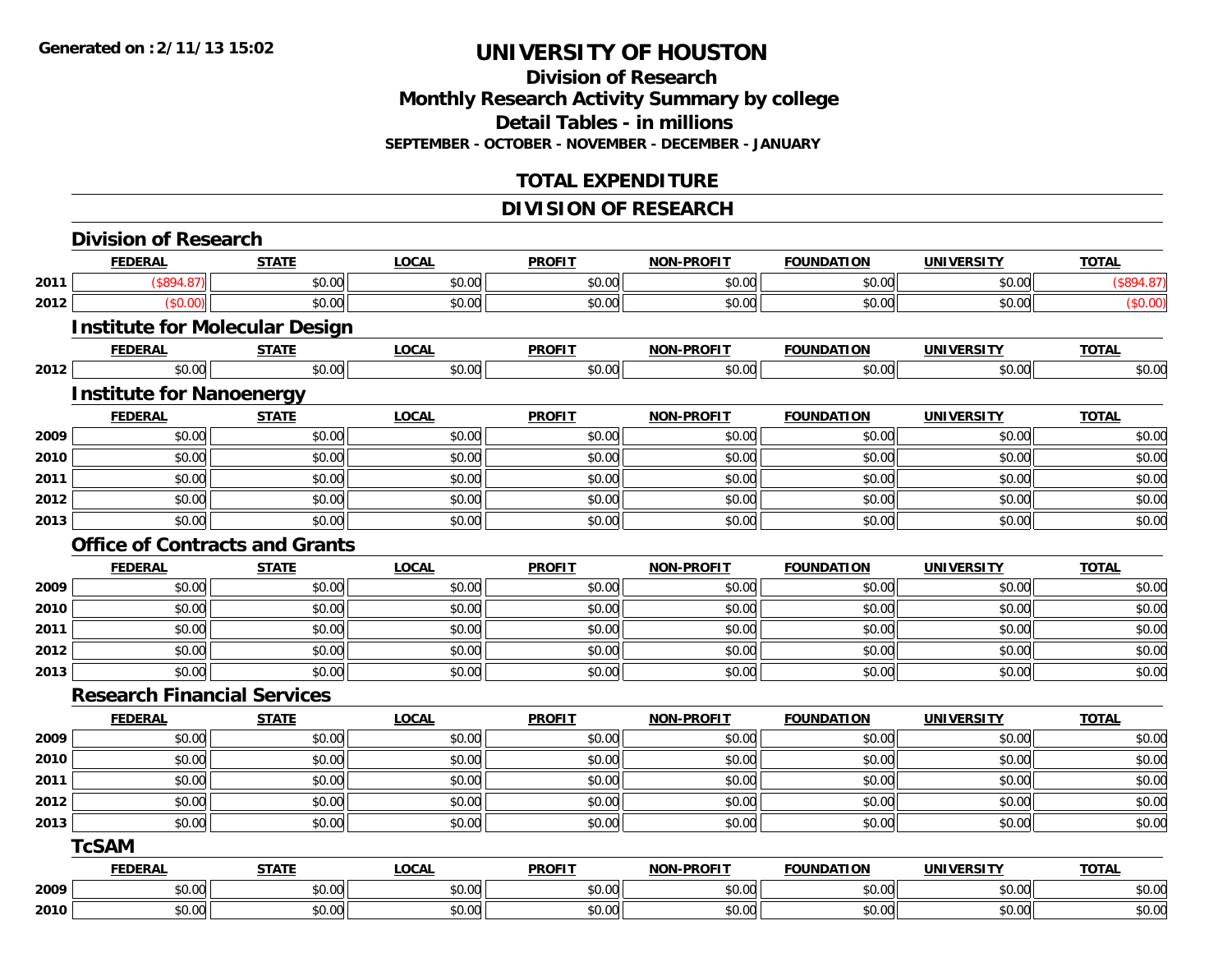**Generated on :2/11/13 15:02**

# UNIVERSITY OF HOUSTON

## Division of Research
## Monthly Research Activity Summary by college
## Detail Tables - in millions
### SEPTEMBER - OCTOBER - NOVEMBER - DECEMBER - JANUARY

## TOTAL EXPENDITURE

## DIVISION OF RESEARCH

### Division of Research

| | FEDERAL | STATE | LOCAL | PROFIT | NON-PROFIT | FOUNDATION | UNIVERSITY | TOTAL |
|---|---|---|---|---|---|---|---|---|
| 2011 | ($894.87) | $0.00 | $0.00 | $0.00 | $0.00 | $0.00 | $0.00 | ($894.87) |
| 2012 | ($0.00) | $0.00 | $0.00 | $0.00 | $0.00 | $0.00 | $0.00 | ($0.00) |

### Institute for Molecular Design

| | FEDERAL | STATE | LOCAL | PROFIT | NON-PROFIT | FOUNDATION | UNIVERSITY | TOTAL |
|---|---|---|---|---|---|---|---|---|
| 2012 | $0.00 | $0.00 | $0.00 | $0.00 | $0.00 | $0.00 | $0.00 | $0.00 |

### Institute for Nanoenergy

| | FEDERAL | STATE | LOCAL | PROFIT | NON-PROFIT | FOUNDATION | UNIVERSITY | TOTAL |
|---|---|---|---|---|---|---|---|---|
| 2009 | $0.00 | $0.00 | $0.00 | $0.00 | $0.00 | $0.00 | $0.00 | $0.00 |
| 2010 | $0.00 | $0.00 | $0.00 | $0.00 | $0.00 | $0.00 | $0.00 | $0.00 |
| 2011 | $0.00 | $0.00 | $0.00 | $0.00 | $0.00 | $0.00 | $0.00 | $0.00 |
| 2012 | $0.00 | $0.00 | $0.00 | $0.00 | $0.00 | $0.00 | $0.00 | $0.00 |
| 2013 | $0.00 | $0.00 | $0.00 | $0.00 | $0.00 | $0.00 | $0.00 | $0.00 |

### Office of Contracts and Grants

| | FEDERAL | STATE | LOCAL | PROFIT | NON-PROFIT | FOUNDATION | UNIVERSITY | TOTAL |
|---|---|---|---|---|---|---|---|---|
| 2009 | $0.00 | $0.00 | $0.00 | $0.00 | $0.00 | $0.00 | $0.00 | $0.00 |
| 2010 | $0.00 | $0.00 | $0.00 | $0.00 | $0.00 | $0.00 | $0.00 | $0.00 |
| 2011 | $0.00 | $0.00 | $0.00 | $0.00 | $0.00 | $0.00 | $0.00 | $0.00 |
| 2012 | $0.00 | $0.00 | $0.00 | $0.00 | $0.00 | $0.00 | $0.00 | $0.00 |
| 2013 | $0.00 | $0.00 | $0.00 | $0.00 | $0.00 | $0.00 | $0.00 | $0.00 |

### Research Financial Services

| | FEDERAL | STATE | LOCAL | PROFIT | NON-PROFIT | FOUNDATION | UNIVERSITY | TOTAL |
|---|---|---|---|---|---|---|---|---|
| 2009 | $0.00 | $0.00 | $0.00 | $0.00 | $0.00 | $0.00 | $0.00 | $0.00 |
| 2010 | $0.00 | $0.00 | $0.00 | $0.00 | $0.00 | $0.00 | $0.00 | $0.00 |
| 2011 | $0.00 | $0.00 | $0.00 | $0.00 | $0.00 | $0.00 | $0.00 | $0.00 |
| 2012 | $0.00 | $0.00 | $0.00 | $0.00 | $0.00 | $0.00 | $0.00 | $0.00 |
| 2013 | $0.00 | $0.00 | $0.00 | $0.00 | $0.00 | $0.00 | $0.00 | $0.00 |

### TcSAM

| | FEDERAL | STATE | LOCAL | PROFIT | NON-PROFIT | FOUNDATION | UNIVERSITY | TOTAL |
|---|---|---|---|---|---|---|---|---|
| 2009 | $0.00 | $0.00 | $0.00 | $0.00 | $0.00 | $0.00 | $0.00 | $0.00 |
| 2010 | $0.00 | $0.00 | $0.00 | $0.00 | $0.00 | $0.00 | $0.00 | $0.00 |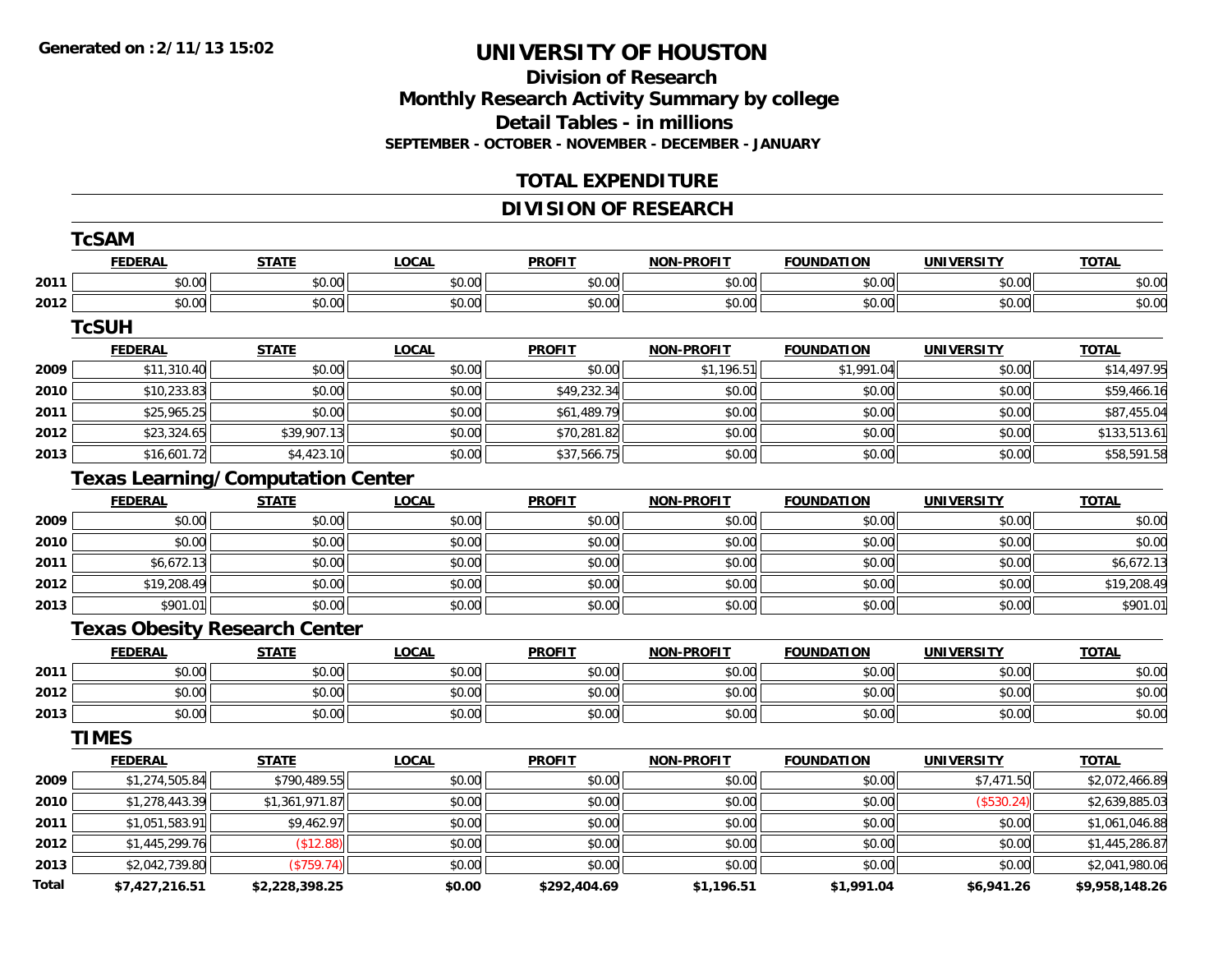# UNIVERSITY OF HOUSTON

## Division of Research

## Monthly Research Activity Summary by college

## Detail Tables - in millions

**SEPTEMBER - OCTOBER - NOVEMBER - DECEMBER - JANUARY**

## TOTAL EXPENDITURE

## DIVISION OF RESEARCH

### TcSAM

| | FEDERAL | STATE | LOCAL | PROFIT | NON-PROFIT | FOUNDATION | UNIVERSITY | TOTAL |
|---|---|---|---|---|---|---|---|---|
| 2011 | $0.00 | $0.00 | $0.00 | $0.00 | $0.00 | $0.00 | $0.00 | $0.00 |
| 2012 | $0.00 | $0.00 | $0.00 | $0.00 | $0.00 | $0.00 | $0.00 | $0.00 |

### TcSUH

| | FEDERAL | STATE | LOCAL | PROFIT | NON-PROFIT | FOUNDATION | UNIVERSITY | TOTAL |
|---|---|---|---|---|---|---|---|---|
| 2009 | $11,310.40 | $0.00 | $0.00 | $0.00 | $1,196.51 | $1,991.04 | $0.00 | $14,497.95 |
| 2010 | $10,233.83 | $0.00 | $0.00 | $49,232.34 | $0.00 | $0.00 | $0.00 | $59,466.16 |
| 2011 | $25,965.25 | $0.00 | $0.00 | $61,489.79 | $0.00 | $0.00 | $0.00 | $87,455.04 |
| 2012 | $23,324.65 | $39,907.13 | $0.00 | $70,281.82 | $0.00 | $0.00 | $0.00 | $133,513.61 |
| 2013 | $16,601.72 | $4,423.10 | $0.00 | $37,566.75 | $0.00 | $0.00 | $0.00 | $58,591.58 |

### Texas Learning/Computation Center

| | FEDERAL | STATE | LOCAL | PROFIT | NON-PROFIT | FOUNDATION | UNIVERSITY | TOTAL |
|---|---|---|---|---|---|---|---|---|
| 2009 | $0.00 | $0.00 | $0.00 | $0.00 | $0.00 | $0.00 | $0.00 | $0.00 |
| 2010 | $0.00 | $0.00 | $0.00 | $0.00 | $0.00 | $0.00 | $0.00 | $0.00 |
| 2011 | $6,672.13 | $0.00 | $0.00 | $0.00 | $0.00 | $0.00 | $0.00 | $6,672.13 |
| 2012 | $19,208.49 | $0.00 | $0.00 | $0.00 | $0.00 | $0.00 | $0.00 | $19,208.49 |
| 2013 | $901.01 | $0.00 | $0.00 | $0.00 | $0.00 | $0.00 | $0.00 | $901.01 |

### Texas Obesity Research Center

| | FEDERAL | STATE | LOCAL | PROFIT | NON-PROFIT | FOUNDATION | UNIVERSITY | TOTAL |
|---|---|---|---|---|---|---|---|---|
| 2011 | $0.00 | $0.00 | $0.00 | $0.00 | $0.00 | $0.00 | $0.00 | $0.00 |
| 2012 | $0.00 | $0.00 | $0.00 | $0.00 | $0.00 | $0.00 | $0.00 | $0.00 |
| 2013 | $0.00 | $0.00 | $0.00 | $0.00 | $0.00 | $0.00 | $0.00 | $0.00 |

### TIMES

| | FEDERAL | STATE | LOCAL | PROFIT | NON-PROFIT | FOUNDATION | UNIVERSITY | TOTAL |
|---|---|---|---|---|---|---|---|---|
| 2009 | $1,274,505.84 | $790,489.55 | $0.00 | $0.00 | $0.00 | $0.00 | $7,471.50 | $2,072,466.89 |
| 2010 | $1,278,443.39 | $1,361,971.87 | $0.00 | $0.00 | $0.00 | $0.00 | ($530.24) | $2,639,885.03 |
| 2011 | $1,051,583.91 | $9,462.97 | $0.00 | $0.00 | $0.00 | $0.00 | $0.00 | $1,061,046.88 |
| 2012 | $1,445,299.76 | ($12.88) | $0.00 | $0.00 | $0.00 | $0.00 | $0.00 | $1,445,286.87 |
| 2013 | $2,042,739.80 | ($759.74) | $0.00 | $0.00 | $0.00 | $0.00 | $0.00 | $2,041,980.06 |
| **Total** | **$7,427,216.51** | **$2,228,398.25** | **$0.00** | **$292,404.69** | **$1,196.51** | **$1,991.04** | **$6,941.26** | **$9,958,148.26** |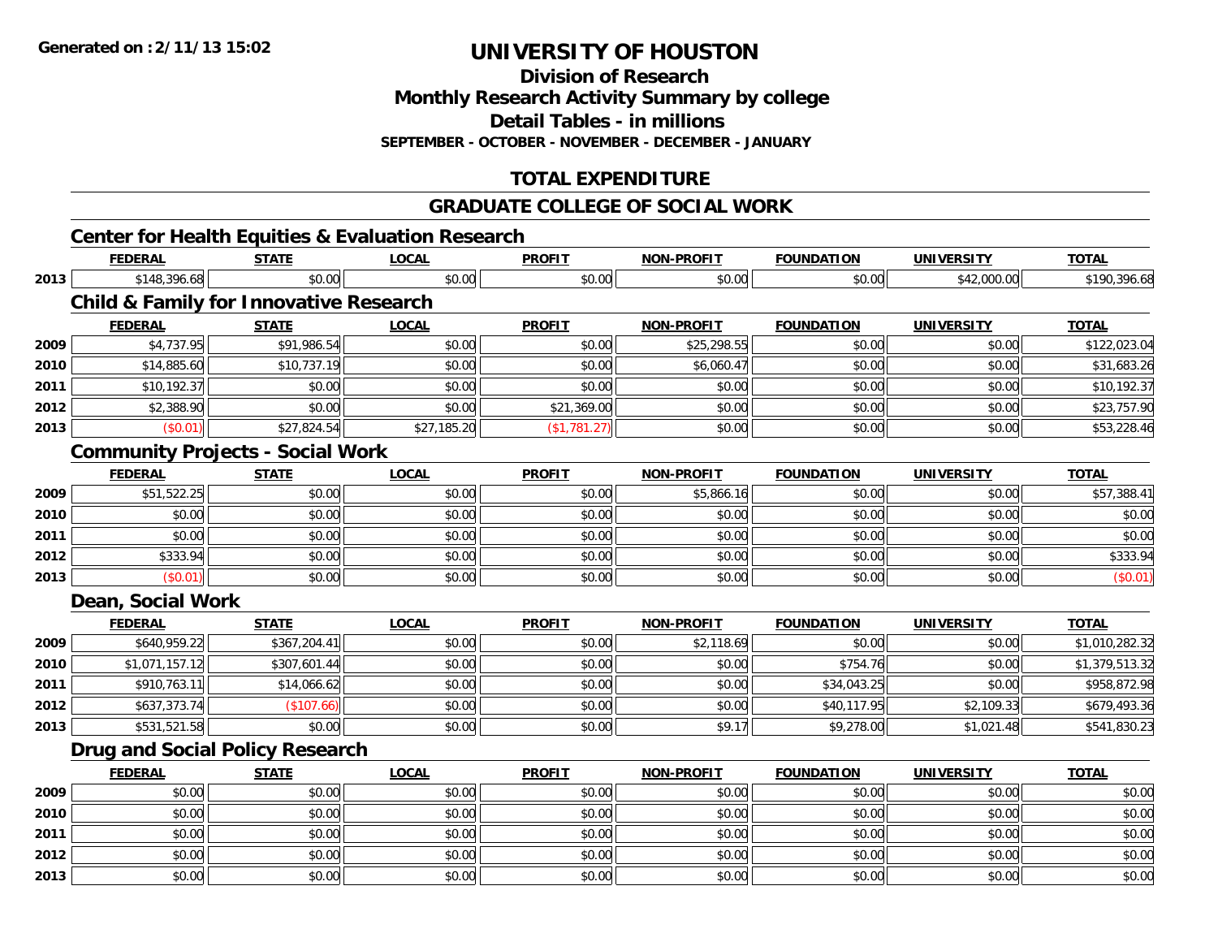**Generated on :2/11/13 15:02**

# UNIVERSITY OF HOUSTON

## Division of Research
## Monthly Research Activity Summary by college
## Detail Tables - in millions
### SEPTEMBER - OCTOBER - NOVEMBER - DECEMBER - JANUARY

## TOTAL EXPENDITURE

## GRADUATE COLLEGE OF SOCIAL WORK

### Center for Health Equities & Evaluation Research

| | FEDERAL | STATE | LOCAL | PROFIT | NON-PROFIT | FOUNDATION | UNIVERSITY | TOTAL |
|---|---|---|---|---|---|---|---|---|
| 2013 | $148,396.68 | $0.00 | $0.00 | $0.00 | $0.00 | $0.00 | $42,000.00 | $190,396.68 |

### Child & Family for Innovative Research

| | FEDERAL | STATE | LOCAL | PROFIT | NON-PROFIT | FOUNDATION | UNIVERSITY | TOTAL |
|---|---|---|---|---|---|---|---|---|
| 2009 | $4,737.95 | $91,986.54 | $0.00 | $0.00 | $25,298.55 | $0.00 | $0.00 | $122,023.04 |
| 2010 | $14,885.60 | $10,737.19 | $0.00 | $0.00 | $6,060.47 | $0.00 | $0.00 | $31,683.26 |
| 2011 | $10,192.37 | $0.00 | $0.00 | $0.00 | $0.00 | $0.00 | $0.00 | $10,192.37 |
| 2012 | $2,388.90 | $0.00 | $0.00 | $21,369.00 | $0.00 | $0.00 | $0.00 | $23,757.90 |
| 2013 | ($0.01) | $27,824.54 | $27,185.20 | ($1,781.27) | $0.00 | $0.00 | $0.00 | $53,228.46 |

### Community Projects - Social Work

| | FEDERAL | STATE | LOCAL | PROFIT | NON-PROFIT | FOUNDATION | UNIVERSITY | TOTAL |
|---|---|---|---|---|---|---|---|---|
| 2009 | $51,522.25 | $0.00 | $0.00 | $0.00 | $5,866.16 | $0.00 | $0.00 | $57,388.41 |
| 2010 | $0.00 | $0.00 | $0.00 | $0.00 | $0.00 | $0.00 | $0.00 | $0.00 |
| 2011 | $0.00 | $0.00 | $0.00 | $0.00 | $0.00 | $0.00 | $0.00 | $0.00 |
| 2012 | $333.94 | $0.00 | $0.00 | $0.00 | $0.00 | $0.00 | $0.00 | $333.94 |
| 2013 | ($0.01) | $0.00 | $0.00 | $0.00 | $0.00 | $0.00 | $0.00 | ($0.01) |

### Dean, Social Work

| | FEDERAL | STATE | LOCAL | PROFIT | NON-PROFIT | FOUNDATION | UNIVERSITY | TOTAL |
|---|---|---|---|---|---|---|---|---|
| 2009 | $640,959.22 | $367,204.41 | $0.00 | $0.00 | $2,118.69 | $0.00 | $0.00 | $1,010,282.32 |
| 2010 | $1,071,157.12 | $307,601.44 | $0.00 | $0.00 | $0.00 | $754.76 | $0.00 | $1,379,513.32 |
| 2011 | $910,763.11 | $14,066.62 | $0.00 | $0.00 | $0.00 | $34,043.25 | $0.00 | $958,872.98 |
| 2012 | $637,373.74 | ($107.66) | $0.00 | $0.00 | $0.00 | $40,117.95 | $2,109.33 | $679,493.36 |
| 2013 | $531,521.58 | $0.00 | $0.00 | $0.00 | $9.17 | $9,278.00 | $1,021.48 | $541,830.23 |

### Drug and Social Policy Research

| | FEDERAL | STATE | LOCAL | PROFIT | NON-PROFIT | FOUNDATION | UNIVERSITY | TOTAL |
|---|---|---|---|---|---|---|---|---|
| 2009 | $0.00 | $0.00 | $0.00 | $0.00 | $0.00 | $0.00 | $0.00 | $0.00 |
| 2010 | $0.00 | $0.00 | $0.00 | $0.00 | $0.00 | $0.00 | $0.00 | $0.00 |
| 2011 | $0.00 | $0.00 | $0.00 | $0.00 | $0.00 | $0.00 | $0.00 | $0.00 |
| 2012 | $0.00 | $0.00 | $0.00 | $0.00 | $0.00 | $0.00 | $0.00 | $0.00 |
| 2013 | $0.00 | $0.00 | $0.00 | $0.00 | $0.00 | $0.00 | $0.00 | $0.00 |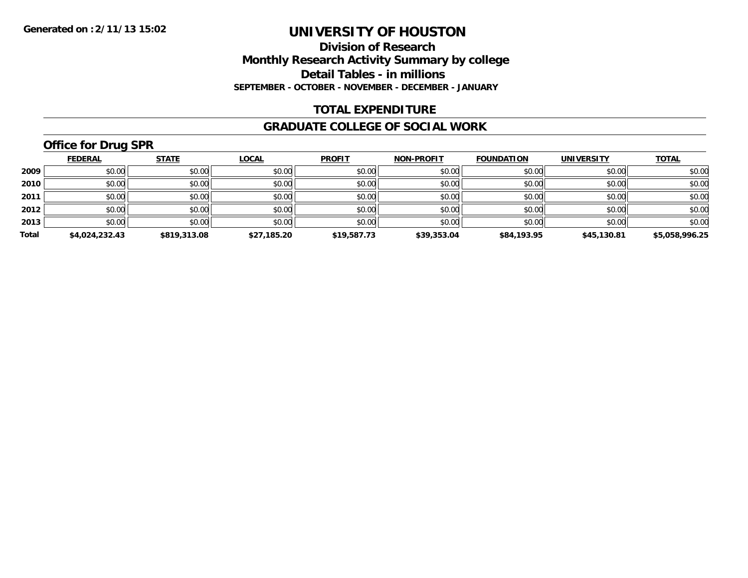**Generated on :2/11/13 15:02**

# UNIVERSITY OF HOUSTON

## Division of Research
## Monthly Research Activity Summary by college
## Detail Tables - in millions
### SEPTEMBER - OCTOBER - NOVEMBER - DECEMBER - JANUARY

## TOTAL EXPENDITURE

## GRADUATE COLLEGE OF SOCIAL WORK

### Office for Drug SPR

| | FEDERAL | STATE | LOCAL | PROFIT | NON-PROFIT | FOUNDATION | UNIVERSITY | TOTAL |
|---|---|---|---|---|---|---|---|---|
| 2009 | $0.00 | $0.00 | $0.00 | $0.00 | $0.00 | $0.00 | $0.00 | $0.00 |
| 2010 | $0.00 | $0.00 | $0.00 | $0.00 | $0.00 | $0.00 | $0.00 | $0.00 |
| 2011 | $0.00 | $0.00 | $0.00 | $0.00 | $0.00 | $0.00 | $0.00 | $0.00 |
| 2012 | $0.00 | $0.00 | $0.00 | $0.00 | $0.00 | $0.00 | $0.00 | $0.00 |
| 2013 | $0.00 | $0.00 | $0.00 | $0.00 | $0.00 | $0.00 | $0.00 | $0.00 |
| **Total** | **$4,024,232.43** | **$819,313.08** | **$27,185.20** | **$19,587.73** | **$39,353.04** | **$84,193.95** | **$45,130.81** | **$5,058,996.25** |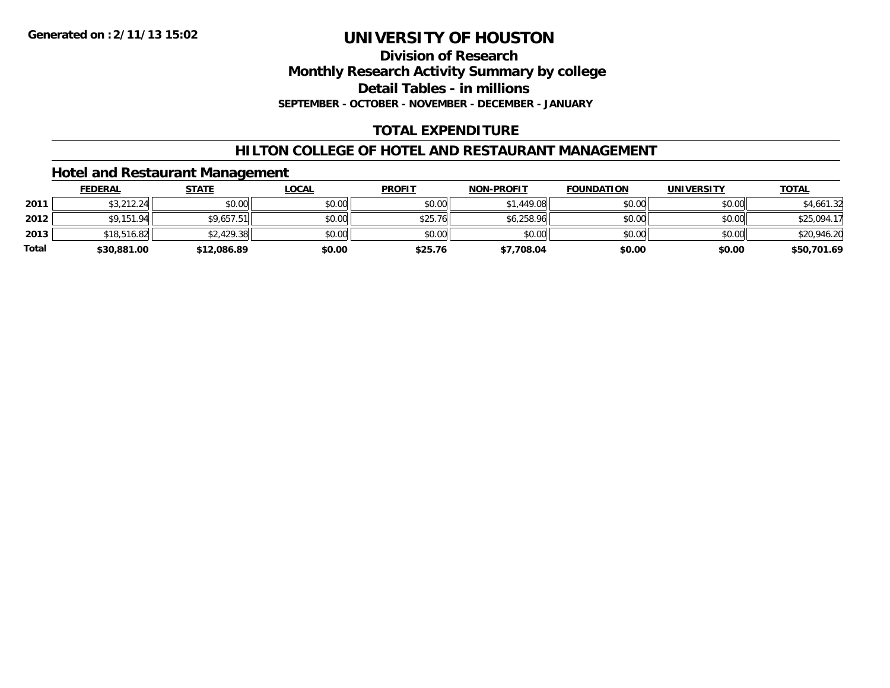Generated on :2/11/13 15:02

# UNIVERSITY OF HOUSTON

## Division of Research
## Monthly Research Activity Summary by college
## Detail Tables - in millions
### SEPTEMBER - OCTOBER - NOVEMBER - DECEMBER - JANUARY

## TOTAL EXPENDITURE

## HILTON COLLEGE OF HOTEL AND RESTAURANT MANAGEMENT

### Hotel and Restaurant Management

| | FEDERAL | STATE | LOCAL | PROFIT | NON-PROFIT | FOUNDATION | UNIVERSITY | TOTAL |
|---|---|---|---|---|---|---|---|---|
| 2011 | $3,212.24 | $0.00 | $0.00 | $0.00 | $1,449.08 | $0.00 | $0.00 | $4,661.32 |
| 2012 | $9,151.94 | $9,657.51 | $0.00 | $25.76 | $6,258.96 | $0.00 | $0.00 | $25,094.17 |
| 2013 | $18,516.82 | $2,429.38 | $0.00 | $0.00 | $0.00 | $0.00 | $0.00 | $20,946.20 |
| **Total** | **$30,881.00** | **$12,086.89** | **$0.00** | **$25.76** | **$7,708.04** | **$0.00** | **$0.00** | **$50,701.69** |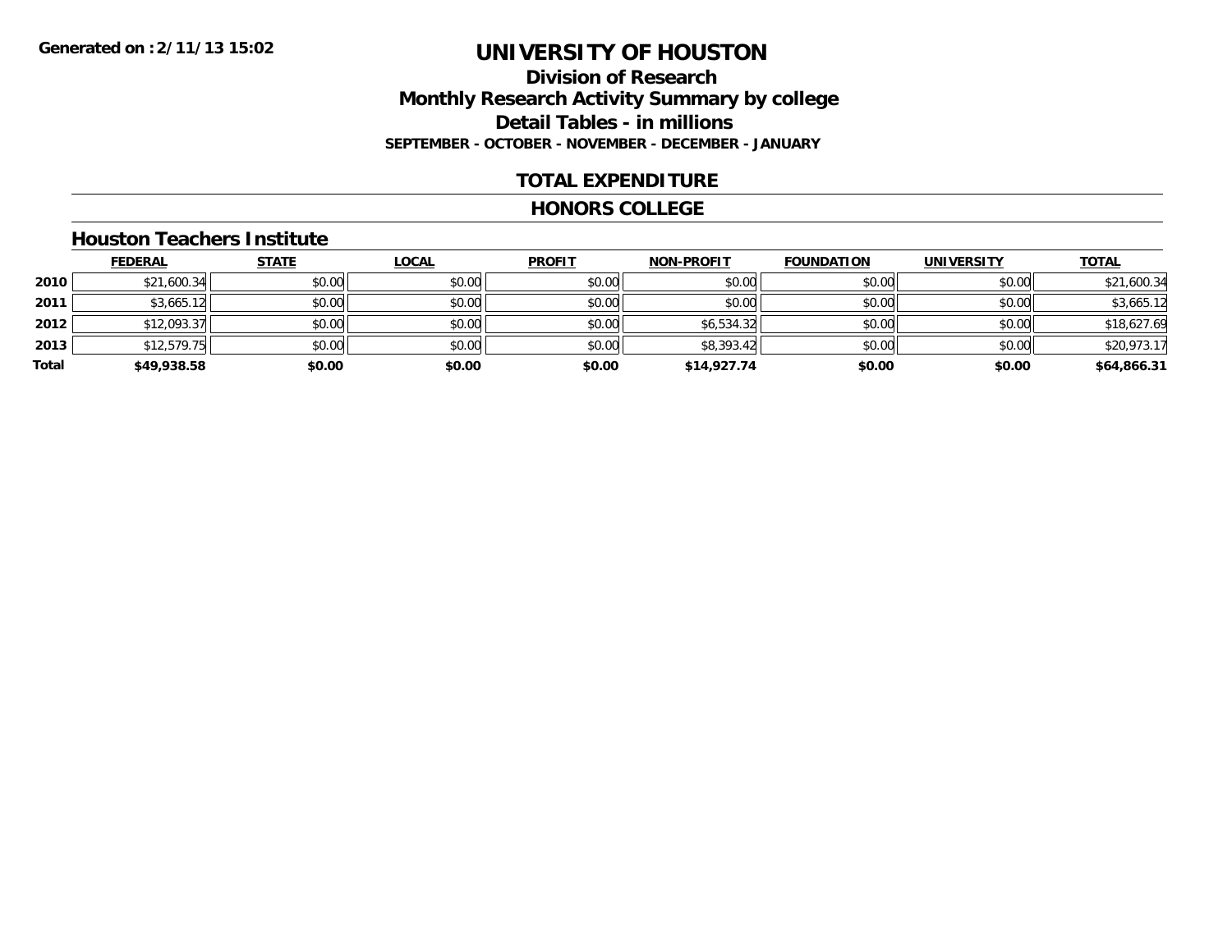**Generated on :2/11/13 15:02**

# UNIVERSITY OF HOUSTON

## Division of Research
## Monthly Research Activity Summary by college
## Detail Tables - in millions
### SEPTEMBER - OCTOBER - NOVEMBER - DECEMBER - JANUARY

## TOTAL EXPENDITURE

## HONORS COLLEGE

### Houston Teachers Institute

| | FEDERAL | STATE | LOCAL | PROFIT | NON-PROFIT | FOUNDATION | UNIVERSITY | TOTAL |
|---|---|---|---|---|---|---|---|---|
| **2010** | $21,600.34 | $0.00 | $0.00 | $0.00 | $0.00 | $0.00 | $0.00 | $21,600.34 |
| **2011** | $3,665.12 | $0.00 | $0.00 | $0.00 | $0.00 | $0.00 | $0.00 | $3,665.12 |
| **2012** | $12,093.37 | $0.00 | $0.00 | $0.00 | $6,534.32 | $0.00 | $0.00 | $18,627.69 |
| **2013** | $12,579.75 | $0.00 | $0.00 | $0.00 | $8,393.42 | $0.00 | $0.00 | $20,973.17 |
| **Total** | **$49,938.58** | **$0.00** | **$0.00** | **$0.00** | **$14,927.74** | **$0.00** | **$0.00** | **$64,866.31** |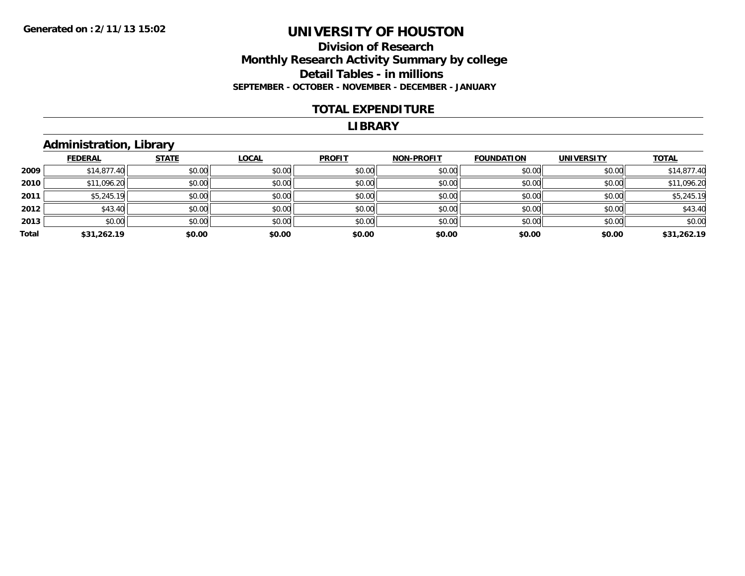**Generated on :2/11/13 15:02**

# UNIVERSITY OF HOUSTON

## Division of Research
## Monthly Research Activity Summary by college
## Detail Tables - in millions
### SEPTEMBER - OCTOBER - NOVEMBER - DECEMBER - JANUARY

### TOTAL EXPENDITURE

### LIBRARY

### Administration, Library

| | FEDERAL | STATE | LOCAL | PROFIT | NON-PROFIT | FOUNDATION | UNIVERSITY | TOTAL |
|---|---|---|---|---|---|---|---|---|
| 2009 | $14,877.40 | $0.00 | $0.00 | $0.00 | $0.00 | $0.00 | $0.00 | $14,877.40 |
| 2010 | $11,096.20 | $0.00 | $0.00 | $0.00 | $0.00 | $0.00 | $0.00 | $11,096.20 |
| 2011 | $5,245.19 | $0.00 | $0.00 | $0.00 | $0.00 | $0.00 | $0.00 | $5,245.19 |
| 2012 | $43.40 | $0.00 | $0.00 | $0.00 | $0.00 | $0.00 | $0.00 | $43.40 |
| 2013 | $0.00 | $0.00 | $0.00 | $0.00 | $0.00 | $0.00 | $0.00 | $0.00 |
| **Total** | **$31,262.19** | **$0.00** | **$0.00** | **$0.00** | **$0.00** | **$0.00** | **$0.00** | **$31,262.19** |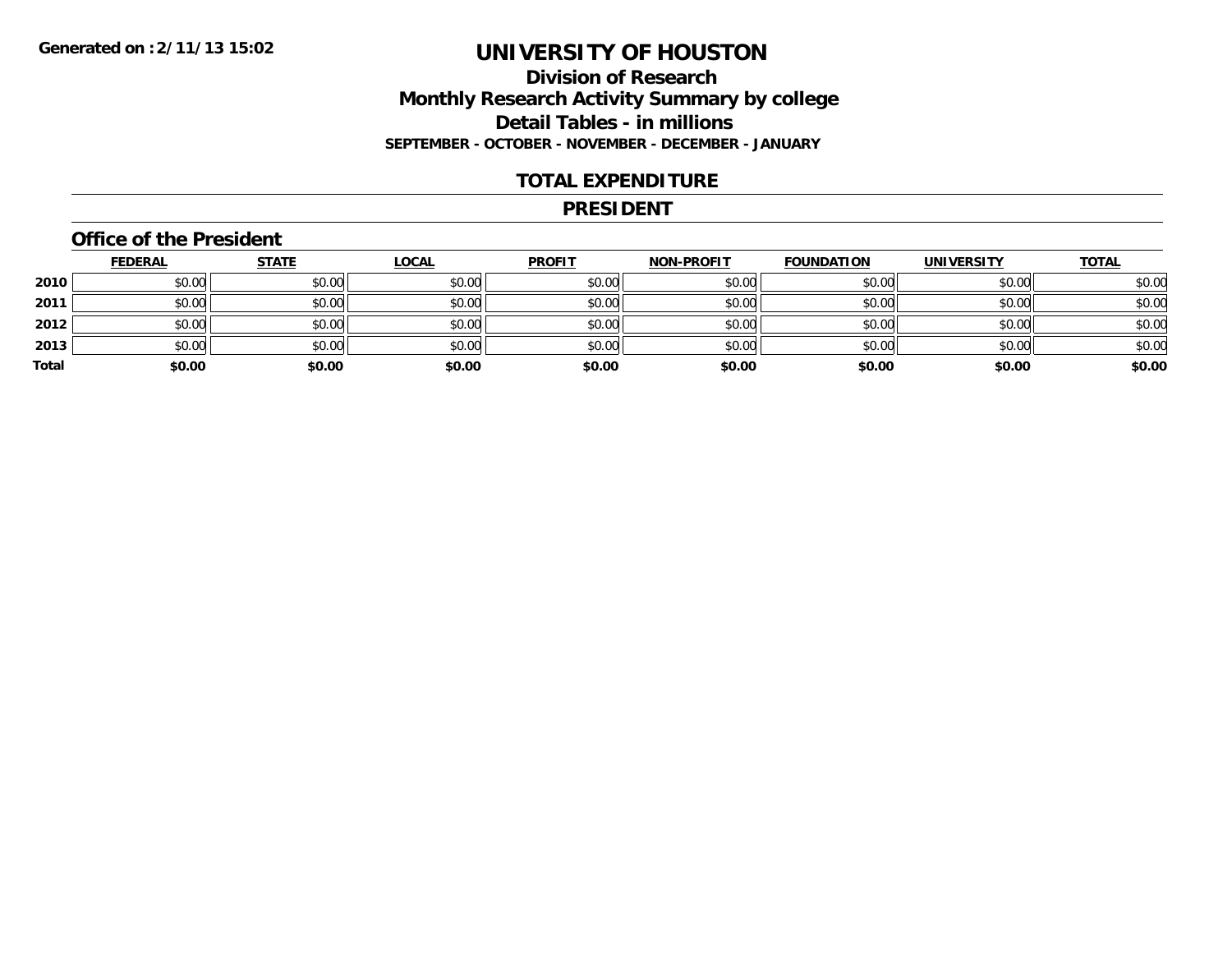Generated on :2/11/13 15:02

# UNIVERSITY OF HOUSTON

## Division of Research
## Monthly Research Activity Summary by college
## Detail Tables - in millions
### SEPTEMBER - OCTOBER - NOVEMBER - DECEMBER - JANUARY

## TOTAL EXPENDITURE

## PRESIDENT

### Office of the President

| | FEDERAL | STATE | LOCAL | PROFIT | NON-PROFIT | FOUNDATION | UNIVERSITY | TOTAL |
|---|---|---|---|---|---|---|---|---|
| 2010 | $0.00 | $0.00 | $0.00 | $0.00 | $0.00 | $0.00 | $0.00 | $0.00 |
| 2011 | $0.00 | $0.00 | $0.00 | $0.00 | $0.00 | $0.00 | $0.00 | $0.00 |
| 2012 | $0.00 | $0.00 | $0.00 | $0.00 | $0.00 | $0.00 | $0.00 | $0.00 |
| 2013 | $0.00 | $0.00 | $0.00 | $0.00 | $0.00 | $0.00 | $0.00 | $0.00 |
| **Total** | **$0.00** | **$0.00** | **$0.00** | **$0.00** | **$0.00** | **$0.00** | **$0.00** | **$0.00** |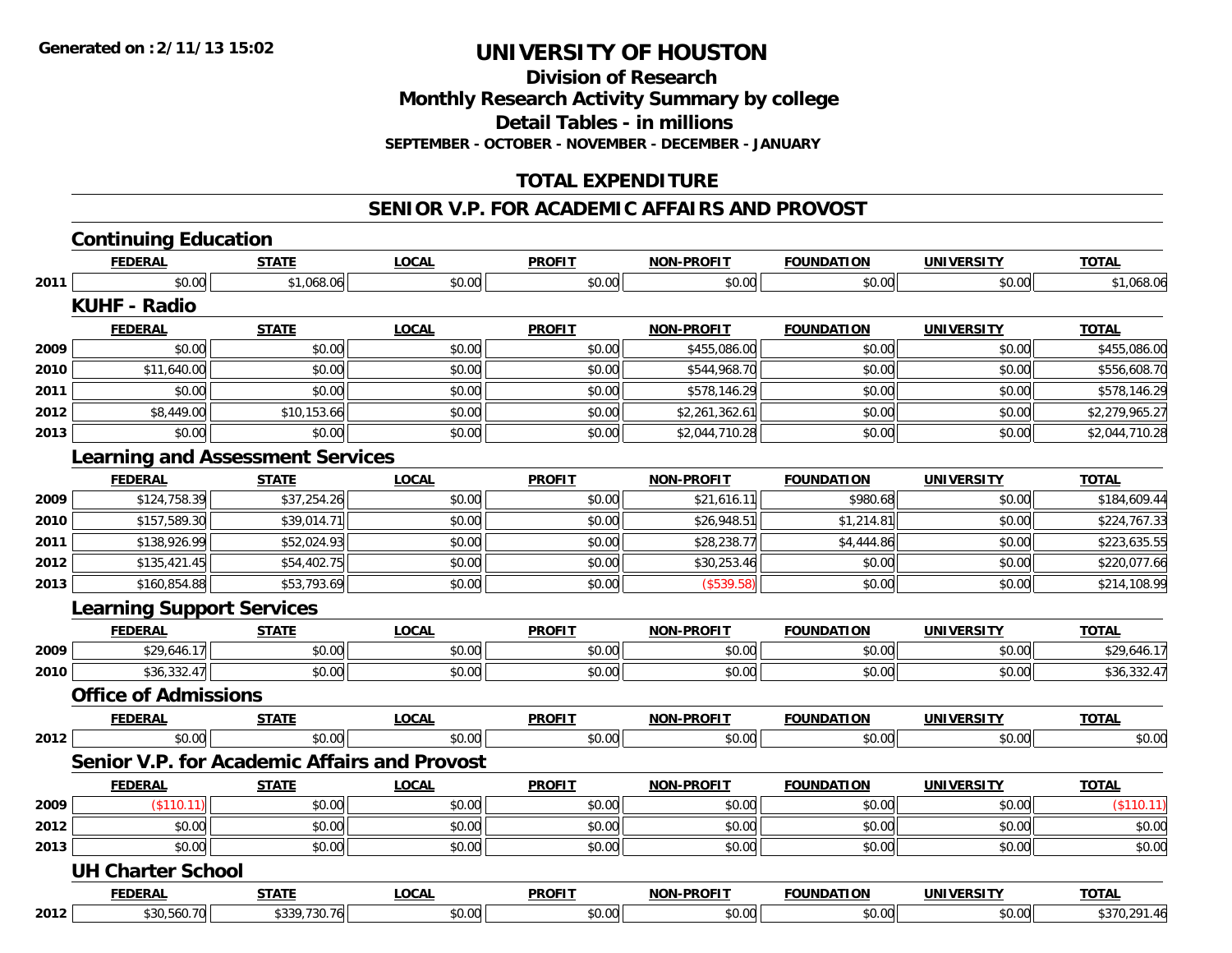Generated on :2/11/13 15:02

# UNIVERSITY OF HOUSTON

## Division of Research
## Monthly Research Activity Summary by college
## Detail Tables - in millions
### SEPTEMBER - OCTOBER - NOVEMBER - DECEMBER - JANUARY

## TOTAL EXPENDITURE

## SENIOR V.P. FOR ACADEMIC AFFAIRS AND PROVOST

### Continuing Education

| | FEDERAL | STATE | LOCAL | PROFIT | NON-PROFIT | FOUNDATION | UNIVERSITY | TOTAL |
|---|---|---|---|---|---|---|---|---|
| 2011 | $0.00 | $1,068.06 | $0.00 | $0.00 | $0.00 | $0.00 | $0.00 | $1,068.06 |

### KUHF - Radio

| | FEDERAL | STATE | LOCAL | PROFIT | NON-PROFIT | FOUNDATION | UNIVERSITY | TOTAL |
|---|---|---|---|---|---|---|---|---|
| 2009 | $0.00 | $0.00 | $0.00 | $0.00 | $455,086.00 | $0.00 | $0.00 | $455,086.00 |
| 2010 | $11,640.00 | $0.00 | $0.00 | $0.00 | $544,968.70 | $0.00 | $0.00 | $556,608.70 |
| 2011 | $0.00 | $0.00 | $0.00 | $0.00 | $578,146.29 | $0.00 | $0.00 | $578,146.29 |
| 2012 | $8,449.00 | $10,153.66 | $0.00 | $0.00 | $2,261,362.61 | $0.00 | $0.00 | $2,279,965.27 |
| 2013 | $0.00 | $0.00 | $0.00 | $0.00 | $2,044,710.28 | $0.00 | $0.00 | $2,044,710.28 |

### Learning and Assessment Services

| | FEDERAL | STATE | LOCAL | PROFIT | NON-PROFIT | FOUNDATION | UNIVERSITY | TOTAL |
|---|---|---|---|---|---|---|---|---|
| 2009 | $124,758.39 | $37,254.26 | $0.00 | $0.00 | $21,616.11 | $980.68 | $0.00 | $184,609.44 |
| 2010 | $157,589.30 | $39,014.71 | $0.00 | $0.00 | $26,948.51 | $1,214.81 | $0.00 | $224,767.33 |
| 2011 | $138,926.99 | $52,024.93 | $0.00 | $0.00 | $28,238.77 | $4,444.86 | $0.00 | $223,635.55 |
| 2012 | $135,421.45 | $54,402.75 | $0.00 | $0.00 | $30,253.46 | $0.00 | $0.00 | $220,077.66 |
| 2013 | $160,854.88 | $53,793.69 | $0.00 | $0.00 | ($539.58) | $0.00 | $0.00 | $214,108.99 |

### Learning Support Services

| | FEDERAL | STATE | LOCAL | PROFIT | NON-PROFIT | FOUNDATION | UNIVERSITY | TOTAL |
|---|---|---|---|---|---|---|---|---|
| 2009 | $29,646.17 | $0.00 | $0.00 | $0.00 | $0.00 | $0.00 | $0.00 | $29,646.17 |
| 2010 | $36,332.47 | $0.00 | $0.00 | $0.00 | $0.00 | $0.00 | $0.00 | $36,332.47 |

### Office of Admissions

| | FEDERAL | STATE | LOCAL | PROFIT | NON-PROFIT | FOUNDATION | UNIVERSITY | TOTAL |
|---|---|---|---|---|---|---|---|---|
| 2012 | $0.00 | $0.00 | $0.00 | $0.00 | $0.00 | $0.00 | $0.00 | $0.00 |

### Senior V.P. for Academic Affairs and Provost

| | FEDERAL | STATE | LOCAL | PROFIT | NON-PROFIT | FOUNDATION | UNIVERSITY | TOTAL |
|---|---|---|---|---|---|---|---|---|
| 2009 | ($110.11) | $0.00 | $0.00 | $0.00 | $0.00 | $0.00 | $0.00 | ($110.11) |
| 2012 | $0.00 | $0.00 | $0.00 | $0.00 | $0.00 | $0.00 | $0.00 | $0.00 |
| 2013 | $0.00 | $0.00 | $0.00 | $0.00 | $0.00 | $0.00 | $0.00 | $0.00 |

### UH Charter School

| | FEDERAL | STATE | LOCAL | PROFIT | NON-PROFIT | FOUNDATION | UNIVERSITY | TOTAL |
|---|---|---|---|---|---|---|---|---|
| 2012 | $30,560.70 | $339,730.76 | $0.00 | $0.00 | $0.00 | $0.00 | $0.00 | $370,291.46 |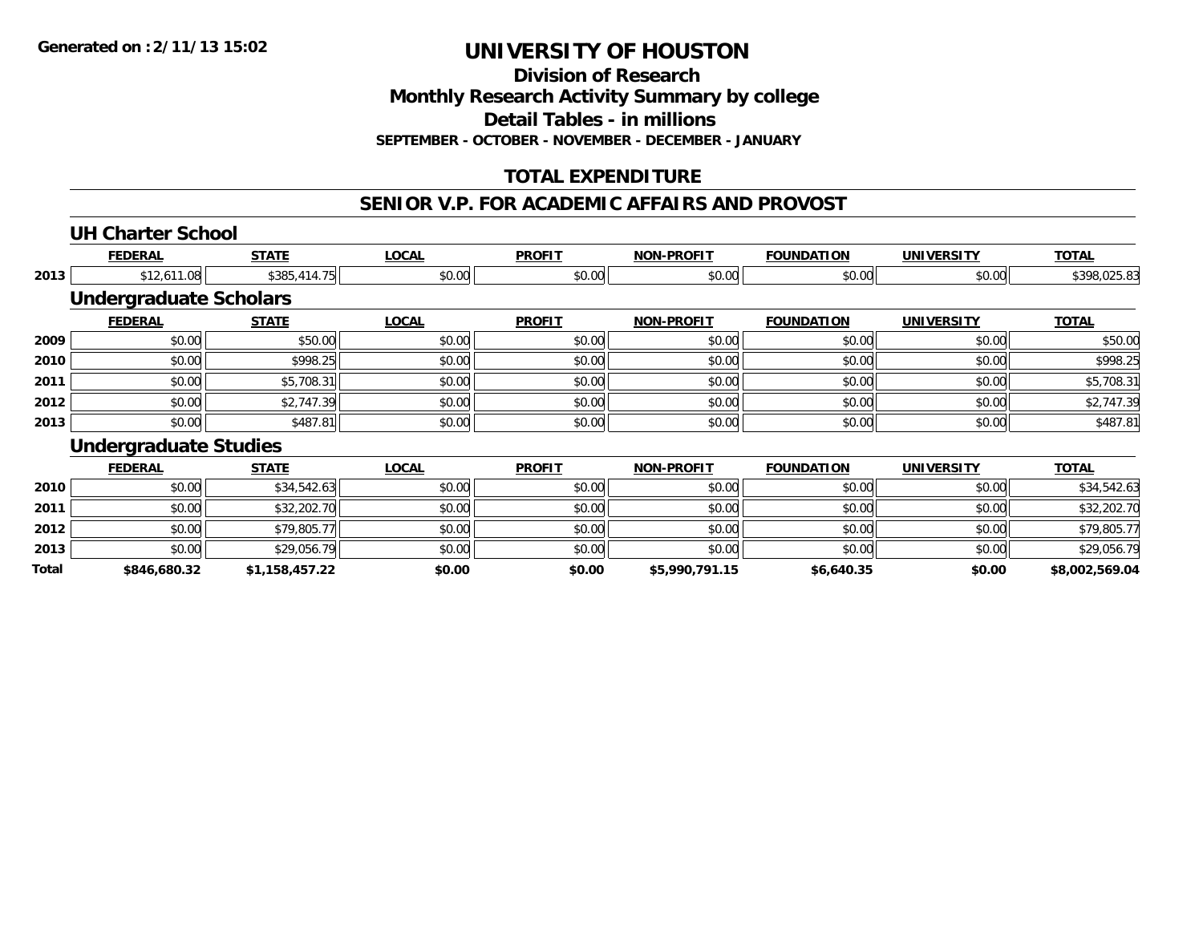**Generated on :2/11/13 15:02**

# UNIVERSITY OF HOUSTON

## Division of Research
## Monthly Research Activity Summary by college
## Detail Tables - in millions
### SEPTEMBER - OCTOBER - NOVEMBER - DECEMBER - JANUARY

## TOTAL EXPENDITURE

## SENIOR V.P. FOR ACADEMIC AFFAIRS AND PROVOST

### UH Charter School

| | FEDERAL | STATE | LOCAL | PROFIT | NON-PROFIT | FOUNDATION | UNIVERSITY | TOTAL |
|---|---|---|---|---|---|---|---|---|
| 2013 | $12,611.08 | $385,414.75 | $0.00 | $0.00 | $0.00 | $0.00 | $0.00 | $398,025.83 |

### Undergraduate Scholars

| | FEDERAL | STATE | LOCAL | PROFIT | NON-PROFIT | FOUNDATION | UNIVERSITY | TOTAL |
|---|---|---|---|---|---|---|---|---|
| 2009 | $0.00 | $50.00 | $0.00 | $0.00 | $0.00 | $0.00 | $0.00 | $50.00 |
| 2010 | $0.00 | $998.25 | $0.00 | $0.00 | $0.00 | $0.00 | $0.00 | $998.25 |
| 2011 | $0.00 | $5,708.31 | $0.00 | $0.00 | $0.00 | $0.00 | $0.00 | $5,708.31 |
| 2012 | $0.00 | $2,747.39 | $0.00 | $0.00 | $0.00 | $0.00 | $0.00 | $2,747.39 |
| 2013 | $0.00 | $487.81 | $0.00 | $0.00 | $0.00 | $0.00 | $0.00 | $487.81 |

### Undergraduate Studies

| | FEDERAL | STATE | LOCAL | PROFIT | NON-PROFIT | FOUNDATION | UNIVERSITY | TOTAL |
|---|---|---|---|---|---|---|---|---|
| 2010 | $0.00 | $34,542.63 | $0.00 | $0.00 | $0.00 | $0.00 | $0.00 | $34,542.63 |
| 2011 | $0.00 | $32,202.70 | $0.00 | $0.00 | $0.00 | $0.00 | $0.00 | $32,202.70 |
| 2012 | $0.00 | $79,805.77 | $0.00 | $0.00 | $0.00 | $0.00 | $0.00 | $79,805.77 |
| 2013 | $0.00 | $29,056.79 | $0.00 | $0.00 | $0.00 | $0.00 | $0.00 | $29,056.79 |
| **Total** | **$846,680.32** | **$1,158,457.22** | **$0.00** | **$0.00** | **$5,990,791.15** | **$6,640.35** | **$0.00** | **$8,002,569.04** |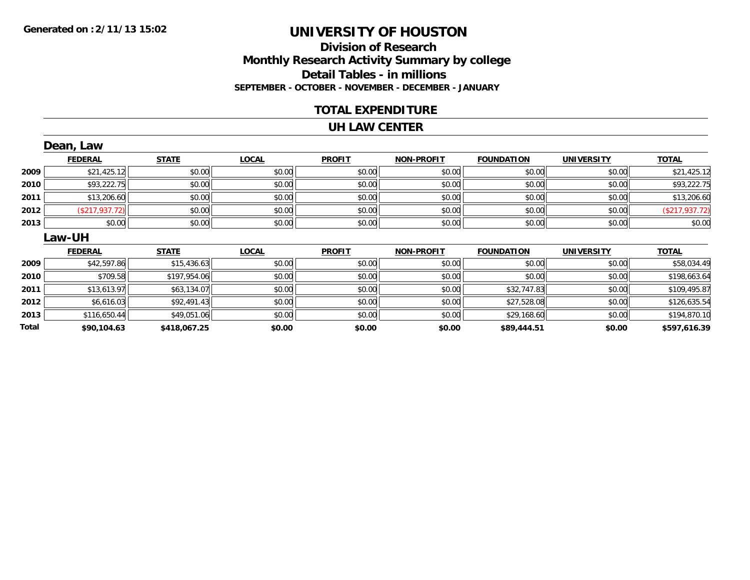**Generated on :2/11/13 15:02**

# UNIVERSITY OF HOUSTON

## Division of Research

## Monthly Research Activity Summary by college

## Detail Tables - in millions

### SEPTEMBER - OCTOBER - NOVEMBER - DECEMBER - JANUARY

## TOTAL EXPENDITURE

## UH LAW CENTER

### Dean, Law

| | FEDERAL | STATE | LOCAL | PROFIT | NON-PROFIT | FOUNDATION | UNIVERSITY | TOTAL |
|---|---|---|---|---|---|---|---|---|
| 2009 | $21,425.12 | $0.00 | $0.00 | $0.00 | $0.00 | $0.00 | $0.00 | $21,425.12 |
| 2010 | $93,222.75 | $0.00 | $0.00 | $0.00 | $0.00 | $0.00 | $0.00 | $93,222.75 |
| 2011 | $13,206.60 | $0.00 | $0.00 | $0.00 | $0.00 | $0.00 | $0.00 | $13,206.60 |
| 2012 | ($217,937.72) | $0.00 | $0.00 | $0.00 | $0.00 | $0.00 | $0.00 | ($217,937.72) |
| 2013 | $0.00 | $0.00 | $0.00 | $0.00 | $0.00 | $0.00 | $0.00 | $0.00 |

### Law-UH

| | FEDERAL | STATE | LOCAL | PROFIT | NON-PROFIT | FOUNDATION | UNIVERSITY | TOTAL |
|---|---|---|---|---|---|---|---|---|
| 2009 | $42,597.86 | $15,436.63 | $0.00 | $0.00 | $0.00 | $0.00 | $0.00 | $58,034.49 |
| 2010 | $709.58 | $197,954.06 | $0.00 | $0.00 | $0.00 | $0.00 | $0.00 | $198,663.64 |
| 2011 | $13,613.97 | $63,134.07 | $0.00 | $0.00 | $0.00 | $32,747.83 | $0.00 | $109,495.87 |
| 2012 | $6,616.03 | $92,491.43 | $0.00 | $0.00 | $0.00 | $27,528.08 | $0.00 | $126,635.54 |
| 2013 | $116,650.44 | $49,051.06 | $0.00 | $0.00 | $0.00 | $29,168.60 | $0.00 | $194,870.10 |
| **Total** | **$90,104.63** | **$418,067.25** | **$0.00** | **$0.00** | **$0.00** | **$89,444.51** | **$0.00** | **$597,616.39** |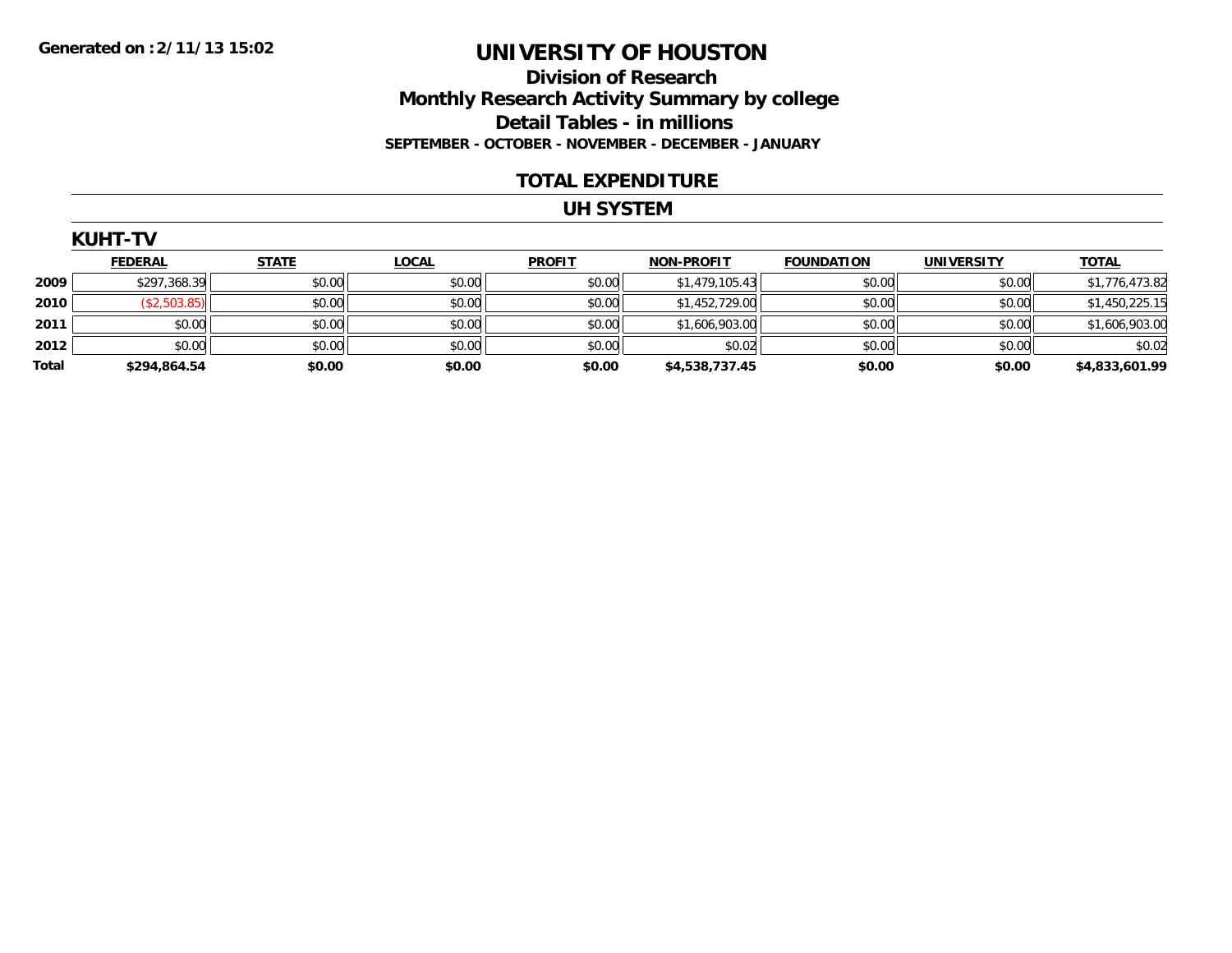**Generated on :2/11/13 15:02**

# UNIVERSITY OF HOUSTON

## Division of Research
## Monthly Research Activity Summary by college
## Detail Tables - in millions
### SEPTEMBER - OCTOBER - NOVEMBER - DECEMBER - JANUARY

## TOTAL EXPENDITURE

## UH SYSTEM

### KUHT-TV

| | FEDERAL | STATE | LOCAL | PROFIT | NON-PROFIT | FOUNDATION | UNIVERSITY | TOTAL |
|---|---|---|---|---|---|---|---|---|
| 2009 | $297,368.39 | $0.00 | $0.00 | $0.00 | $1,479,105.43 | $0.00 | $0.00 | $1,776,473.82 |
| 2010 | ($2,503.85) | $0.00 | $0.00 | $0.00 | $1,452,729.00 | $0.00 | $0.00 | $1,450,225.15 |
| 2011 | $0.00 | $0.00 | $0.00 | $0.00 | $1,606,903.00 | $0.00 | $0.00 | $1,606,903.00 |
| 2012 | $0.00 | $0.00 | $0.00 | $0.00 | $0.02 | $0.00 | $0.00 | $0.02 |
| **Total** | **$294,864.54** | **$0.00** | **$0.00** | **$0.00** | **$4,538,737.45** | **$0.00** | **$0.00** | **$4,833,601.99** |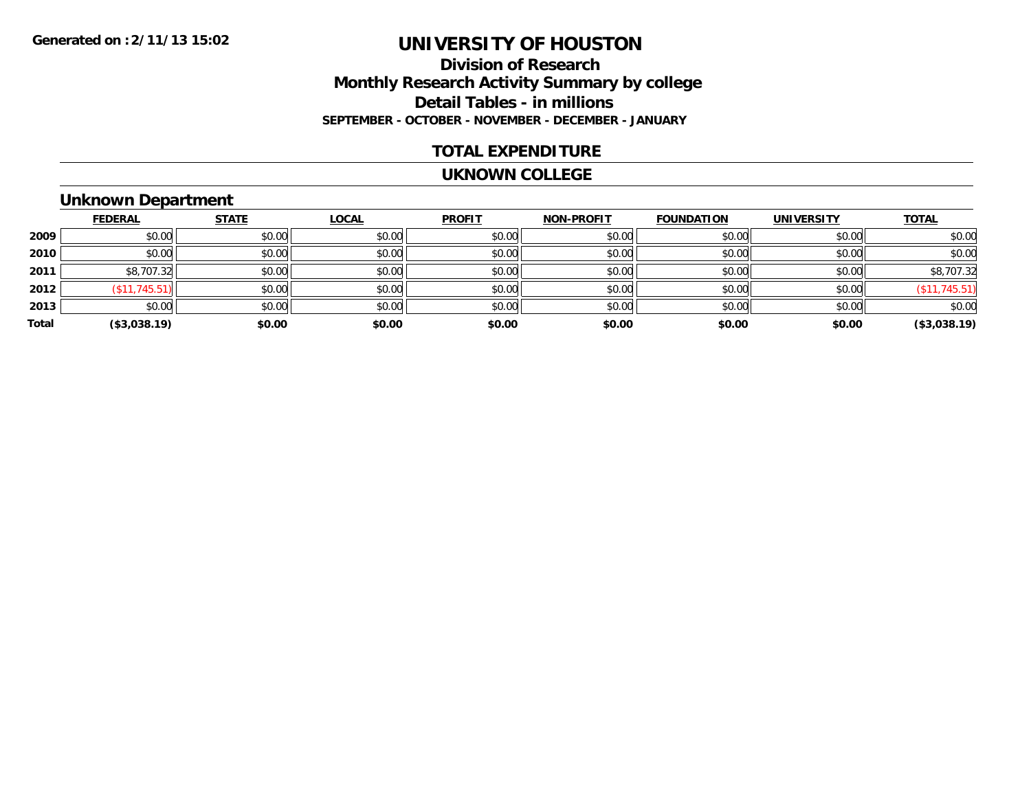Generated on :2/11/13 15:02

# UNIVERSITY OF HOUSTON

## Division of Research

## Monthly Research Activity Summary by college

## Detail Tables - in millions

**SEPTEMBER - OCTOBER - NOVEMBER - DECEMBER - JANUARY**

## TOTAL EXPENDITURE

## UKNOWN COLLEGE

### Unknown Department

| | FEDERAL | STATE | LOCAL | PROFIT | NON-PROFIT | FOUNDATION | UNIVERSITY | TOTAL |
|---|---|---|---|---|---|---|---|---|
| 2009 | $0.00 | $0.00 | $0.00 | $0.00 | $0.00 | $0.00 | $0.00 | $0.00 |
| 2010 | $0.00 | $0.00 | $0.00 | $0.00 | $0.00 | $0.00 | $0.00 | $0.00 |
| 2011 | $8,707.32 | $0.00 | $0.00 | $0.00 | $0.00 | $0.00 | $0.00 | $8,707.32 |
| 2012 | ($11,745.51) | $0.00 | $0.00 | $0.00 | $0.00 | $0.00 | $0.00 | ($11,745.51) |
| 2013 | $0.00 | $0.00 | $0.00 | $0.00 | $0.00 | $0.00 | $0.00 | $0.00 |
| **Total** | **($3,038.19)** | **$0.00** | **$0.00** | **$0.00** | **$0.00** | **$0.00** | **$0.00** | **($3,038.19)** |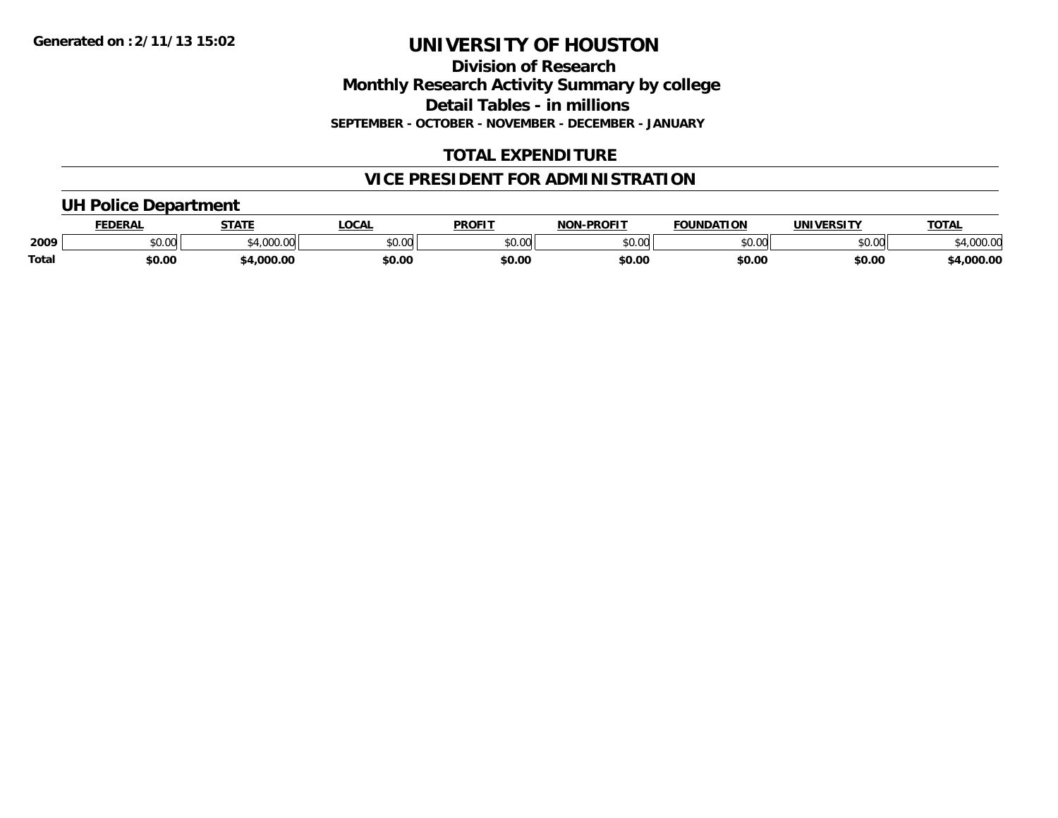Generated on :2/11/13 15:02

# UNIVERSITY OF HOUSTON

## Division of Research

## Monthly Research Activity Summary by college

## Detail Tables - in millions

**SEPTEMBER - OCTOBER - NOVEMBER - DECEMBER - JANUARY**

## TOTAL EXPENDITURE

## VICE PRESIDENT FOR ADMINISTRATION

### UH Police Department

| | FEDERAL | STATE | LOCAL | PROFIT | NON-PROFIT | FOUNDATION | UNIVERSITY | TOTAL |
|---|---|---|---|---|---|---|---|---|
| 2009 | $0.00 | $4,000.00 | $0.00 | $0.00 | $0.00 | $0.00 | $0.00 | $4,000.00 |
| **Total** | **$0.00** | **$4,000.00** | **$0.00** | **$0.00** | **$0.00** | **$0.00** | **$0.00** | **$4,000.00** |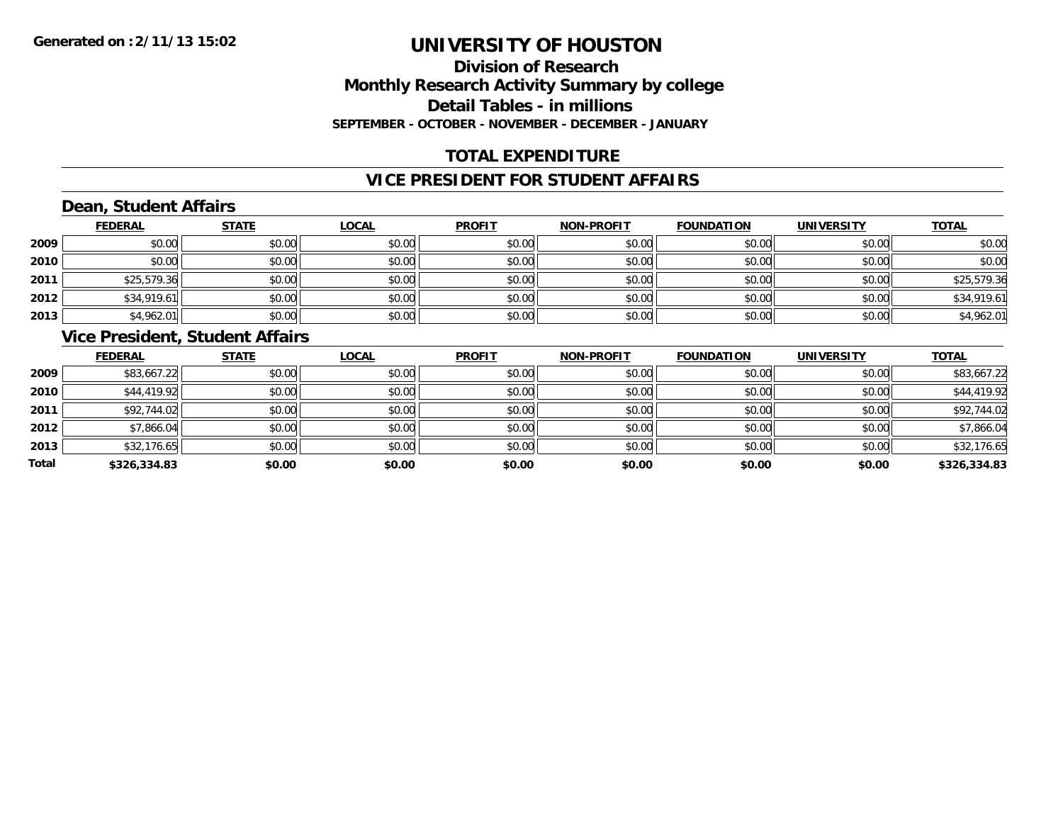# UNIVERSITY OF HOUSTON

## Division of Research
## Monthly Research Activity Summary by college
## Detail Tables - in millions
### SEPTEMBER - OCTOBER - NOVEMBER - DECEMBER - JANUARY

## TOTAL EXPENDITURE

## VICE PRESIDENT FOR STUDENT AFFAIRS

### Dean, Student Affairs

| | FEDERAL | STATE | LOCAL | PROFIT | NON-PROFIT | FOUNDATION | UNIVERSITY | TOTAL |
|---|---|---|---|---|---|---|---|---|
| 2009 | $0.00 | $0.00 | $0.00 | $0.00 | $0.00 | $0.00 | $0.00 | $0.00 |
| 2010 | $0.00 | $0.00 | $0.00 | $0.00 | $0.00 | $0.00 | $0.00 | $0.00 |
| 2011 | $25,579.36 | $0.00 | $0.00 | $0.00 | $0.00 | $0.00 | $0.00 | $25,579.36 |
| 2012 | $34,919.61 | $0.00 | $0.00 | $0.00 | $0.00 | $0.00 | $0.00 | $34,919.61 |
| 2013 | $4,962.01 | $0.00 | $0.00 | $0.00 | $0.00 | $0.00 | $0.00 | $4,962.01 |

### Vice President, Student Affairs

| | FEDERAL | STATE | LOCAL | PROFIT | NON-PROFIT | FOUNDATION | UNIVERSITY | TOTAL |
|---|---|---|---|---|---|---|---|---|
| 2009 | $83,667.22 | $0.00 | $0.00 | $0.00 | $0.00 | $0.00 | $0.00 | $83,667.22 |
| 2010 | $44,419.92 | $0.00 | $0.00 | $0.00 | $0.00 | $0.00 | $0.00 | $44,419.92 |
| 2011 | $92,744.02 | $0.00 | $0.00 | $0.00 | $0.00 | $0.00 | $0.00 | $92,744.02 |
| 2012 | $7,866.04 | $0.00 | $0.00 | $0.00 | $0.00 | $0.00 | $0.00 | $7,866.04 |
| 2013 | $32,176.65 | $0.00 | $0.00 | $0.00 | $0.00 | $0.00 | $0.00 | $32,176.65 |
| **Total** | **$326,334.83** | **$0.00** | **$0.00** | **$0.00** | **$0.00** | **$0.00** | **$0.00** | **$326,334.83** |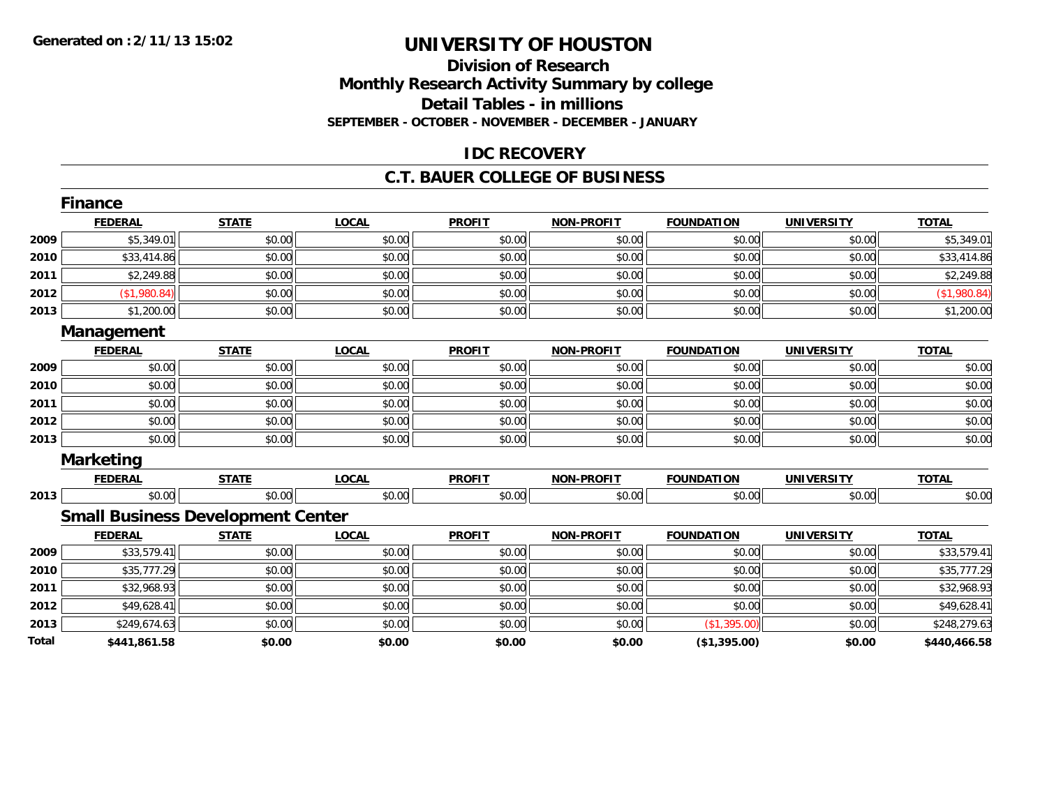Generated on :2/11/13 15:02

# UNIVERSITY OF HOUSTON

## Division of Research
## Monthly Research Activity Summary by college
## Detail Tables - in millions
### SEPTEMBER - OCTOBER - NOVEMBER - DECEMBER - JANUARY

## IDC RECOVERY

## C.T. BAUER COLLEGE OF BUSINESS

### Finance

| | FEDERAL | STATE | LOCAL | PROFIT | NON-PROFIT | FOUNDATION | UNIVERSITY | TOTAL |
|---|---|---|---|---|---|---|---|---|
| 2009 | $5,349.01 | $0.00 | $0.00 | $0.00 | $0.00 | $0.00 | $0.00 | $5,349.01 |
| 2010 | $33,414.86 | $0.00 | $0.00 | $0.00 | $0.00 | $0.00 | $0.00 | $33,414.86 |
| 2011 | $2,249.88 | $0.00 | $0.00 | $0.00 | $0.00 | $0.00 | $0.00 | $2,249.88 |
| 2012 | ($1,980.84) | $0.00 | $0.00 | $0.00 | $0.00 | $0.00 | $0.00 | ($1,980.84) |
| 2013 | $1,200.00 | $0.00 | $0.00 | $0.00 | $0.00 | $0.00 | $0.00 | $1,200.00 |

### Management

| | FEDERAL | STATE | LOCAL | PROFIT | NON-PROFIT | FOUNDATION | UNIVERSITY | TOTAL |
|---|---|---|---|---|---|---|---|---|
| 2009 | $0.00 | $0.00 | $0.00 | $0.00 | $0.00 | $0.00 | $0.00 | $0.00 |
| 2010 | $0.00 | $0.00 | $0.00 | $0.00 | $0.00 | $0.00 | $0.00 | $0.00 |
| 2011 | $0.00 | $0.00 | $0.00 | $0.00 | $0.00 | $0.00 | $0.00 | $0.00 |
| 2012 | $0.00 | $0.00 | $0.00 | $0.00 | $0.00 | $0.00 | $0.00 | $0.00 |
| 2013 | $0.00 | $0.00 | $0.00 | $0.00 | $0.00 | $0.00 | $0.00 | $0.00 |

### Marketing

| | FEDERAL | STATE | LOCAL | PROFIT | NON-PROFIT | FOUNDATION | UNIVERSITY | TOTAL |
|---|---|---|---|---|---|---|---|---|
| 2013 | $0.00 | $0.00 | $0.00 | $0.00 | $0.00 | $0.00 | $0.00 | $0.00 |

### Small Business Development Center

| | FEDERAL | STATE | LOCAL | PROFIT | NON-PROFIT | FOUNDATION | UNIVERSITY | TOTAL |
|---|---|---|---|---|---|---|---|---|
| 2009 | $33,579.41 | $0.00 | $0.00 | $0.00 | $0.00 | $0.00 | $0.00 | $33,579.41 |
| 2010 | $35,777.29 | $0.00 | $0.00 | $0.00 | $0.00 | $0.00 | $0.00 | $35,777.29 |
| 2011 | $32,968.93 | $0.00 | $0.00 | $0.00 | $0.00 | $0.00 | $0.00 | $32,968.93 |
| 2012 | $49,628.41 | $0.00 | $0.00 | $0.00 | $0.00 | $0.00 | $0.00 | $49,628.41 |
| 2013 | $249,674.63 | $0.00 | $0.00 | $0.00 | $0.00 | ($1,395.00) | $0.00 | $248,279.63 |
| **Total** | **$441,861.58** | **$0.00** | **$0.00** | **$0.00** | **$0.00** | **($1,395.00)** | **$0.00** | **$440,466.58** |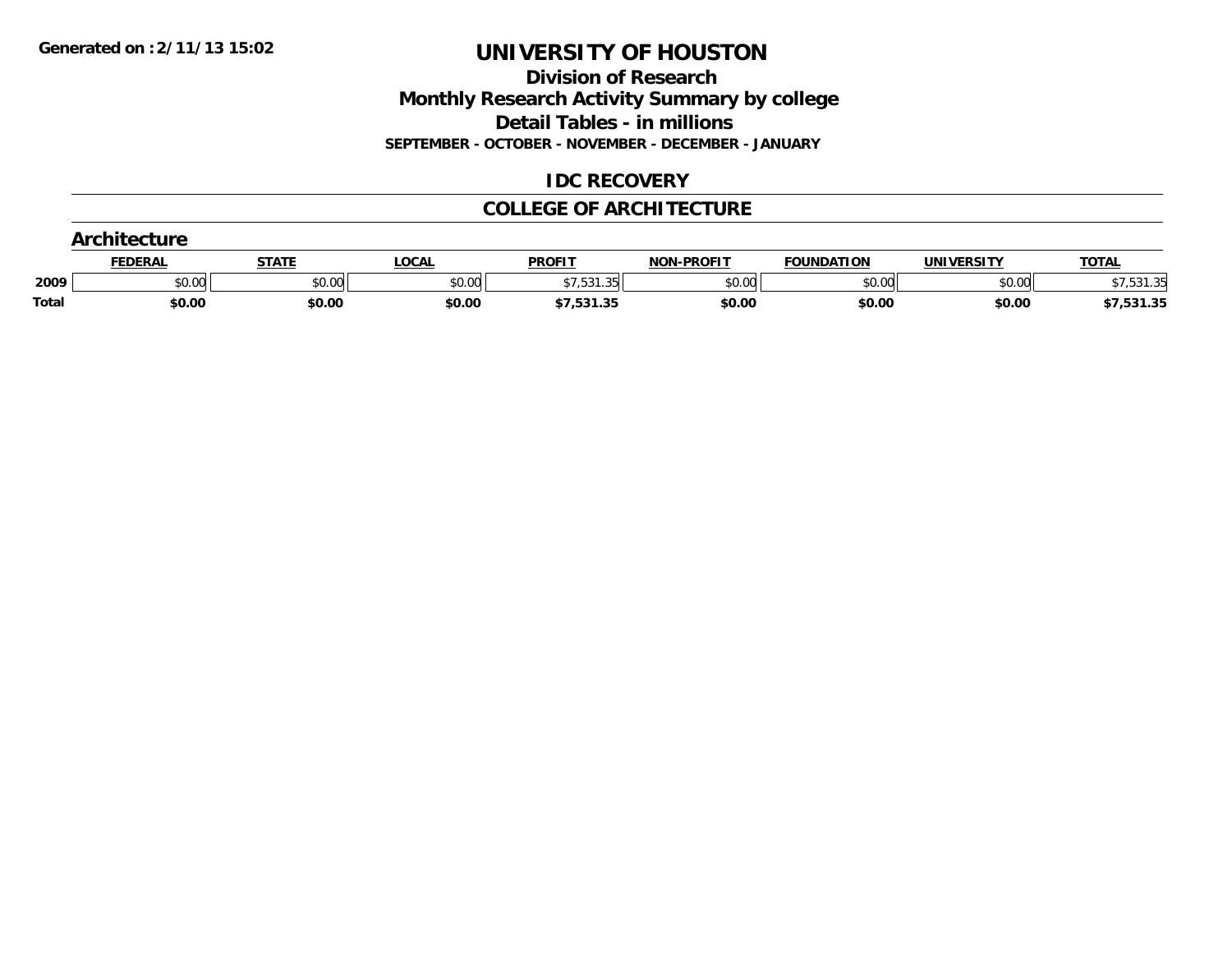Generated on :2/11/13 15:02

# UNIVERSITY OF HOUSTON

## Division of Research

## Monthly Research Activity Summary by college

## Detail Tables - in millions

**SEPTEMBER - OCTOBER - NOVEMBER - DECEMBER - JANUARY**

## IDC RECOVERY

## COLLEGE OF ARCHITECTURE

### Architecture

| | FEDERAL | STATE | LOCAL | PROFIT | NON-PROFIT | FOUNDATION | UNIVERSITY | TOTAL |
|---|---|---|---|---|---|---|---|---|
| **2009** | $0.00 | $0.00 | $0.00 | $7,531.35 | $0.00 | $0.00 | $0.00 | $7,531.35 |
| **Total** | **$0.00** | **$0.00** | **$0.00** | **$7,531.35** | **$0.00** | **$0.00** | **$0.00** | **$7,531.35** |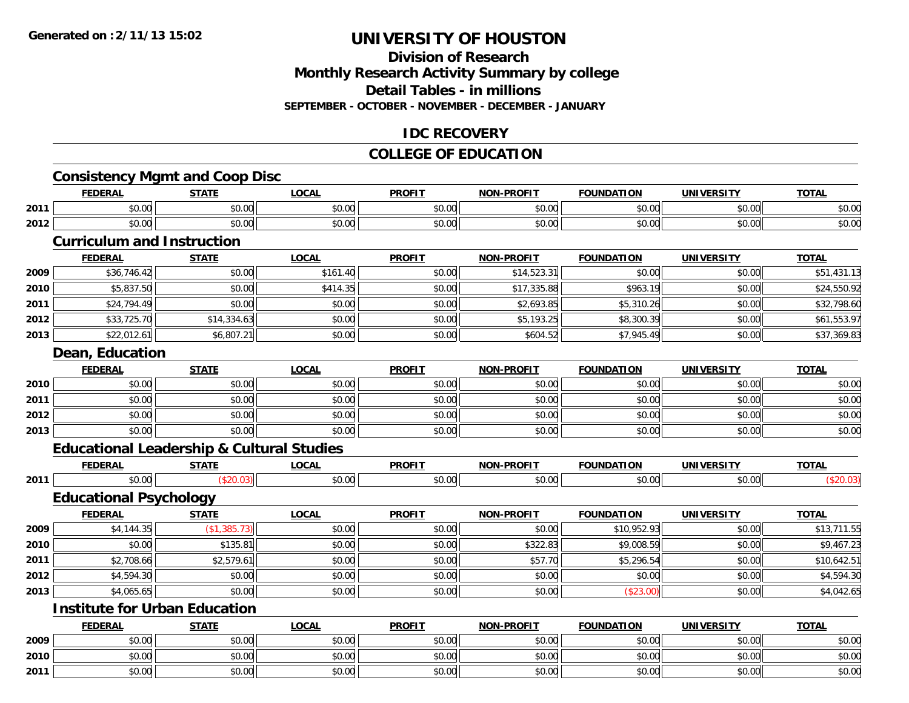# UNIVERSITY OF HOUSTON

## Division of Research
## Monthly Research Activity Summary by college
## Detail Tables - in millions
### SEPTEMBER - OCTOBER - NOVEMBER - DECEMBER - JANUARY

Generated on :2/11/13 15:02

## IDC RECOVERY

## COLLEGE OF EDUCATION

### Consistency Mgmt and Coop Disc

| | FEDERAL | STATE | LOCAL | PROFIT | NON-PROFIT | FOUNDATION | UNIVERSITY | TOTAL |
|---|---|---|---|---|---|---|---|---|
| 2011 | $0.00 | $0.00 | $0.00 | $0.00 | $0.00 | $0.00 | $0.00 | $0.00 |
| 2012 | $0.00 | $0.00 | $0.00 | $0.00 | $0.00 | $0.00 | $0.00 | $0.00 |

### Curriculum and Instruction

| | FEDERAL | STATE | LOCAL | PROFIT | NON-PROFIT | FOUNDATION | UNIVERSITY | TOTAL |
|---|---|---|---|---|---|---|---|---|
| 2009 | $36,746.42 | $0.00 | $161.40 | $0.00 | $14,523.31 | $0.00 | $0.00 | $51,431.13 |
| 2010 | $5,837.50 | $0.00 | $414.35 | $0.00 | $17,335.88 | $963.19 | $0.00 | $24,550.92 |
| 2011 | $24,794.49 | $0.00 | $0.00 | $0.00 | $2,693.85 | $5,310.26 | $0.00 | $32,798.60 |
| 2012 | $33,725.70 | $14,334.63 | $0.00 | $0.00 | $5,193.25 | $8,300.39 | $0.00 | $61,553.97 |
| 2013 | $22,012.61 | $6,807.21 | $0.00 | $0.00 | $604.52 | $7,945.49 | $0.00 | $37,369.83 |

### Dean, Education

| | FEDERAL | STATE | LOCAL | PROFIT | NON-PROFIT | FOUNDATION | UNIVERSITY | TOTAL |
|---|---|---|---|---|---|---|---|---|
| 2010 | $0.00 | $0.00 | $0.00 | $0.00 | $0.00 | $0.00 | $0.00 | $0.00 |
| 2011 | $0.00 | $0.00 | $0.00 | $0.00 | $0.00 | $0.00 | $0.00 | $0.00 |
| 2012 | $0.00 | $0.00 | $0.00 | $0.00 | $0.00 | $0.00 | $0.00 | $0.00 |
| 2013 | $0.00 | $0.00 | $0.00 | $0.00 | $0.00 | $0.00 | $0.00 | $0.00 |

### Educational Leadership & Cultural Studies

| | FEDERAL | STATE | LOCAL | PROFIT | NON-PROFIT | FOUNDATION | UNIVERSITY | TOTAL |
|---|---|---|---|---|---|---|---|---|
| 2011 | $0.00 | ($20.03) | $0.00 | $0.00 | $0.00 | $0.00 | $0.00 | ($20.03) |

### Educational Psychology

| | FEDERAL | STATE | LOCAL | PROFIT | NON-PROFIT | FOUNDATION | UNIVERSITY | TOTAL |
|---|---|---|---|---|---|---|---|---|
| 2009 | $4,144.35 | ($1,385.73) | $0.00 | $0.00 | $0.00 | $10,952.93 | $0.00 | $13,711.55 |
| 2010 | $0.00 | $135.81 | $0.00 | $0.00 | $322.83 | $9,008.59 | $0.00 | $9,467.23 |
| 2011 | $2,708.66 | $2,579.61 | $0.00 | $0.00 | $57.70 | $5,296.54 | $0.00 | $10,642.51 |
| 2012 | $4,594.30 | $0.00 | $0.00 | $0.00 | $0.00 | $0.00 | $0.00 | $4,594.30 |
| 2013 | $4,065.65 | $0.00 | $0.00 | $0.00 | $0.00 | ($23.00) | $0.00 | $4,042.65 |

### Institute for Urban Education

| | FEDERAL | STATE | LOCAL | PROFIT | NON-PROFIT | FOUNDATION | UNIVERSITY | TOTAL |
|---|---|---|---|---|---|---|---|---|
| 2009 | $0.00 | $0.00 | $0.00 | $0.00 | $0.00 | $0.00 | $0.00 | $0.00 |
| 2010 | $0.00 | $0.00 | $0.00 | $0.00 | $0.00 | $0.00 | $0.00 | $0.00 |
| 2011 | $0.00 | $0.00 | $0.00 | $0.00 | $0.00 | $0.00 | $0.00 | $0.00 |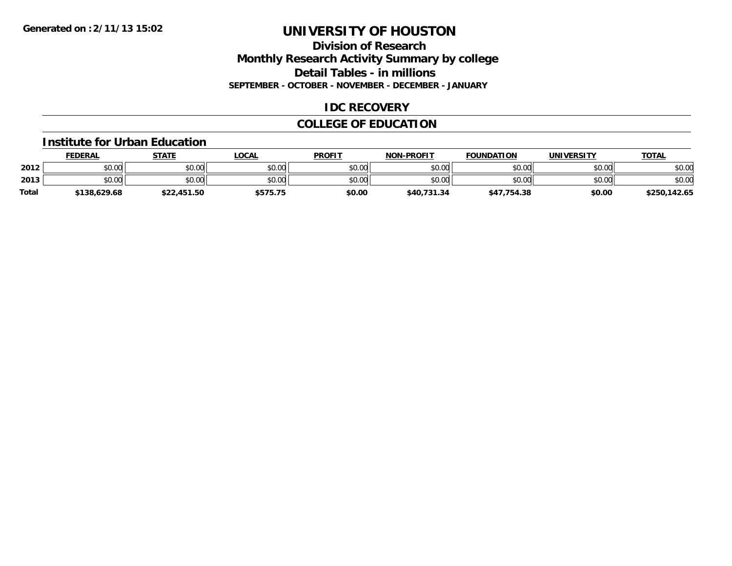Generated on :2/11/13 15:02

# UNIVERSITY OF HOUSTON

## Division of Research
## Monthly Research Activity Summary by college
## Detail Tables - in millions

**SEPTEMBER - OCTOBER - NOVEMBER - DECEMBER - JANUARY**

## IDC RECOVERY

## COLLEGE OF EDUCATION

### Institute for Urban Education

| | FEDERAL | STATE | LOCAL | PROFIT | NON-PROFIT | FOUNDATION | UNIVERSITY | TOTAL |
|---|---|---|---|---|---|---|---|---|
| 2012 | $0.00 | $0.00 | $0.00 | $0.00 | $0.00 | $0.00 | $0.00 | $0.00 |
| 2013 | $0.00 | $0.00 | $0.00 | $0.00 | $0.00 | $0.00 | $0.00 | $0.00 |
| Total | $138,629.68 | $22,451.50 | $575.75 | $0.00 | $40,731.34 | $47,754.38 | $0.00 | $250,142.65 |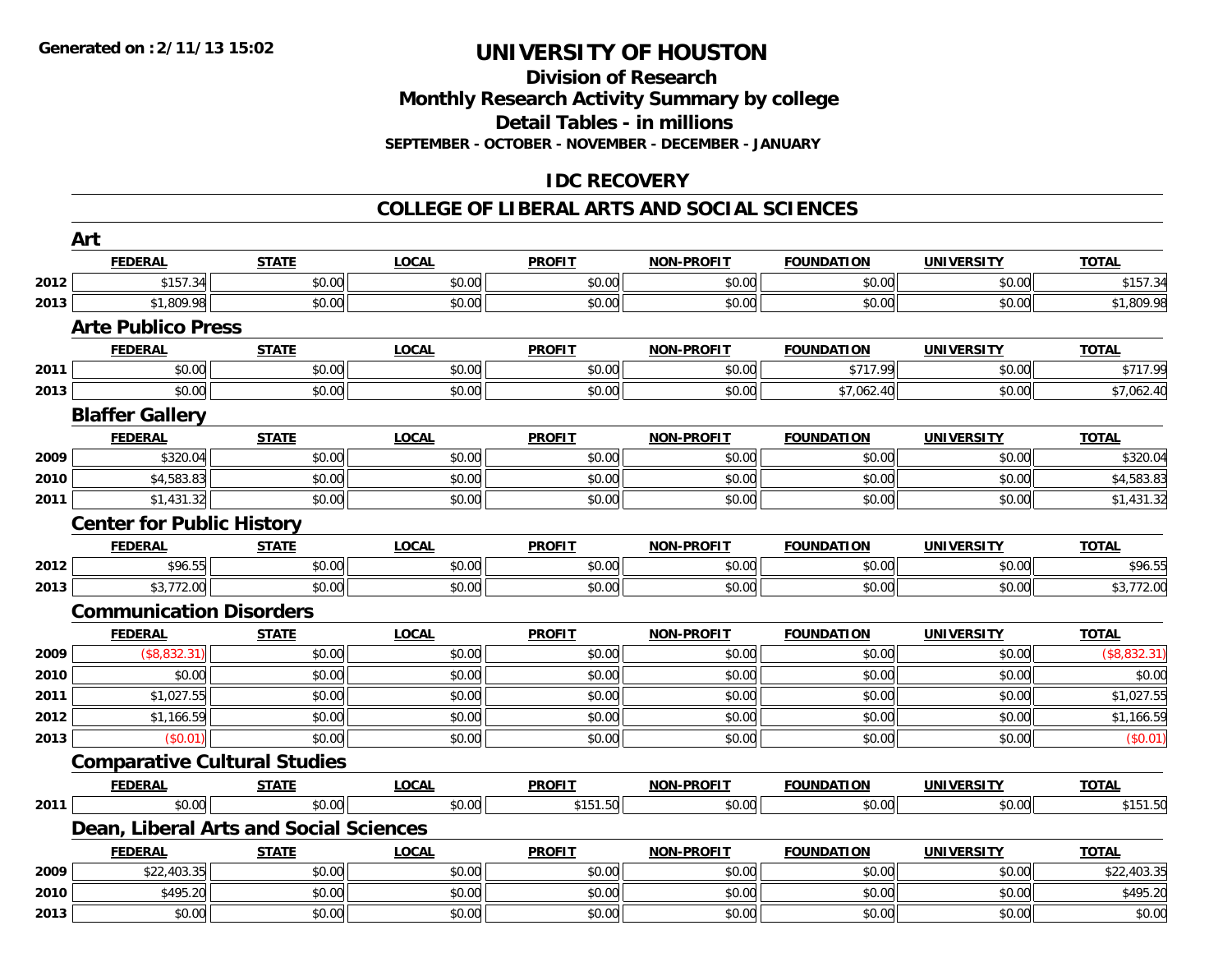# UNIVERSITY OF HOUSTON

## Division of Research
## Monthly Research Activity Summary by college
## Detail Tables - in millions
### SEPTEMBER - OCTOBER - NOVEMBER - DECEMBER - JANUARY

## IDC RECOVERY

## COLLEGE OF LIBERAL ARTS AND SOCIAL SCIENCES

### Art

| | FEDERAL | STATE | LOCAL | PROFIT | NON-PROFIT | FOUNDATION | UNIVERSITY | TOTAL |
|---|---|---|---|---|---|---|---|---|
| 2012 | $157.34 | $0.00 | $0.00 | $0.00 | $0.00 | $0.00 | $0.00 | $157.34 |
| 2013 | $1,809.98 | $0.00 | $0.00 | $0.00 | $0.00 | $0.00 | $0.00 | $1,809.98 |

### Arte Publico Press

| | FEDERAL | STATE | LOCAL | PROFIT | NON-PROFIT | FOUNDATION | UNIVERSITY | TOTAL |
|---|---|---|---|---|---|---|---|---|
| 2011 | $0.00 | $0.00 | $0.00 | $0.00 | $0.00 | $717.99 | $0.00 | $717.99 |
| 2013 | $0.00 | $0.00 | $0.00 | $0.00 | $0.00 | $7,062.40 | $0.00 | $7,062.40 |

### Blaffer Gallery

| | FEDERAL | STATE | LOCAL | PROFIT | NON-PROFIT | FOUNDATION | UNIVERSITY | TOTAL |
|---|---|---|---|---|---|---|---|---|
| 2009 | $320.04 | $0.00 | $0.00 | $0.00 | $0.00 | $0.00 | $0.00 | $320.04 |
| 2010 | $4,583.83 | $0.00 | $0.00 | $0.00 | $0.00 | $0.00 | $0.00 | $4,583.83 |
| 2011 | $1,431.32 | $0.00 | $0.00 | $0.00 | $0.00 | $0.00 | $0.00 | $1,431.32 |

### Center for Public History

| | FEDERAL | STATE | LOCAL | PROFIT | NON-PROFIT | FOUNDATION | UNIVERSITY | TOTAL |
|---|---|---|---|---|---|---|---|---|
| 2012 | $96.55 | $0.00 | $0.00 | $0.00 | $0.00 | $0.00 | $0.00 | $96.55 |
| 2013 | $3,772.00 | $0.00 | $0.00 | $0.00 | $0.00 | $0.00 | $0.00 | $3,772.00 |

### Communication Disorders

| | FEDERAL | STATE | LOCAL | PROFIT | NON-PROFIT | FOUNDATION | UNIVERSITY | TOTAL |
|---|---|---|---|---|---|---|---|---|
| 2009 | ($8,832.31) | $0.00 | $0.00 | $0.00 | $0.00 | $0.00 | $0.00 | ($8,832.31) |
| 2010 | $0.00 | $0.00 | $0.00 | $0.00 | $0.00 | $0.00 | $0.00 | $0.00 |
| 2011 | $1,027.55 | $0.00 | $0.00 | $0.00 | $0.00 | $0.00 | $0.00 | $1,027.55 |
| 2012 | $1,166.59 | $0.00 | $0.00 | $0.00 | $0.00 | $0.00 | $0.00 | $1,166.59 |
| 2013 | ($0.01) | $0.00 | $0.00 | $0.00 | $0.00 | $0.00 | $0.00 | ($0.01) |

### Comparative Cultural Studies

| | FEDERAL | STATE | LOCAL | PROFIT | NON-PROFIT | FOUNDATION | UNIVERSITY | TOTAL |
|---|---|---|---|---|---|---|---|---|
| 2011 | $0.00 | $0.00 | $0.00 | $151.50 | $0.00 | $0.00 | $0.00 | $151.50 |

### Dean, Liberal Arts and Social Sciences

| | FEDERAL | STATE | LOCAL | PROFIT | NON-PROFIT | FOUNDATION | UNIVERSITY | TOTAL |
|---|---|---|---|---|---|---|---|---|
| 2009 | $22,403.35 | $0.00 | $0.00 | $0.00 | $0.00 | $0.00 | $0.00 | $22,403.35 |
| 2010 | $495.20 | $0.00 | $0.00 | $0.00 | $0.00 | $0.00 | $0.00 | $495.20 |
| 2013 | $0.00 | $0.00 | $0.00 | $0.00 | $0.00 | $0.00 | $0.00 | $0.00 |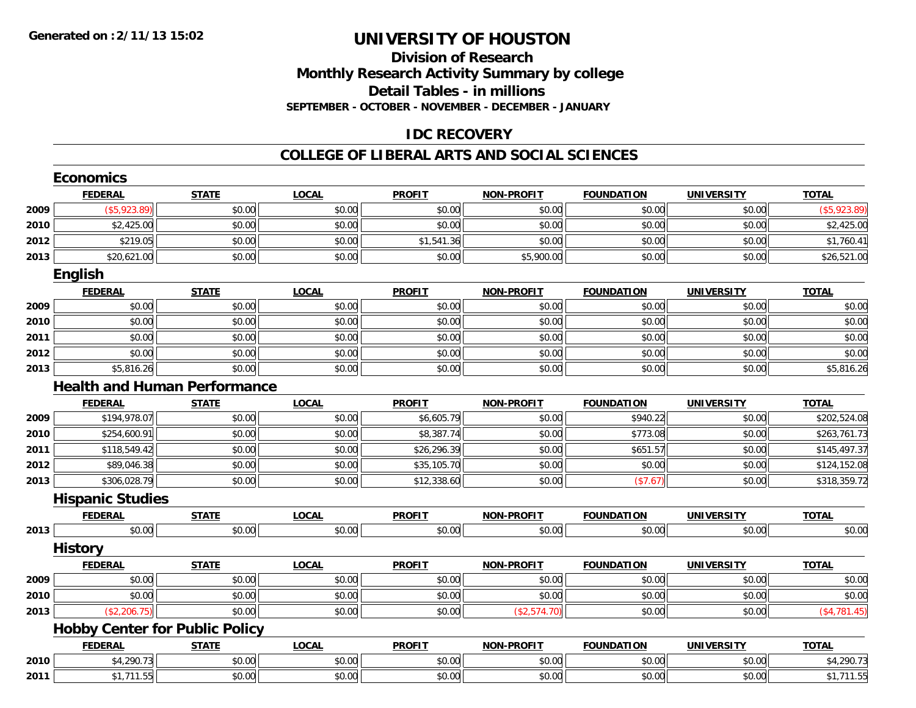**Generated on :2/11/13 15:02**

# UNIVERSITY OF HOUSTON

## Division of Research
## Monthly Research Activity Summary by college
## Detail Tables - in millions
### SEPTEMBER - OCTOBER - NOVEMBER - DECEMBER - JANUARY

## IDC RECOVERY

## COLLEGE OF LIBERAL ARTS AND SOCIAL SCIENCES

### Economics

| | FEDERAL | STATE | LOCAL | PROFIT | NON-PROFIT | FOUNDATION | UNIVERSITY | TOTAL |
|---|---|---|---|---|---|---|---|---|
| 2009 | ($5,923.89) | $0.00 | $0.00 | $0.00 | $0.00 | $0.00 | $0.00 | ($5,923.89) |
| 2010 | $2,425.00 | $0.00 | $0.00 | $0.00 | $0.00 | $0.00 | $0.00 | $2,425.00 |
| 2012 | $219.05 | $0.00 | $0.00 | $1,541.36 | $0.00 | $0.00 | $0.00 | $1,760.41 |
| 2013 | $20,621.00 | $0.00 | $0.00 | $0.00 | $5,900.00 | $0.00 | $0.00 | $26,521.00 |

### English

| | FEDERAL | STATE | LOCAL | PROFIT | NON-PROFIT | FOUNDATION | UNIVERSITY | TOTAL |
|---|---|---|---|---|---|---|---|---|
| 2009 | $0.00 | $0.00 | $0.00 | $0.00 | $0.00 | $0.00 | $0.00 | $0.00 |
| 2010 | $0.00 | $0.00 | $0.00 | $0.00 | $0.00 | $0.00 | $0.00 | $0.00 |
| 2011 | $0.00 | $0.00 | $0.00 | $0.00 | $0.00 | $0.00 | $0.00 | $0.00 |
| 2012 | $0.00 | $0.00 | $0.00 | $0.00 | $0.00 | $0.00 | $0.00 | $0.00 |
| 2013 | $5,816.26 | $0.00 | $0.00 | $0.00 | $0.00 | $0.00 | $0.00 | $5,816.26 |

### Health and Human Performance

| | FEDERAL | STATE | LOCAL | PROFIT | NON-PROFIT | FOUNDATION | UNIVERSITY | TOTAL |
|---|---|---|---|---|---|---|---|---|
| 2009 | $194,978.07 | $0.00 | $0.00 | $6,605.79 | $0.00 | $940.22 | $0.00 | $202,524.08 |
| 2010 | $254,600.91 | $0.00 | $0.00 | $8,387.74 | $0.00 | $773.08 | $0.00 | $263,761.73 |
| 2011 | $118,549.42 | $0.00 | $0.00 | $26,296.39 | $0.00 | $651.57 | $0.00 | $145,497.37 |
| 2012 | $89,046.38 | $0.00 | $0.00 | $35,105.70 | $0.00 | $0.00 | $0.00 | $124,152.08 |
| 2013 | $306,028.79 | $0.00 | $0.00 | $12,338.60 | $0.00 | ($7.67) | $0.00 | $318,359.72 |

### Hispanic Studies

| | FEDERAL | STATE | LOCAL | PROFIT | NON-PROFIT | FOUNDATION | UNIVERSITY | TOTAL |
|---|---|---|---|---|---|---|---|---|
| 2013 | $0.00 | $0.00 | $0.00 | $0.00 | $0.00 | $0.00 | $0.00 | $0.00 |

### History

| | FEDERAL | STATE | LOCAL | PROFIT | NON-PROFIT | FOUNDATION | UNIVERSITY | TOTAL |
|---|---|---|---|---|---|---|---|---|
| 2009 | $0.00 | $0.00 | $0.00 | $0.00 | $0.00 | $0.00 | $0.00 | $0.00 |
| 2010 | $0.00 | $0.00 | $0.00 | $0.00 | $0.00 | $0.00 | $0.00 | $0.00 |
| 2013 | ($2,206.75) | $0.00 | $0.00 | $0.00 | ($2,574.70) | $0.00 | $0.00 | ($4,781.45) |

### Hobby Center for Public Policy

| | FEDERAL | STATE | LOCAL | PROFIT | NON-PROFIT | FOUNDATION | UNIVERSITY | TOTAL |
|---|---|---|---|---|---|---|---|---|
| 2010 | $4,290.73 | $0.00 | $0.00 | $0.00 | $0.00 | $0.00 | $0.00 | $4,290.73 |
| 2011 | $1,711.55 | $0.00 | $0.00 | $0.00 | $0.00 | $0.00 | $0.00 | $1,711.55 |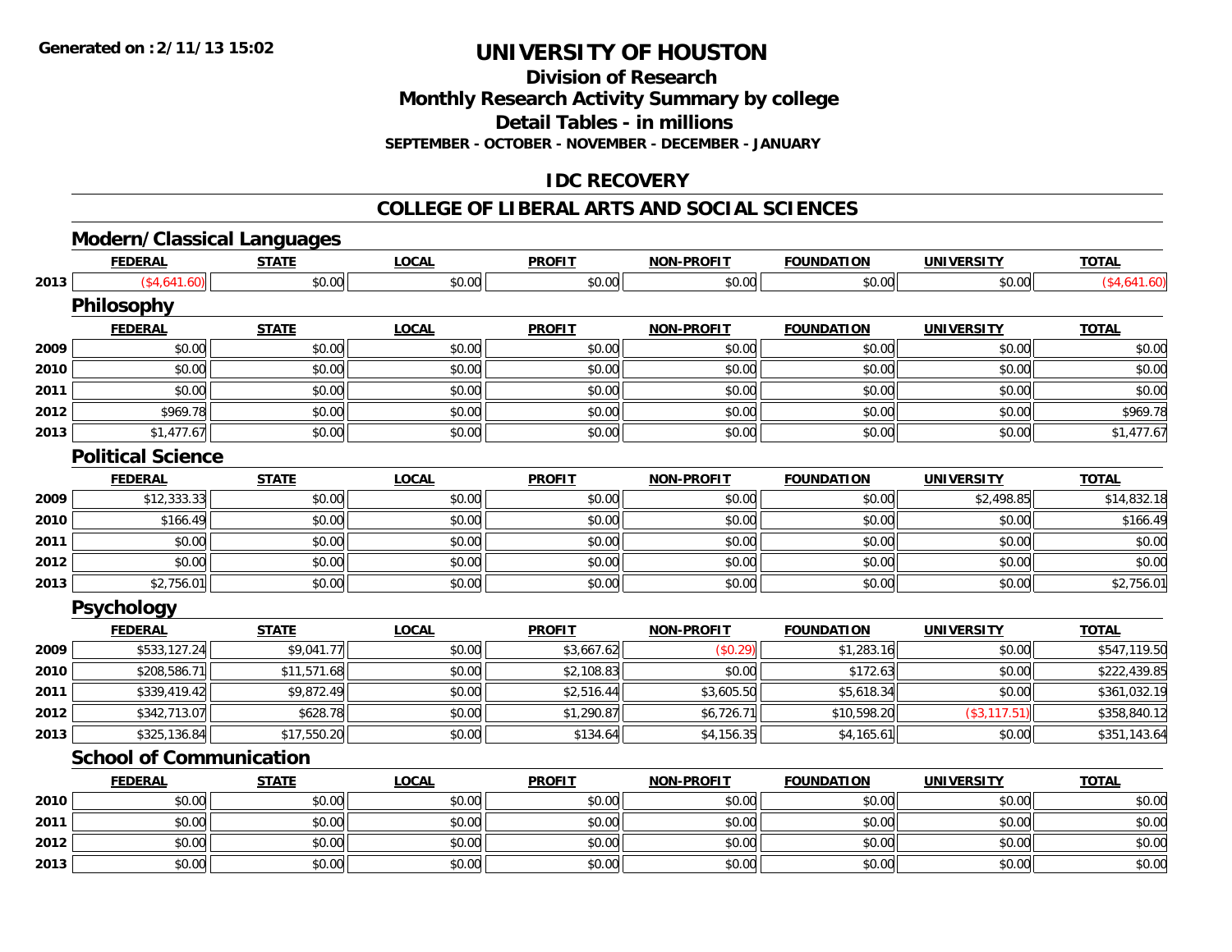# UNIVERSITY OF HOUSTON

## Division of Research
## Monthly Research Activity Summary by college
## Detail Tables - in millions

**SEPTEMBER - OCTOBER - NOVEMBER - DECEMBER - JANUARY**

## IDC RECOVERY

## COLLEGE OF LIBERAL ARTS AND SOCIAL SCIENCES

### Modern/Classical Languages

| | FEDERAL | STATE | LOCAL | PROFIT | NON-PROFIT | FOUNDATION | UNIVERSITY | TOTAL |
|---|---|---|---|---|---|---|---|---|
| 2013 | ($4,641.60) | $0.00 | $0.00 | $0.00 | $0.00 | $0.00 | $0.00 | ($4,641.60) |

### Philosophy

| | FEDERAL | STATE | LOCAL | PROFIT | NON-PROFIT | FOUNDATION | UNIVERSITY | TOTAL |
|---|---|---|---|---|---|---|---|---|
| 2009 | $0.00 | $0.00 | $0.00 | $0.00 | $0.00 | $0.00 | $0.00 | $0.00 |
| 2010 | $0.00 | $0.00 | $0.00 | $0.00 | $0.00 | $0.00 | $0.00 | $0.00 |
| 2011 | $0.00 | $0.00 | $0.00 | $0.00 | $0.00 | $0.00 | $0.00 | $0.00 |
| 2012 | $969.78 | $0.00 | $0.00 | $0.00 | $0.00 | $0.00 | $0.00 | $969.78 |
| 2013 | $1,477.67 | $0.00 | $0.00 | $0.00 | $0.00 | $0.00 | $0.00 | $1,477.67 |

### Political Science

| | FEDERAL | STATE | LOCAL | PROFIT | NON-PROFIT | FOUNDATION | UNIVERSITY | TOTAL |
|---|---|---|---|---|---|---|---|---|
| 2009 | $12,333.33 | $0.00 | $0.00 | $0.00 | $0.00 | $0.00 | $2,498.85 | $14,832.18 |
| 2010 | $166.49 | $0.00 | $0.00 | $0.00 | $0.00 | $0.00 | $0.00 | $166.49 |
| 2011 | $0.00 | $0.00 | $0.00 | $0.00 | $0.00 | $0.00 | $0.00 | $0.00 |
| 2012 | $0.00 | $0.00 | $0.00 | $0.00 | $0.00 | $0.00 | $0.00 | $0.00 |
| 2013 | $2,756.01 | $0.00 | $0.00 | $0.00 | $0.00 | $0.00 | $0.00 | $2,756.01 |

### Psychology

| | FEDERAL | STATE | LOCAL | PROFIT | NON-PROFIT | FOUNDATION | UNIVERSITY | TOTAL |
|---|---|---|---|---|---|---|---|---|
| 2009 | $533,127.24 | $9,041.77 | $0.00 | $3,667.62 | ($0.29) | $1,283.16 | $0.00 | $547,119.50 |
| 2010 | $208,586.71 | $11,571.68 | $0.00 | $2,108.83 | $0.00 | $172.63 | $0.00 | $222,439.85 |
| 2011 | $339,419.42 | $9,872.49 | $0.00 | $2,516.44 | $3,605.50 | $5,618.34 | $0.00 | $361,032.19 |
| 2012 | $342,713.07 | $628.78 | $0.00 | $1,290.87 | $6,726.71 | $10,598.20 | ($3,117.51) | $358,840.12 |
| 2013 | $325,136.84 | $17,550.20 | $0.00 | $134.64 | $4,156.35 | $4,165.61 | $0.00 | $351,143.64 |

### School of Communication

| | FEDERAL | STATE | LOCAL | PROFIT | NON-PROFIT | FOUNDATION | UNIVERSITY | TOTAL |
|---|---|---|---|---|---|---|---|---|
| 2010 | $0.00 | $0.00 | $0.00 | $0.00 | $0.00 | $0.00 | $0.00 | $0.00 |
| 2011 | $0.00 | $0.00 | $0.00 | $0.00 | $0.00 | $0.00 | $0.00 | $0.00 |
| 2012 | $0.00 | $0.00 | $0.00 | $0.00 | $0.00 | $0.00 | $0.00 | $0.00 |
| 2013 | $0.00 | $0.00 | $0.00 | $0.00 | $0.00 | $0.00 | $0.00 | $0.00 |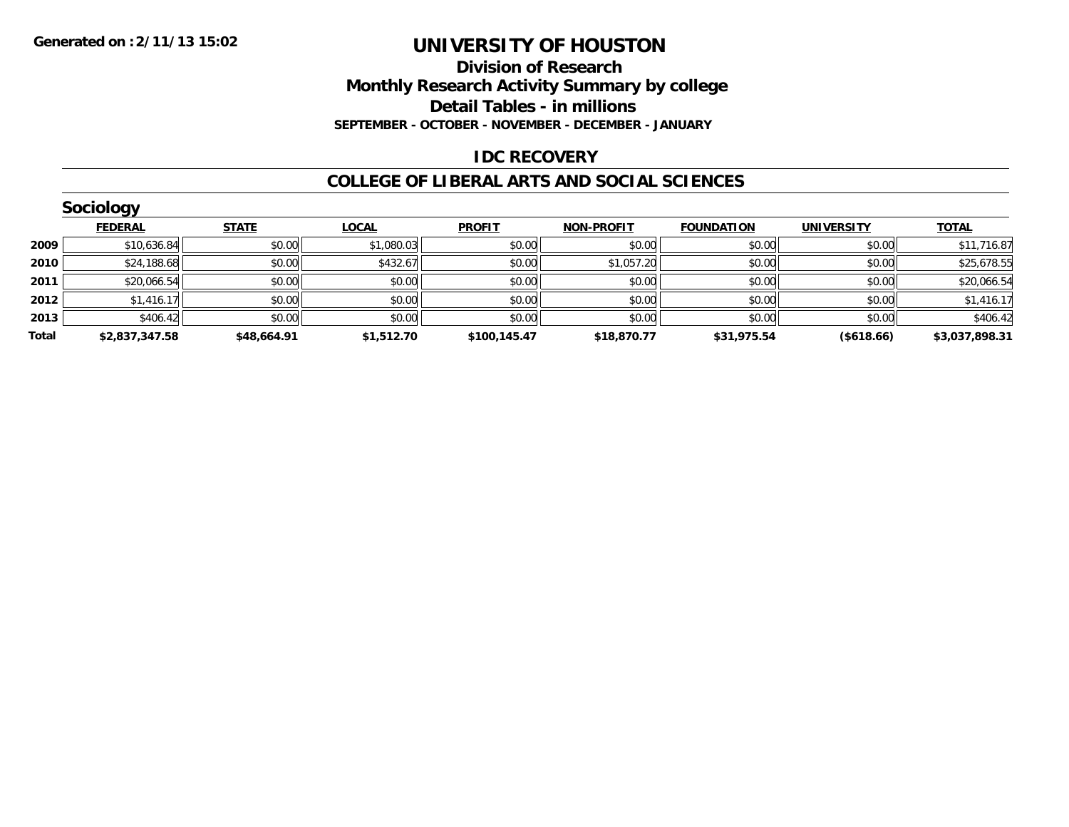# UNIVERSITY OF HOUSTON

## Division of Research
## Monthly Research Activity Summary by college
## Detail Tables - in millions
### SEPTEMBER - OCTOBER - NOVEMBER - DECEMBER - JANUARY

Generated on :2/11/13 15:02

## IDC RECOVERY

## COLLEGE OF LIBERAL ARTS AND SOCIAL SCIENCES

### Sociology

| | FEDERAL | STATE | LOCAL | PROFIT | NON-PROFIT | FOUNDATION | UNIVERSITY | TOTAL |
|---|---|---|---|---|---|---|---|---|
| 2009 | $10,636.84 | $0.00 | $1,080.03 | $0.00 | $0.00 | $0.00 | $0.00 | $11,716.87 |
| 2010 | $24,188.68 | $0.00 | $432.67 | $0.00 | $1,057.20 | $0.00 | $0.00 | $25,678.55 |
| 2011 | $20,066.54 | $0.00 | $0.00 | $0.00 | $0.00 | $0.00 | $0.00 | $20,066.54 |
| 2012 | $1,416.17 | $0.00 | $0.00 | $0.00 | $0.00 | $0.00 | $0.00 | $1,416.17 |
| 2013 | $406.42 | $0.00 | $0.00 | $0.00 | $0.00 | $0.00 | $0.00 | $406.42 |
| **Total** | **$2,837,347.58** | **$48,664.91** | **$1,512.70** | **$100,145.47** | **$18,870.77** | **$31,975.54** | **($618.66)** | **$3,037,898.31** |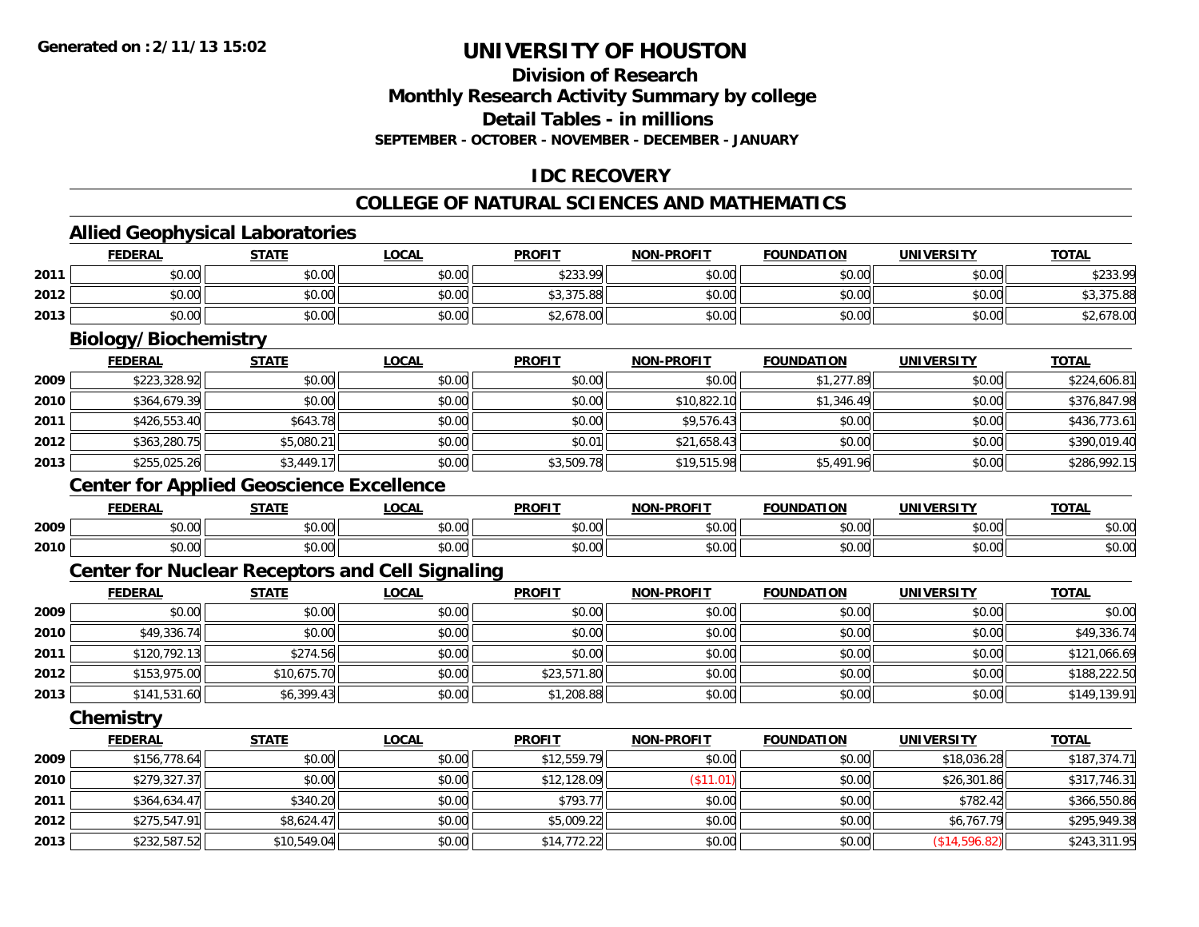# UNIVERSITY OF HOUSTON

## Division of Research
## Monthly Research Activity Summary by college
## Detail Tables - in millions
### SEPTEMBER - OCTOBER - NOVEMBER - DECEMBER - JANUARY

## IDC RECOVERY

## COLLEGE OF NATURAL SCIENCES AND MATHEMATICS

### Allied Geophysical Laboratories

| | FEDERAL | STATE | LOCAL | PROFIT | NON-PROFIT | FOUNDATION | UNIVERSITY | TOTAL |
|---|---|---|---|---|---|---|---|---|
| 2011 | $0.00 | $0.00 | $0.00 | $233.99 | $0.00 | $0.00 | $0.00 | $233.99 |
| 2012 | $0.00 | $0.00 | $0.00 | $3,375.88 | $0.00 | $0.00 | $0.00 | $3,375.88 |
| 2013 | $0.00 | $0.00 | $0.00 | $2,678.00 | $0.00 | $0.00 | $0.00 | $2,678.00 |

### Biology/Biochemistry

| | FEDERAL | STATE | LOCAL | PROFIT | NON-PROFIT | FOUNDATION | UNIVERSITY | TOTAL |
|---|---|---|---|---|---|---|---|---|
| 2009 | $223,328.92 | $0.00 | $0.00 | $0.00 | $0.00 | $1,277.89 | $0.00 | $224,606.81 |
| 2010 | $364,679.39 | $0.00 | $0.00 | $0.00 | $10,822.10 | $1,346.49 | $0.00 | $376,847.98 |
| 2011 | $426,553.40 | $643.78 | $0.00 | $0.00 | $9,576.43 | $0.00 | $0.00 | $436,773.61 |
| 2012 | $363,280.75 | $5,080.21 | $0.00 | $0.01 | $21,658.43 | $0.00 | $0.00 | $390,019.40 |
| 2013 | $255,025.26 | $3,449.17 | $0.00 | $3,509.78 | $19,515.98 | $5,491.96 | $0.00 | $286,992.15 |

### Center for Applied Geoscience Excellence

| | FEDERAL | STATE | LOCAL | PROFIT | NON-PROFIT | FOUNDATION | UNIVERSITY | TOTAL |
|---|---|---|---|---|---|---|---|---|
| 2009 | $0.00 | $0.00 | $0.00 | $0.00 | $0.00 | $0.00 | $0.00 | $0.00 |
| 2010 | $0.00 | $0.00 | $0.00 | $0.00 | $0.00 | $0.00 | $0.00 | $0.00 |

### Center for Nuclear Receptors and Cell Signaling

| | FEDERAL | STATE | LOCAL | PROFIT | NON-PROFIT | FOUNDATION | UNIVERSITY | TOTAL |
|---|---|---|---|---|---|---|---|---|
| 2009 | $0.00 | $0.00 | $0.00 | $0.00 | $0.00 | $0.00 | $0.00 | $0.00 |
| 2010 | $49,336.74 | $0.00 | $0.00 | $0.00 | $0.00 | $0.00 | $0.00 | $49,336.74 |
| 2011 | $120,792.13 | $274.56 | $0.00 | $0.00 | $0.00 | $0.00 | $0.00 | $121,066.69 |
| 2012 | $153,975.00 | $10,675.70 | $0.00 | $23,571.80 | $0.00 | $0.00 | $0.00 | $188,222.50 |
| 2013 | $141,531.60 | $6,399.43 | $0.00 | $1,208.88 | $0.00 | $0.00 | $0.00 | $149,139.91 |

### Chemistry

| | FEDERAL | STATE | LOCAL | PROFIT | NON-PROFIT | FOUNDATION | UNIVERSITY | TOTAL |
|---|---|---|---|---|---|---|---|---|
| 2009 | $156,778.64 | $0.00 | $0.00 | $12,559.79 | $0.00 | $0.00 | $18,036.28 | $187,374.71 |
| 2010 | $279,327.37 | $0.00 | $0.00 | $12,128.09 | ($11.01) | $0.00 | $26,301.86 | $317,746.31 |
| 2011 | $364,634.47 | $340.20 | $0.00 | $793.77 | $0.00 | $0.00 | $782.42 | $366,550.86 |
| 2012 | $275,547.91 | $8,624.47 | $0.00 | $5,009.22 | $0.00 | $0.00 | $6,767.79 | $295,949.38 |
| 2013 | $232,587.52 | $10,549.04 | $0.00 | $14,772.22 | $0.00 | $0.00 | ($14,596.82) | $243,311.95 |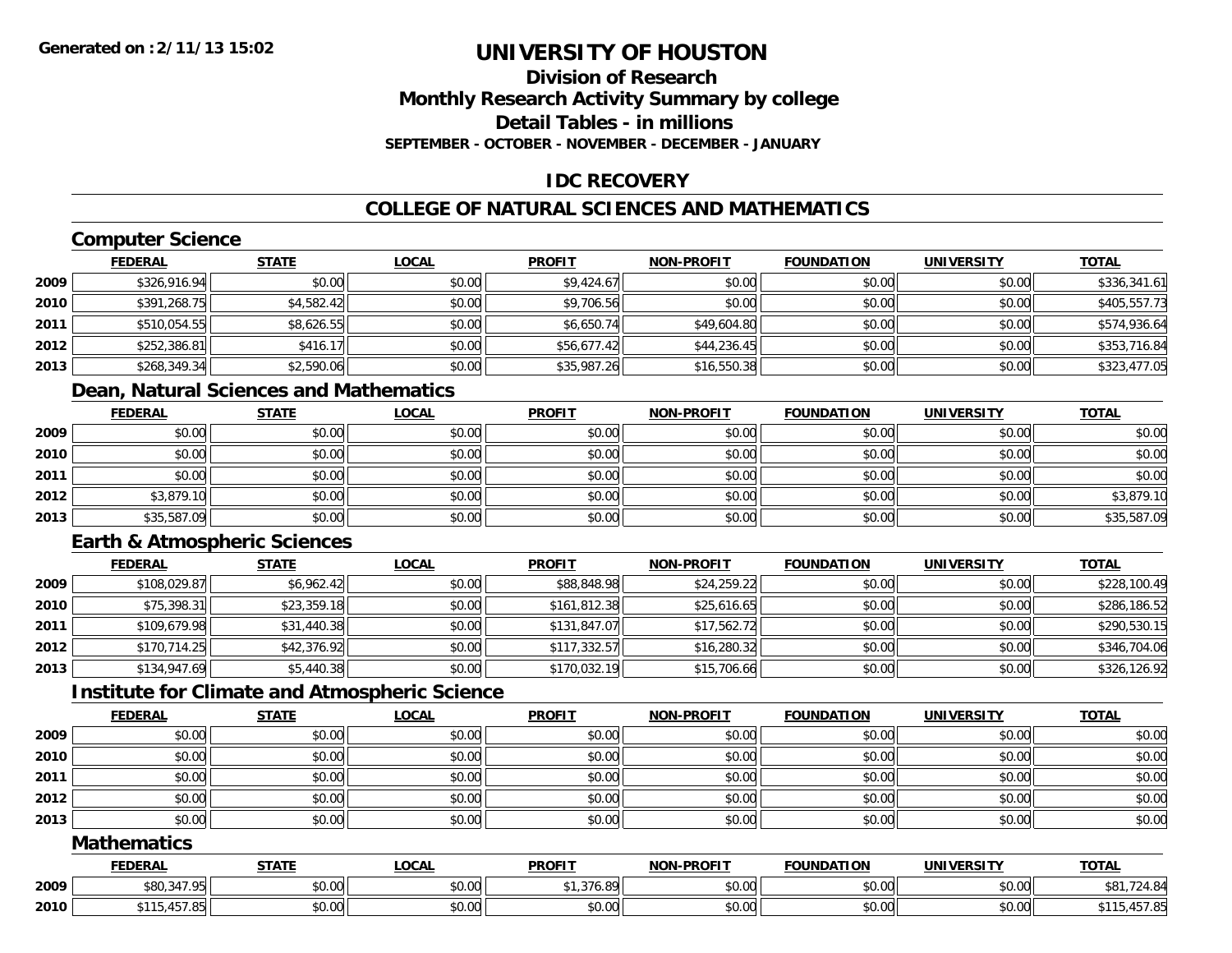# UNIVERSITY OF HOUSTON

## Division of Research
## Monthly Research Activity Summary by college
## Detail Tables - in millions
### SEPTEMBER - OCTOBER - NOVEMBER - DECEMBER - JANUARY

## IDC RECOVERY

## COLLEGE OF NATURAL SCIENCES AND MATHEMATICS

### Computer Science

| | FEDERAL | STATE | LOCAL | PROFIT | NON-PROFIT | FOUNDATION | UNIVERSITY | TOTAL |
|---|---|---|---|---|---|---|---|---|
| 2009 | $326,916.94 | $0.00 | $0.00 | $9,424.67 | $0.00 | $0.00 | $0.00 | $336,341.61 |
| 2010 | $391,268.75 | $4,582.42 | $0.00 | $9,706.56 | $0.00 | $0.00 | $0.00 | $405,557.73 |
| 2011 | $510,054.55 | $8,626.55 | $0.00 | $6,650.74 | $49,604.80 | $0.00 | $0.00 | $574,936.64 |
| 2012 | $252,386.81 | $416.17 | $0.00 | $56,677.42 | $44,236.45 | $0.00 | $0.00 | $353,716.84 |
| 2013 | $268,349.34 | $2,590.06 | $0.00 | $35,987.26 | $16,550.38 | $0.00 | $0.00 | $323,477.05 |

### Dean, Natural Sciences and Mathematics

| | FEDERAL | STATE | LOCAL | PROFIT | NON-PROFIT | FOUNDATION | UNIVERSITY | TOTAL |
|---|---|---|---|---|---|---|---|---|
| 2009 | $0.00 | $0.00 | $0.00 | $0.00 | $0.00 | $0.00 | $0.00 | $0.00 |
| 2010 | $0.00 | $0.00 | $0.00 | $0.00 | $0.00 | $0.00 | $0.00 | $0.00 |
| 2011 | $0.00 | $0.00 | $0.00 | $0.00 | $0.00 | $0.00 | $0.00 | $0.00 |
| 2012 | $3,879.10 | $0.00 | $0.00 | $0.00 | $0.00 | $0.00 | $0.00 | $3,879.10 |
| 2013 | $35,587.09 | $0.00 | $0.00 | $0.00 | $0.00 | $0.00 | $0.00 | $35,587.09 |

### Earth & Atmospheric Sciences

| | FEDERAL | STATE | LOCAL | PROFIT | NON-PROFIT | FOUNDATION | UNIVERSITY | TOTAL |
|---|---|---|---|---|---|---|---|---|
| 2009 | $108,029.87 | $6,962.42 | $0.00 | $88,848.98 | $24,259.22 | $0.00 | $0.00 | $228,100.49 |
| 2010 | $75,398.31 | $23,359.18 | $0.00 | $161,812.38 | $25,616.65 | $0.00 | $0.00 | $286,186.52 |
| 2011 | $109,679.98 | $31,440.38 | $0.00 | $131,847.07 | $17,562.72 | $0.00 | $0.00 | $290,530.15 |
| 2012 | $170,714.25 | $42,376.92 | $0.00 | $117,332.57 | $16,280.32 | $0.00 | $0.00 | $346,704.06 |
| 2013 | $134,947.69 | $5,440.38 | $0.00 | $170,032.19 | $15,706.66 | $0.00 | $0.00 | $326,126.92 |

### Institute for Climate and Atmospheric Science

| | FEDERAL | STATE | LOCAL | PROFIT | NON-PROFIT | FOUNDATION | UNIVERSITY | TOTAL |
|---|---|---|---|---|---|---|---|---|
| 2009 | $0.00 | $0.00 | $0.00 | $0.00 | $0.00 | $0.00 | $0.00 | $0.00 |
| 2010 | $0.00 | $0.00 | $0.00 | $0.00 | $0.00 | $0.00 | $0.00 | $0.00 |
| 2011 | $0.00 | $0.00 | $0.00 | $0.00 | $0.00 | $0.00 | $0.00 | $0.00 |
| 2012 | $0.00 | $0.00 | $0.00 | $0.00 | $0.00 | $0.00 | $0.00 | $0.00 |
| 2013 | $0.00 | $0.00 | $0.00 | $0.00 | $0.00 | $0.00 | $0.00 | $0.00 |

### Mathematics

| | FEDERAL | STATE | LOCAL | PROFIT | NON-PROFIT | FOUNDATION | UNIVERSITY | TOTAL |
|---|---|---|---|---|---|---|---|---|
| 2009 | $80,347.95 | $0.00 | $0.00 | $1,376.89 | $0.00 | $0.00 | $0.00 | $81,724.84 |
| 2010 | $115,457.85 | $0.00 | $0.00 | $0.00 | $0.00 | $0.00 | $0.00 | $115,457.85 |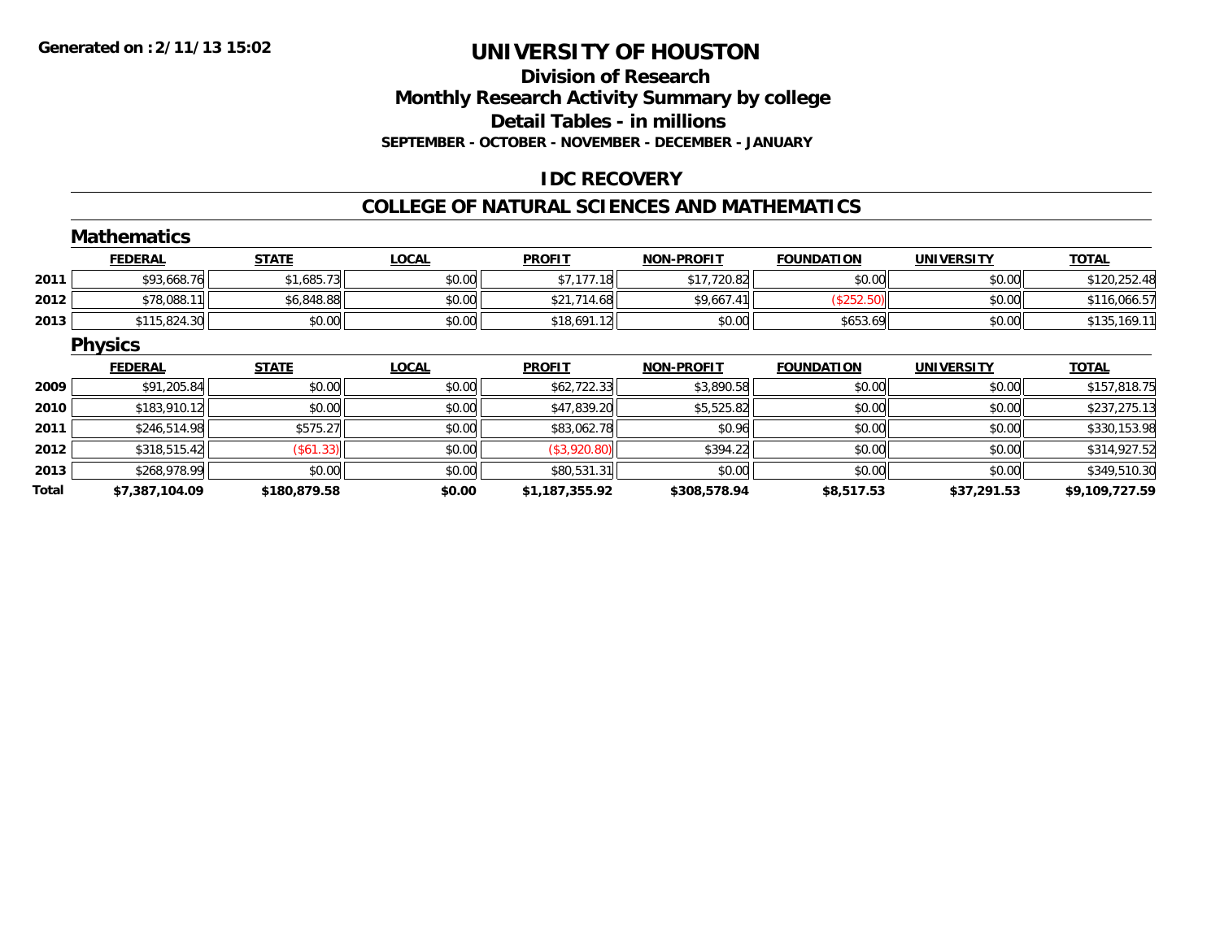Generated on :2/11/13 15:02

# UNIVERSITY OF HOUSTON

## Division of Research
## Monthly Research Activity Summary by college
## Detail Tables - in millions
### SEPTEMBER - OCTOBER - NOVEMBER - DECEMBER - JANUARY

### IDC RECOVERY

### COLLEGE OF NATURAL SCIENCES AND MATHEMATICS

#### Mathematics

| | FEDERAL | STATE | LOCAL | PROFIT | NON-PROFIT | FOUNDATION | UNIVERSITY | TOTAL |
|---|---|---|---|---|---|---|---|---|
| 2011 | $93,668.76 | $1,685.73 | $0.00 | $7,177.18 | $17,720.82 | $0.00 | $0.00 | $120,252.48 |
| 2012 | $78,088.11 | $6,848.88 | $0.00 | $21,714.68 | $9,667.41 | ($252.50) | $0.00 | $116,066.57 |
| 2013 | $115,824.30 | $0.00 | $0.00 | $18,691.12 | $0.00 | $653.69 | $0.00 | $135,169.11 |

#### Physics

| | FEDERAL | STATE | LOCAL | PROFIT | NON-PROFIT | FOUNDATION | UNIVERSITY | TOTAL |
|---|---|---|---|---|---|---|---|---|
| 2009 | $91,205.84 | $0.00 | $0.00 | $62,722.33 | $3,890.58 | $0.00 | $0.00 | $157,818.75 |
| 2010 | $183,910.12 | $0.00 | $0.00 | $47,839.20 | $5,525.82 | $0.00 | $0.00 | $237,275.13 |
| 2011 | $246,514.98 | $575.27 | $0.00 | $83,062.78 | $0.96 | $0.00 | $0.00 | $330,153.98 |
| 2012 | $318,515.42 | ($61.33) | $0.00 | ($3,920.80) | $394.22 | $0.00 | $0.00 | $314,927.52 |
| 2013 | $268,978.99 | $0.00 | $0.00 | $80,531.31 | $0.00 | $0.00 | $0.00 | $349,510.30 |
| **Total** | **$7,387,104.09** | **$180,879.58** | **$0.00** | **$1,187,355.92** | **$308,578.94** | **$8,517.53** | **$37,291.53** | **$9,109,727.59** |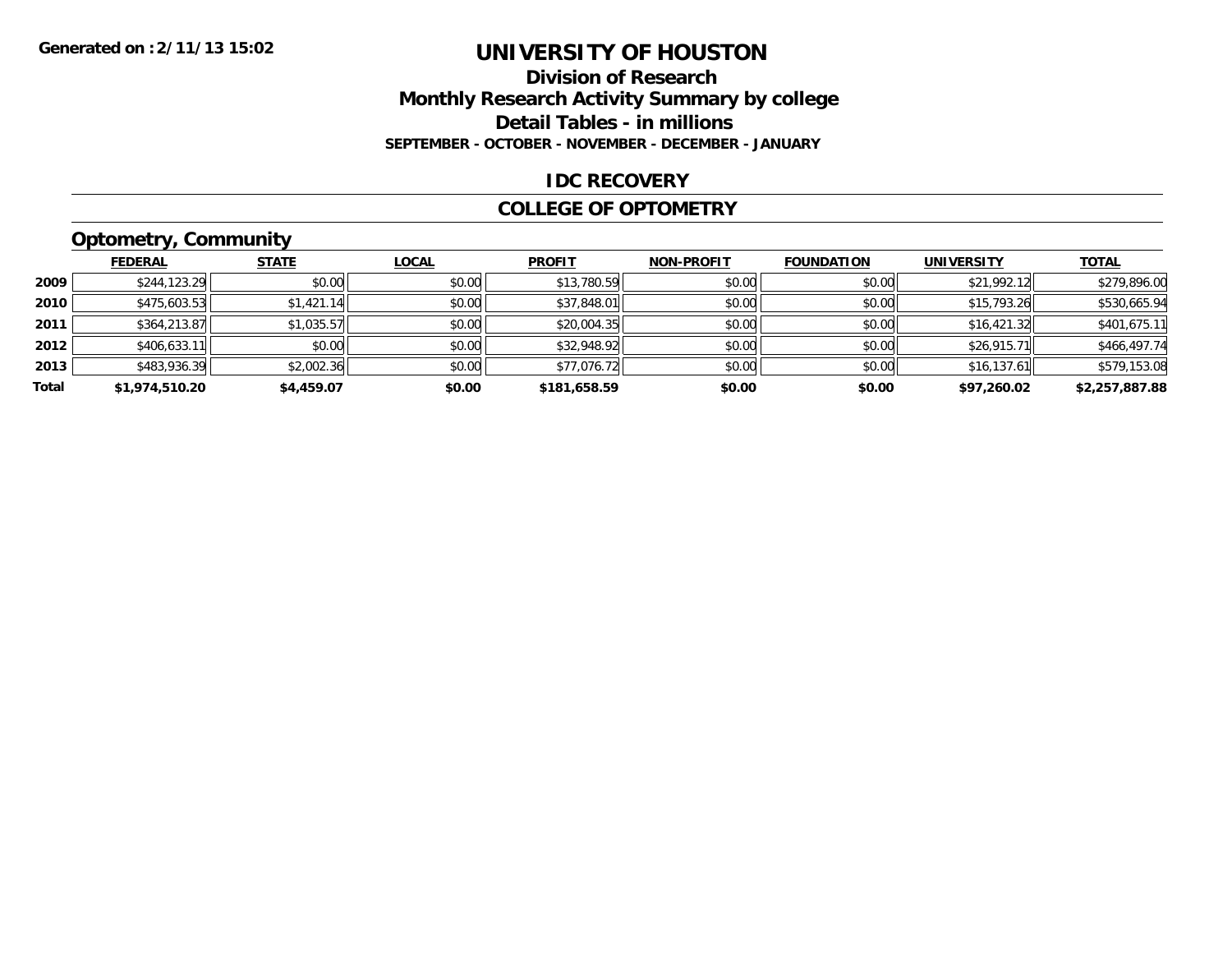Generated on :2/11/13 15:02

# UNIVERSITY OF HOUSTON

## Division of Research
## Monthly Research Activity Summary by college
## Detail Tables - in millions
### SEPTEMBER - OCTOBER - NOVEMBER - DECEMBER - JANUARY

## IDC RECOVERY

## COLLEGE OF OPTOMETRY

### Optometry, Community

| | FEDERAL | STATE | LOCAL | PROFIT | NON-PROFIT | FOUNDATION | UNIVERSITY | TOTAL |
|---|---|---|---|---|---|---|---|---|
| 2009 | $244,123.29 | $0.00 | $0.00 | $13,780.59 | $0.00 | $0.00 | $21,992.12 | $279,896.00 |
| 2010 | $475,603.53 | $1,421.14 | $0.00 | $37,848.01 | $0.00 | $0.00 | $15,793.26 | $530,665.94 |
| 2011 | $364,213.87 | $1,035.57 | $0.00 | $20,004.35 | $0.00 | $0.00 | $16,421.32 | $401,675.11 |
| 2012 | $406,633.11 | $0.00 | $0.00 | $32,948.92 | $0.00 | $0.00 | $26,915.71 | $466,497.74 |
| 2013 | $483,936.39 | $2,002.36 | $0.00 | $77,076.72 | $0.00 | $0.00 | $16,137.61 | $579,153.08 |
| **Total** | **$1,974,510.20** | **$4,459.07** | **$0.00** | **$181,658.59** | **$0.00** | **$0.00** | **$97,260.02** | **$2,257,887.88** |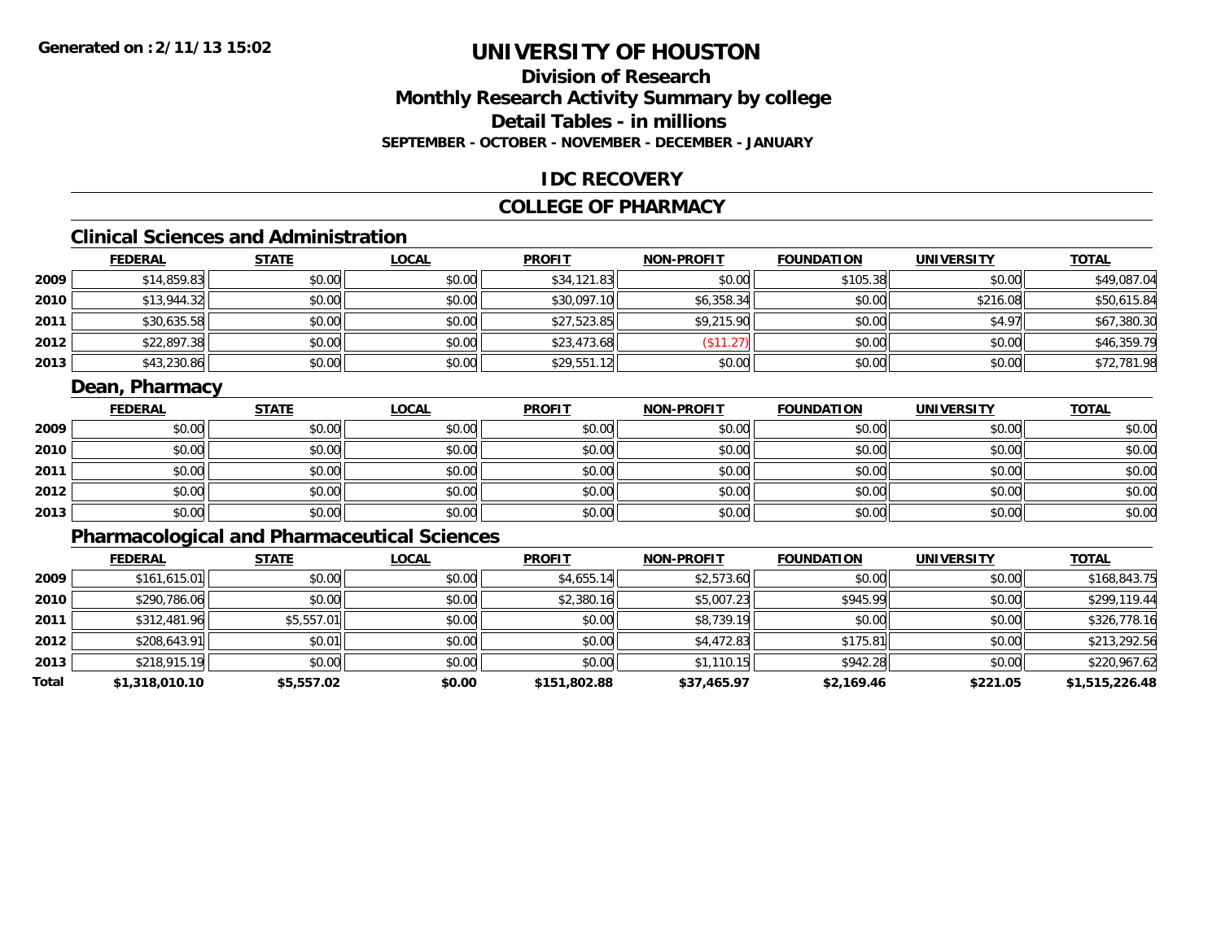**Generated on :2/11/13 15:02**

# UNIVERSITY OF HOUSTON

## Division of Research
## Monthly Research Activity Summary by college
## Detail Tables - in millions
### SEPTEMBER - OCTOBER - NOVEMBER - DECEMBER - JANUARY

## IDC RECOVERY

## COLLEGE OF PHARMACY

### Clinical Sciences and Administration

| | FEDERAL | STATE | LOCAL | PROFIT | NON-PROFIT | FOUNDATION | UNIVERSITY | TOTAL |
|---|---|---|---|---|---|---|---|---|
| 2009 | $14,859.83 | $0.00 | $0.00 | $34,121.83 | $0.00 | $105.38 | $0.00 | $49,087.04 |
| 2010 | $13,944.32 | $0.00 | $0.00 | $30,097.10 | $6,358.34 | $0.00 | $216.08 | $50,615.84 |
| 2011 | $30,635.58 | $0.00 | $0.00 | $27,523.85 | $9,215.90 | $0.00 | $4.97 | $67,380.30 |
| 2012 | $22,897.38 | $0.00 | $0.00 | $23,473.68 | ($11.27) | $0.00 | $0.00 | $46,359.79 |
| 2013 | $43,230.86 | $0.00 | $0.00 | $29,551.12 | $0.00 | $0.00 | $0.00 | $72,781.98 |

### Dean, Pharmacy

| | FEDERAL | STATE | LOCAL | PROFIT | NON-PROFIT | FOUNDATION | UNIVERSITY | TOTAL |
|---|---|---|---|---|---|---|---|---|
| 2009 | $0.00 | $0.00 | $0.00 | $0.00 | $0.00 | $0.00 | $0.00 | $0.00 |
| 2010 | $0.00 | $0.00 | $0.00 | $0.00 | $0.00 | $0.00 | $0.00 | $0.00 |
| 2011 | $0.00 | $0.00 | $0.00 | $0.00 | $0.00 | $0.00 | $0.00 | $0.00 |
| 2012 | $0.00 | $0.00 | $0.00 | $0.00 | $0.00 | $0.00 | $0.00 | $0.00 |
| 2013 | $0.00 | $0.00 | $0.00 | $0.00 | $0.00 | $0.00 | $0.00 | $0.00 |

### Pharmacological and Pharmaceutical Sciences

| | FEDERAL | STATE | LOCAL | PROFIT | NON-PROFIT | FOUNDATION | UNIVERSITY | TOTAL |
|---|---|---|---|---|---|---|---|---|
| 2009 | $161,615.01 | $0.00 | $0.00 | $4,655.14 | $2,573.60 | $0.00 | $0.00 | $168,843.75 |
| 2010 | $290,786.06 | $0.00 | $0.00 | $2,380.16 | $5,007.23 | $945.99 | $0.00 | $299,119.44 |
| 2011 | $312,481.96 | $5,557.01 | $0.00 | $0.00 | $8,739.19 | $0.00 | $0.00 | $326,778.16 |
| 2012 | $208,643.91 | $0.01 | $0.00 | $0.00 | $4,472.83 | $175.81 | $0.00 | $213,292.56 |
| 2013 | $218,915.19 | $0.00 | $0.00 | $0.00 | $1,110.15 | $942.28 | $0.00 | $220,967.62 |
| **Total** | **$1,318,010.10** | **$5,557.02** | **$0.00** | **$151,802.88** | **$37,465.97** | **$2,169.46** | **$221.05** | **$1,515,226.48** |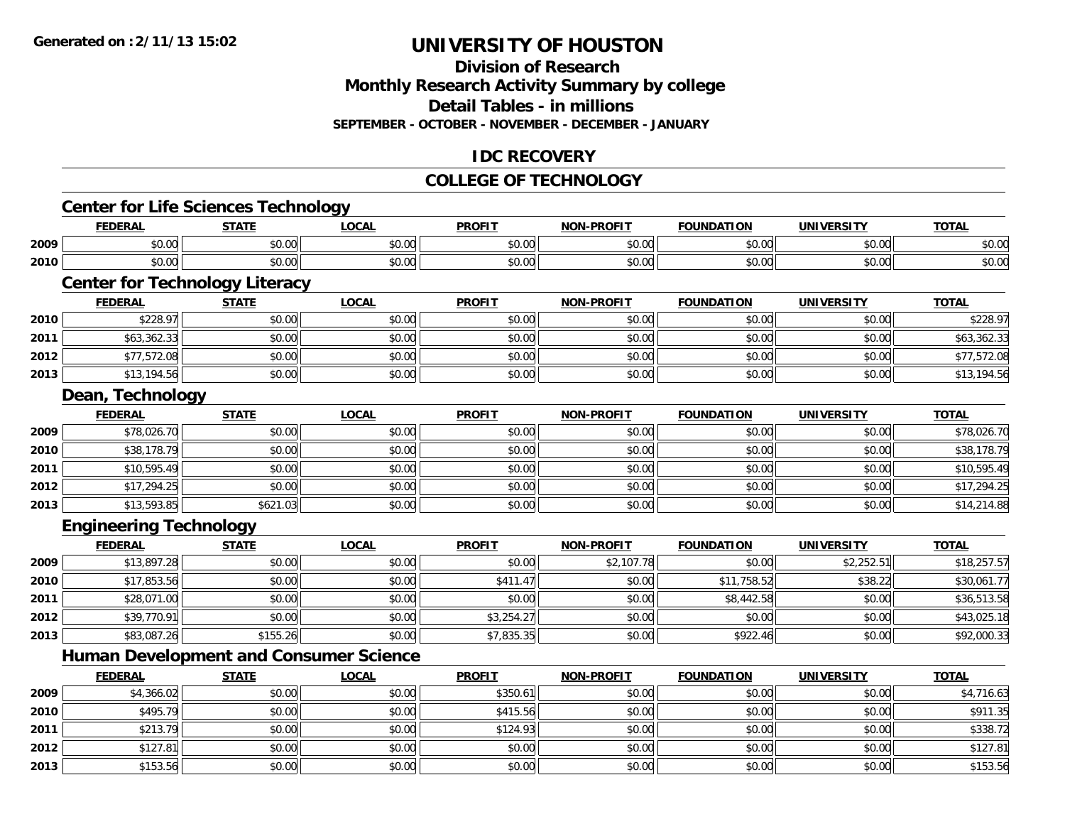Generated on :2/11/13 15:02

# UNIVERSITY OF HOUSTON

## Division of Research
## Monthly Research Activity Summary by college
## Detail Tables - in millions
### SEPTEMBER - OCTOBER - NOVEMBER - DECEMBER - JANUARY

## IDC RECOVERY

## COLLEGE OF TECHNOLOGY

### Center for Life Sciences Technology

| | FEDERAL | STATE | LOCAL | PROFIT | NON-PROFIT | FOUNDATION | UNIVERSITY | TOTAL |
|---|---|---|---|---|---|---|---|---|
| 2009 | $0.00 | $0.00 | $0.00 | $0.00 | $0.00 | $0.00 | $0.00 | $0.00 |
| 2010 | $0.00 | $0.00 | $0.00 | $0.00 | $0.00 | $0.00 | $0.00 | $0.00 |

### Center for Technology Literacy

| | FEDERAL | STATE | LOCAL | PROFIT | NON-PROFIT | FOUNDATION | UNIVERSITY | TOTAL |
|---|---|---|---|---|---|---|---|---|
| 2010 | $228.97 | $0.00 | $0.00 | $0.00 | $0.00 | $0.00 | $0.00 | $228.97 |
| 2011 | $63,362.33 | $0.00 | $0.00 | $0.00 | $0.00 | $0.00 | $0.00 | $63,362.33 |
| 2012 | $77,572.08 | $0.00 | $0.00 | $0.00 | $0.00 | $0.00 | $0.00 | $77,572.08 |
| 2013 | $13,194.56 | $0.00 | $0.00 | $0.00 | $0.00 | $0.00 | $0.00 | $13,194.56 |

### Dean, Technology

| | FEDERAL | STATE | LOCAL | PROFIT | NON-PROFIT | FOUNDATION | UNIVERSITY | TOTAL |
|---|---|---|---|---|---|---|---|---|
| 2009 | $78,026.70 | $0.00 | $0.00 | $0.00 | $0.00 | $0.00 | $0.00 | $78,026.70 |
| 2010 | $38,178.79 | $0.00 | $0.00 | $0.00 | $0.00 | $0.00 | $0.00 | $38,178.79 |
| 2011 | $10,595.49 | $0.00 | $0.00 | $0.00 | $0.00 | $0.00 | $0.00 | $10,595.49 |
| 2012 | $17,294.25 | $0.00 | $0.00 | $0.00 | $0.00 | $0.00 | $0.00 | $17,294.25 |
| 2013 | $13,593.85 | $621.03 | $0.00 | $0.00 | $0.00 | $0.00 | $0.00 | $14,214.88 |

### Engineering Technology

| | FEDERAL | STATE | LOCAL | PROFIT | NON-PROFIT | FOUNDATION | UNIVERSITY | TOTAL |
|---|---|---|---|---|---|---|---|---|
| 2009 | $13,897.28 | $0.00 | $0.00 | $0.00 | $2,107.78 | $0.00 | $2,252.51 | $18,257.57 |
| 2010 | $17,853.56 | $0.00 | $0.00 | $411.47 | $0.00 | $11,758.52 | $38.22 | $30,061.77 |
| 2011 | $28,071.00 | $0.00 | $0.00 | $0.00 | $0.00 | $8,442.58 | $0.00 | $36,513.58 |
| 2012 | $39,770.91 | $0.00 | $0.00 | $3,254.27 | $0.00 | $0.00 | $0.00 | $43,025.18 |
| 2013 | $83,087.26 | $155.26 | $0.00 | $7,835.35 | $0.00 | $922.46 | $0.00 | $92,000.33 |

### Human Development and Consumer Science

| | FEDERAL | STATE | LOCAL | PROFIT | NON-PROFIT | FOUNDATION | UNIVERSITY | TOTAL |
|---|---|---|---|---|---|---|---|---|
| 2009 | $4,366.02 | $0.00 | $0.00 | $350.61 | $0.00 | $0.00 | $0.00 | $4,716.63 |
| 2010 | $495.79 | $0.00 | $0.00 | $415.56 | $0.00 | $0.00 | $0.00 | $911.35 |
| 2011 | $213.79 | $0.00 | $0.00 | $124.93 | $0.00 | $0.00 | $0.00 | $338.72 |
| 2012 | $127.81 | $0.00 | $0.00 | $0.00 | $0.00 | $0.00 | $0.00 | $127.81 |
| 2013 | $153.56 | $0.00 | $0.00 | $0.00 | $0.00 | $0.00 | $0.00 | $153.56 |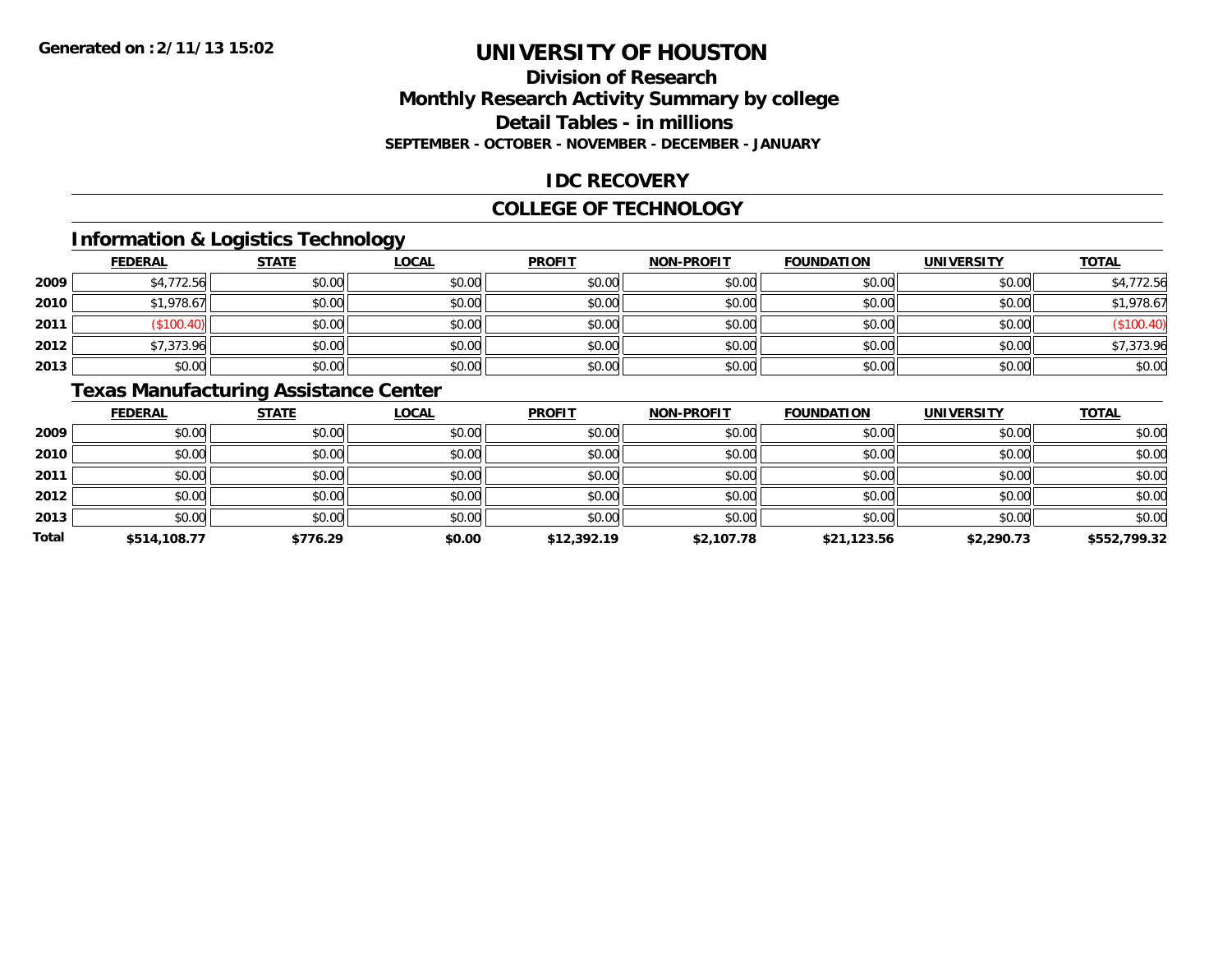# UNIVERSITY OF HOUSTON

## Division of Research
## Monthly Research Activity Summary by college
## Detail Tables - in millions
### SEPTEMBER - OCTOBER - NOVEMBER - DECEMBER - JANUARY

## IDC RECOVERY

## COLLEGE OF TECHNOLOGY

### Information & Logistics Technology

| | FEDERAL | STATE | LOCAL | PROFIT | NON-PROFIT | FOUNDATION | UNIVERSITY | TOTAL |
|---|---|---|---|---|---|---|---|---|
| 2009 | $4,772.56 | $0.00 | $0.00 | $0.00 | $0.00 | $0.00 | $0.00 | $4,772.56 |
| 2010 | $1,978.67 | $0.00 | $0.00 | $0.00 | $0.00 | $0.00 | $0.00 | $1,978.67 |
| 2011 | ($100.40) | $0.00 | $0.00 | $0.00 | $0.00 | $0.00 | $0.00 | ($100.40) |
| 2012 | $7,373.96 | $0.00 | $0.00 | $0.00 | $0.00 | $0.00 | $0.00 | $7,373.96 |
| 2013 | $0.00 | $0.00 | $0.00 | $0.00 | $0.00 | $0.00 | $0.00 | $0.00 |

### Texas Manufacturing Assistance Center

| | FEDERAL | STATE | LOCAL | PROFIT | NON-PROFIT | FOUNDATION | UNIVERSITY | TOTAL |
|---|---|---|---|---|---|---|---|---|
| 2009 | $0.00 | $0.00 | $0.00 | $0.00 | $0.00 | $0.00 | $0.00 | $0.00 |
| 2010 | $0.00 | $0.00 | $0.00 | $0.00 | $0.00 | $0.00 | $0.00 | $0.00 |
| 2011 | $0.00 | $0.00 | $0.00 | $0.00 | $0.00 | $0.00 | $0.00 | $0.00 |
| 2012 | $0.00 | $0.00 | $0.00 | $0.00 | $0.00 | $0.00 | $0.00 | $0.00 |
| 2013 | $0.00 | $0.00 | $0.00 | $0.00 | $0.00 | $0.00 | $0.00 | $0.00 |
| **Total** | **$514,108.77** | **$776.29** | **$0.00** | **$12,392.19** | **$2,107.78** | **$21,123.56** | **$2,290.73** | **$552,799.32** |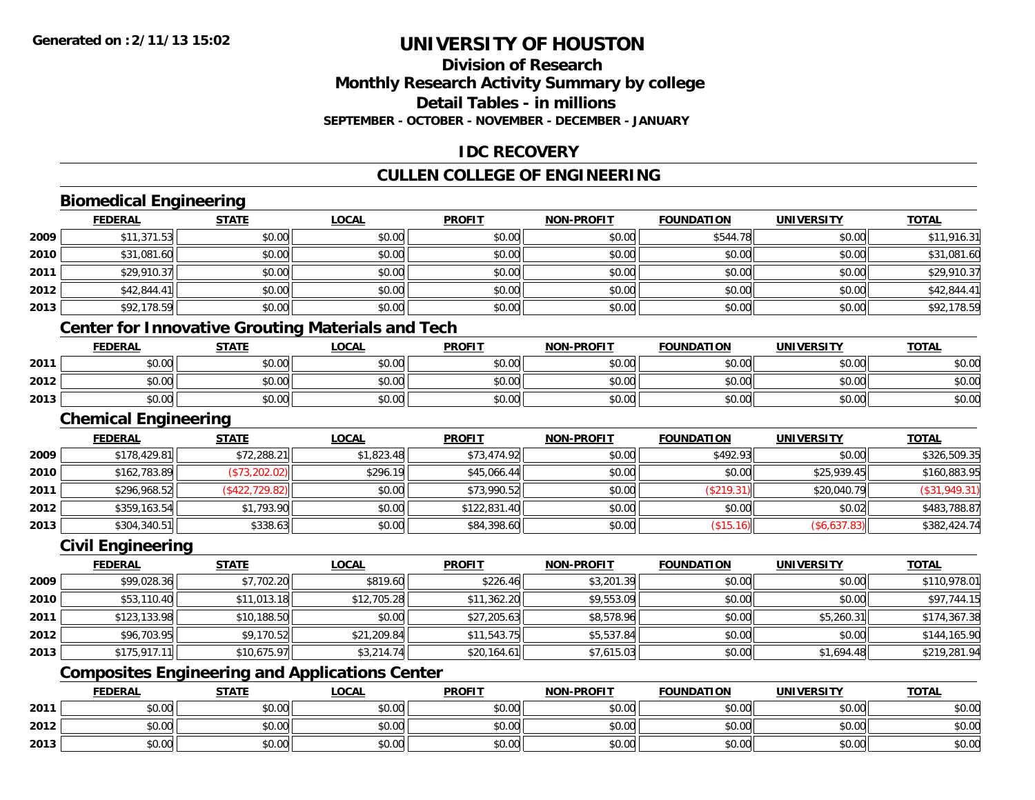# UNIVERSITY OF HOUSTON

## Division of Research
## Monthly Research Activity Summary by college
## Detail Tables - in millions
### SEPTEMBER - OCTOBER - NOVEMBER - DECEMBER - JANUARY

## IDC RECOVERY

## CULLEN COLLEGE OF ENGINEERING

### Biomedical Engineering

| | FEDERAL | STATE | LOCAL | PROFIT | NON-PROFIT | FOUNDATION | UNIVERSITY | TOTAL |
|---|---|---|---|---|---|---|---|---|
| 2009 | $11,371.53 | $0.00 | $0.00 | $0.00 | $0.00 | $544.78 | $0.00 | $11,916.31 |
| 2010 | $31,081.60 | $0.00 | $0.00 | $0.00 | $0.00 | $0.00 | $0.00 | $31,081.60 |
| 2011 | $29,910.37 | $0.00 | $0.00 | $0.00 | $0.00 | $0.00 | $0.00 | $29,910.37 |
| 2012 | $42,844.41 | $0.00 | $0.00 | $0.00 | $0.00 | $0.00 | $0.00 | $42,844.41 |
| 2013 | $92,178.59 | $0.00 | $0.00 | $0.00 | $0.00 | $0.00 | $0.00 | $92,178.59 |

### Center for Innovative Grouting Materials and Tech

| | FEDERAL | STATE | LOCAL | PROFIT | NON-PROFIT | FOUNDATION | UNIVERSITY | TOTAL |
|---|---|---|---|---|---|---|---|---|
| 2011 | $0.00 | $0.00 | $0.00 | $0.00 | $0.00 | $0.00 | $0.00 | $0.00 |
| 2012 | $0.00 | $0.00 | $0.00 | $0.00 | $0.00 | $0.00 | $0.00 | $0.00 |
| 2013 | $0.00 | $0.00 | $0.00 | $0.00 | $0.00 | $0.00 | $0.00 | $0.00 |

### Chemical Engineering

| | FEDERAL | STATE | LOCAL | PROFIT | NON-PROFIT | FOUNDATION | UNIVERSITY | TOTAL |
|---|---|---|---|---|---|---|---|---|
| 2009 | $178,429.81 | $72,288.21 | $1,823.48 | $73,474.92 | $0.00 | $492.93 | $0.00 | $326,509.35 |
| 2010 | $162,783.89 | ($73,202.02) | $296.19 | $45,066.44 | $0.00 | $0.00 | $25,939.45 | $160,883.95 |
| 2011 | $296,968.52 | ($422,729.82) | $0.00 | $73,990.52 | $0.00 | ($219.31) | $20,040.79 | ($31,949.31) |
| 2012 | $359,163.54 | $1,793.90 | $0.00 | $122,831.40 | $0.00 | $0.00 | $0.02 | $483,788.87 |
| 2013 | $304,340.51 | $338.63 | $0.00 | $84,398.60 | $0.00 | ($15.16) | ($6,637.83) | $382,424.74 |

### Civil Engineering

| | FEDERAL | STATE | LOCAL | PROFIT | NON-PROFIT | FOUNDATION | UNIVERSITY | TOTAL |
|---|---|---|---|---|---|---|---|---|
| 2009 | $99,028.36 | $7,702.20 | $819.60 | $226.46 | $3,201.39 | $0.00 | $0.00 | $110,978.01 |
| 2010 | $53,110.40 | $11,013.18 | $12,705.28 | $11,362.20 | $9,553.09 | $0.00 | $0.00 | $97,744.15 |
| 2011 | $123,133.98 | $10,188.50 | $0.00 | $27,205.63 | $8,578.96 | $0.00 | $5,260.31 | $174,367.38 |
| 2012 | $96,703.95 | $9,170.52 | $21,209.84 | $11,543.75 | $5,537.84 | $0.00 | $0.00 | $144,165.90 |
| 2013 | $175,917.11 | $10,675.97 | $3,214.74 | $20,164.61 | $7,615.03 | $0.00 | $1,694.48 | $219,281.94 |

### Composites Engineering and Applications Center

| | FEDERAL | STATE | LOCAL | PROFIT | NON-PROFIT | FOUNDATION | UNIVERSITY | TOTAL |
|---|---|---|---|---|---|---|---|---|
| 2011 | $0.00 | $0.00 | $0.00 | $0.00 | $0.00 | $0.00 | $0.00 | $0.00 |
| 2012 | $0.00 | $0.00 | $0.00 | $0.00 | $0.00 | $0.00 | $0.00 | $0.00 |
| 2013 | $0.00 | $0.00 | $0.00 | $0.00 | $0.00 | $0.00 | $0.00 | $0.00 |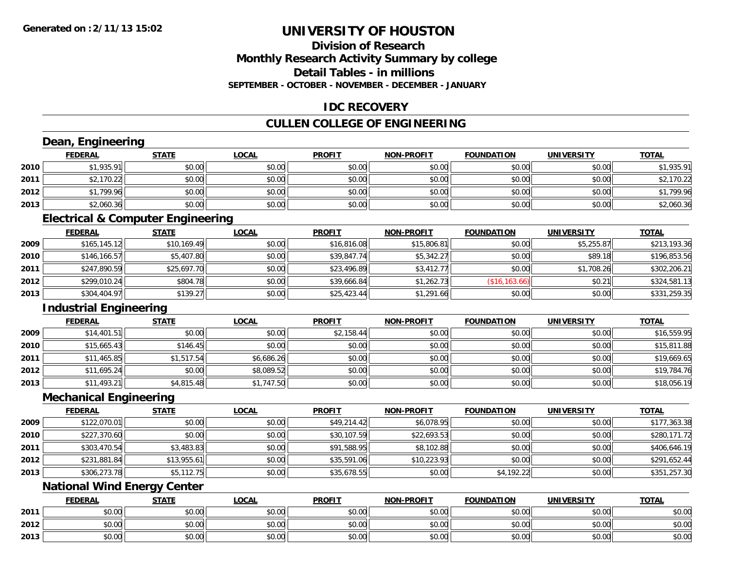# UNIVERSITY OF HOUSTON

## Division of Research

## Monthly Research Activity Summary by college

## Detail Tables - in millions

**SEPTEMBER - OCTOBER - NOVEMBER - DECEMBER - JANUARY**

## IDC RECOVERY

## CULLEN COLLEGE OF ENGINEERING

### Dean, Engineering

| | FEDERAL | STATE | LOCAL | PROFIT | NON-PROFIT | FOUNDATION | UNIVERSITY | TOTAL |
|---|---|---|---|---|---|---|---|---|
| 2010 | $1,935.91 | $0.00 | $0.00 | $0.00 | $0.00 | $0.00 | $0.00 | $1,935.91 |
| 2011 | $2,170.22 | $0.00 | $0.00 | $0.00 | $0.00 | $0.00 | $0.00 | $2,170.22 |
| 2012 | $1,799.96 | $0.00 | $0.00 | $0.00 | $0.00 | $0.00 | $0.00 | $1,799.96 |
| 2013 | $2,060.36 | $0.00 | $0.00 | $0.00 | $0.00 | $0.00 | $0.00 | $2,060.36 |

### Electrical & Computer Engineering

| | FEDERAL | STATE | LOCAL | PROFIT | NON-PROFIT | FOUNDATION | UNIVERSITY | TOTAL |
|---|---|---|---|---|---|---|---|---|
| 2009 | $165,145.12 | $10,169.49 | $0.00 | $16,816.08 | $15,806.81 | $0.00 | $5,255.87 | $213,193.36 |
| 2010 | $146,166.57 | $5,407.80 | $0.00 | $39,847.74 | $5,342.27 | $0.00 | $89.18 | $196,853.56 |
| 2011 | $247,890.59 | $25,697.70 | $0.00 | $23,496.89 | $3,412.77 | $0.00 | $1,708.26 | $302,206.21 |
| 2012 | $299,010.24 | $804.78 | $0.00 | $39,666.84 | $1,262.73 | ($16,163.66) | $0.21 | $324,581.13 |
| 2013 | $304,404.97 | $139.27 | $0.00 | $25,423.44 | $1,291.66 | $0.00 | $0.00 | $331,259.35 |

### Industrial Engineering

| | FEDERAL | STATE | LOCAL | PROFIT | NON-PROFIT | FOUNDATION | UNIVERSITY | TOTAL |
|---|---|---|---|---|---|---|---|---|
| 2009 | $14,401.51 | $0.00 | $0.00 | $2,158.44 | $0.00 | $0.00 | $0.00 | $16,559.95 |
| 2010 | $15,665.43 | $146.45 | $0.00 | $0.00 | $0.00 | $0.00 | $0.00 | $15,811.88 |
| 2011 | $11,465.85 | $1,517.54 | $6,686.26 | $0.00 | $0.00 | $0.00 | $0.00 | $19,669.65 |
| 2012 | $11,695.24 | $0.00 | $8,089.52 | $0.00 | $0.00 | $0.00 | $0.00 | $19,784.76 |
| 2013 | $11,493.21 | $4,815.48 | $1,747.50 | $0.00 | $0.00 | $0.00 | $0.00 | $18,056.19 |

### Mechanical Engineering

| | FEDERAL | STATE | LOCAL | PROFIT | NON-PROFIT | FOUNDATION | UNIVERSITY | TOTAL |
|---|---|---|---|---|---|---|---|---|
| 2009 | $122,070.01 | $0.00 | $0.00 | $49,214.42 | $6,078.95 | $0.00 | $0.00 | $177,363.38 |
| 2010 | $227,370.60 | $0.00 | $0.00 | $30,107.59 | $22,693.53 | $0.00 | $0.00 | $280,171.72 |
| 2011 | $303,470.54 | $3,483.83 | $0.00 | $91,588.95 | $8,102.88 | $0.00 | $0.00 | $406,646.19 |
| 2012 | $231,881.84 | $13,955.61 | $0.00 | $35,591.06 | $10,223.93 | $0.00 | $0.00 | $291,652.44 |
| 2013 | $306,273.78 | $5,112.75 | $0.00 | $35,678.55 | $0.00 | $4,192.22 | $0.00 | $351,257.30 |

### National Wind Energy Center

| | FEDERAL | STATE | LOCAL | PROFIT | NON-PROFIT | FOUNDATION | UNIVERSITY | TOTAL |
|---|---|---|---|---|---|---|---|---|
| 2011 | $0.00 | $0.00 | $0.00 | $0.00 | $0.00 | $0.00 | $0.00 | $0.00 |
| 2012 | $0.00 | $0.00 | $0.00 | $0.00 | $0.00 | $0.00 | $0.00 | $0.00 |
| 2013 | $0.00 | $0.00 | $0.00 | $0.00 | $0.00 | $0.00 | $0.00 | $0.00 |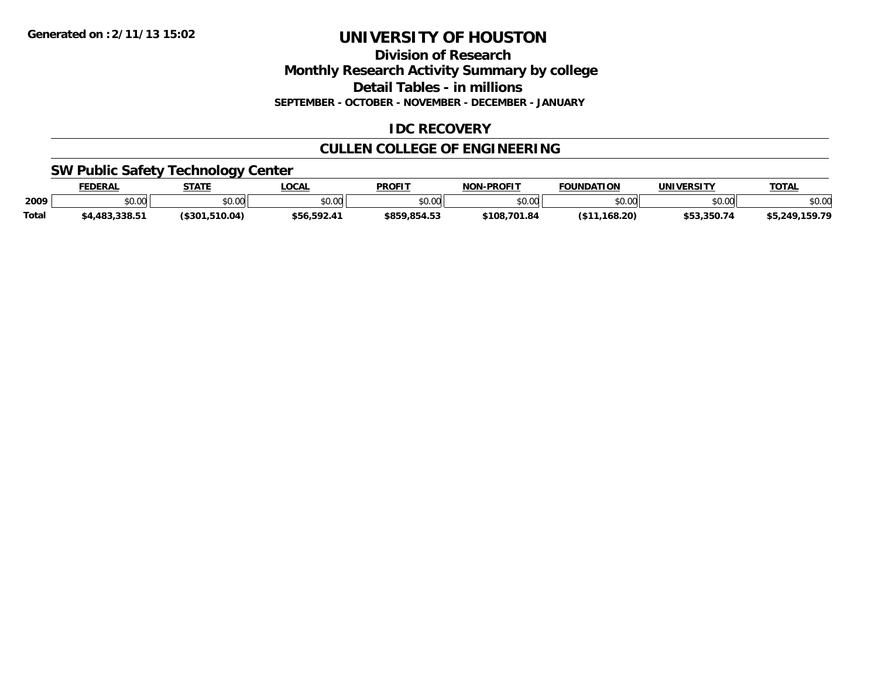Generated on :2/11/13 15:02

# UNIVERSITY OF HOUSTON

## Division of Research
## Monthly Research Activity Summary by college
## Detail Tables - in millions
### SEPTEMBER - OCTOBER - NOVEMBER - DECEMBER - JANUARY

## IDC RECOVERY

## CULLEN COLLEGE OF ENGINEERING

### SW Public Safety Technology Center

| | FEDERAL | STATE | LOCAL | PROFIT | NON-PROFIT | FOUNDATION | UNIVERSITY | TOTAL |
|---|---|---|---|---|---|---|---|---|
| 2009 | $0.00 | $0.00 | $0.00 | $0.00 | $0.00 | $0.00 | $0.00 | $0.00 |
| Total | $4,483,338.51 | ($301,510.04) | $56,592.41 | $859,854.53 | $108,701.84 | ($11,168.20) | $53,350.74 | $5,249,159.79 |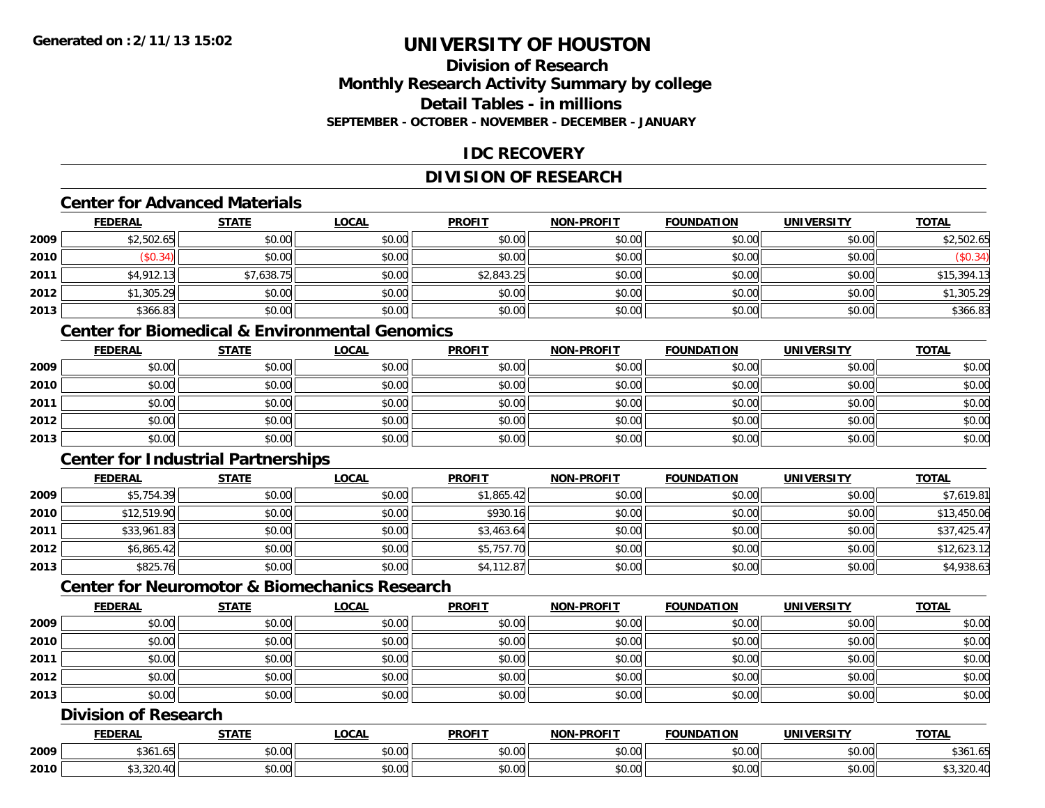# UNIVERSITY OF HOUSTON

## Division of Research
## Monthly Research Activity Summary by college
## Detail Tables - in millions
### SEPTEMBER - OCTOBER - NOVEMBER - DECEMBER - JANUARY

## IDC RECOVERY

## DIVISION OF RESEARCH

### Center for Advanced Materials

| | FEDERAL | STATE | LOCAL | PROFIT | NON-PROFIT | FOUNDATION | UNIVERSITY | TOTAL |
|---|---|---|---|---|---|---|---|---|
| 2009 | $2,502.65 | $0.00 | $0.00 | $0.00 | $0.00 | $0.00 | $0.00 | $2,502.65 |
| 2010 | ($0.34) | $0.00 | $0.00 | $0.00 | $0.00 | $0.00 | $0.00 | ($0.34) |
| 2011 | $4,912.13 | $7,638.75 | $0.00 | $2,843.25 | $0.00 | $0.00 | $0.00 | $15,394.13 |
| 2012 | $1,305.29 | $0.00 | $0.00 | $0.00 | $0.00 | $0.00 | $0.00 | $1,305.29 |
| 2013 | $366.83 | $0.00 | $0.00 | $0.00 | $0.00 | $0.00 | $0.00 | $366.83 |

### Center for Biomedical & Environmental Genomics

| | FEDERAL | STATE | LOCAL | PROFIT | NON-PROFIT | FOUNDATION | UNIVERSITY | TOTAL |
|---|---|---|---|---|---|---|---|---|
| 2009 | $0.00 | $0.00 | $0.00 | $0.00 | $0.00 | $0.00 | $0.00 | $0.00 |
| 2010 | $0.00 | $0.00 | $0.00 | $0.00 | $0.00 | $0.00 | $0.00 | $0.00 |
| 2011 | $0.00 | $0.00 | $0.00 | $0.00 | $0.00 | $0.00 | $0.00 | $0.00 |
| 2012 | $0.00 | $0.00 | $0.00 | $0.00 | $0.00 | $0.00 | $0.00 | $0.00 |
| 2013 | $0.00 | $0.00 | $0.00 | $0.00 | $0.00 | $0.00 | $0.00 | $0.00 |

### Center for Industrial Partnerships

| | FEDERAL | STATE | LOCAL | PROFIT | NON-PROFIT | FOUNDATION | UNIVERSITY | TOTAL |
|---|---|---|---|---|---|---|---|---|
| 2009 | $5,754.39 | $0.00 | $0.00 | $1,865.42 | $0.00 | $0.00 | $0.00 | $7,619.81 |
| 2010 | $12,519.90 | $0.00 | $0.00 | $930.16 | $0.00 | $0.00 | $0.00 | $13,450.06 |
| 2011 | $33,961.83 | $0.00 | $0.00 | $3,463.64 | $0.00 | $0.00 | $0.00 | $37,425.47 |
| 2012 | $6,865.42 | $0.00 | $0.00 | $5,757.70 | $0.00 | $0.00 | $0.00 | $12,623.12 |
| 2013 | $825.76 | $0.00 | $0.00 | $4,112.87 | $0.00 | $0.00 | $0.00 | $4,938.63 |

### Center for Neuromotor & Biomechanics Research

| | FEDERAL | STATE | LOCAL | PROFIT | NON-PROFIT | FOUNDATION | UNIVERSITY | TOTAL |
|---|---|---|---|---|---|---|---|---|
| 2009 | $0.00 | $0.00 | $0.00 | $0.00 | $0.00 | $0.00 | $0.00 | $0.00 |
| 2010 | $0.00 | $0.00 | $0.00 | $0.00 | $0.00 | $0.00 | $0.00 | $0.00 |
| 2011 | $0.00 | $0.00 | $0.00 | $0.00 | $0.00 | $0.00 | $0.00 | $0.00 |
| 2012 | $0.00 | $0.00 | $0.00 | $0.00 | $0.00 | $0.00 | $0.00 | $0.00 |
| 2013 | $0.00 | $0.00 | $0.00 | $0.00 | $0.00 | $0.00 | $0.00 | $0.00 |

### Division of Research

| | FEDERAL | STATE | LOCAL | PROFIT | NON-PROFIT | FOUNDATION | UNIVERSITY | TOTAL |
|---|---|---|---|---|---|---|---|---|
| 2009 | $361.65 | $0.00 | $0.00 | $0.00 | $0.00 | $0.00 | $0.00 | $361.65 |
| 2010 | $3,320.40 | $0.00 | $0.00 | $0.00 | $0.00 | $0.00 | $0.00 | $3,320.40 |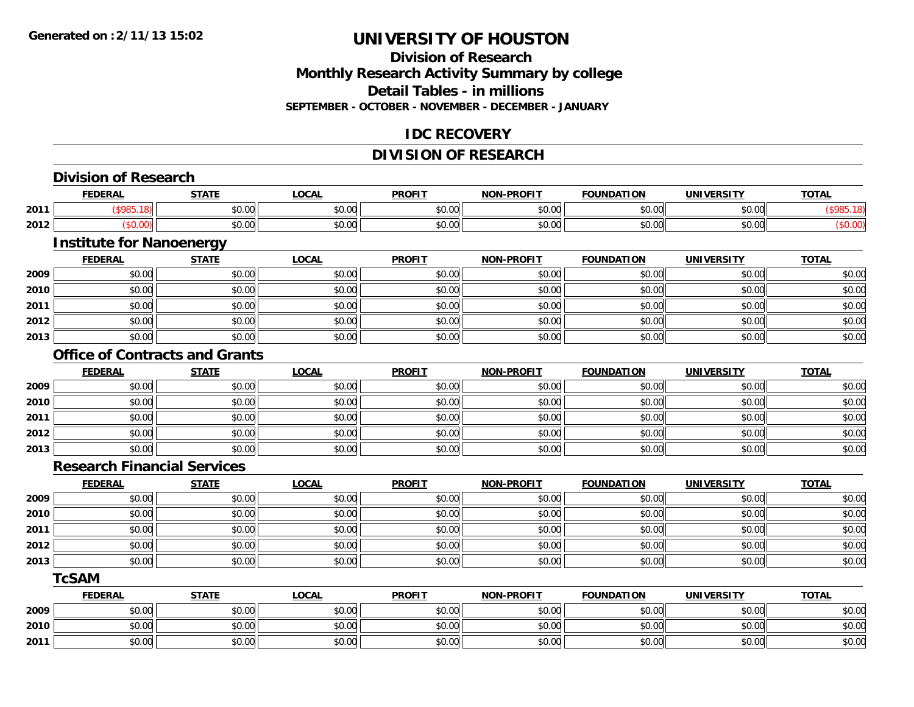# UNIVERSITY OF HOUSTON

## Division of Research
## Monthly Research Activity Summary by college
## Detail Tables - in millions
### SEPTEMBER - OCTOBER - NOVEMBER - DECEMBER - JANUARY

## IDC RECOVERY

## DIVISION OF RESEARCH

### Division of Research

| | FEDERAL | STATE | LOCAL | PROFIT | NON-PROFIT | FOUNDATION | UNIVERSITY | TOTAL |
|---|---|---|---|---|---|---|---|---|
| 2011 | ($985.18) | $0.00 | $0.00 | $0.00 | $0.00 | $0.00 | $0.00 | ($985.18) |
| 2012 | ($0.00) | $0.00 | $0.00 | $0.00 | $0.00 | $0.00 | $0.00 | ($0.00) |

### Institute for Nanoenergy

| | FEDERAL | STATE | LOCAL | PROFIT | NON-PROFIT | FOUNDATION | UNIVERSITY | TOTAL |
|---|---|---|---|---|---|---|---|---|
| 2009 | $0.00 | $0.00 | $0.00 | $0.00 | $0.00 | $0.00 | $0.00 | $0.00 |
| 2010 | $0.00 | $0.00 | $0.00 | $0.00 | $0.00 | $0.00 | $0.00 | $0.00 |
| 2011 | $0.00 | $0.00 | $0.00 | $0.00 | $0.00 | $0.00 | $0.00 | $0.00 |
| 2012 | $0.00 | $0.00 | $0.00 | $0.00 | $0.00 | $0.00 | $0.00 | $0.00 |
| 2013 | $0.00 | $0.00 | $0.00 | $0.00 | $0.00 | $0.00 | $0.00 | $0.00 |

### Office of Contracts and Grants

| | FEDERAL | STATE | LOCAL | PROFIT | NON-PROFIT | FOUNDATION | UNIVERSITY | TOTAL |
|---|---|---|---|---|---|---|---|---|
| 2009 | $0.00 | $0.00 | $0.00 | $0.00 | $0.00 | $0.00 | $0.00 | $0.00 |
| 2010 | $0.00 | $0.00 | $0.00 | $0.00 | $0.00 | $0.00 | $0.00 | $0.00 |
| 2011 | $0.00 | $0.00 | $0.00 | $0.00 | $0.00 | $0.00 | $0.00 | $0.00 |
| 2012 | $0.00 | $0.00 | $0.00 | $0.00 | $0.00 | $0.00 | $0.00 | $0.00 |
| 2013 | $0.00 | $0.00 | $0.00 | $0.00 | $0.00 | $0.00 | $0.00 | $0.00 |

### Research Financial Services

| | FEDERAL | STATE | LOCAL | PROFIT | NON-PROFIT | FOUNDATION | UNIVERSITY | TOTAL |
|---|---|---|---|---|---|---|---|---|
| 2009 | $0.00 | $0.00 | $0.00 | $0.00 | $0.00 | $0.00 | $0.00 | $0.00 |
| 2010 | $0.00 | $0.00 | $0.00 | $0.00 | $0.00 | $0.00 | $0.00 | $0.00 |
| 2011 | $0.00 | $0.00 | $0.00 | $0.00 | $0.00 | $0.00 | $0.00 | $0.00 |
| 2012 | $0.00 | $0.00 | $0.00 | $0.00 | $0.00 | $0.00 | $0.00 | $0.00 |
| 2013 | $0.00 | $0.00 | $0.00 | $0.00 | $0.00 | $0.00 | $0.00 | $0.00 |

### TcSAM

| | FEDERAL | STATE | LOCAL | PROFIT | NON-PROFIT | FOUNDATION | UNIVERSITY | TOTAL |
|---|---|---|---|---|---|---|---|---|
| 2009 | $0.00 | $0.00 | $0.00 | $0.00 | $0.00 | $0.00 | $0.00 | $0.00 |
| 2010 | $0.00 | $0.00 | $0.00 | $0.00 | $0.00 | $0.00 | $0.00 | $0.00 |
| 2011 | $0.00 | $0.00 | $0.00 | $0.00 | $0.00 | $0.00 | $0.00 | $0.00 |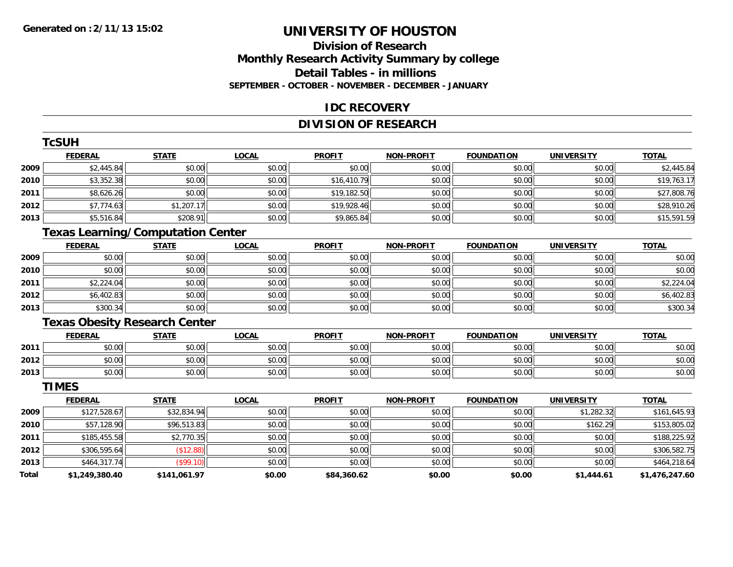# UNIVERSITY OF HOUSTON

## Division of Research
## Monthly Research Activity Summary by college
## Detail Tables - in millions
### SEPTEMBER - OCTOBER - NOVEMBER - DECEMBER - JANUARY

## IDC RECOVERY

## DIVISION OF RESEARCH

### TcSUH

| | FEDERAL | STATE | LOCAL | PROFIT | NON-PROFIT | FOUNDATION | UNIVERSITY | TOTAL |
|---|---|---|---|---|---|---|---|---|
| 2009 | $2,445.84 | $0.00 | $0.00 | $0.00 | $0.00 | $0.00 | $0.00 | $2,445.84 |
| 2010 | $3,352.38 | $0.00 | $0.00 | $16,410.79 | $0.00 | $0.00 | $0.00 | $19,763.17 |
| 2011 | $8,626.26 | $0.00 | $0.00 | $19,182.50 | $0.00 | $0.00 | $0.00 | $27,808.76 |
| 2012 | $7,774.63 | $1,207.17 | $0.00 | $19,928.46 | $0.00 | $0.00 | $0.00 | $28,910.26 |
| 2013 | $5,516.84 | $208.91 | $0.00 | $9,865.84 | $0.00 | $0.00 | $0.00 | $15,591.59 |

### Texas Learning/Computation Center

| | FEDERAL | STATE | LOCAL | PROFIT | NON-PROFIT | FOUNDATION | UNIVERSITY | TOTAL |
|---|---|---|---|---|---|---|---|---|
| 2009 | $0.00 | $0.00 | $0.00 | $0.00 | $0.00 | $0.00 | $0.00 | $0.00 |
| 2010 | $0.00 | $0.00 | $0.00 | $0.00 | $0.00 | $0.00 | $0.00 | $0.00 |
| 2011 | $2,224.04 | $0.00 | $0.00 | $0.00 | $0.00 | $0.00 | $0.00 | $2,224.04 |
| 2012 | $6,402.83 | $0.00 | $0.00 | $0.00 | $0.00 | $0.00 | $0.00 | $6,402.83 |
| 2013 | $300.34 | $0.00 | $0.00 | $0.00 | $0.00 | $0.00 | $0.00 | $300.34 |

### Texas Obesity Research Center

| | FEDERAL | STATE | LOCAL | PROFIT | NON-PROFIT | FOUNDATION | UNIVERSITY | TOTAL |
|---|---|---|---|---|---|---|---|---|
| 2011 | $0.00 | $0.00 | $0.00 | $0.00 | $0.00 | $0.00 | $0.00 | $0.00 |
| 2012 | $0.00 | $0.00 | $0.00 | $0.00 | $0.00 | $0.00 | $0.00 | $0.00 |
| 2013 | $0.00 | $0.00 | $0.00 | $0.00 | $0.00 | $0.00 | $0.00 | $0.00 |

### TIMES

| | FEDERAL | STATE | LOCAL | PROFIT | NON-PROFIT | FOUNDATION | UNIVERSITY | TOTAL |
|---|---|---|---|---|---|---|---|---|
| 2009 | $127,528.67 | $32,834.94 | $0.00 | $0.00 | $0.00 | $0.00 | $1,282.32 | $161,645.93 |
| 2010 | $57,128.90 | $96,513.83 | $0.00 | $0.00 | $0.00 | $0.00 | $162.29 | $153,805.02 |
| 2011 | $185,455.58 | $2,770.35 | $0.00 | $0.00 | $0.00 | $0.00 | $0.00 | $188,225.92 |
| 2012 | $306,595.64 | ($12.88) | $0.00 | $0.00 | $0.00 | $0.00 | $0.00 | $306,582.75 |
| 2013 | $464,317.74 | ($99.10) | $0.00 | $0.00 | $0.00 | $0.00 | $0.00 | $464,218.64 |
| **Total** | **$1,249,380.40** | **$141,061.97** | **$0.00** | **$84,360.62** | **$0.00** | **$0.00** | **$1,444.61** | **$1,476,247.60** |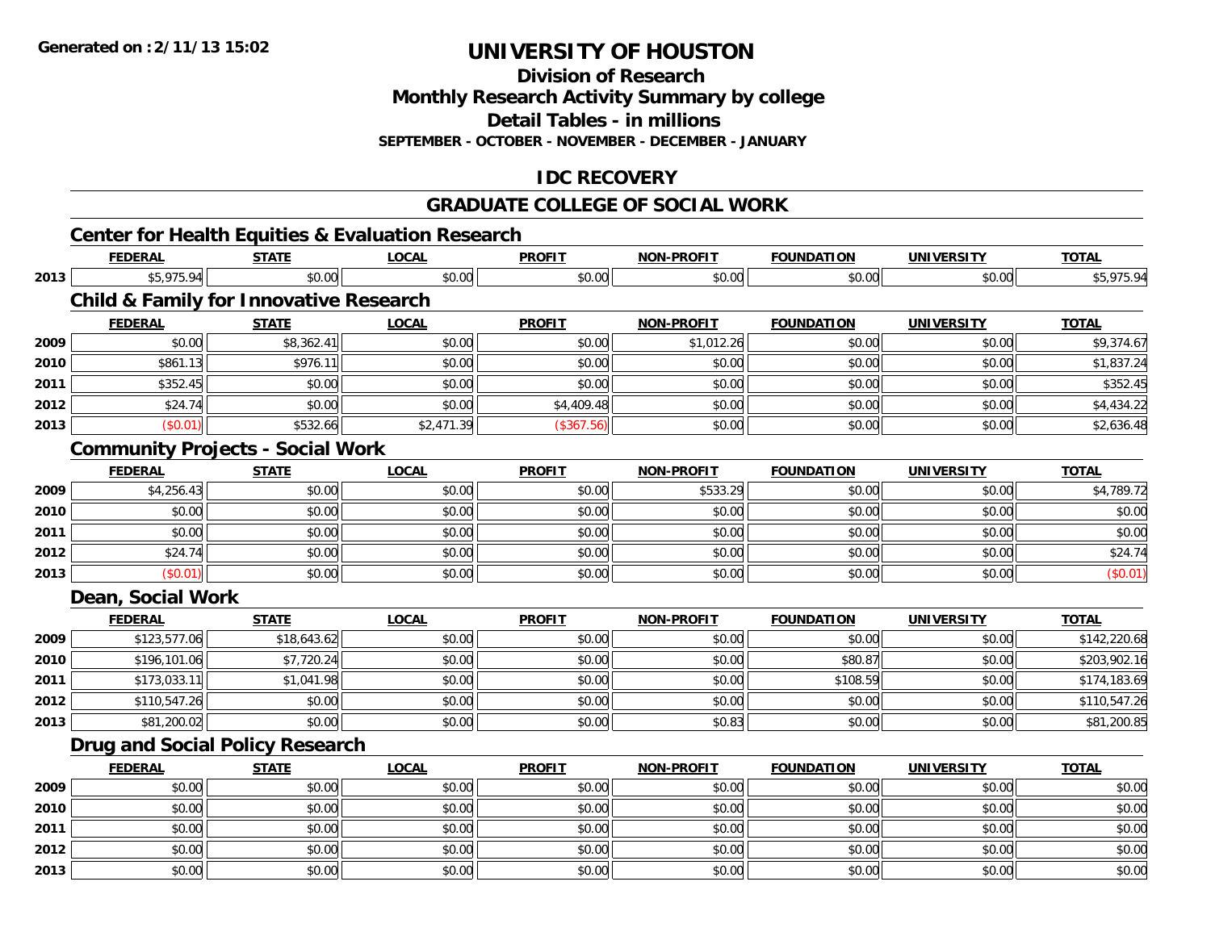Generated on :2/11/13 15:02

# UNIVERSITY OF HOUSTON

## Division of Research
## Monthly Research Activity Summary by college
## Detail Tables - in millions
### SEPTEMBER - OCTOBER - NOVEMBER - DECEMBER - JANUARY

## IDC RECOVERY

## GRADUATE COLLEGE OF SOCIAL WORK

### Center for Health Equities & Evaluation Research

| | FEDERAL | STATE | LOCAL | PROFIT | NON-PROFIT | FOUNDATION | UNIVERSITY | TOTAL |
|---|---|---|---|---|---|---|---|---|
| 2013 | $5,975.94 | $0.00 | $0.00 | $0.00 | $0.00 | $0.00 | $0.00 | $5,975.94 |

### Child & Family for Innovative Research

| | FEDERAL | STATE | LOCAL | PROFIT | NON-PROFIT | FOUNDATION | UNIVERSITY | TOTAL |
|---|---|---|---|---|---|---|---|---|
| 2009 | $0.00 | $8,362.41 | $0.00 | $0.00 | $1,012.26 | $0.00 | $0.00 | $9,374.67 |
| 2010 | $861.13 | $976.11 | $0.00 | $0.00 | $0.00 | $0.00 | $0.00 | $1,837.24 |
| 2011 | $352.45 | $0.00 | $0.00 | $0.00 | $0.00 | $0.00 | $0.00 | $352.45 |
| 2012 | $24.74 | $0.00 | $0.00 | $4,409.48 | $0.00 | $0.00 | $0.00 | $4,434.22 |
| 2013 | ($0.01) | $532.66 | $2,471.39 | ($367.56) | $0.00 | $0.00 | $0.00 | $2,636.48 |

### Community Projects - Social Work

| | FEDERAL | STATE | LOCAL | PROFIT | NON-PROFIT | FOUNDATION | UNIVERSITY | TOTAL |
|---|---|---|---|---|---|---|---|---|
| 2009 | $4,256.43 | $0.00 | $0.00 | $0.00 | $533.29 | $0.00 | $0.00 | $4,789.72 |
| 2010 | $0.00 | $0.00 | $0.00 | $0.00 | $0.00 | $0.00 | $0.00 | $0.00 |
| 2011 | $0.00 | $0.00 | $0.00 | $0.00 | $0.00 | $0.00 | $0.00 | $0.00 |
| 2012 | $24.74 | $0.00 | $0.00 | $0.00 | $0.00 | $0.00 | $0.00 | $24.74 |
| 2013 | ($0.01) | $0.00 | $0.00 | $0.00 | $0.00 | $0.00 | $0.00 | ($0.01) |

### Dean, Social Work

| | FEDERAL | STATE | LOCAL | PROFIT | NON-PROFIT | FOUNDATION | UNIVERSITY | TOTAL |
|---|---|---|---|---|---|---|---|---|
| 2009 | $123,577.06 | $18,643.62 | $0.00 | $0.00 | $0.00 | $0.00 | $0.00 | $142,220.68 |
| 2010 | $196,101.06 | $7,720.24 | $0.00 | $0.00 | $0.00 | $80.87 | $0.00 | $203,902.16 |
| 2011 | $173,033.11 | $1,041.98 | $0.00 | $0.00 | $0.00 | $108.59 | $0.00 | $174,183.69 |
| 2012 | $110,547.26 | $0.00 | $0.00 | $0.00 | $0.00 | $0.00 | $0.00 | $110,547.26 |
| 2013 | $81,200.02 | $0.00 | $0.00 | $0.00 | $0.83 | $0.00 | $0.00 | $81,200.85 |

### Drug and Social Policy Research

| | FEDERAL | STATE | LOCAL | PROFIT | NON-PROFIT | FOUNDATION | UNIVERSITY | TOTAL |
|---|---|---|---|---|---|---|---|---|
| 2009 | $0.00 | $0.00 | $0.00 | $0.00 | $0.00 | $0.00 | $0.00 | $0.00 |
| 2010 | $0.00 | $0.00 | $0.00 | $0.00 | $0.00 | $0.00 | $0.00 | $0.00 |
| 2011 | $0.00 | $0.00 | $0.00 | $0.00 | $0.00 | $0.00 | $0.00 | $0.00 |
| 2012 | $0.00 | $0.00 | $0.00 | $0.00 | $0.00 | $0.00 | $0.00 | $0.00 |
| 2013 | $0.00 | $0.00 | $0.00 | $0.00 | $0.00 | $0.00 | $0.00 | $0.00 |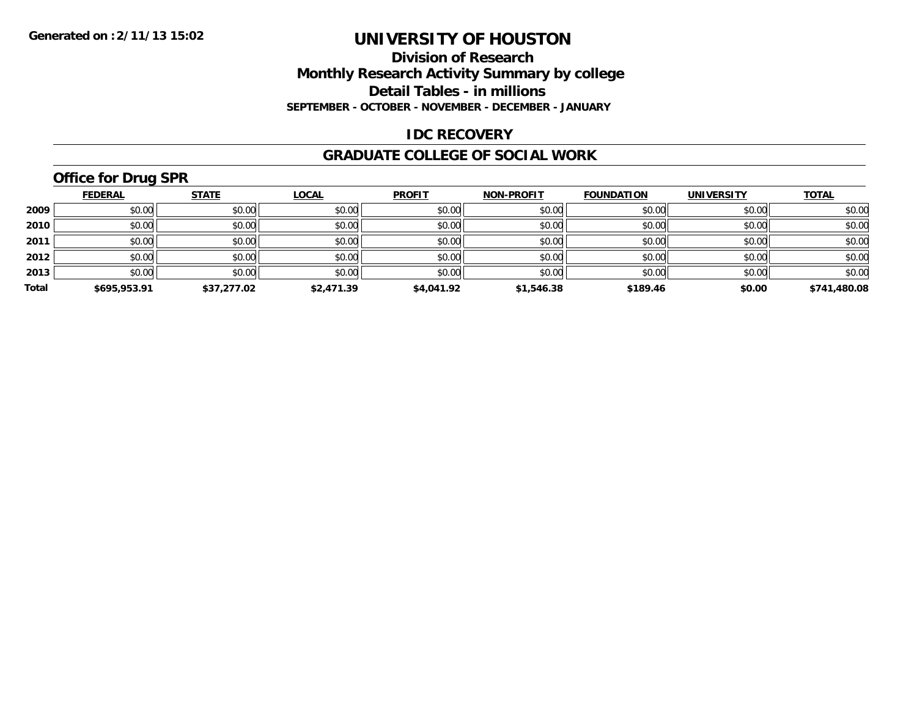Generated on :2/11/13 15:02

# UNIVERSITY OF HOUSTON

## Division of Research
## Monthly Research Activity Summary by college
## Detail Tables - in millions

**SEPTEMBER - OCTOBER - NOVEMBER - DECEMBER - JANUARY**

## IDC RECOVERY

## GRADUATE COLLEGE OF SOCIAL WORK

### Office for Drug SPR

| | FEDERAL | STATE | LOCAL | PROFIT | NON-PROFIT | FOUNDATION | UNIVERSITY | TOTAL |
|---|---|---|---|---|---|---|---|---|
| 2009 | $0.00 | $0.00 | $0.00 | $0.00 | $0.00 | $0.00 | $0.00 | $0.00 |
| 2010 | $0.00 | $0.00 | $0.00 | $0.00 | $0.00 | $0.00 | $0.00 | $0.00 |
| 2011 | $0.00 | $0.00 | $0.00 | $0.00 | $0.00 | $0.00 | $0.00 | $0.00 |
| 2012 | $0.00 | $0.00 | $0.00 | $0.00 | $0.00 | $0.00 | $0.00 | $0.00 |
| 2013 | $0.00 | $0.00 | $0.00 | $0.00 | $0.00 | $0.00 | $0.00 | $0.00 |
| **Total** | **$695,953.91** | **$37,277.02** | **$2,471.39** | **$4,041.92** | **$1,546.38** | **$189.46** | **$0.00** | **$741,480.08** |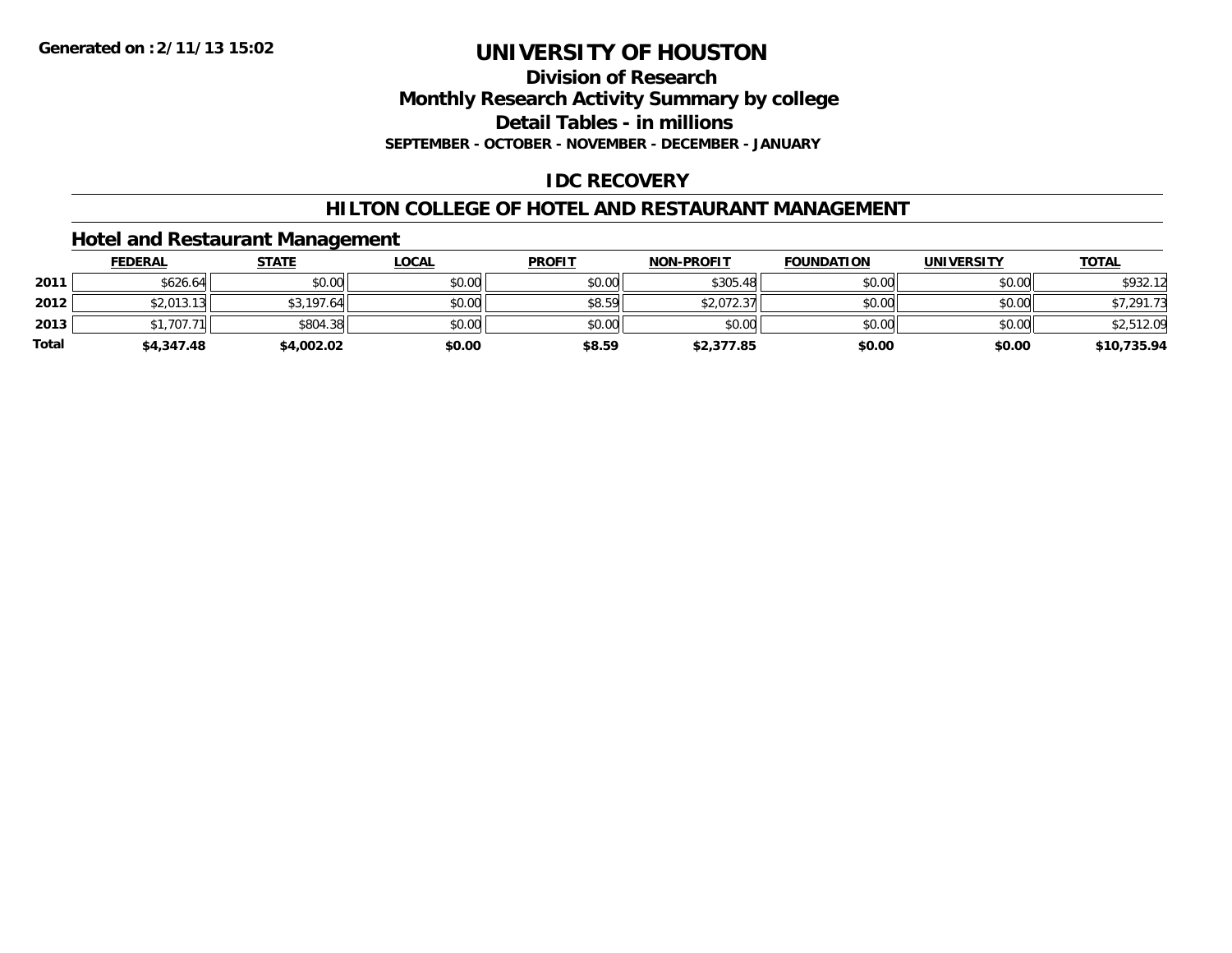# UNIVERSITY OF HOUSTON

## Division of Research
## Monthly Research Activity Summary by college
## Detail Tables - in millions
**SEPTEMBER - OCTOBER - NOVEMBER - DECEMBER - JANUARY**

**Generated on :2/11/13 15:02**

## IDC RECOVERY

## HILTON COLLEGE OF HOTEL AND RESTAURANT MANAGEMENT

### Hotel and Restaurant Management

| | FEDERAL | STATE | LOCAL | PROFIT | NON-PROFIT | FOUNDATION | UNIVERSITY | TOTAL |
|---|---|---|---|---|---|---|---|---|
| 2011 | $626.64 | $0.00 | $0.00 | $0.00 | $305.48 | $0.00 | $0.00 | $932.12 |
| 2012 | $2,013.13 | $3,197.64 | $0.00 | $8.59 | $2,072.37 | $0.00 | $0.00 | $7,291.73 |
| 2013 | $1,707.71 | $804.38 | $0.00 | $0.00 | $0.00 | $0.00 | $0.00 | $2,512.09 |
| **Total** | **$4,347.48** | **$4,002.02** | **$0.00** | **$8.59** | **$2,377.85** | **$0.00** | **$0.00** | **$10,735.94** |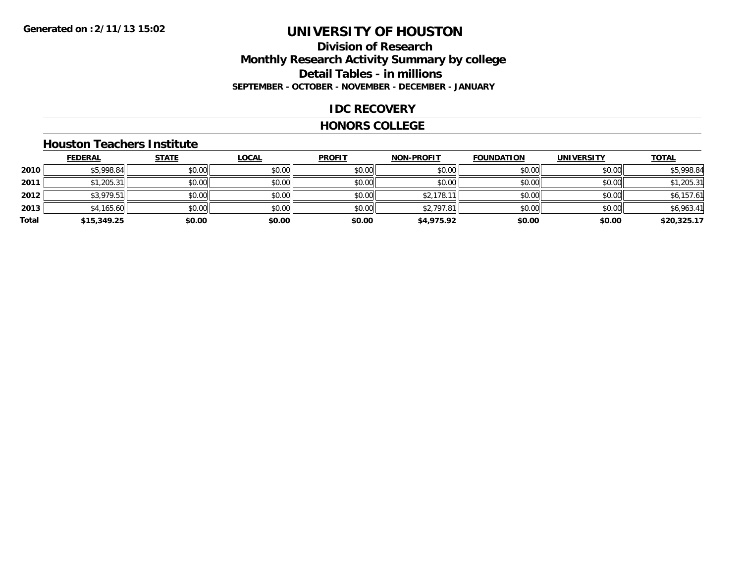Generated on :2/11/13 15:02

# UNIVERSITY OF HOUSTON

## Division of Research
## Monthly Research Activity Summary by college
## Detail Tables - in millions

**SEPTEMBER - OCTOBER - NOVEMBER - DECEMBER - JANUARY**

## IDC RECOVERY

## HONORS COLLEGE

### Houston Teachers Institute

| | FEDERAL | STATE | LOCAL | PROFIT | NON-PROFIT | FOUNDATION | UNIVERSITY | TOTAL |
|---|---|---|---|---|---|---|---|---|
| 2010 | $5,998.84 | $0.00 | $0.00 | $0.00 | $0.00 | $0.00 | $0.00 | $5,998.84 |
| 2011 | $1,205.31 | $0.00 | $0.00 | $0.00 | $0.00 | $0.00 | $0.00 | $1,205.31 |
| 2012 | $3,979.51 | $0.00 | $0.00 | $0.00 | $2,178.11 | $0.00 | $0.00 | $6,157.61 |
| 2013 | $4,165.60 | $0.00 | $0.00 | $0.00 | $2,797.81 | $0.00 | $0.00 | $6,963.41 |
| **Total** | **$15,349.25** | **$0.00** | **$0.00** | **$0.00** | **$4,975.92** | **$0.00** | **$0.00** | **$20,325.17** |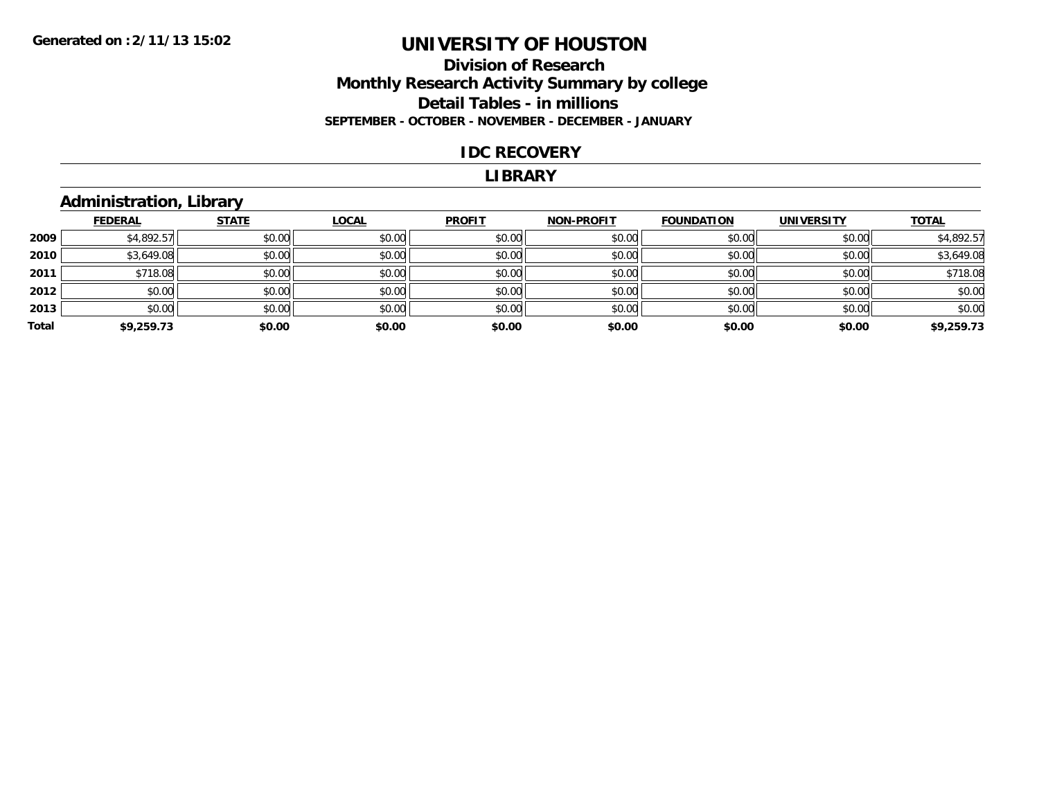Generated on :2/11/13 15:02

# UNIVERSITY OF HOUSTON

## Division of Research
## Monthly Research Activity Summary by college
## Detail Tables - in millions
### SEPTEMBER - OCTOBER - NOVEMBER - DECEMBER - JANUARY

### IDC RECOVERY

### LIBRARY

### Administration, Library

| | FEDERAL | STATE | LOCAL | PROFIT | NON-PROFIT | FOUNDATION | UNIVERSITY | TOTAL |
|---|---|---|---|---|---|---|---|---|
| 2009 | $4,892.57 | $0.00 | $0.00 | $0.00 | $0.00 | $0.00 | $0.00 | $4,892.57 |
| 2010 | $3,649.08 | $0.00 | $0.00 | $0.00 | $0.00 | $0.00 | $0.00 | $3,649.08 |
| 2011 | $718.08 | $0.00 | $0.00 | $0.00 | $0.00 | $0.00 | $0.00 | $718.08 |
| 2012 | $0.00 | $0.00 | $0.00 | $0.00 | $0.00 | $0.00 | $0.00 | $0.00 |
| 2013 | $0.00 | $0.00 | $0.00 | $0.00 | $0.00 | $0.00 | $0.00 | $0.00 |
| **Total** | **$9,259.73** | **$0.00** | **$0.00** | **$0.00** | **$0.00** | **$0.00** | **$0.00** | **$9,259.73** |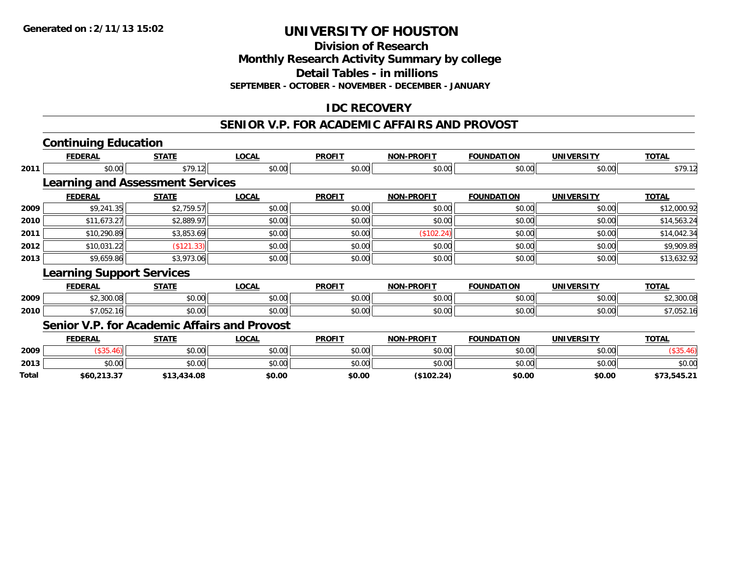Generated on :2/11/13 15:02

# UNIVERSITY OF HOUSTON

## Division of Research
## Monthly Research Activity Summary by college
## Detail Tables - in millions
### SEPTEMBER - OCTOBER - NOVEMBER - DECEMBER - JANUARY

## IDC RECOVERY

## SENIOR V.P. FOR ACADEMIC AFFAIRS AND PROVOST

### Continuing Education

| | FEDERAL | STATE | LOCAL | PROFIT | NON-PROFIT | FOUNDATION | UNIVERSITY | TOTAL |
|---|---|---|---|---|---|---|---|---|
| 2011 | $0.00 | $79.12 | $0.00 | $0.00 | $0.00 | $0.00 | $0.00 | $79.12 |

### Learning and Assessment Services

| | FEDERAL | STATE | LOCAL | PROFIT | NON-PROFIT | FOUNDATION | UNIVERSITY | TOTAL |
|---|---|---|---|---|---|---|---|---|
| 2009 | $9,241.35 | $2,759.57 | $0.00 | $0.00 | $0.00 | $0.00 | $0.00 | $12,000.92 |
| 2010 | $11,673.27 | $2,889.97 | $0.00 | $0.00 | $0.00 | $0.00 | $0.00 | $14,563.24 |
| 2011 | $10,290.89 | $3,853.69 | $0.00 | $0.00 | ($102.24) | $0.00 | $0.00 | $14,042.34 |
| 2012 | $10,031.22 | ($121.33) | $0.00 | $0.00 | $0.00 | $0.00 | $0.00 | $9,909.89 |
| 2013 | $9,659.86 | $3,973.06 | $0.00 | $0.00 | $0.00 | $0.00 | $0.00 | $13,632.92 |

### Learning Support Services

| | FEDERAL | STATE | LOCAL | PROFIT | NON-PROFIT | FOUNDATION | UNIVERSITY | TOTAL |
|---|---|---|---|---|---|---|---|---|
| 2009 | $2,300.08 | $0.00 | $0.00 | $0.00 | $0.00 | $0.00 | $0.00 | $2,300.08 |
| 2010 | $7,052.16 | $0.00 | $0.00 | $0.00 | $0.00 | $0.00 | $0.00 | $7,052.16 |

### Senior V.P. for Academic Affairs and Provost

| | FEDERAL | STATE | LOCAL | PROFIT | NON-PROFIT | FOUNDATION | UNIVERSITY | TOTAL |
|---|---|---|---|---|---|---|---|---|
| 2009 | ($35.46) | $0.00 | $0.00 | $0.00 | $0.00 | $0.00 | $0.00 | ($35.46) |
| 2013 | $0.00 | $0.00 | $0.00 | $0.00 | $0.00 | $0.00 | $0.00 | $0.00 |
| **Total** | **$60,213.37** | **$13,434.08** | **$0.00** | **$0.00** | **($102.24)** | **$0.00** | **$0.00** | **$73,545.21** |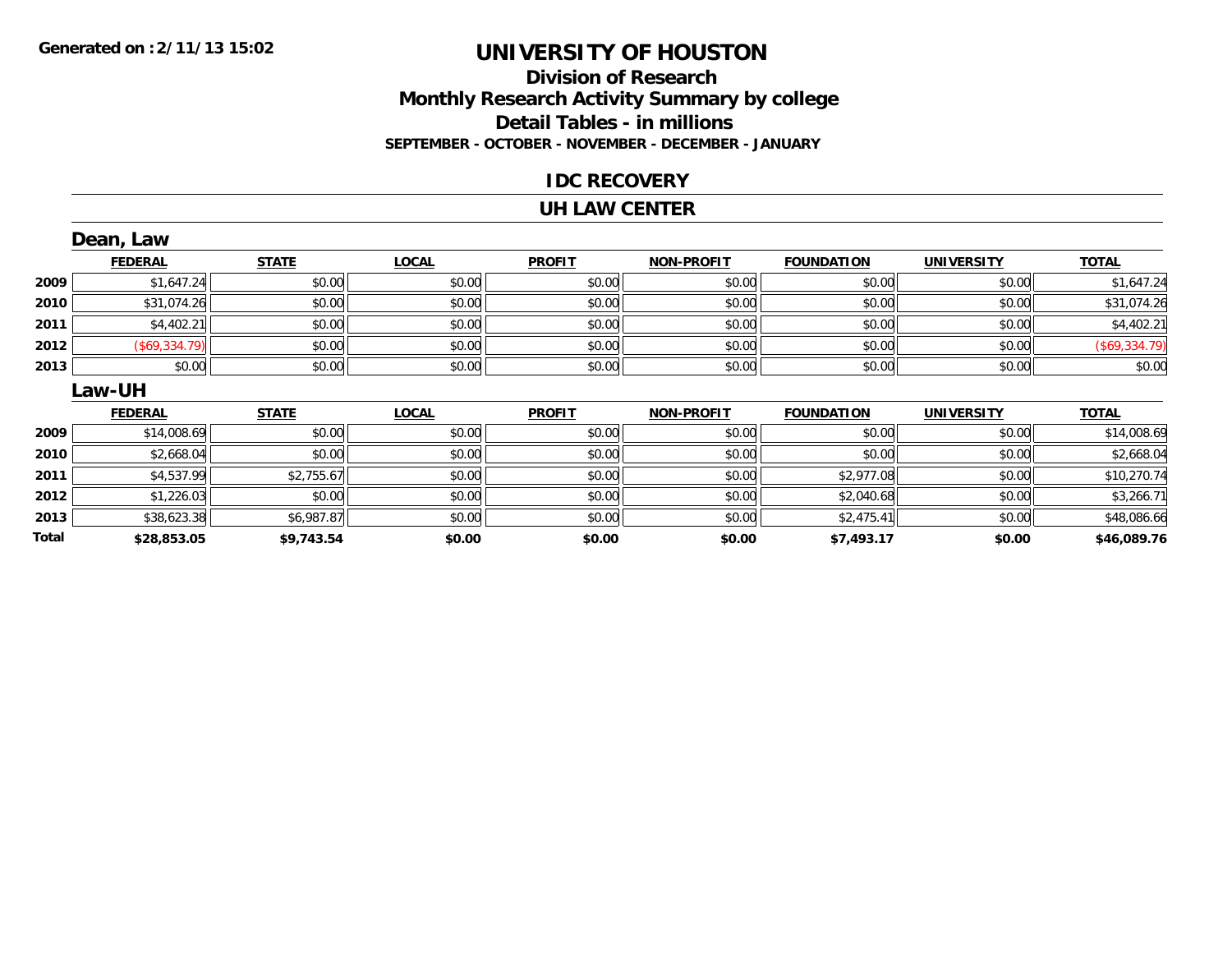Generated on :2/11/13 15:02

# UNIVERSITY OF HOUSTON

## Division of Research
## Monthly Research Activity Summary by college
## Detail Tables - in millions

**SEPTEMBER - OCTOBER - NOVEMBER - DECEMBER - JANUARY**

### IDC RECOVERY

### UH LAW CENTER

#### Dean, Law

| | FEDERAL | STATE | LOCAL | PROFIT | NON-PROFIT | FOUNDATION | UNIVERSITY | TOTAL |
|---|---|---|---|---|---|---|---|---|
| 2009 | $1,647.24 | $0.00 | $0.00 | $0.00 | $0.00 | $0.00 | $0.00 | $1,647.24 |
| 2010 | $31,074.26 | $0.00 | $0.00 | $0.00 | $0.00 | $0.00 | $0.00 | $31,074.26 |
| 2011 | $4,402.21 | $0.00 | $0.00 | $0.00 | $0.00 | $0.00 | $0.00 | $4,402.21 |
| 2012 | ($69,334.79) | $0.00 | $0.00 | $0.00 | $0.00 | $0.00 | $0.00 | ($69,334.79) |
| 2013 | $0.00 | $0.00 | $0.00 | $0.00 | $0.00 | $0.00 | $0.00 | $0.00 |

#### Law-UH

| | FEDERAL | STATE | LOCAL | PROFIT | NON-PROFIT | FOUNDATION | UNIVERSITY | TOTAL |
|---|---|---|---|---|---|---|---|---|
| 2009 | $14,008.69 | $0.00 | $0.00 | $0.00 | $0.00 | $0.00 | $0.00 | $14,008.69 |
| 2010 | $2,668.04 | $0.00 | $0.00 | $0.00 | $0.00 | $0.00 | $0.00 | $2,668.04 |
| 2011 | $4,537.99 | $2,755.67 | $0.00 | $0.00 | $0.00 | $2,977.08 | $0.00 | $10,270.74 |
| 2012 | $1,226.03 | $0.00 | $0.00 | $0.00 | $0.00 | $2,040.68 | $0.00 | $3,266.71 |
| 2013 | $38,623.38 | $6,987.87 | $0.00 | $0.00 | $0.00 | $2,475.41 | $0.00 | $48,086.66 |
| **Total** | **$28,853.05** | **$9,743.54** | **$0.00** | **$0.00** | **$0.00** | **$7,493.17** | **$0.00** | **$46,089.76** |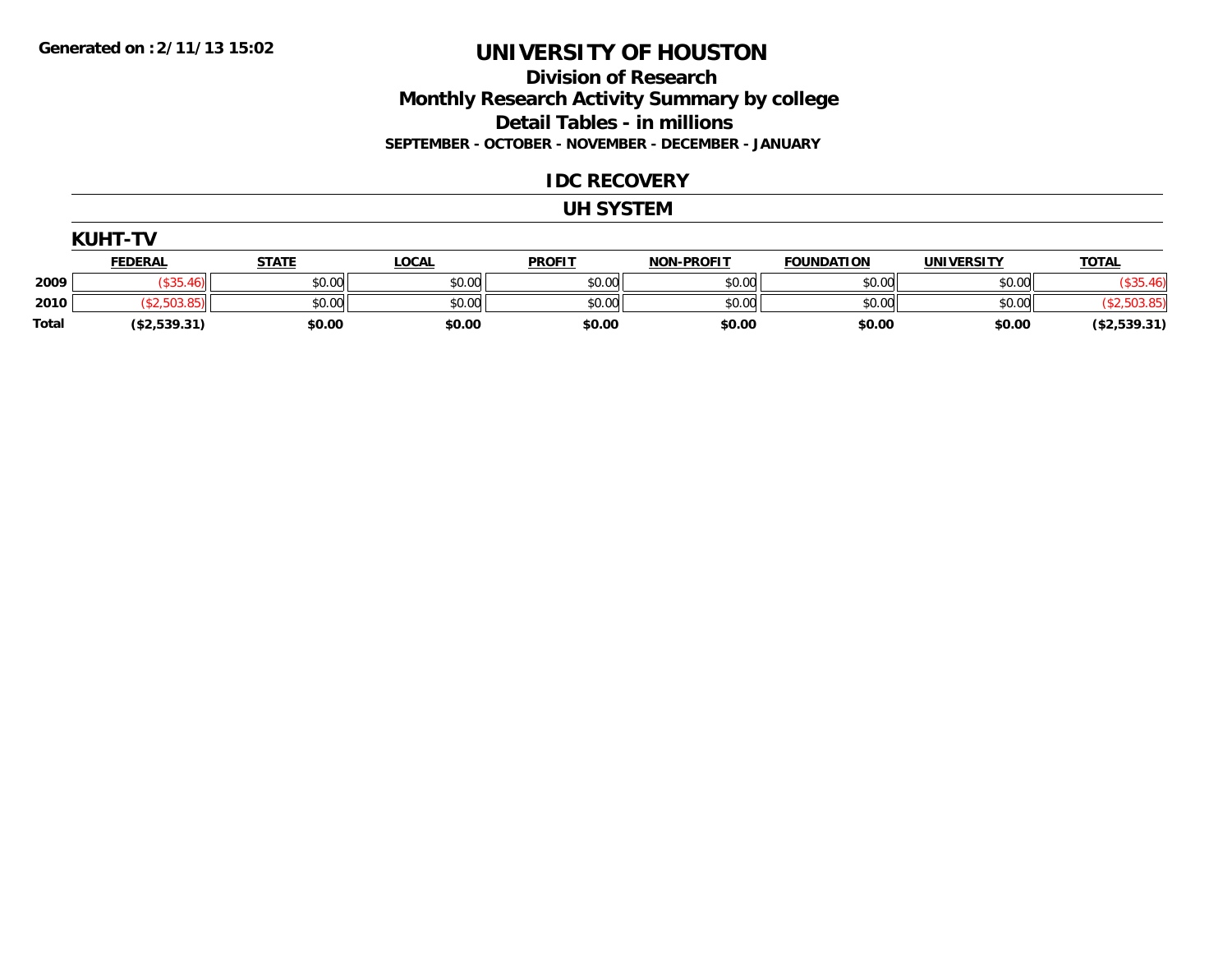Generated on :2/11/13 15:02

# UNIVERSITY OF HOUSTON

## Division of Research

## Monthly Research Activity Summary by college

## Detail Tables - in millions

### SEPTEMBER - OCTOBER - NOVEMBER - DECEMBER - JANUARY

## IDC RECOVERY

## UH SYSTEM

### KUHT-TV

| | FEDERAL | STATE | LOCAL | PROFIT | NON-PROFIT | FOUNDATION | UNIVERSITY | TOTAL |
|---|---|---|---|---|---|---|---|---|
| 2009 | ($35.46) | $0.00 | $0.00 | $0.00 | $0.00 | $0.00 | $0.00 | ($35.46) |
| 2010 | ($2,503.85) | $0.00 | $0.00 | $0.00 | $0.00 | $0.00 | $0.00 | ($2,503.85) |
| **Total** | **($2,539.31)** | **$0.00** | **$0.00** | **$0.00** | **$0.00** | **$0.00** | **$0.00** | **($2,539.31)** |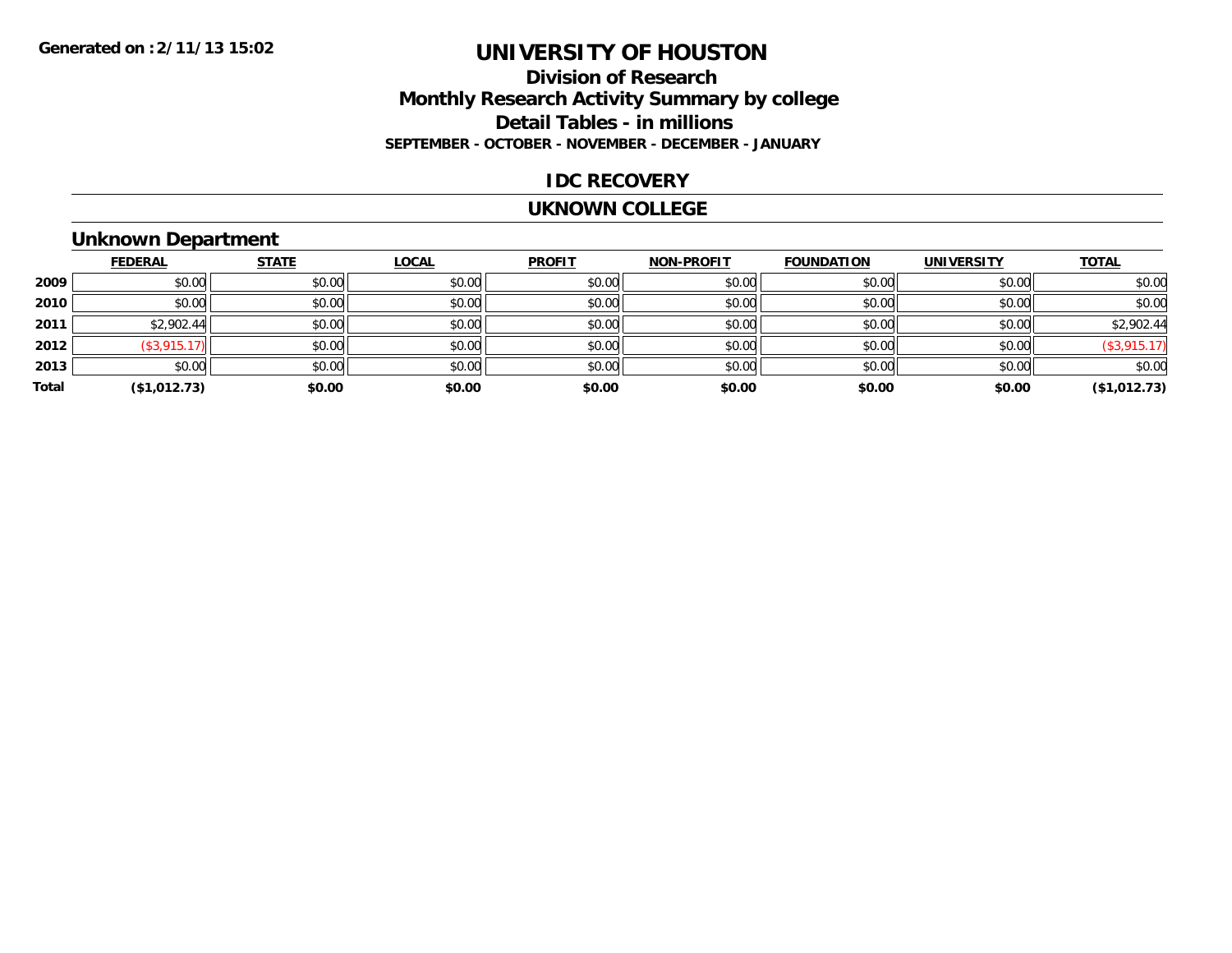**Generated on :2/11/13 15:02**

# UNIVERSITY OF HOUSTON

## Division of Research
## Monthly Research Activity Summary by college
## Detail Tables - in millions
### SEPTEMBER - OCTOBER - NOVEMBER - DECEMBER - JANUARY

### IDC RECOVERY

### UKNOWN COLLEGE

### Unknown Department

| | FEDERAL | STATE | LOCAL | PROFIT | NON-PROFIT | FOUNDATION | UNIVERSITY | TOTAL |
|---|---|---|---|---|---|---|---|---|
| 2009 | $0.00 | $0.00 | $0.00 | $0.00 | $0.00 | $0.00 | $0.00 | $0.00 |
| 2010 | $0.00 | $0.00 | $0.00 | $0.00 | $0.00 | $0.00 | $0.00 | $0.00 |
| 2011 | $2,902.44 | $0.00 | $0.00 | $0.00 | $0.00 | $0.00 | $0.00 | $2,902.44 |
| 2012 | ($3,915.17) | $0.00 | $0.00 | $0.00 | $0.00 | $0.00 | $0.00 | ($3,915.17) |
| 2013 | $0.00 | $0.00 | $0.00 | $0.00 | $0.00 | $0.00 | $0.00 | $0.00 |
| **Total** | **($1,012.73)** | **$0.00** | **$0.00** | **$0.00** | **$0.00** | **$0.00** | **$0.00** | **($1,012.73)** |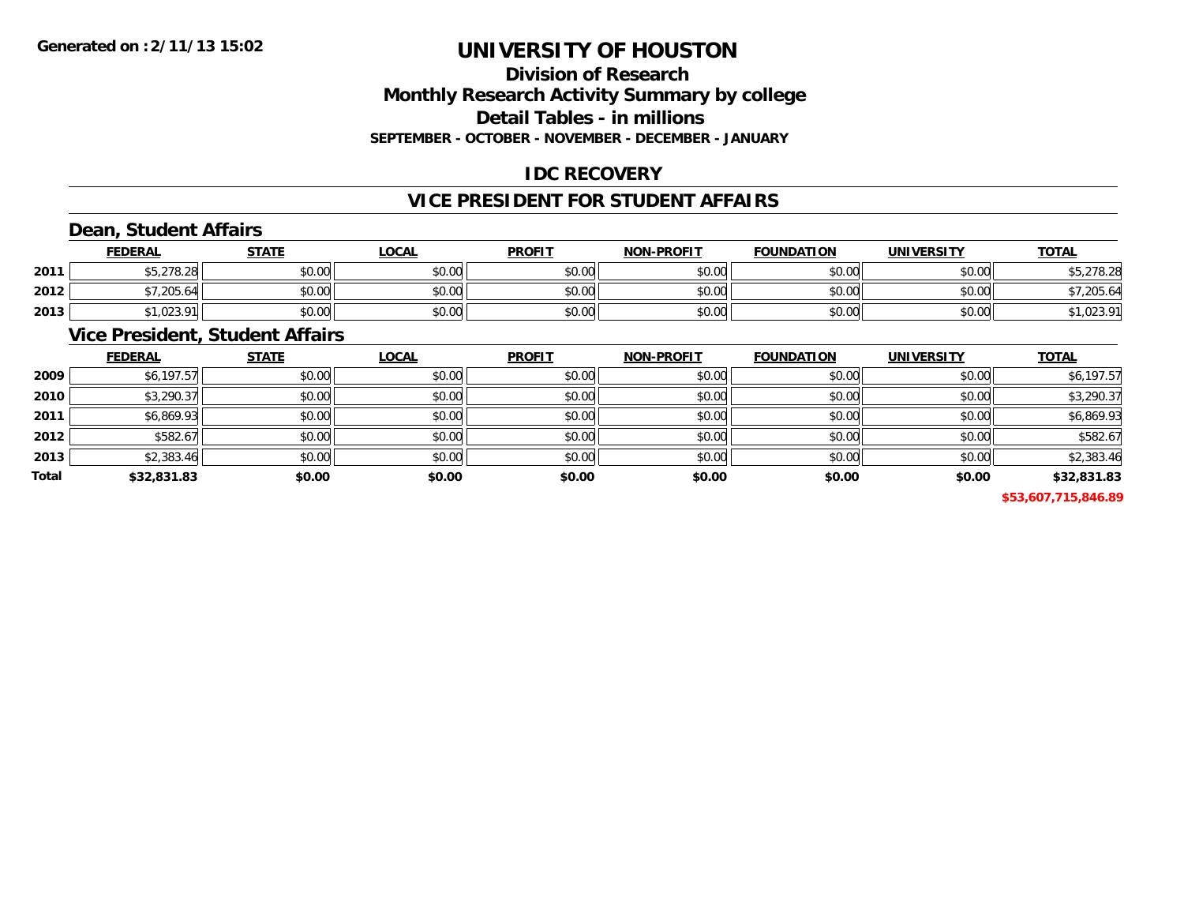**Generated on :2/11/13 15:02**

# UNIVERSITY OF HOUSTON

## Division of Research
## Monthly Research Activity Summary by college
## Detail Tables - in millions
### SEPTEMBER - OCTOBER - NOVEMBER - DECEMBER - JANUARY

## IDC RECOVERY

## VICE PRESIDENT FOR STUDENT AFFAIRS

### Dean, Student Affairs

| | FEDERAL | STATE | LOCAL | PROFIT | NON-PROFIT | FOUNDATION | UNIVERSITY | TOTAL |
|---|---|---|---|---|---|---|---|---|
| 2011 | $5,278.28 | $0.00 | $0.00 | $0.00 | $0.00 | $0.00 | $0.00 | $5,278.28 |
| 2012 | $7,205.64 | $0.00 | $0.00 | $0.00 | $0.00 | $0.00 | $0.00 | $7,205.64 |
| 2013 | $1,023.91 | $0.00 | $0.00 | $0.00 | $0.00 | $0.00 | $0.00 | $1,023.91 |

### Vice President, Student Affairs

| | FEDERAL | STATE | LOCAL | PROFIT | NON-PROFIT | FOUNDATION | UNIVERSITY | TOTAL |
|---|---|---|---|---|---|---|---|---|
| 2009 | $6,197.57 | $0.00 | $0.00 | $0.00 | $0.00 | $0.00 | $0.00 | $6,197.57 |
| 2010 | $3,290.37 | $0.00 | $0.00 | $0.00 | $0.00 | $0.00 | $0.00 | $3,290.37 |
| 2011 | $6,869.93 | $0.00 | $0.00 | $0.00 | $0.00 | $0.00 | $0.00 | $6,869.93 |
| 2012 | $582.67 | $0.00 | $0.00 | $0.00 | $0.00 | $0.00 | $0.00 | $582.67 |
| 2013 | $2,383.46 | $0.00 | $0.00 | $0.00 | $0.00 | $0.00 | $0.00 | $2,383.46 |
| **Total** | **$32,831.83** | **$0.00** | **$0.00** | **$0.00** | **$0.00** | **$0.00** | **$0.00** | **$32,831.83** |

**$53,607,715,846.89**